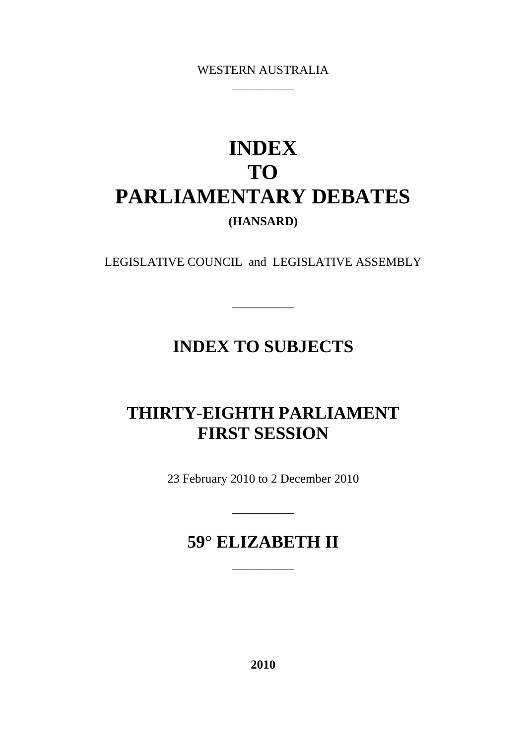WESTERN AUSTRALIA

---

# INDEX
# TO
# PARLIAMENTARY DEBATES

**(HANSARD)**

LEGISLATIVE COUNCIL and LEGISLATIVE ASSEMBLY

---

## INDEX TO SUBJECTS

## THIRTY-EIGHTH PARLIAMENT
## FIRST SESSION

23 February 2010 to 2 December 2010

---

## 59° ELIZABETH II

---

**2010**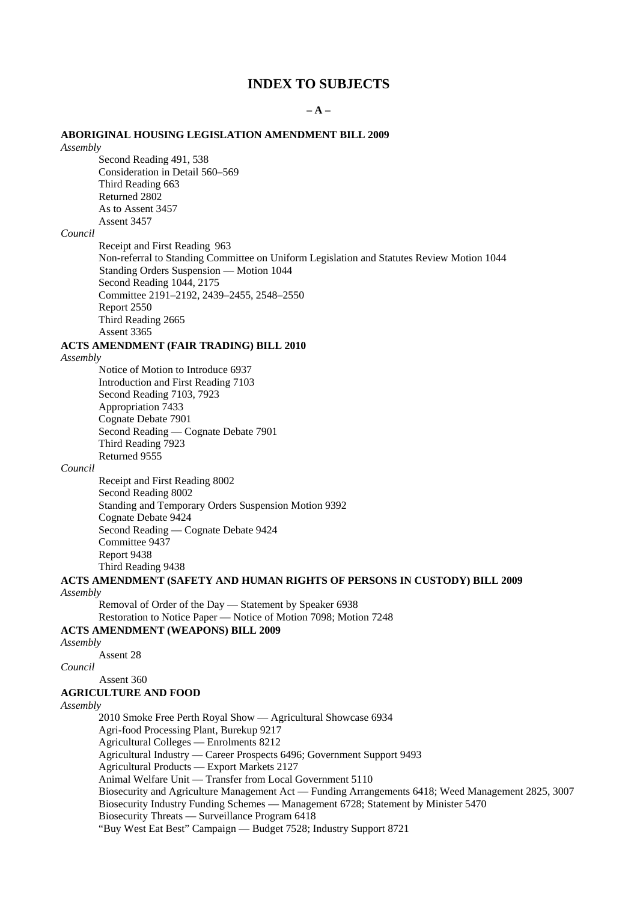# INDEX TO SUBJECTS

## – A –

**ABORIGINAL HOUSING LEGISLATION AMENDMENT BILL 2009**

*Assembly*

- Second Reading 491, 538
- Consideration in Detail 560–569
- Third Reading 663
- Returned 2802
- As to Assent 3457
- Assent 3457

*Council*

- Receipt and First Reading 963
- Non-referral to Standing Committee on Uniform Legislation and Statutes Review Motion 1044
- Standing Orders Suspension — Motion 1044
- Second Reading 1044, 2175
- Committee 2191–2192, 2439–2455, 2548–2550
- Report 2550
- Third Reading 2665
- Assent 3365

**ACTS AMENDMENT (FAIR TRADING) BILL 2010**

*Assembly*

- Notice of Motion to Introduce 6937
- Introduction and First Reading 7103
- Second Reading 7103, 7923
- Appropriation 7433
- Cognate Debate 7901
- Second Reading — Cognate Debate 7901
- Third Reading 7923
- Returned 9555

*Council*

- Receipt and First Reading 8002
- Second Reading 8002
- Standing and Temporary Orders Suspension Motion 9392
- Cognate Debate 9424
- Second Reading — Cognate Debate 9424
- Committee 9437
- Report 9438
- Third Reading 9438

**ACTS AMENDMENT (SAFETY AND HUMAN RIGHTS OF PERSONS IN CUSTODY) BILL 2009**

*Assembly*

- Removal of Order of the Day — Statement by Speaker 6938
- Restoration to Notice Paper — Notice of Motion 7098; Motion 7248

**ACTS AMENDMENT (WEAPONS) BILL 2009**

*Assembly*

- Assent 28

*Council*

- Assent 360

**AGRICULTURE AND FOOD**

*Assembly*

- 2010 Smoke Free Perth Royal Show — Agricultural Showcase 6934
- Agri-food Processing Plant, Burekup 9217
- Agricultural Colleges — Enrolments 8212
- Agricultural Industry — Career Prospects 6496; Government Support 9493
- Agricultural Products — Export Markets 2127
- Animal Welfare Unit — Transfer from Local Government 5110
- Biosecurity and Agriculture Management Act — Funding Arrangements 6418; Weed Management 2825, 3007
- Biosecurity Industry Funding Schemes — Management 6728; Statement by Minister 5470
- Biosecurity Threats — Surveillance Program 6418
- "Buy West Eat Best" Campaign — Budget 7528; Industry Support 8721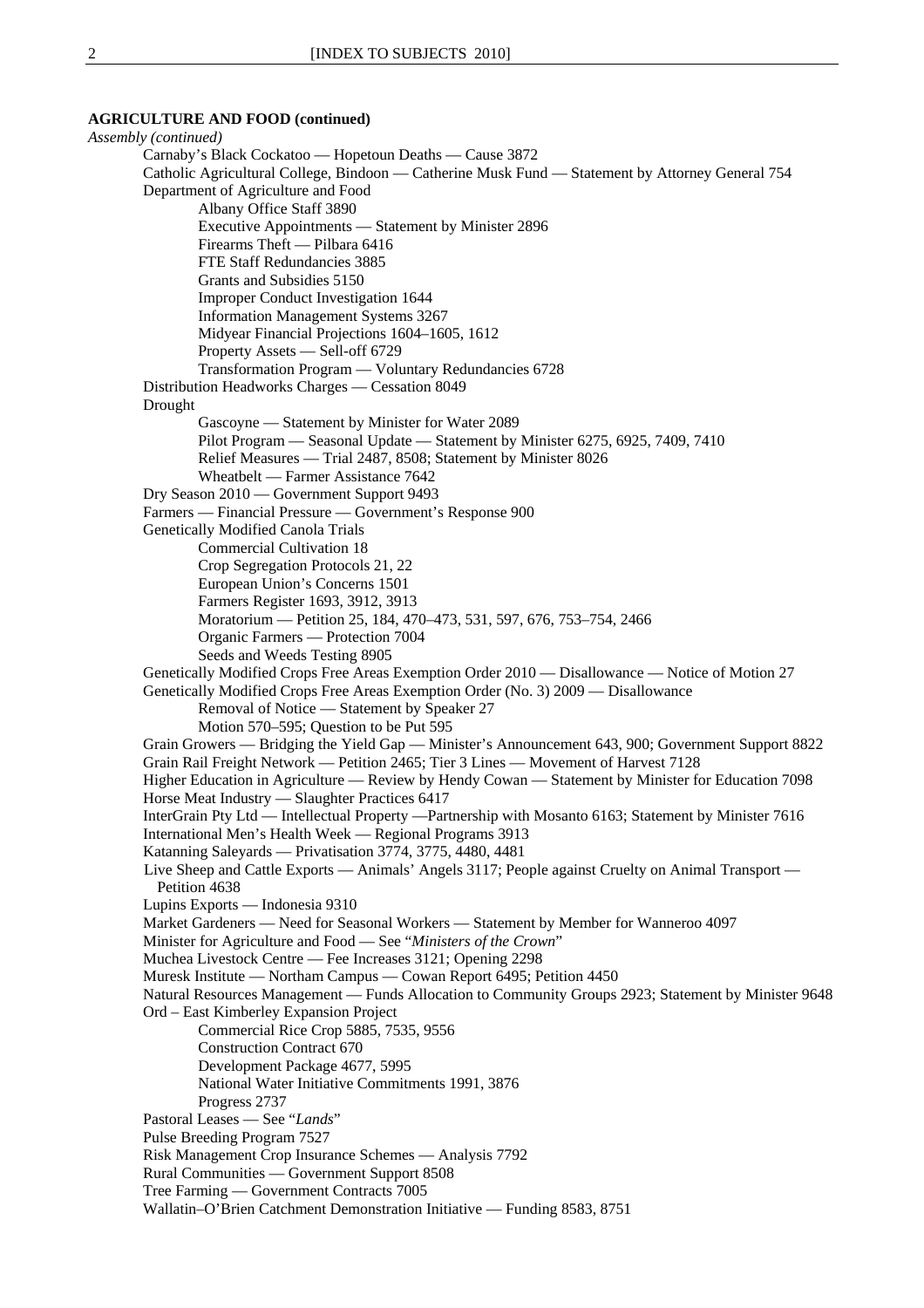**AGRICULTURE AND FOOD (continued)**

*Assembly (continued)*

- Carnaby's Black Cockatoo — Hopetoun Deaths — Cause 3872
- Catholic Agricultural College, Bindoon — Catherine Musk Fund — Statement by Attorney General 754
- Department of Agriculture and Food
  - Albany Office Staff 3890
  - Executive Appointments — Statement by Minister 2896
  - Firearms Theft — Pilbara 6416
  - FTE Staff Redundancies 3885
  - Grants and Subsidies 5150
  - Improper Conduct Investigation 1644
  - Information Management Systems 3267
  - Midyear Financial Projections 1604–1605, 1612
  - Property Assets — Sell-off 6729
  - Transformation Program — Voluntary Redundancies 6728
- Distribution Headworks Charges — Cessation 8049
- Drought
  - Gascoyne — Statement by Minister for Water 2089
  - Pilot Program — Seasonal Update — Statement by Minister 6275, 6925, 7409, 7410
  - Relief Measures — Trial 2487, 8508; Statement by Minister 8026
  - Wheatbelt — Farmer Assistance 7642
- Dry Season 2010 — Government Support 9493
- Farmers — Financial Pressure — Government's Response 900
- Genetically Modified Canola Trials
  - Commercial Cultivation 18
  - Crop Segregation Protocols 21, 22
  - European Union's Concerns 1501
  - Farmers Register 1693, 3912, 3913
  - Moratorium — Petition 25, 184, 470–473, 531, 597, 676, 753–754, 2466
  - Organic Farmers — Protection 7004
  - Seeds and Weeds Testing 8905
- Genetically Modified Crops Free Areas Exemption Order 2010 — Disallowance — Notice of Motion 27
- Genetically Modified Crops Free Areas Exemption Order (No. 3) 2009 — Disallowance
  - Removal of Notice — Statement by Speaker 27
  - Motion 570–595; Question to be Put 595
- Grain Growers — Bridging the Yield Gap — Minister's Announcement 643, 900; Government Support 8822
- Grain Rail Freight Network — Petition 2465; Tier 3 Lines — Movement of Harvest 7128
- Higher Education in Agriculture — Review by Hendy Cowan — Statement by Minister for Education 7098
- Horse Meat Industry — Slaughter Practices 6417
- InterGrain Pty Ltd — Intellectual Property —Partnership with Mosanto 6163; Statement by Minister 7616
- International Men's Health Week — Regional Programs 3913
- Katanning Saleyards — Privatisation 3774, 3775, 4480, 4481
- Live Sheep and Cattle Exports — Animals' Angels 3117; People against Cruelty on Animal Transport — Petition 4638
- Lupins Exports — Indonesia 9310
- Market Gardeners — Need for Seasonal Workers — Statement by Member for Wanneroo 4097
- Minister for Agriculture and Food — See "*Ministers of the Crown*"
- Muchea Livestock Centre — Fee Increases 3121; Opening 2298
- Muresk Institute — Northam Campus — Cowan Report 6495; Petition 4450
- Natural Resources Management — Funds Allocation to Community Groups 2923; Statement by Minister 9648
- Ord – East Kimberley Expansion Project
  - Commercial Rice Crop 5885, 7535, 9556
  - Construction Contract 670
  - Development Package 4677, 5995
  - National Water Initiative Commitments 1991, 3876
  - Progress 2737
- Pastoral Leases — See "*Lands*"
- Pulse Breeding Program 7527
- Risk Management Crop Insurance Schemes — Analysis 7792
- Rural Communities — Government Support 8508
- Tree Farming — Government Contracts 7005
- Wallatin–O'Brien Catchment Demonstration Initiative — Funding 8583, 8751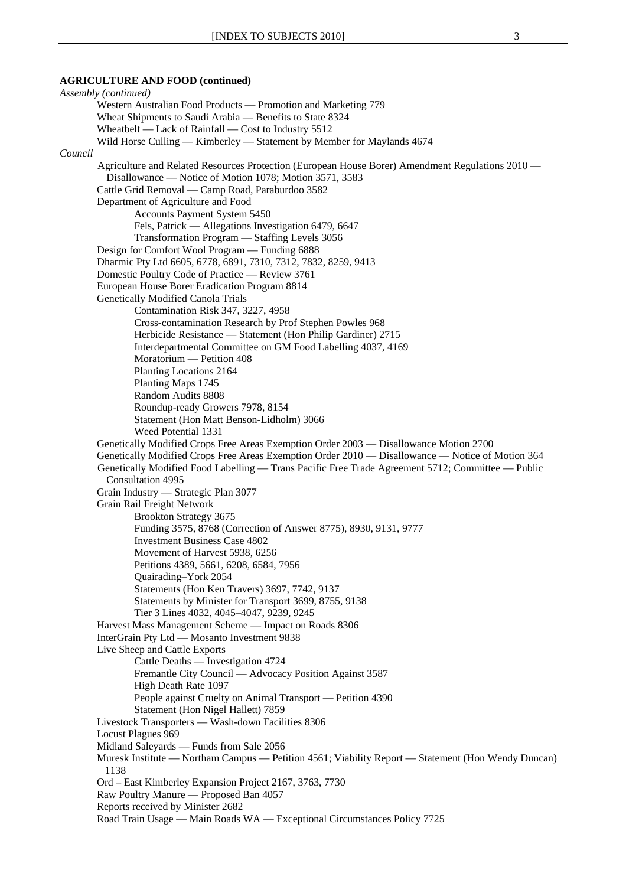**AGRICULTURE AND FOOD (continued)**

*Assembly (continued)*

- Western Australian Food Products — Promotion and Marketing 779
- Wheat Shipments to Saudi Arabia — Benefits to State 8324
- Wheatbelt — Lack of Rainfall — Cost to Industry 5512
- Wild Horse Culling — Kimberley — Statement by Member for Maylands 4674

*Council*

- Agriculture and Related Resources Protection (European House Borer) Amendment Regulations 2010 — Disallowance — Notice of Motion 1078; Motion 3571, 3583
- Cattle Grid Removal — Camp Road, Paraburdoo 3582
- Department of Agriculture and Food
  - Accounts Payment System 5450
  - Fels, Patrick — Allegations Investigation 6479, 6647
  - Transformation Program — Staffing Levels 3056
- Design for Comfort Wool Program — Funding 6888
- Dharmic Pty Ltd 6605, 6778, 6891, 7310, 7312, 7832, 8259, 9413
- Domestic Poultry Code of Practice — Review 3761
- European House Borer Eradication Program 8814
- Genetically Modified Canola Trials
  - Contamination Risk 347, 3227, 4958
  - Cross-contamination Research by Prof Stephen Powles 968
  - Herbicide Resistance — Statement (Hon Philip Gardiner) 2715
  - Interdepartmental Committee on GM Food Labelling 4037, 4169
  - Moratorium — Petition 408
  - Planting Locations 2164
  - Planting Maps 1745
  - Random Audits 8808
  - Roundup-ready Growers 7978, 8154
  - Statement (Hon Matt Benson-Lidholm) 3066
  - Weed Potential 1331
- Genetically Modified Crops Free Areas Exemption Order 2003 — Disallowance Motion 2700
- Genetically Modified Crops Free Areas Exemption Order 2010 — Disallowance — Notice of Motion 364
- Genetically Modified Food Labelling — Trans Pacific Free Trade Agreement 5712; Committee — Public Consultation 4995
- Grain Industry — Strategic Plan 3077
- Grain Rail Freight Network
  - Brookton Strategy 3675
  - Funding 3575, 8768 (Correction of Answer 8775), 8930, 9131, 9777
  - Investment Business Case 4802
  - Movement of Harvest 5938, 6256
  - Petitions 4389, 5661, 6208, 6584, 7956
  - Quairading–York 2054
  - Statements (Hon Ken Travers) 3697, 7742, 9137
  - Statements by Minister for Transport 3699, 8755, 9138
  - Tier 3 Lines 4032, 4045–4047, 9239, 9245
- Harvest Mass Management Scheme — Impact on Roads 8306
- InterGrain Pty Ltd — Mosanto Investment 9838
- Live Sheep and Cattle Exports
  - Cattle Deaths — Investigation 4724
  - Fremantle City Council — Advocacy Position Against 3587
  - High Death Rate 1097
  - People against Cruelty on Animal Transport — Petition 4390
  - Statement (Hon Nigel Hallett) 7859
- Livestock Transporters — Wash-down Facilities 8306
- Locust Plagues 969
- Midland Saleyards — Funds from Sale 2056
- Muresk Institute — Northam Campus — Petition 4561; Viability Report — Statement (Hon Wendy Duncan) 1138
- Ord – East Kimberley Expansion Project 2167, 3763, 7730
- Raw Poultry Manure — Proposed Ban 4057
- Reports received by Minister 2682
- Road Train Usage — Main Roads WA — Exceptional Circumstances Policy 7725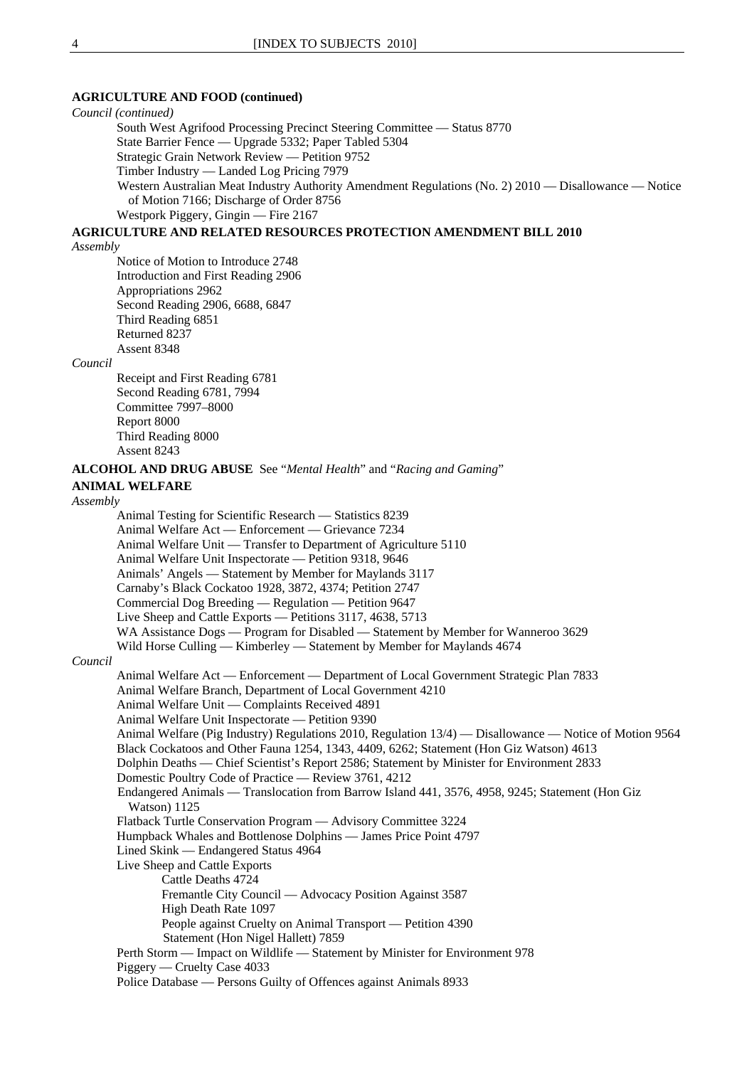**AGRICULTURE AND FOOD (continued)**

*Council (continued)*

South West Agrifood Processing Precinct Steering Committee — Status 8770
State Barrier Fence — Upgrade 5332; Paper Tabled 5304
Strategic Grain Network Review — Petition 9752
Timber Industry — Landed Log Pricing 7979
Western Australian Meat Industry Authority Amendment Regulations (No. 2) 2010 — Disallowance — Notice of Motion 7166; Discharge of Order 8756
Westpork Piggery, Gingin — Fire 2167

**AGRICULTURE AND RELATED RESOURCES PROTECTION AMENDMENT BILL 2010**

*Assembly*

Notice of Motion to Introduce 2748
Introduction and First Reading 2906
Appropriations 2962
Second Reading 2906, 6688, 6847
Third Reading 6851
Returned 8237
Assent 8348

*Council*

Receipt and First Reading 6781
Second Reading 6781, 7994
Committee 7997–8000
Report 8000
Third Reading 8000
Assent 8243

**ALCOHOL AND DRUG ABUSE** See "*Mental Health*" and "*Racing and Gaming*"

**ANIMAL WELFARE**

*Assembly*

Animal Testing for Scientific Research — Statistics 8239
Animal Welfare Act — Enforcement — Grievance 7234
Animal Welfare Unit — Transfer to Department of Agriculture 5110
Animal Welfare Unit Inspectorate — Petition 9318, 9646
Animals' Angels — Statement by Member for Maylands 3117
Carnaby's Black Cockatoo 1928, 3872, 4374; Petition 2747
Commercial Dog Breeding — Regulation — Petition 9647
Live Sheep and Cattle Exports — Petitions 3117, 4638, 5713
WA Assistance Dogs — Program for Disabled — Statement by Member for Wanneroo 3629
Wild Horse Culling — Kimberley — Statement by Member for Maylands 4674

*Council*

Animal Welfare Act — Enforcement — Department of Local Government Strategic Plan 7833
Animal Welfare Branch, Department of Local Government 4210
Animal Welfare Unit — Complaints Received 4891
Animal Welfare Unit Inspectorate — Petition 9390
Animal Welfare (Pig Industry) Regulations 2010, Regulation 13/4) — Disallowance — Notice of Motion 9564
Black Cockatoos and Other Fauna 1254, 1343, 4409, 6262; Statement (Hon Giz Watson) 4613
Dolphin Deaths — Chief Scientist's Report 2586; Statement by Minister for Environment 2833
Domestic Poultry Code of Practice — Review 3761, 4212
Endangered Animals — Translocation from Barrow Island 441, 3576, 4958, 9245; Statement (Hon Giz Watson) 1125
Flatback Turtle Conservation Program — Advisory Committee 3224
Humpback Whales and Bottlenose Dolphins — James Price Point 4797
Lined Skink — Endangered Status 4964
Live Sheep and Cattle Exports
- Cattle Deaths 4724
- Fremantle City Council — Advocacy Position Against 3587
- High Death Rate 1097
- People against Cruelty on Animal Transport — Petition 4390
- Statement (Hon Nigel Hallett) 7859

Perth Storm — Impact on Wildlife — Statement by Minister for Environment 978
Piggery — Cruelty Case 4033
Police Database — Persons Guilty of Offences against Animals 8933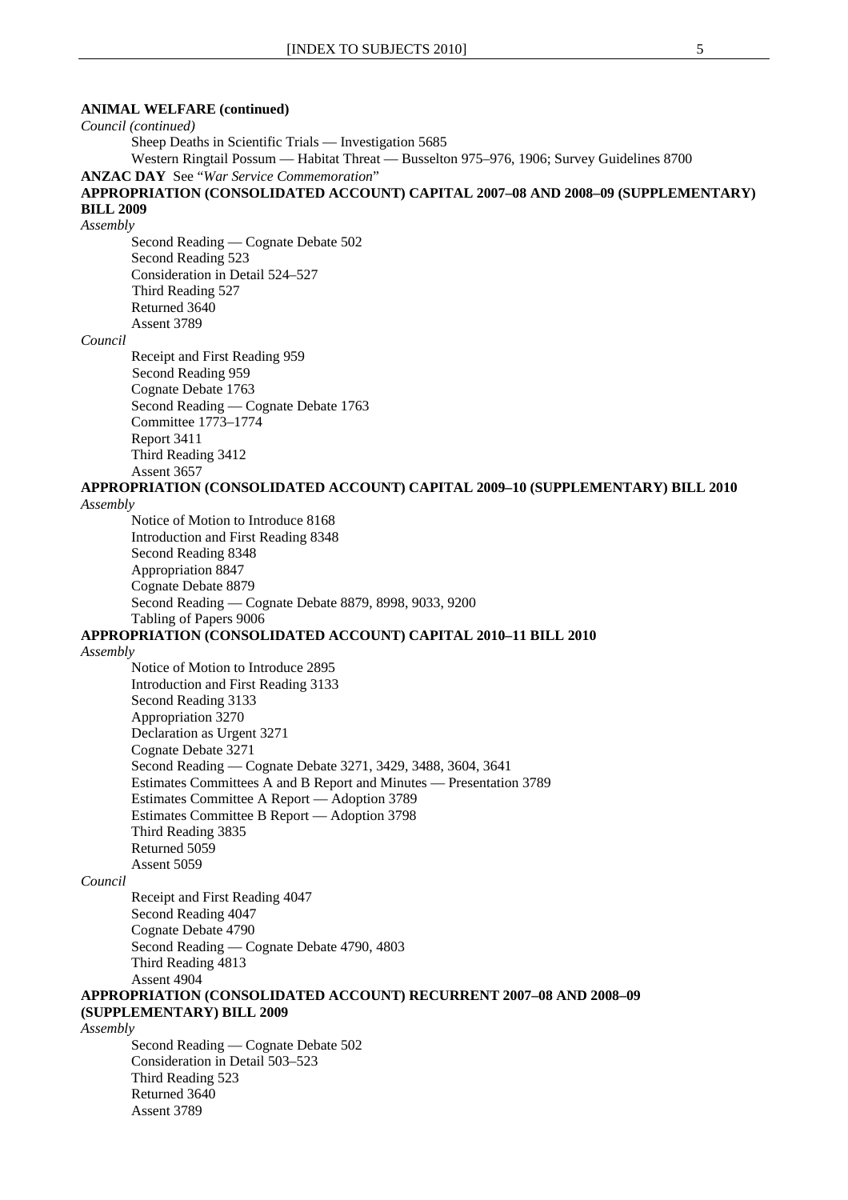**ANIMAL WELFARE (continued)**

*Council (continued)*

Sheep Deaths in Scientific Trials — Investigation 5685
Western Ringtail Possum — Habitat Threat — Busselton 975–976, 1906; Survey Guidelines 8700

**ANZAC DAY** See "*War Service Commemoration*"

**APPROPRIATION (CONSOLIDATED ACCOUNT) CAPITAL 2007–08 AND 2008–09 (SUPPLEMENTARY) BILL 2009**

*Assembly*

Second Reading — Cognate Debate 502
Second Reading 523
Consideration in Detail 524–527
Third Reading 527
Returned 3640
Assent 3789

*Council*

Receipt and First Reading 959
Second Reading 959
Cognate Debate 1763
Second Reading — Cognate Debate 1763
Committee 1773–1774
Report 3411
Third Reading 3412
Assent 3657

**APPROPRIATION (CONSOLIDATED ACCOUNT) CAPITAL 2009–10 (SUPPLEMENTARY) BILL 2010**

*Assembly*

Notice of Motion to Introduce 8168
Introduction and First Reading 8348
Second Reading 8348
Appropriation 8847
Cognate Debate 8879
Second Reading — Cognate Debate 8879, 8998, 9033, 9200
Tabling of Papers 9006

**APPROPRIATION (CONSOLIDATED ACCOUNT) CAPITAL 2010–11 BILL 2010**

*Assembly*

Notice of Motion to Introduce 2895
Introduction and First Reading 3133
Second Reading 3133
Appropriation 3270
Declaration as Urgent 3271
Cognate Debate 3271
Second Reading — Cognate Debate 3271, 3429, 3488, 3604, 3641
Estimates Committees A and B Report and Minutes — Presentation 3789
Estimates Committee A Report — Adoption 3789
Estimates Committee B Report — Adoption 3798
Third Reading 3835
Returned 5059
Assent 5059

*Council*

Receipt and First Reading 4047
Second Reading 4047
Cognate Debate 4790
Second Reading — Cognate Debate 4790, 4803
Third Reading 4813
Assent 4904

**APPROPRIATION (CONSOLIDATED ACCOUNT) RECURRENT 2007–08 AND 2008–09 (SUPPLEMENTARY) BILL 2009**

*Assembly*

Second Reading — Cognate Debate 502
Consideration in Detail 503–523
Third Reading 523
Returned 3640
Assent 3789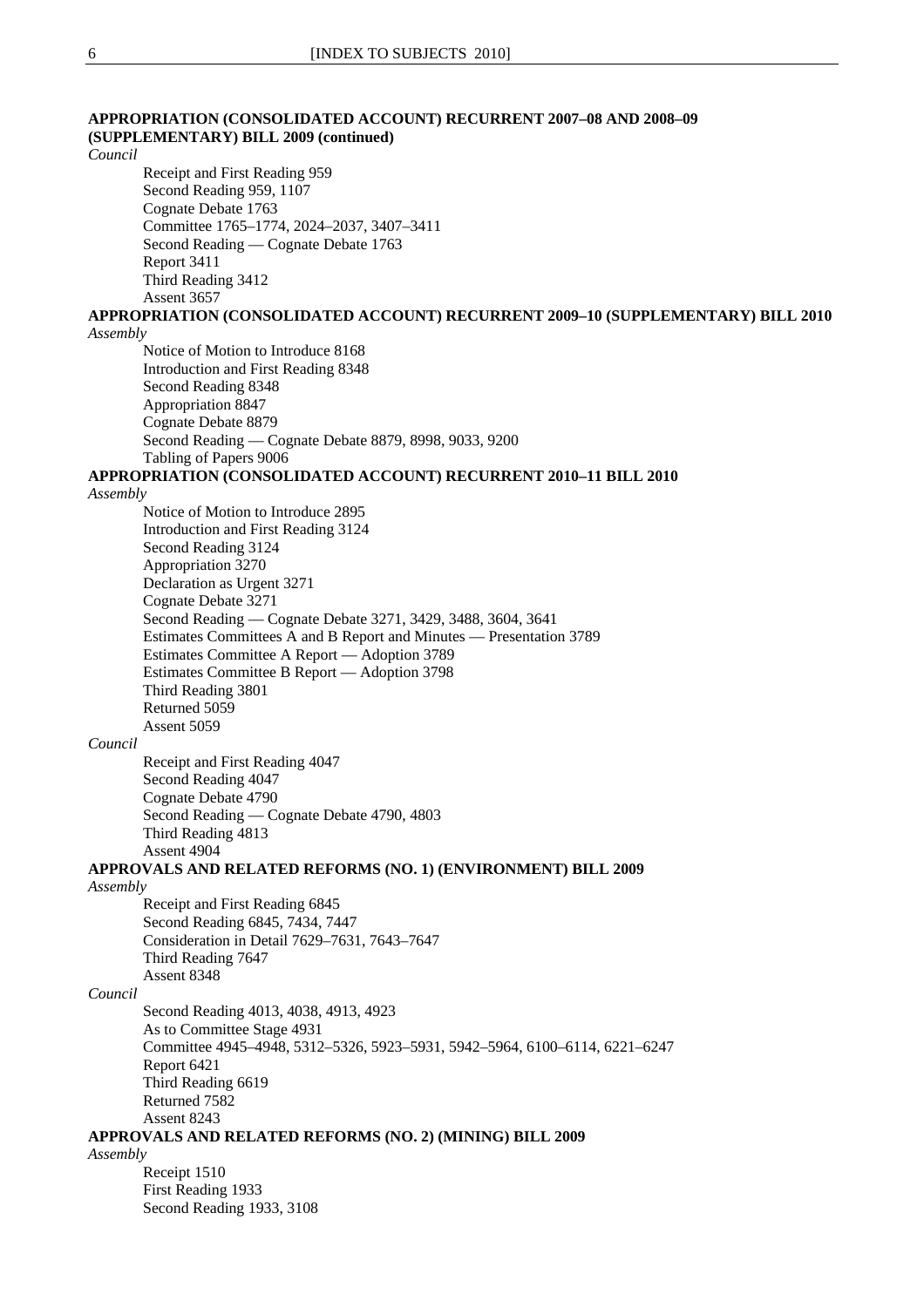**APPROPRIATION (CONSOLIDATED ACCOUNT) RECURRENT 2007–08 AND 2008–09 (SUPPLEMENTARY) BILL 2009 (continued)**

*Council*

Receipt and First Reading 959
Second Reading 959, 1107
Cognate Debate 1763
Committee 1765–1774, 2024–2037, 3407–3411
Second Reading — Cognate Debate 1763
Report 3411
Third Reading 3412
Assent 3657

**APPROPRIATION (CONSOLIDATED ACCOUNT) RECURRENT 2009–10 (SUPPLEMENTARY) BILL 2010**

*Assembly*

Notice of Motion to Introduce 8168
Introduction and First Reading 8348
Second Reading 8348
Appropriation 8847
Cognate Debate 8879
Second Reading — Cognate Debate 8879, 8998, 9033, 9200
Tabling of Papers 9006

**APPROPRIATION (CONSOLIDATED ACCOUNT) RECURRENT 2010–11 BILL 2010**

*Assembly*

Notice of Motion to Introduce 2895
Introduction and First Reading 3124
Second Reading 3124
Appropriation 3270
Declaration as Urgent 3271
Cognate Debate 3271
Second Reading — Cognate Debate 3271, 3429, 3488, 3604, 3641
Estimates Committees A and B Report and Minutes — Presentation 3789
Estimates Committee A Report — Adoption 3789
Estimates Committee B Report — Adoption 3798
Third Reading 3801
Returned 5059
Assent 5059

*Council*

Receipt and First Reading 4047
Second Reading 4047
Cognate Debate 4790
Second Reading — Cognate Debate 4790, 4803
Third Reading 4813
Assent 4904

**APPROVALS AND RELATED REFORMS (NO. 1) (ENVIRONMENT) BILL 2009**

*Assembly*

Receipt and First Reading 6845
Second Reading 6845, 7434, 7447
Consideration in Detail 7629–7631, 7643–7647
Third Reading 7647
Assent 8348

*Council*

Second Reading 4013, 4038, 4913, 4923
As to Committee Stage 4931
Committee 4945–4948, 5312–5326, 5923–5931, 5942–5964, 6100–6114, 6221–6247
Report 6421
Third Reading 6619
Returned 7582
Assent 8243

**APPROVALS AND RELATED REFORMS (NO. 2) (MINING) BILL 2009**

*Assembly*

Receipt 1510
First Reading 1933
Second Reading 1933, 3108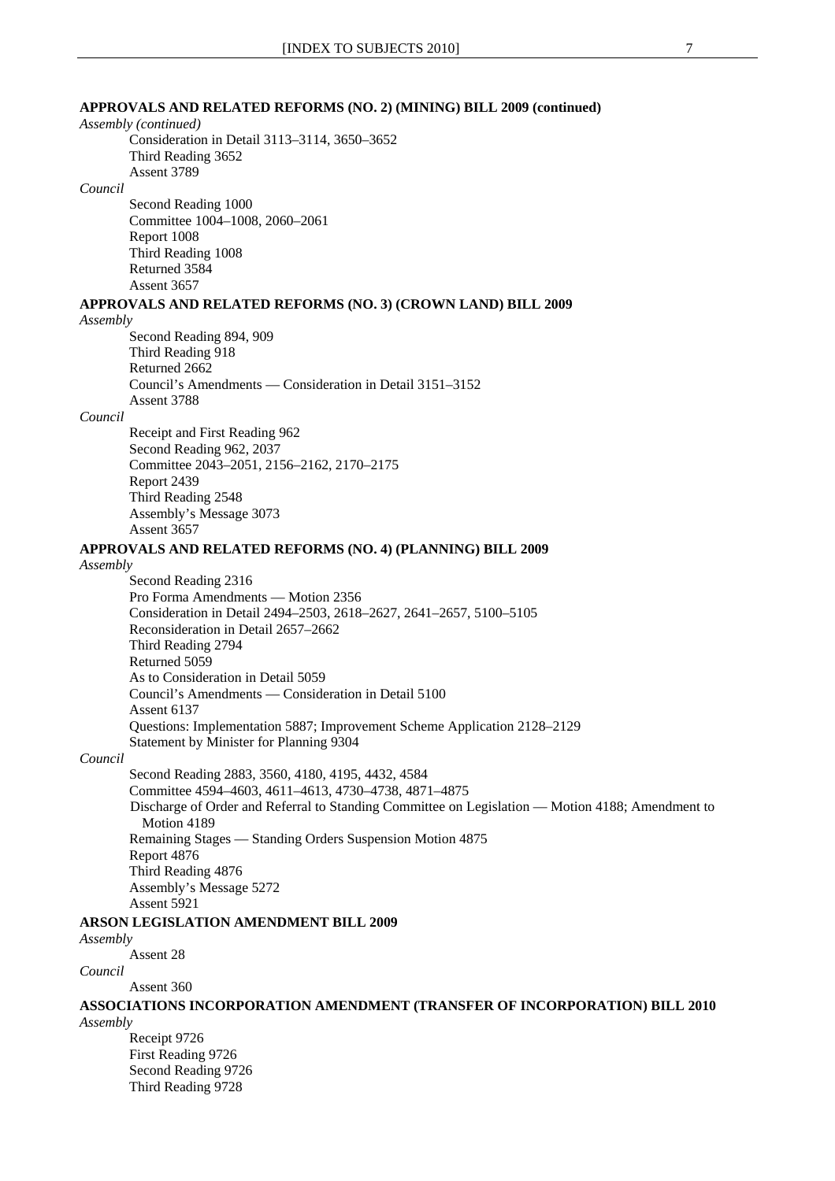**APPROVALS AND RELATED REFORMS (NO. 2) (MINING) BILL 2009 (continued)**

*Assembly (continued)*

Consideration in Detail 3113–3114, 3650–3652
Third Reading 3652
Assent 3789

*Council*

Second Reading 1000
Committee 1004–1008, 2060–2061
Report 1008
Third Reading 1008
Returned 3584
Assent 3657

**APPROVALS AND RELATED REFORMS (NO. 3) (CROWN LAND) BILL 2009**

*Assembly*

Second Reading 894, 909
Third Reading 918
Returned 2662
Council's Amendments — Consideration in Detail 3151–3152
Assent 3788

*Council*

Receipt and First Reading 962
Second Reading 962, 2037
Committee 2043–2051, 2156–2162, 2170–2175
Report 2439
Third Reading 2548
Assembly's Message 3073
Assent 3657

**APPROVALS AND RELATED REFORMS (NO. 4) (PLANNING) BILL 2009**

*Assembly*

Second Reading 2316
Pro Forma Amendments — Motion 2356
Consideration in Detail 2494–2503, 2618–2627, 2641–2657, 5100–5105
Reconsideration in Detail 2657–2662
Third Reading 2794
Returned 5059
As to Consideration in Detail 5059
Council's Amendments — Consideration in Detail 5100
Assent 6137
Questions: Implementation 5887; Improvement Scheme Application 2128–2129
Statement by Minister for Planning 9304

*Council*

Second Reading 2883, 3560, 4180, 4195, 4432, 4584
Committee 4594–4603, 4611–4613, 4730–4738, 4871–4875
Discharge of Order and Referral to Standing Committee on Legislation — Motion 4188; Amendment to Motion 4189
Remaining Stages — Standing Orders Suspension Motion 4875
Report 4876
Third Reading 4876
Assembly's Message 5272
Assent 5921

**ARSON LEGISLATION AMENDMENT BILL 2009**

*Assembly*

Assent 28

*Council*

Assent 360

**ASSOCIATIONS INCORPORATION AMENDMENT (TRANSFER OF INCORPORATION) BILL 2010**

*Assembly*

Receipt 9726
First Reading 9726
Second Reading 9726
Third Reading 9728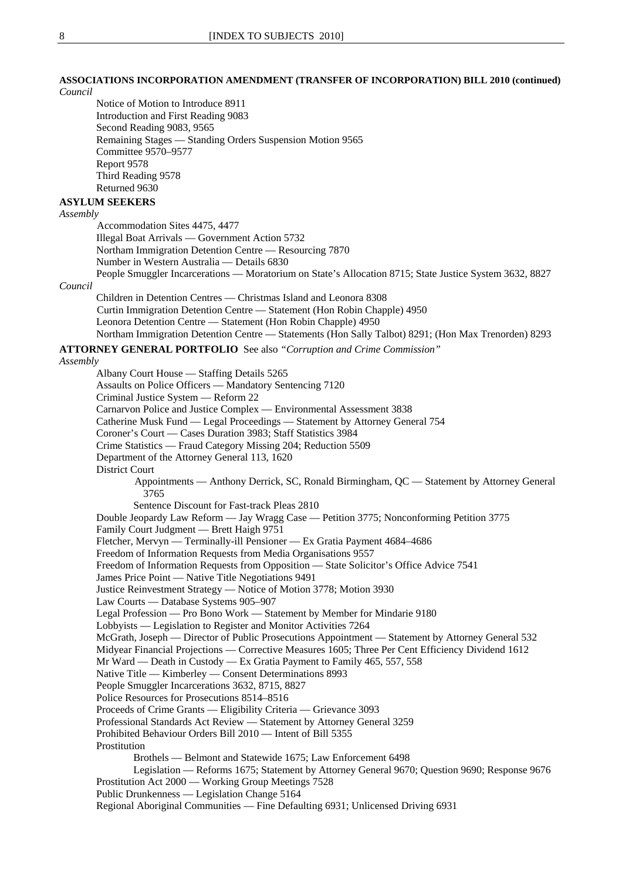**ASSOCIATIONS INCORPORATION AMENDMENT (TRANSFER OF INCORPORATION) BILL 2010 (continued)**

*Council*

- Notice of Motion to Introduce 8911
- Introduction and First Reading 9083
- Second Reading 9083, 9565
- Remaining Stages — Standing Orders Suspension Motion 9565
- Committee 9570–9577
- Report 9578
- Third Reading 9578
- Returned 9630

**ASYLUM SEEKERS**

*Assembly*

- Accommodation Sites 4475, 4477
- Illegal Boat Arrivals — Government Action 5732
- Northam Immigration Detention Centre — Resourcing 7870
- Number in Western Australia — Details 6830
- People Smuggler Incarcerations — Moratorium on State's Allocation 8715; State Justice System 3632, 8827

*Council*

- Children in Detention Centres — Christmas Island and Leonora 8308
- Curtin Immigration Detention Centre — Statement (Hon Robin Chapple) 4950
- Leonora Detention Centre — Statement (Hon Robin Chapple) 4950
- Northam Immigration Detention Centre — Statements (Hon Sally Talbot) 8291; (Hon Max Trenorden) 8293

**ATTORNEY GENERAL PORTFOLIO** See also *"Corruption and Crime Commission"*

*Assembly*

- Albany Court House — Staffing Details 5265
- Assaults on Police Officers — Mandatory Sentencing 7120
- Criminal Justice System — Reform 22
- Carnarvon Police and Justice Complex — Environmental Assessment 3838
- Catherine Musk Fund — Legal Proceedings — Statement by Attorney General 754
- Coroner's Court — Cases Duration 3983; Staff Statistics 3984
- Crime Statistics — Fraud Category Missing 204; Reduction 5509
- Department of the Attorney General 113, 1620
- District Court
  - Appointments — Anthony Derrick, SC, Ronald Birmingham, QC — Statement by Attorney General 3765
  - Sentence Discount for Fast-track Pleas 2810
- Double Jeopardy Law Reform — Jay Wragg Case — Petition 3775; Nonconforming Petition 3775
- Family Court Judgment — Brett Haigh 9751
- Fletcher, Mervyn — Terminally-ill Pensioner — Ex Gratia Payment 4684–4686
- Freedom of Information Requests from Media Organisations 9557
- Freedom of Information Requests from Opposition — State Solicitor's Office Advice 7541
- James Price Point — Native Title Negotiations 9491
- Justice Reinvestment Strategy — Notice of Motion 3778; Motion 3930
- Law Courts — Database Systems 905–907
- Legal Profession — Pro Bono Work — Statement by Member for Mindarie 9180
- Lobbyists — Legislation to Register and Monitor Activities 7264
- McGrath, Joseph — Director of Public Prosecutions Appointment — Statement by Attorney General 532
- Midyear Financial Projections — Corrective Measures 1605; Three Per Cent Efficiency Dividend 1612
- Mr Ward — Death in Custody — Ex Gratia Payment to Family 465, 557, 558
- Native Title — Kimberley — Consent Determinations 8993
- People Smuggler Incarcerations 3632, 8715, 8827
- Police Resources for Prosecutions 8514–8516
- Proceeds of Crime Grants — Eligibility Criteria — Grievance 3093
- Professional Standards Act Review — Statement by Attorney General 3259
- Prohibited Behaviour Orders Bill 2010 — Intent of Bill 5355
- Prostitution
  - Brothels — Belmont and Statewide 1675; Law Enforcement 6498
  - Legislation — Reforms 1675; Statement by Attorney General 9670; Question 9690; Response 9676
- Prostitution Act 2000 — Working Group Meetings 7528
- Public Drunkenness — Legislation Change 5164
- Regional Aboriginal Communities — Fine Defaulting 6931; Unlicensed Driving 6931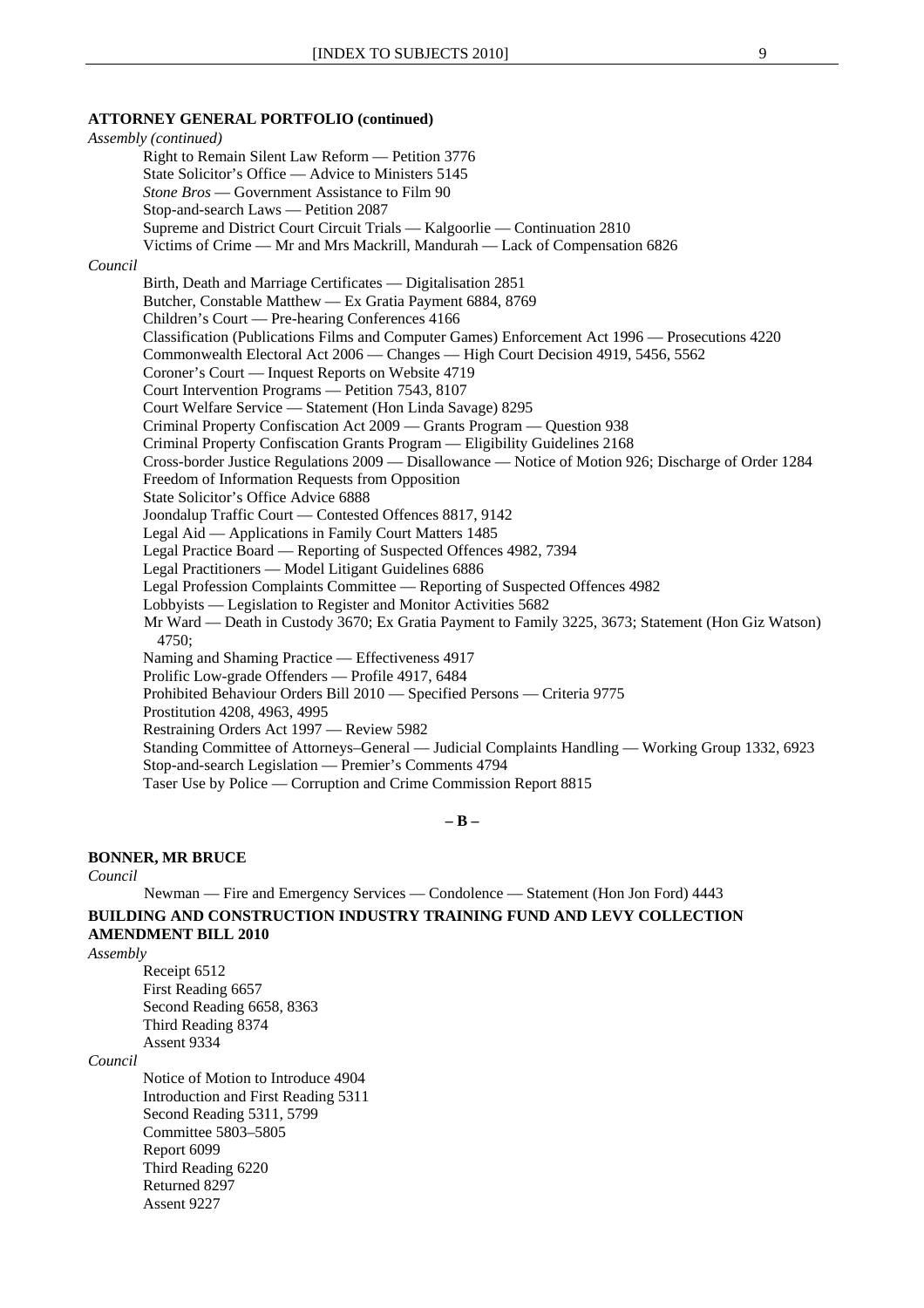**ATTORNEY GENERAL PORTFOLIO (continued)**

*Assembly (continued)*

Right to Remain Silent Law Reform — Petition 3776
State Solicitor's Office — Advice to Ministers 5145
*Stone Bros* — Government Assistance to Film 90
Stop-and-search Laws — Petition 2087
Supreme and District Court Circuit Trials — Kalgoorlie — Continuation 2810
Victims of Crime — Mr and Mrs Mackrill, Mandurah — Lack of Compensation 6826

*Council*

Birth, Death and Marriage Certificates — Digitalisation 2851
Butcher, Constable Matthew — Ex Gratia Payment 6884, 8769
Children's Court — Pre-hearing Conferences 4166
Classification (Publications Films and Computer Games) Enforcement Act 1996 — Prosecutions 4220
Commonwealth Electoral Act 2006 — Changes — High Court Decision 4919, 5456, 5562
Coroner's Court — Inquest Reports on Website 4719
Court Intervention Programs — Petition 7543, 8107
Court Welfare Service — Statement (Hon Linda Savage) 8295
Criminal Property Confiscation Act 2009 — Grants Program — Question 938
Criminal Property Confiscation Grants Program — Eligibility Guidelines 2168
Cross-border Justice Regulations 2009 — Disallowance — Notice of Motion 926; Discharge of Order 1284
Freedom of Information Requests from Opposition
State Solicitor's Office Advice 6888
Joondalup Traffic Court — Contested Offences 8817, 9142
Legal Aid — Applications in Family Court Matters 1485
Legal Practice Board — Reporting of Suspected Offences 4982, 7394
Legal Practitioners — Model Litigant Guidelines 6886
Legal Profession Complaints Committee — Reporting of Suspected Offences 4982
Lobbyists — Legislation to Register and Monitor Activities 5682
Mr Ward — Death in Custody 3670; Ex Gratia Payment to Family 3225, 3673; Statement (Hon Giz Watson) 4750;
Naming and Shaming Practice — Effectiveness 4917
Prolific Low-grade Offenders — Profile 4917, 6484
Prohibited Behaviour Orders Bill 2010 — Specified Persons — Criteria 9775
Prostitution 4208, 4963, 4995
Restraining Orders Act 1997 — Review 5982
Standing Committee of Attorneys–General — Judicial Complaints Handling — Working Group 1332, 6923
Stop-and-search Legislation — Premier's Comments 4794
Taser Use by Police — Corruption and Crime Commission Report 8815

## – B –

**BONNER, MR BRUCE**

*Council*

Newman — Fire and Emergency Services — Condolence — Statement (Hon Jon Ford) 4443

**BUILDING AND CONSTRUCTION INDUSTRY TRAINING FUND AND LEVY COLLECTION AMENDMENT BILL 2010**

*Assembly*

Receipt 6512
First Reading 6657
Second Reading 6658, 8363
Third Reading 8374
Assent 9334

*Council*

Notice of Motion to Introduce 4904
Introduction and First Reading 5311
Second Reading 5311, 5799
Committee 5803–5805
Report 6099
Third Reading 6220
Returned 8297
Assent 9227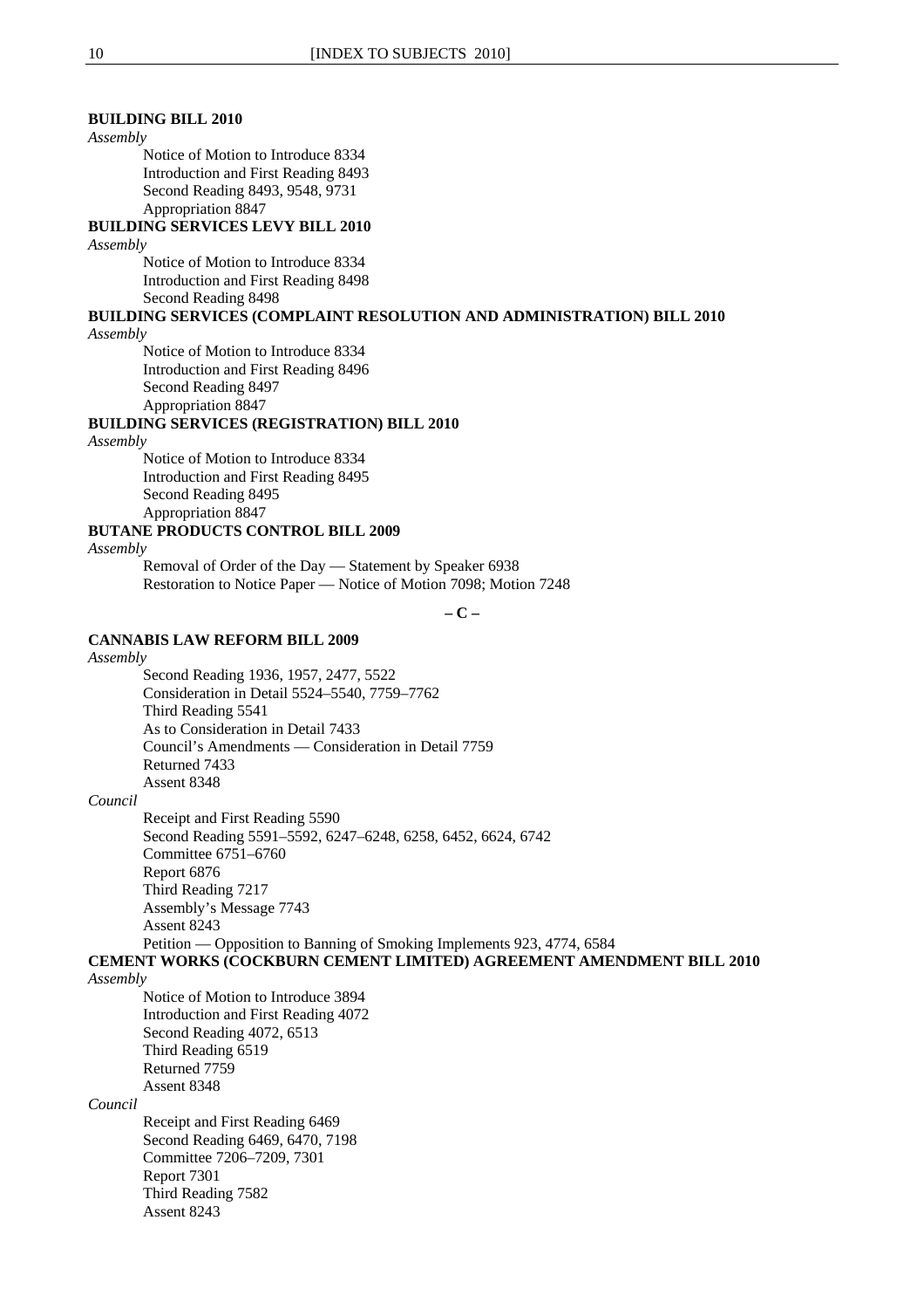**BUILDING BILL 2010**

*Assembly*

Notice of Motion to Introduce 8334
Introduction and First Reading 8493
Second Reading 8493, 9548, 9731
Appropriation 8847

**BUILDING SERVICES LEVY BILL 2010**

*Assembly*

Notice of Motion to Introduce 8334
Introduction and First Reading 8498
Second Reading 8498

**BUILDING SERVICES (COMPLAINT RESOLUTION AND ADMINISTRATION) BILL 2010**

*Assembly*

Notice of Motion to Introduce 8334
Introduction and First Reading 8496
Second Reading 8497
Appropriation 8847

**BUILDING SERVICES (REGISTRATION) BILL 2010**

*Assembly*

Notice of Motion to Introduce 8334
Introduction and First Reading 8495
Second Reading 8495
Appropriation 8847

**BUTANE PRODUCTS CONTROL BILL 2009**

*Assembly*

Removal of Order of the Day — Statement by Speaker 6938
Restoration to Notice Paper — Notice of Motion 7098; Motion 7248

## – C –

**CANNABIS LAW REFORM BILL 2009**

*Assembly*

Second Reading 1936, 1957, 2477, 5522
Consideration in Detail 5524–5540, 7759–7762
Third Reading 5541
As to Consideration in Detail 7433
Council's Amendments — Consideration in Detail 7759
Returned 7433
Assent 8348

*Council*

Receipt and First Reading 5590
Second Reading 5591–5592, 6247–6248, 6258, 6452, 6624, 6742
Committee 6751–6760
Report 6876
Third Reading 7217
Assembly's Message 7743
Assent 8243
Petition — Opposition to Banning of Smoking Implements 923, 4774, 6584

**CEMENT WORKS (COCKBURN CEMENT LIMITED) AGREEMENT AMENDMENT BILL 2010**

*Assembly*

Notice of Motion to Introduce 3894
Introduction and First Reading 4072
Second Reading 4072, 6513
Third Reading 6519
Returned 7759
Assent 8348

*Council*

Receipt and First Reading 6469
Second Reading 6469, 6470, 7198
Committee 7206–7209, 7301
Report 7301
Third Reading 7582
Assent 8243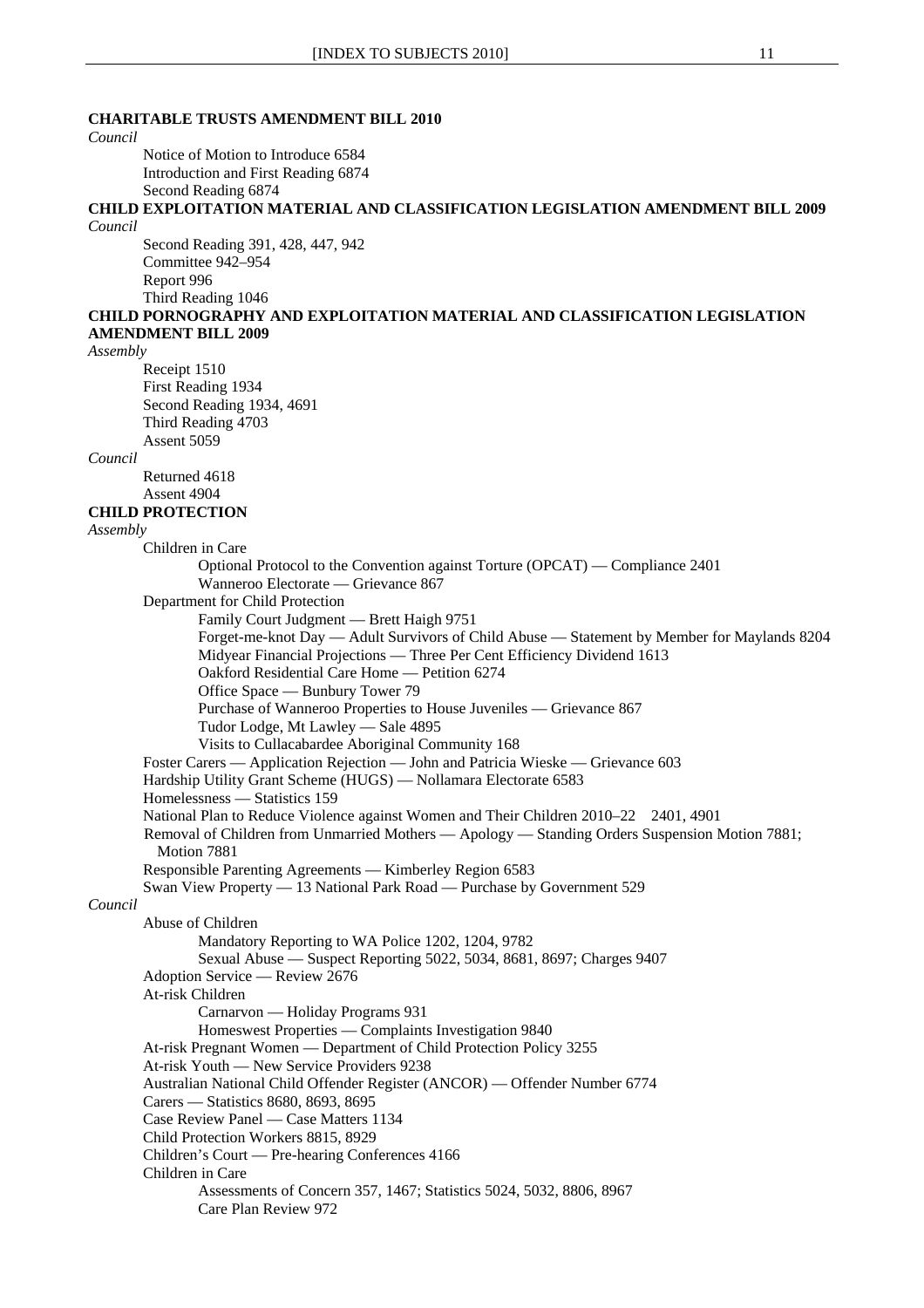**CHARITABLE TRUSTS AMENDMENT BILL 2010**

*Council*

Notice of Motion to Introduce 6584
Introduction and First Reading 6874
Second Reading 6874

**CHILD EXPLOITATION MATERIAL AND CLASSIFICATION LEGISLATION AMENDMENT BILL 2009**

*Council*

Second Reading 391, 428, 447, 942
Committee 942–954
Report 996
Third Reading 1046

**CHILD PORNOGRAPHY AND EXPLOITATION MATERIAL AND CLASSIFICATION LEGISLATION AMENDMENT BILL 2009**

*Assembly*

Receipt 1510
First Reading 1934
Second Reading 1934, 4691
Third Reading 4703
Assent 5059

*Council*

Returned 4618
Assent 4904

**CHILD PROTECTION**

*Assembly*

Children in Care
- Optional Protocol to the Convention against Torture (OPCAT) — Compliance 2401
- Wanneroo Electorate — Grievance 867

Department for Child Protection
- Family Court Judgment — Brett Haigh 9751
- Forget-me-knot Day — Adult Survivors of Child Abuse — Statement by Member for Maylands 8204
- Midyear Financial Projections — Three Per Cent Efficiency Dividend 1613
- Oakford Residential Care Home — Petition 6274
- Office Space — Bunbury Tower 79
- Purchase of Wanneroo Properties to House Juveniles — Grievance 867
- Tudor Lodge, Mt Lawley — Sale 4895
- Visits to Cullacabardee Aboriginal Community 168

Foster Carers — Application Rejection — John and Patricia Wieske — Grievance 603
Hardship Utility Grant Scheme (HUGS) — Nollamara Electorate 6583
Homelessness — Statistics 159
National Plan to Reduce Violence against Women and Their Children 2010–22 2401, 4901
Removal of Children from Unmarried Mothers — Apology — Standing Orders Suspension Motion 7881; Motion 7881
Responsible Parenting Agreements — Kimberley Region 6583
Swan View Property — 13 National Park Road — Purchase by Government 529

*Council*

Abuse of Children
- Mandatory Reporting to WA Police 1202, 1204, 9782
- Sexual Abuse — Suspect Reporting 5022, 5034, 8681, 8697; Charges 9407

Adoption Service — Review 2676
At-risk Children
- Carnarvon — Holiday Programs 931
- Homeswest Properties — Complaints Investigation 9840

At-risk Pregnant Women — Department of Child Protection Policy 3255
At-risk Youth — New Service Providers 9238
Australian National Child Offender Register (ANCOR) — Offender Number 6774
Carers — Statistics 8680, 8693, 8695
Case Review Panel — Case Matters 1134
Child Protection Workers 8815, 8929
Children's Court — Pre-hearing Conferences 4166
Children in Care
- Assessments of Concern 357, 1467; Statistics 5024, 5032, 8806, 8967
- Care Plan Review 972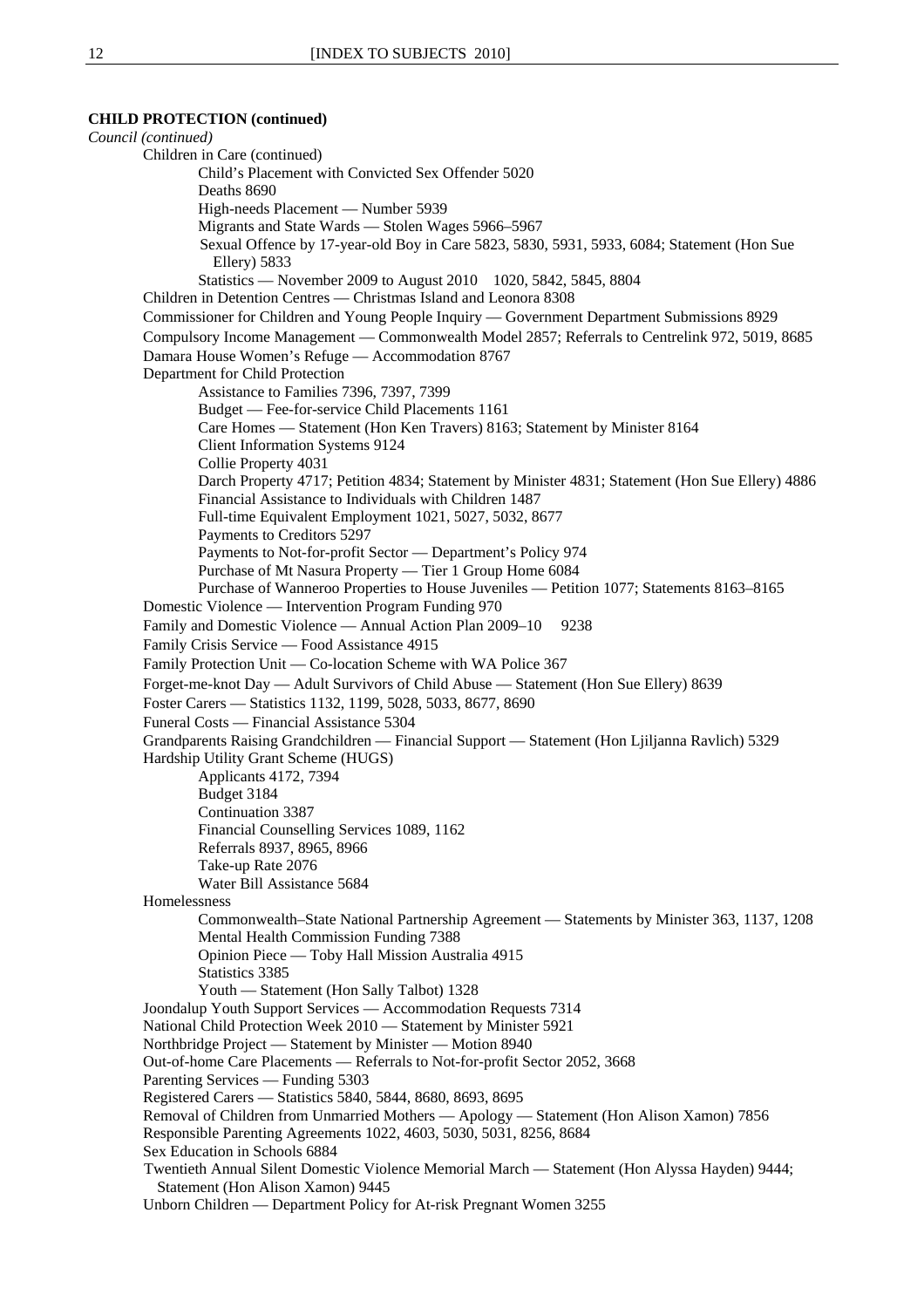**CHILD PROTECTION (continued)**

*Council (continued)*

- Children in Care (continued)
  - Child's Placement with Convicted Sex Offender 5020
  - Deaths 8690
  - High-needs Placement — Number 5939
  - Migrants and State Wards — Stolen Wages 5966–5967
  - Sexual Offence by 17-year-old Boy in Care 5823, 5830, 5931, 5933, 6084; Statement (Hon Sue Ellery) 5833
  - Statistics — November 2009 to August 2010 1020, 5842, 5845, 8804
- Children in Detention Centres — Christmas Island and Leonora 8308
- Commissioner for Children and Young People Inquiry — Government Department Submissions 8929
- Compulsory Income Management — Commonwealth Model 2857; Referrals to Centrelink 972, 5019, 8685
- Damara House Women's Refuge — Accommodation 8767
- Department for Child Protection
  - Assistance to Families 7396, 7397, 7399
  - Budget — Fee-for-service Child Placements 1161
  - Care Homes — Statement (Hon Ken Travers) 8163; Statement by Minister 8164
  - Client Information Systems 9124
  - Collie Property 4031
  - Darch Property 4717; Petition 4834; Statement by Minister 4831; Statement (Hon Sue Ellery) 4886
  - Financial Assistance to Individuals with Children 1487
  - Full-time Equivalent Employment 1021, 5027, 5032, 8677
  - Payments to Creditors 5297
  - Payments to Not-for-profit Sector — Department's Policy 974
  - Purchase of Mt Nasura Property — Tier 1 Group Home 6084
  - Purchase of Wanneroo Properties to House Juveniles — Petition 1077; Statements 8163–8165
- Domestic Violence — Intervention Program Funding 970
- Family and Domestic Violence — Annual Action Plan 2009–10 9238
- Family Crisis Service — Food Assistance 4915
- Family Protection Unit — Co-location Scheme with WA Police 367
- Forget-me-knot Day — Adult Survivors of Child Abuse — Statement (Hon Sue Ellery) 8639
- Foster Carers — Statistics 1132, 1199, 5028, 5033, 8677, 8690
- Funeral Costs — Financial Assistance 5304
- Grandparents Raising Grandchildren — Financial Support — Statement (Hon Ljiljanna Ravlich) 5329
- Hardship Utility Grant Scheme (HUGS)
  - Applicants 4172, 7394
  - Budget 3184
  - Continuation 3387
  - Financial Counselling Services 1089, 1162
  - Referrals 8937, 8965, 8966
  - Take-up Rate 2076
  - Water Bill Assistance 5684
- Homelessness
  - Commonwealth–State National Partnership Agreement — Statements by Minister 363, 1137, 1208
  - Mental Health Commission Funding 7388
  - Opinion Piece — Toby Hall Mission Australia 4915
  - Statistics 3385
  - Youth — Statement (Hon Sally Talbot) 1328
- Joondalup Youth Support Services — Accommodation Requests 7314
- National Child Protection Week 2010 — Statement by Minister 5921
- Northbridge Project — Statement by Minister — Motion 8940
- Out-of-home Care Placements — Referrals to Not-for-profit Sector 2052, 3668
- Parenting Services — Funding 5303
- Registered Carers — Statistics 5840, 5844, 8680, 8693, 8695
- Removal of Children from Unmarried Mothers — Apology — Statement (Hon Alison Xamon) 7856
- Responsible Parenting Agreements 1022, 4603, 5030, 5031, 8256, 8684
- Sex Education in Schools 6884
- Twentieth Annual Silent Domestic Violence Memorial March — Statement (Hon Alyssa Hayden) 9444; Statement (Hon Alison Xamon) 9445
- Unborn Children — Department Policy for At-risk Pregnant Women 3255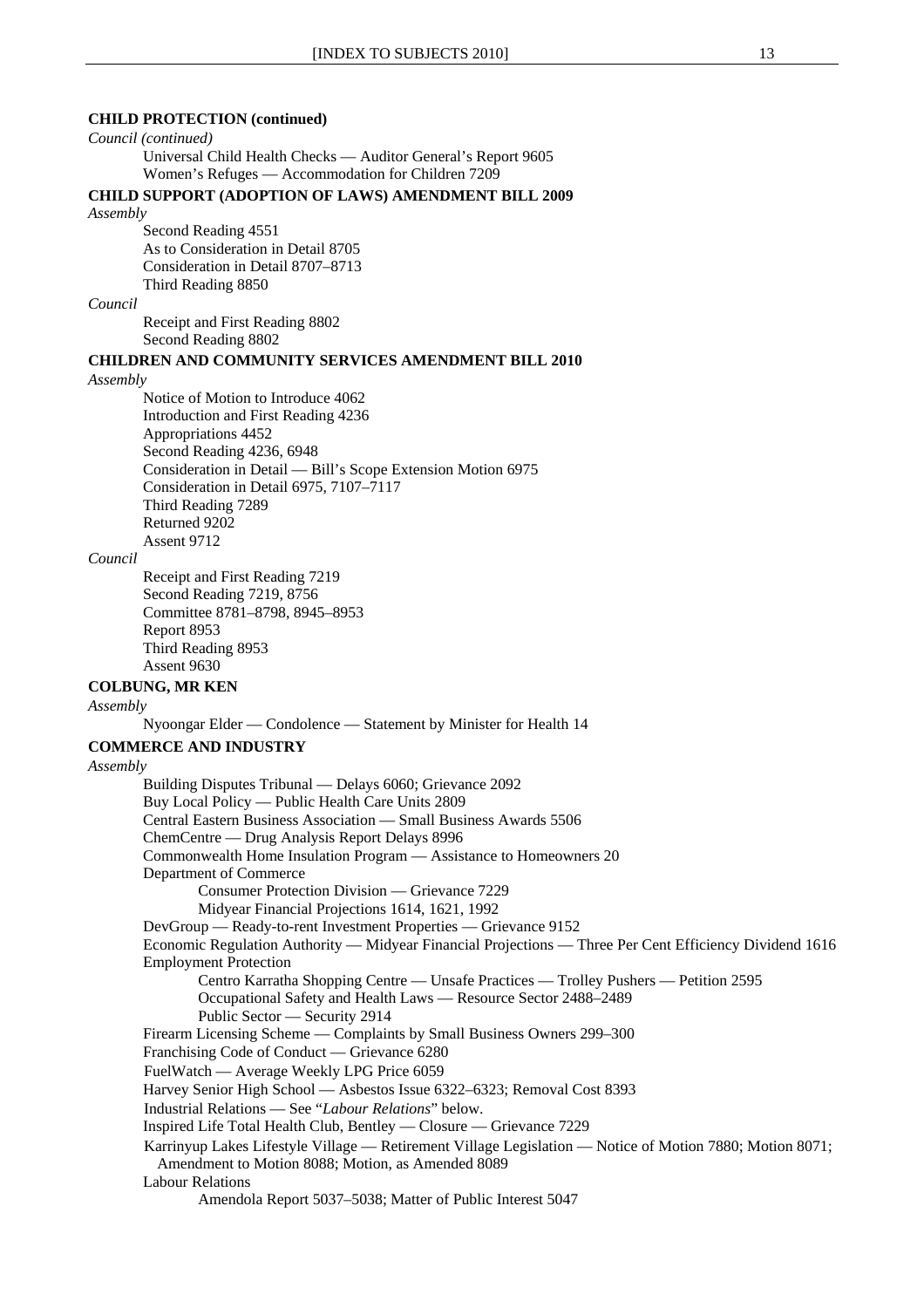**CHILD PROTECTION (continued)**

*Council (continued)*

Universal Child Health Checks — Auditor General's Report 9605
Women's Refuges — Accommodation for Children 7209

**CHILD SUPPORT (ADOPTION OF LAWS) AMENDMENT BILL 2009**

*Assembly*

Second Reading 4551
As to Consideration in Detail 8705
Consideration in Detail 8707–8713
Third Reading 8850

*Council*

Receipt and First Reading 8802
Second Reading 8802

**CHILDREN AND COMMUNITY SERVICES AMENDMENT BILL 2010**

*Assembly*

Notice of Motion to Introduce 4062
Introduction and First Reading 4236
Appropriations 4452
Second Reading 4236, 6948
Consideration in Detail — Bill's Scope Extension Motion 6975
Consideration in Detail 6975, 7107–7117
Third Reading 7289
Returned 9202
Assent 9712

*Council*

Receipt and First Reading 7219
Second Reading 7219, 8756
Committee 8781–8798, 8945–8953
Report 8953
Third Reading 8953
Assent 9630

**COLBUNG, MR KEN**

*Assembly*

Nyoongar Elder — Condolence — Statement by Minister for Health 14

**COMMERCE AND INDUSTRY**

*Assembly*

Building Disputes Tribunal — Delays 6060; Grievance 2092
Buy Local Policy — Public Health Care Units 2809
Central Eastern Business Association — Small Business Awards 5506
ChemCentre — Drug Analysis Report Delays 8996
Commonwealth Home Insulation Program — Assistance to Homeowners 20
Department of Commerce
    Consumer Protection Division — Grievance 7229
    Midyear Financial Projections 1614, 1621, 1992
DevGroup — Ready-to-rent Investment Properties — Grievance 9152
Economic Regulation Authority — Midyear Financial Projections — Three Per Cent Efficiency Dividend 1616
Employment Protection
    Centro Karratha Shopping Centre — Unsafe Practices — Trolley Pushers — Petition 2595
    Occupational Safety and Health Laws — Resource Sector 2488–2489
    Public Sector — Security 2914
Firearm Licensing Scheme — Complaints by Small Business Owners 299–300
Franchising Code of Conduct — Grievance 6280
FuelWatch — Average Weekly LPG Price 6059
Harvey Senior High School — Asbestos Issue 6322–6323; Removal Cost 8393
Industrial Relations — See "*Labour Relations*" below.
Inspired Life Total Health Club, Bentley — Closure — Grievance 7229
Karrinyup Lakes Lifestyle Village — Retirement Village Legislation — Notice of Motion 7880; Motion 8071; Amendment to Motion 8088; Motion, as Amended 8089
Labour Relations
    Amendola Report 5037–5038; Matter of Public Interest 5047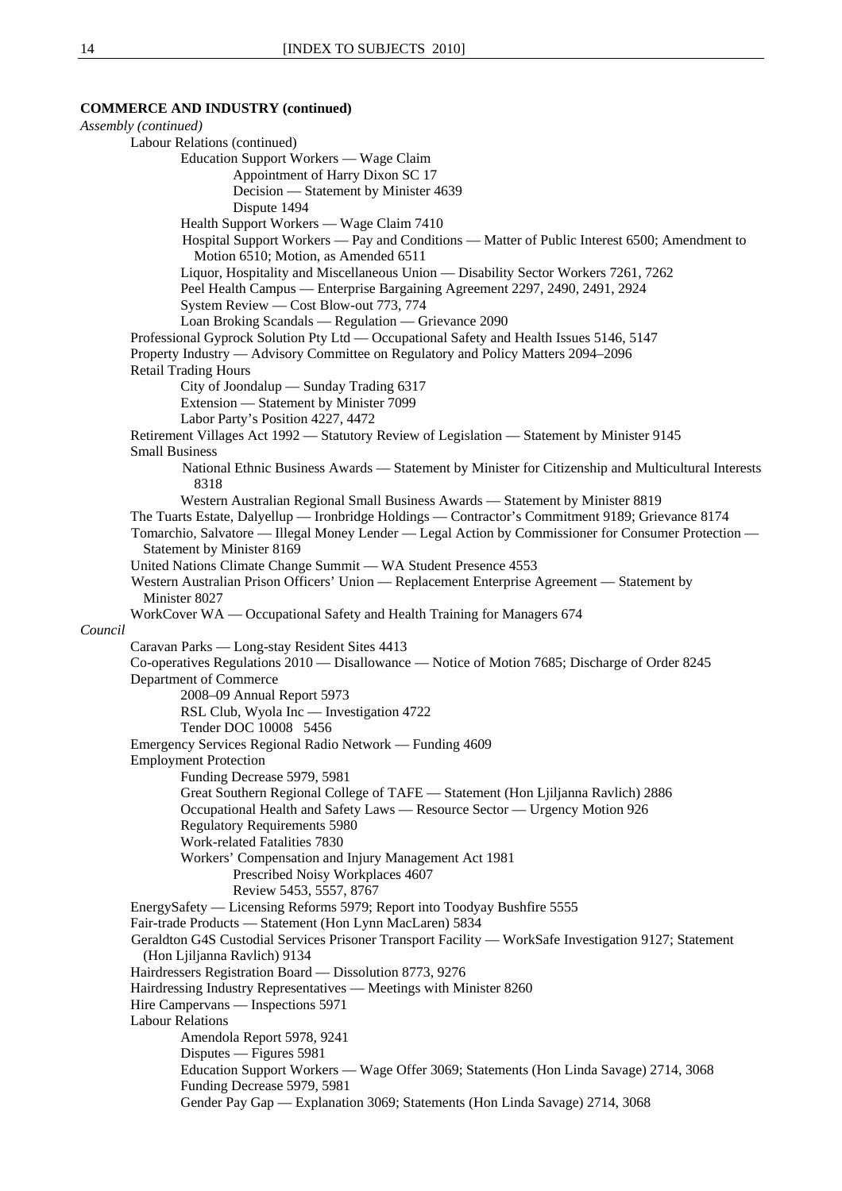**COMMERCE AND INDUSTRY (continued)**

*Assembly (continued)*

- Labour Relations (continued)
  - Education Support Workers — Wage Claim
    - Appointment of Harry Dixon SC 17
    - Decision — Statement by Minister 4639
    - Dispute 1494
  - Health Support Workers — Wage Claim 7410
  - Hospital Support Workers — Pay and Conditions — Matter of Public Interest 6500; Amendment to Motion 6510; Motion, as Amended 6511
  - Liquor, Hospitality and Miscellaneous Union — Disability Sector Workers 7261, 7262
  - Peel Health Campus — Enterprise Bargaining Agreement 2297, 2490, 2491, 2924
  - System Review — Cost Blow-out 773, 774
  - Loan Broking Scandals — Regulation — Grievance 2090
- Professional Gyprock Solution Pty Ltd — Occupational Safety and Health Issues 5146, 5147
- Property Industry — Advisory Committee on Regulatory and Policy Matters 2094–2096
- Retail Trading Hours
  - City of Joondalup — Sunday Trading 6317
  - Extension — Statement by Minister 7099
  - Labor Party's Position 4227, 4472
- Retirement Villages Act 1992 — Statutory Review of Legislation — Statement by Minister 9145
- Small Business
  - National Ethnic Business Awards — Statement by Minister for Citizenship and Multicultural Interests 8318
  - Western Australian Regional Small Business Awards — Statement by Minister 8819
- The Tuarts Estate, Dalyellup — Ironbridge Holdings — Contractor's Commitment 9189; Grievance 8174
- Tomarchio, Salvatore — Illegal Money Lender — Legal Action by Commissioner for Consumer Protection — Statement by Minister 8169
- United Nations Climate Change Summit — WA Student Presence 4553
- Western Australian Prison Officers' Union — Replacement Enterprise Agreement — Statement by Minister 8027
- WorkCover WA — Occupational Safety and Health Training for Managers 674

*Council*

- Caravan Parks — Long-stay Resident Sites 4413
- Co-operatives Regulations 2010 — Disallowance — Notice of Motion 7685; Discharge of Order 8245
- Department of Commerce
  - 2008–09 Annual Report 5973
  - RSL Club, Wyola Inc — Investigation 4722
  - Tender DOC 10008 5456
- Emergency Services Regional Radio Network — Funding 4609
- Employment Protection
  - Funding Decrease 5979, 5981
  - Great Southern Regional College of TAFE — Statement (Hon Ljiljanna Ravlich) 2886
  - Occupational Health and Safety Laws — Resource Sector — Urgency Motion 926
  - Regulatory Requirements 5980
  - Work-related Fatalities 7830
  - Workers' Compensation and Injury Management Act 1981
    - Prescribed Noisy Workplaces 4607
    - Review 5453, 5557, 8767
- EnergySafety — Licensing Reforms 5979; Report into Toodyay Bushfire 5555
- Fair-trade Products — Statement (Hon Lynn MacLaren) 5834
- Geraldton G4S Custodial Services Prisoner Transport Facility — WorkSafe Investigation 9127; Statement (Hon Ljiljanna Ravlich) 9134
- Hairdressers Registration Board — Dissolution 8773, 9276
- Hairdressing Industry Representatives — Meetings with Minister 8260
- Hire Campervans — Inspections 5971
- Labour Relations
  - Amendola Report 5978, 9241
  - Disputes — Figures 5981
  - Education Support Workers — Wage Offer 3069; Statements (Hon Linda Savage) 2714, 3068
  - Funding Decrease 5979, 5981
  - Gender Pay Gap — Explanation 3069; Statements (Hon Linda Savage) 2714, 3068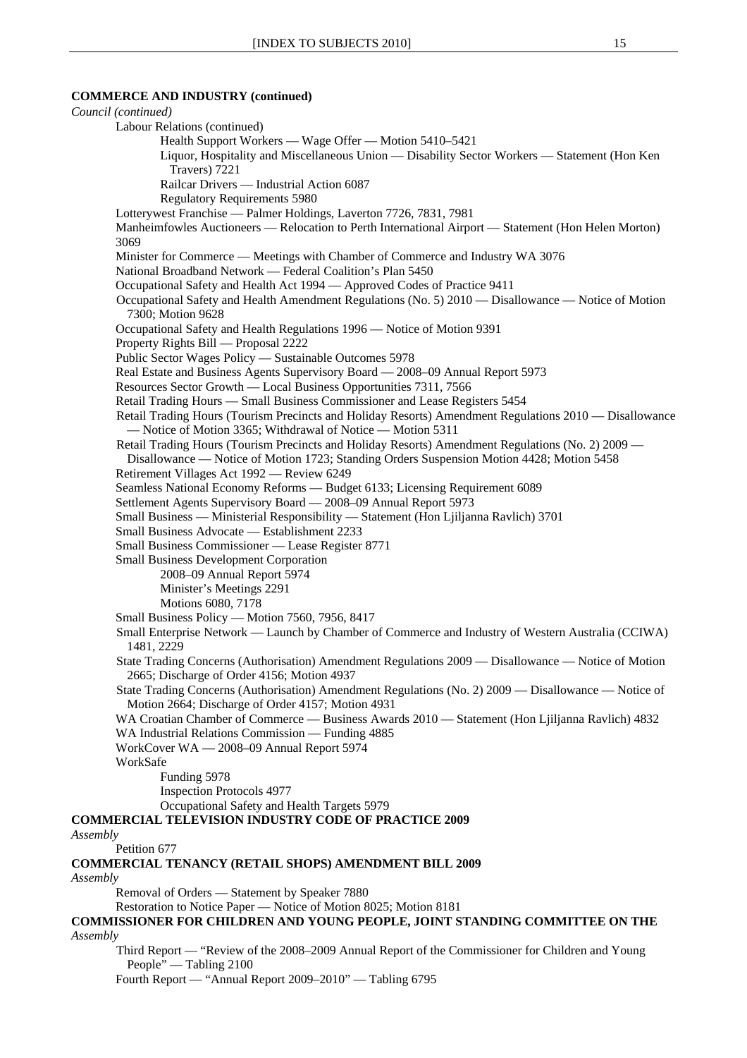**COMMERCE AND INDUSTRY (continued)**

*Council (continued)*

Labour Relations (continued)

Health Support Workers — Wage Offer — Motion 5410–5421

Liquor, Hospitality and Miscellaneous Union — Disability Sector Workers — Statement (Hon Ken Travers) 7221

Railcar Drivers — Industrial Action 6087

Regulatory Requirements 5980

Lotterywest Franchise — Palmer Holdings, Laverton 7726, 7831, 7981

Manheimfowles Auctioneers — Relocation to Perth International Airport — Statement (Hon Helen Morton) 3069

Minister for Commerce — Meetings with Chamber of Commerce and Industry WA 3076

National Broadband Network — Federal Coalition's Plan 5450

Occupational Safety and Health Act 1994 — Approved Codes of Practice 9411

Occupational Safety and Health Amendment Regulations (No. 5) 2010 — Disallowance — Notice of Motion 7300; Motion 9628

Occupational Safety and Health Regulations 1996 — Notice of Motion 9391

Property Rights Bill — Proposal 2222

Public Sector Wages Policy — Sustainable Outcomes 5978

Real Estate and Business Agents Supervisory Board — 2008–09 Annual Report 5973

Resources Sector Growth — Local Business Opportunities 7311, 7566

Retail Trading Hours — Small Business Commissioner and Lease Registers 5454

Retail Trading Hours (Tourism Precincts and Holiday Resorts) Amendment Regulations 2010 — Disallowance — Notice of Motion 3365; Withdrawal of Notice — Motion 5311

Retail Trading Hours (Tourism Precincts and Holiday Resorts) Amendment Regulations (No. 2) 2009 — Disallowance — Notice of Motion 1723; Standing Orders Suspension Motion 4428; Motion 5458

Retirement Villages Act 1992 — Review 6249

Seamless National Economy Reforms — Budget 6133; Licensing Requirement 6089

Settlement Agents Supervisory Board — 2008–09 Annual Report 5973

Small Business — Ministerial Responsibility — Statement (Hon Ljiljanna Ravlich) 3701

Small Business Advocate — Establishment 2233

Small Business Commissioner — Lease Register 8771

Small Business Development Corporation

2008–09 Annual Report 5974

Minister's Meetings 2291

Motions 6080, 7178

Small Business Policy — Motion 7560, 7956, 8417

Small Enterprise Network — Launch by Chamber of Commerce and Industry of Western Australia (CCIWA) 1481, 2229

State Trading Concerns (Authorisation) Amendment Regulations 2009 — Disallowance — Notice of Motion 2665; Discharge of Order 4156; Motion 4937

State Trading Concerns (Authorisation) Amendment Regulations (No. 2) 2009 — Disallowance — Notice of Motion 2664; Discharge of Order 4157; Motion 4931

WA Croatian Chamber of Commerce — Business Awards 2010 — Statement (Hon Ljiljanna Ravlich) 4832

WA Industrial Relations Commission — Funding 4885

WorkCover WA — 2008–09 Annual Report 5974

WorkSafe

Funding 5978

Inspection Protocols 4977

Occupational Safety and Health Targets 5979

**COMMERCIAL TELEVISION INDUSTRY CODE OF PRACTICE 2009**

*Assembly*

Petition 677

**COMMERCIAL TENANCY (RETAIL SHOPS) AMENDMENT BILL 2009**

*Assembly*

Removal of Orders — Statement by Speaker 7880

Restoration to Notice Paper — Notice of Motion 8025; Motion 8181

**COMMISSIONER FOR CHILDREN AND YOUNG PEOPLE, JOINT STANDING COMMITTEE ON THE**

*Assembly*

Third Report — "Review of the 2008–2009 Annual Report of the Commissioner for Children and Young People" — Tabling 2100

Fourth Report — "Annual Report 2009–2010" — Tabling 6795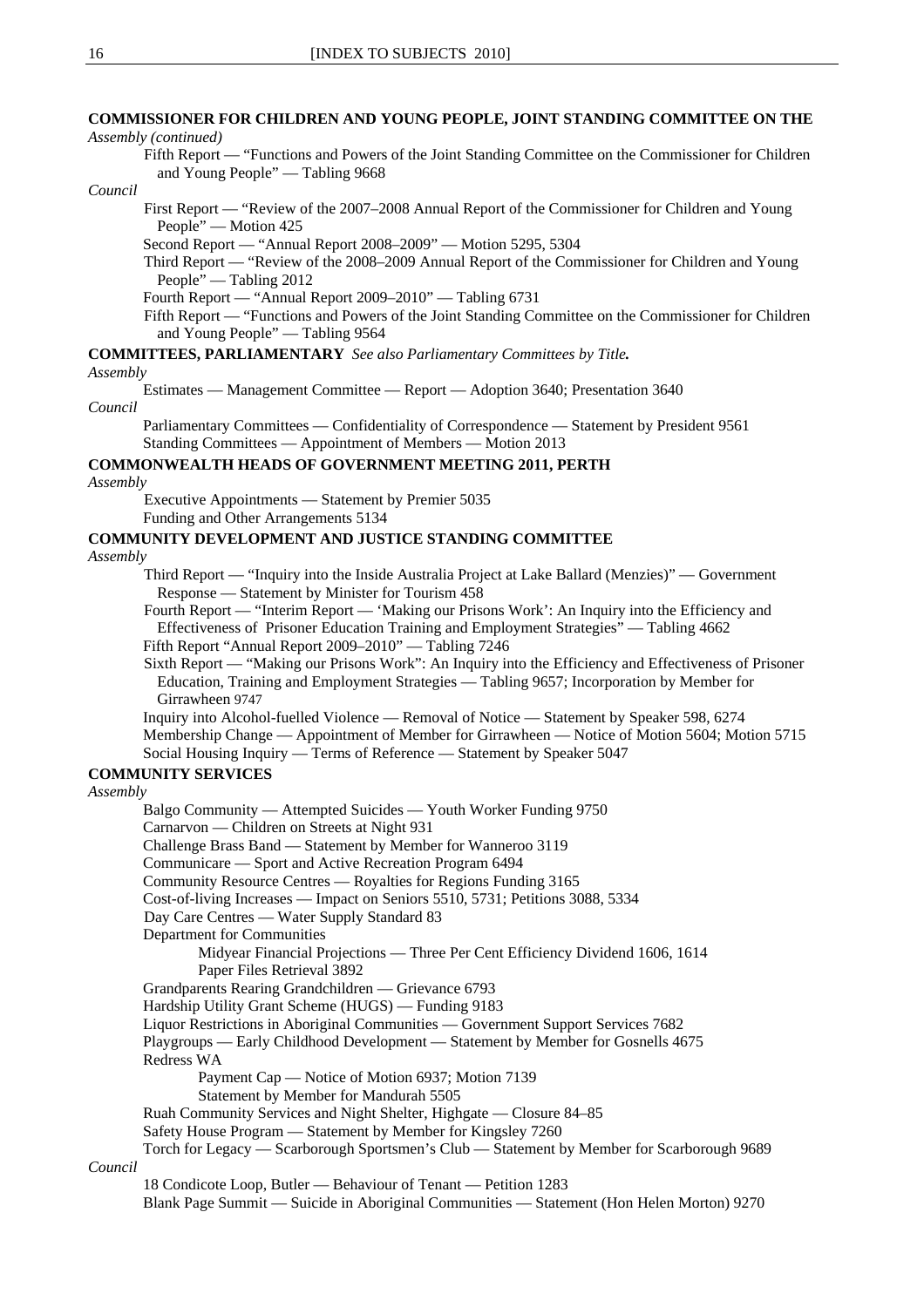**COMMISSIONER FOR CHILDREN AND YOUNG PEOPLE, JOINT STANDING COMMITTEE ON THE**

*Assembly (continued)*

Fifth Report — "Functions and Powers of the Joint Standing Committee on the Commissioner for Children and Young People" — Tabling 9668

*Council*

First Report — "Review of the 2007–2008 Annual Report of the Commissioner for Children and Young People" — Motion 425

Second Report — "Annual Report 2008–2009" — Motion 5295, 5304

Third Report — "Review of the 2008–2009 Annual Report of the Commissioner for Children and Young People" — Tabling 2012

Fourth Report — "Annual Report 2009–2010" — Tabling 6731

Fifth Report — "Functions and Powers of the Joint Standing Committee on the Commissioner for Children and Young People" — Tabling 9564

**COMMITTEES, PARLIAMENTARY** *See also Parliamentary Committees by Title.*

*Assembly*

Estimates — Management Committee — Report — Adoption 3640; Presentation 3640

*Council*

Parliamentary Committees — Confidentiality of Correspondence — Statement by President 9561

Standing Committees — Appointment of Members — Motion 2013

**COMMONWEALTH HEADS OF GOVERNMENT MEETING 2011, PERTH**

*Assembly*

Executive Appointments — Statement by Premier 5035

Funding and Other Arrangements 5134

**COMMUNITY DEVELOPMENT AND JUSTICE STANDING COMMITTEE**

*Assembly*

Third Report — "Inquiry into the Inside Australia Project at Lake Ballard (Menzies)" — Government Response — Statement by Minister for Tourism 458

Fourth Report — "Interim Report — 'Making our Prisons Work': An Inquiry into the Efficiency and Effectiveness of Prisoner Education Training and Employment Strategies" — Tabling 4662

Fifth Report "Annual Report 2009–2010" — Tabling 7246

Sixth Report — "Making our Prisons Work": An Inquiry into the Efficiency and Effectiveness of Prisoner Education, Training and Employment Strategies — Tabling 9657; Incorporation by Member for Girrawheen 9747

Inquiry into Alcohol-fuelled Violence — Removal of Notice — Statement by Speaker 598, 6274

Membership Change — Appointment of Member for Girrawheen — Notice of Motion 5604; Motion 5715

Social Housing Inquiry — Terms of Reference — Statement by Speaker 5047

**COMMUNITY SERVICES**

*Assembly*

Balgo Community — Attempted Suicides — Youth Worker Funding 9750

Carnarvon — Children on Streets at Night 931

Challenge Brass Band — Statement by Member for Wanneroo 3119

Communicare — Sport and Active Recreation Program 6494

Community Resource Centres — Royalties for Regions Funding 3165

Cost-of-living Increases — Impact on Seniors 5510, 5731; Petitions 3088, 5334

Day Care Centres — Water Supply Standard 83

Department for Communities

- Midyear Financial Projections — Three Per Cent Efficiency Dividend 1606, 1614
- Paper Files Retrieval 3892

Grandparents Rearing Grandchildren — Grievance 6793

Hardship Utility Grant Scheme (HUGS) — Funding 9183

Liquor Restrictions in Aboriginal Communities — Government Support Services 7682

Playgroups — Early Childhood Development — Statement by Member for Gosnells 4675

Redress WA

- Payment Cap — Notice of Motion 6937; Motion 7139
- Statement by Member for Mandurah 5505

Ruah Community Services and Night Shelter, Highgate — Closure 84–85

Safety House Program — Statement by Member for Kingsley 7260

Torch for Legacy — Scarborough Sportsmen's Club — Statement by Member for Scarborough 9689

*Council*

18 Condicote Loop, Butler — Behaviour of Tenant — Petition 1283

Blank Page Summit — Suicide in Aboriginal Communities — Statement (Hon Helen Morton) 9270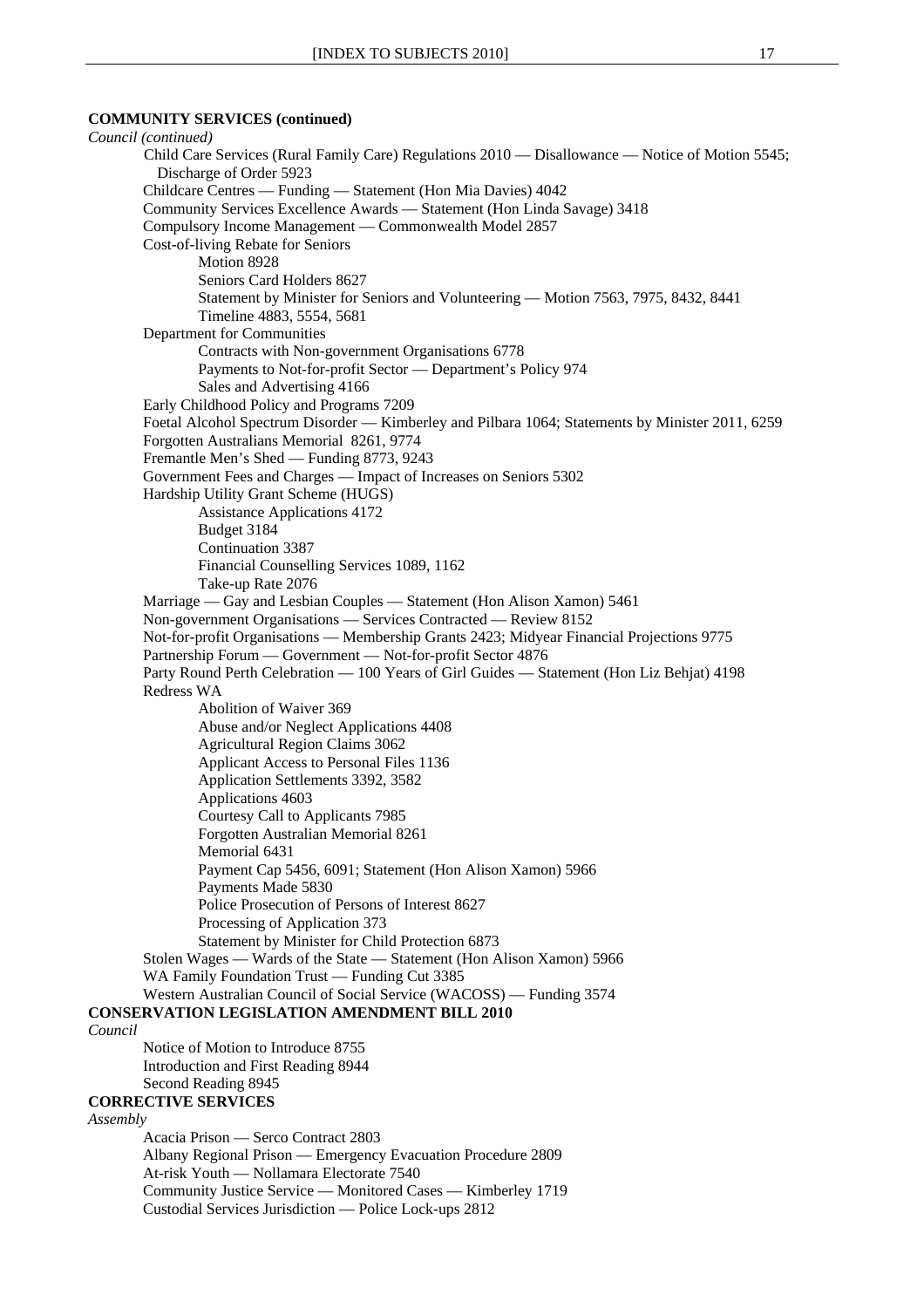**COMMUNITY SERVICES (continued)**

*Council (continued)*

- Child Care Services (Rural Family Care) Regulations 2010 — Disallowance — Notice of Motion 5545; Discharge of Order 5923
- Childcare Centres — Funding — Statement (Hon Mia Davies) 4042
- Community Services Excellence Awards — Statement (Hon Linda Savage) 3418
- Compulsory Income Management — Commonwealth Model 2857
- Cost-of-living Rebate for Seniors
  - Motion 8928
  - Seniors Card Holders 8627
  - Statement by Minister for Seniors and Volunteering — Motion 7563, 7975, 8432, 8441
  - Timeline 4883, 5554, 5681
- Department for Communities
  - Contracts with Non-government Organisations 6778
  - Payments to Not-for-profit Sector — Department's Policy 974
  - Sales and Advertising 4166
- Early Childhood Policy and Programs 7209
- Foetal Alcohol Spectrum Disorder — Kimberley and Pilbara 1064; Statements by Minister 2011, 6259
- Forgotten Australians Memorial 8261, 9774
- Fremantle Men's Shed — Funding 8773, 9243
- Government Fees and Charges — Impact of Increases on Seniors 5302
- Hardship Utility Grant Scheme (HUGS)
  - Assistance Applications 4172
  - Budget 3184
  - Continuation 3387
  - Financial Counselling Services 1089, 1162
  - Take-up Rate 2076
- Marriage — Gay and Lesbian Couples — Statement (Hon Alison Xamon) 5461
- Non-government Organisations — Services Contracted — Review 8152
- Not-for-profit Organisations — Membership Grants 2423; Midyear Financial Projections 9775
- Partnership Forum — Government — Not-for-profit Sector 4876
- Party Round Perth Celebration — 100 Years of Girl Guides — Statement (Hon Liz Behjat) 4198
- Redress WA
  - Abolition of Waiver 369
  - Abuse and/or Neglect Applications 4408
  - Agricultural Region Claims 3062
  - Applicant Access to Personal Files 1136
  - Application Settlements 3392, 3582
  - Applications 4603
  - Courtesy Call to Applicants 7985
  - Forgotten Australian Memorial 8261
  - Memorial 6431
  - Payment Cap 5456, 6091; Statement (Hon Alison Xamon) 5966
  - Payments Made 5830
  - Police Prosecution of Persons of Interest 8627
  - Processing of Application 373
  - Statement by Minister for Child Protection 6873
- Stolen Wages — Wards of the State — Statement (Hon Alison Xamon) 5966
- WA Family Foundation Trust — Funding Cut 3385
- Western Australian Council of Social Service (WACOSS) — Funding 3574

**CONSERVATION LEGISLATION AMENDMENT BILL 2010**

*Council*

- Notice of Motion to Introduce 8755
- Introduction and First Reading 8944
- Second Reading 8945

**CORRECTIVE SERVICES**

*Assembly*

- Acacia Prison — Serco Contract 2803
- Albany Regional Prison — Emergency Evacuation Procedure 2809
- At-risk Youth — Nollamara Electorate 7540
- Community Justice Service — Monitored Cases — Kimberley 1719
- Custodial Services Jurisdiction — Police Lock-ups 2812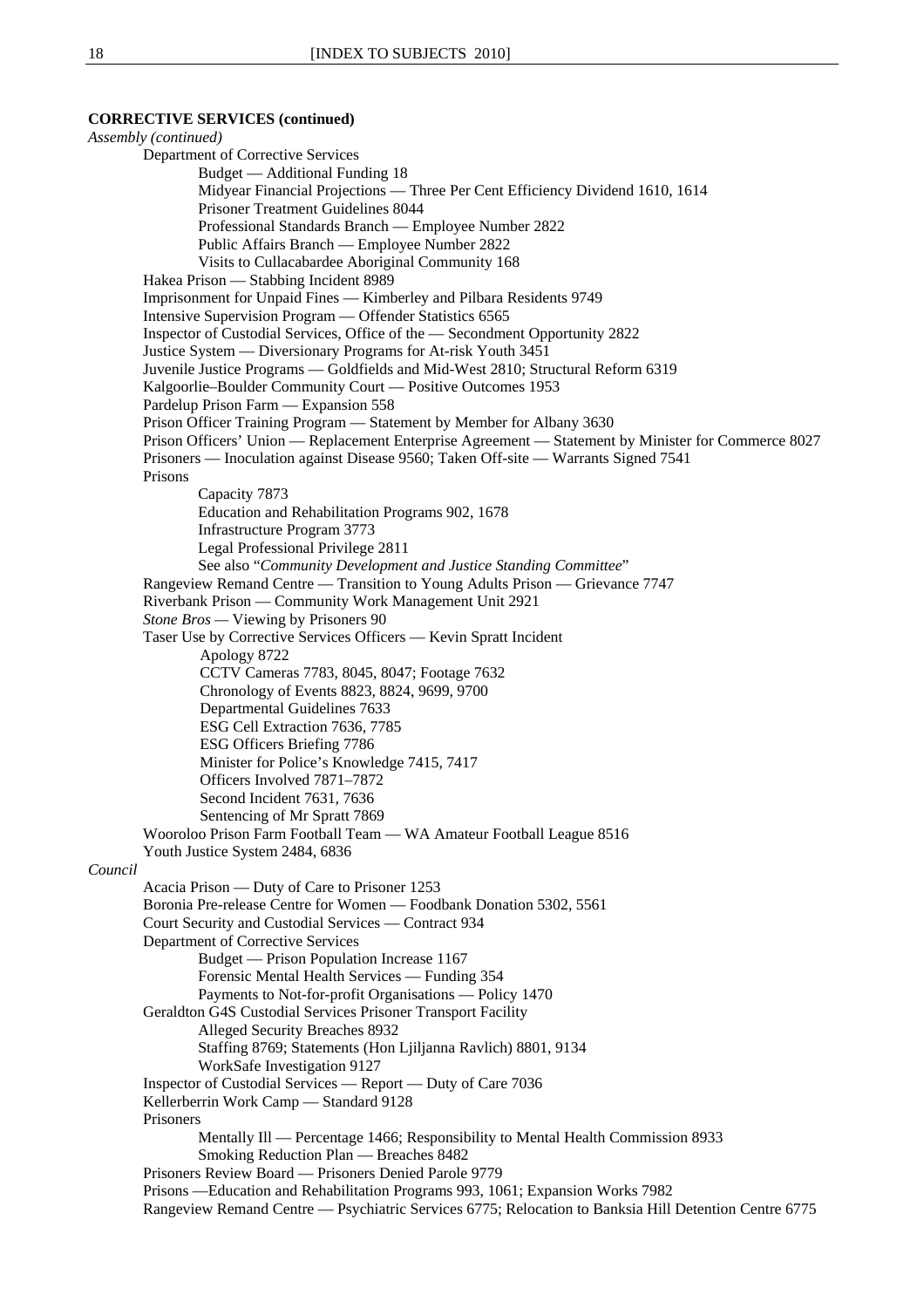**CORRECTIVE SERVICES (continued)**

*Assembly (continued)*

- Department of Corrective Services
  - Budget — Additional Funding 18
  - Midyear Financial Projections — Three Per Cent Efficiency Dividend 1610, 1614
  - Prisoner Treatment Guidelines 8044
  - Professional Standards Branch — Employee Number 2822
  - Public Affairs Branch — Employee Number 2822
  - Visits to Cullacabardee Aboriginal Community 168
- Hakea Prison — Stabbing Incident 8989
- Imprisonment for Unpaid Fines — Kimberley and Pilbara Residents 9749
- Intensive Supervision Program — Offender Statistics 6565
- Inspector of Custodial Services, Office of the — Secondment Opportunity 2822
- Justice System — Diversionary Programs for At-risk Youth 3451
- Juvenile Justice Programs — Goldfields and Mid-West 2810; Structural Reform 6319
- Kalgoorlie–Boulder Community Court — Positive Outcomes 1953
- Pardelup Prison Farm — Expansion 558
- Prison Officer Training Program — Statement by Member for Albany 3630
- Prison Officers' Union — Replacement Enterprise Agreement — Statement by Minister for Commerce 8027
- Prisoners — Inoculation against Disease 9560; Taken Off-site — Warrants Signed 7541
- Prisons
  - Capacity 7873
  - Education and Rehabilitation Programs 902, 1678
  - Infrastructure Program 3773
  - Legal Professional Privilege 2811
  - See also "*Community Development and Justice Standing Committee*"
- Rangeview Remand Centre — Transition to Young Adults Prison — Grievance 7747
- Riverbank Prison — Community Work Management Unit 2921
- *Stone Bros* — Viewing by Prisoners 90
- Taser Use by Corrective Services Officers — Kevin Spratt Incident
  - Apology 8722
  - CCTV Cameras 7783, 8045, 8047; Footage 7632
  - Chronology of Events 8823, 8824, 9699, 9700
  - Departmental Guidelines 7633
  - ESG Cell Extraction 7636, 7785
  - ESG Officers Briefing 7786
  - Minister for Police's Knowledge 7415, 7417
  - Officers Involved 7871–7872
  - Second Incident 7631, 7636
  - Sentencing of Mr Spratt 7869
- Wooroloo Prison Farm Football Team — WA Amateur Football League 8516
- Youth Justice System 2484, 6836

*Council*

- Acacia Prison — Duty of Care to Prisoner 1253
- Boronia Pre-release Centre for Women — Foodbank Donation 5302, 5561
- Court Security and Custodial Services — Contract 934
- Department of Corrective Services
  - Budget — Prison Population Increase 1167
  - Forensic Mental Health Services — Funding 354
  - Payments to Not-for-profit Organisations — Policy 1470
- Geraldton G4S Custodial Services Prisoner Transport Facility
  - Alleged Security Breaches 8932
  - Staffing 8769; Statements (Hon Ljiljanna Ravlich) 8801, 9134
  - WorkSafe Investigation 9127
- Inspector of Custodial Services — Report — Duty of Care 7036
- Kellerberrin Work Camp — Standard 9128
- Prisoners
  - Mentally Ill — Percentage 1466; Responsibility to Mental Health Commission 8933
  - Smoking Reduction Plan — Breaches 8482
- Prisoners Review Board — Prisoners Denied Parole 9779
- Prisons —Education and Rehabilitation Programs 993, 1061; Expansion Works 7982
- Rangeview Remand Centre — Psychiatric Services 6775; Relocation to Banksia Hill Detention Centre 6775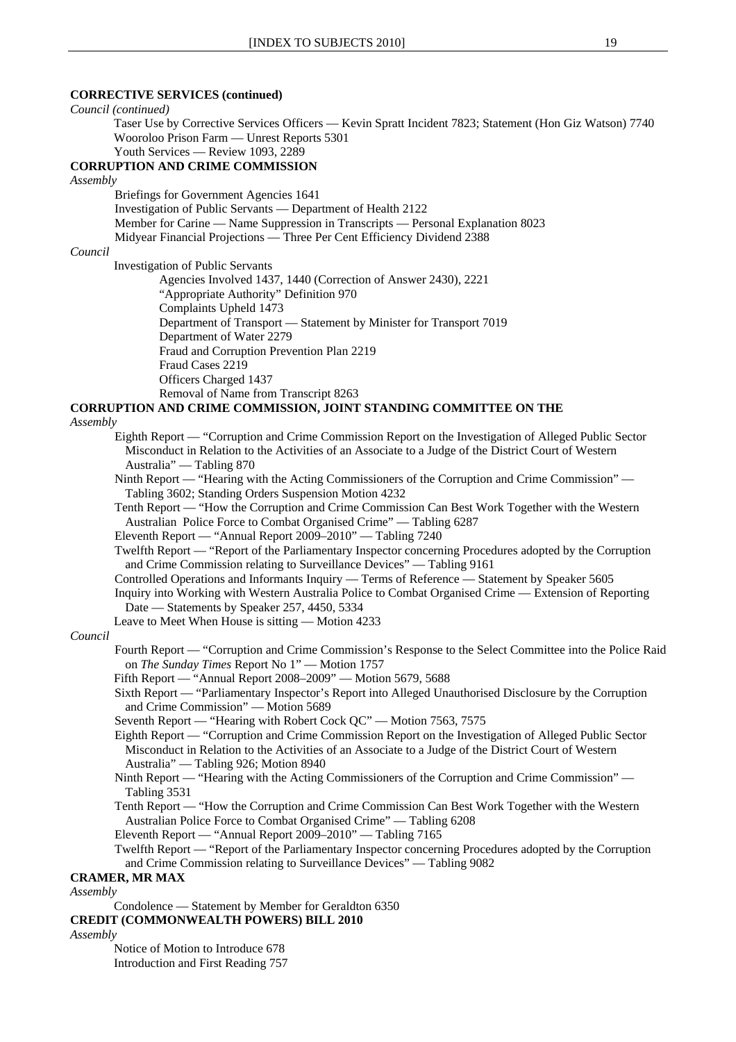**CORRECTIVE SERVICES (continued)**

*Council (continued)*

Taser Use by Corrective Services Officers — Kevin Spratt Incident 7823; Statement (Hon Giz Watson) 7740
Wooroloo Prison Farm — Unrest Reports 5301
Youth Services — Review 1093, 2289

**CORRUPTION AND CRIME COMMISSION**

*Assembly*

Briefings for Government Agencies 1641
Investigation of Public Servants — Department of Health 2122
Member for Carine — Name Suppression in Transcripts — Personal Explanation 8023
Midyear Financial Projections — Three Per Cent Efficiency Dividend 2388

*Council*

Investigation of Public Servants
- Agencies Involved 1437, 1440 (Correction of Answer 2430), 2221
- "Appropriate Authority" Definition 970
- Complaints Upheld 1473
- Department of Transport — Statement by Minister for Transport 7019
- Department of Water 2279
- Fraud and Corruption Prevention Plan 2219
- Fraud Cases 2219
- Officers Charged 1437
- Removal of Name from Transcript 8263

**CORRUPTION AND CRIME COMMISSION, JOINT STANDING COMMITTEE ON THE**

*Assembly*

Eighth Report — "Corruption and Crime Commission Report on the Investigation of Alleged Public Sector Misconduct in Relation to the Activities of an Associate to a Judge of the District Court of Western Australia" — Tabling 870
Ninth Report — "Hearing with the Acting Commissioners of the Corruption and Crime Commission" — Tabling 3602; Standing Orders Suspension Motion 4232
Tenth Report — "How the Corruption and Crime Commission Can Best Work Together with the Western Australian Police Force to Combat Organised Crime" — Tabling 6287
Eleventh Report — "Annual Report 2009–2010" — Tabling 7240
Twelfth Report — "Report of the Parliamentary Inspector concerning Procedures adopted by the Corruption and Crime Commission relating to Surveillance Devices" — Tabling 9161
Controlled Operations and Informants Inquiry — Terms of Reference — Statement by Speaker 5605
Inquiry into Working with Western Australia Police to Combat Organised Crime — Extension of Reporting Date — Statements by Speaker 257, 4450, 5334
Leave to Meet When House is sitting — Motion 4233

*Council*

Fourth Report — "Corruption and Crime Commission's Response to the Select Committee into the Police Raid on *The Sunday Times* Report No 1" — Motion 1757
Fifth Report — "Annual Report 2008–2009" — Motion 5679, 5688
Sixth Report — "Parliamentary Inspector's Report into Alleged Unauthorised Disclosure by the Corruption and Crime Commission" — Motion 5689
Seventh Report — "Hearing with Robert Cock QC" — Motion 7563, 7575
Eighth Report — "Corruption and Crime Commission Report on the Investigation of Alleged Public Sector Misconduct in Relation to the Activities of an Associate to a Judge of the District Court of Western Australia" — Tabling 926; Motion 8940
Ninth Report — "Hearing with the Acting Commissioners of the Corruption and Crime Commission" — Tabling 3531
Tenth Report — "How the Corruption and Crime Commission Can Best Work Together with the Western Australian Police Force to Combat Organised Crime" — Tabling 6208
Eleventh Report — "Annual Report 2009–2010" — Tabling 7165
Twelfth Report — "Report of the Parliamentary Inspector concerning Procedures adopted by the Corruption and Crime Commission relating to Surveillance Devices" — Tabling 9082

**CRAMER, MR MAX**

*Assembly*

Condolence — Statement by Member for Geraldton 6350

**CREDIT (COMMONWEALTH POWERS) BILL 2010**

*Assembly*

Notice of Motion to Introduce 678
Introduction and First Reading 757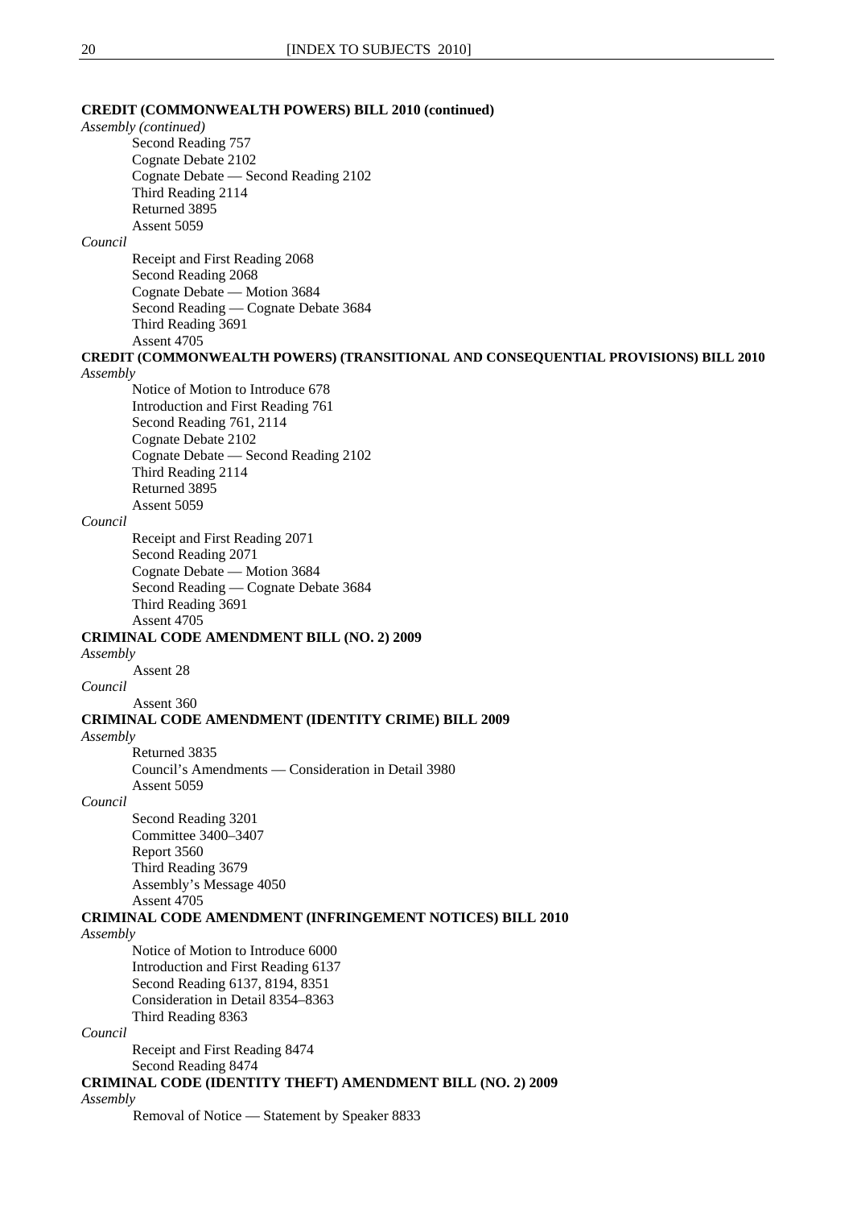**CREDIT (COMMONWEALTH POWERS) BILL 2010 (continued)**

*Assembly (continued)*

Second Reading 757
Cognate Debate 2102
Cognate Debate — Second Reading 2102
Third Reading 2114
Returned 3895
Assent 5059

*Council*

Receipt and First Reading 2068
Second Reading 2068
Cognate Debate — Motion 3684
Second Reading — Cognate Debate 3684
Third Reading 3691
Assent 4705

**CREDIT (COMMONWEALTH POWERS) (TRANSITIONAL AND CONSEQUENTIAL PROVISIONS) BILL 2010**

*Assembly*

Notice of Motion to Introduce 678
Introduction and First Reading 761
Second Reading 761, 2114
Cognate Debate 2102
Cognate Debate — Second Reading 2102
Third Reading 2114
Returned 3895
Assent 5059

*Council*

Receipt and First Reading 2071
Second Reading 2071
Cognate Debate — Motion 3684
Second Reading — Cognate Debate 3684
Third Reading 3691
Assent 4705

**CRIMINAL CODE AMENDMENT BILL (NO. 2) 2009**

*Assembly*

Assent 28

*Council*

Assent 360

**CRIMINAL CODE AMENDMENT (IDENTITY CRIME) BILL 2009**

*Assembly*

Returned 3835
Council's Amendments — Consideration in Detail 3980
Assent 5059

*Council*

Second Reading 3201
Committee 3400–3407
Report 3560
Third Reading 3679
Assembly's Message 4050
Assent 4705

**CRIMINAL CODE AMENDMENT (INFRINGEMENT NOTICES) BILL 2010**

*Assembly*

Notice of Motion to Introduce 6000
Introduction and First Reading 6137
Second Reading 6137, 8194, 8351
Consideration in Detail 8354–8363
Third Reading 8363

*Council*

Receipt and First Reading 8474
Second Reading 8474

**CRIMINAL CODE (IDENTITY THEFT) AMENDMENT BILL (NO. 2) 2009**

*Assembly*

Removal of Notice — Statement by Speaker 8833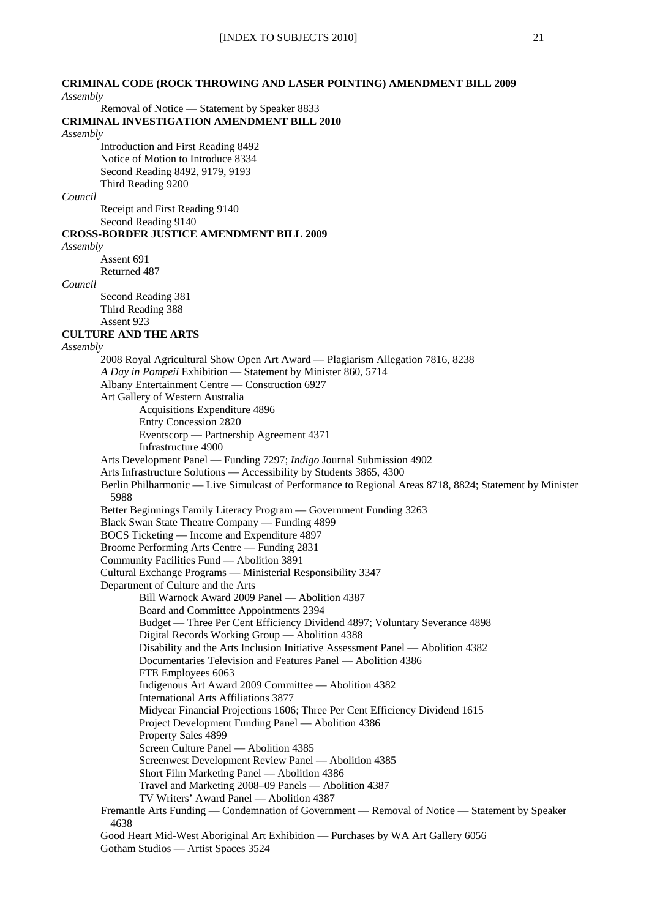**CRIMINAL CODE (ROCK THROWING AND LASER POINTING) AMENDMENT BILL 2009**

*Assembly*

Removal of Notice — Statement by Speaker 8833

**CRIMINAL INVESTIGATION AMENDMENT BILL 2010**

*Assembly*

Introduction and First Reading 8492
Notice of Motion to Introduce 8334
Second Reading 8492, 9179, 9193
Third Reading 9200

*Council*

Receipt and First Reading 9140
Second Reading 9140

**CROSS-BORDER JUSTICE AMENDMENT BILL 2009**

*Assembly*

Assent 691
Returned 487

*Council*

Second Reading 381
Third Reading 388
Assent 923

**CULTURE AND THE ARTS**

*Assembly*

2008 Royal Agricultural Show Open Art Award — Plagiarism Allegation 7816, 8238
*A Day in Pompeii* Exhibition — Statement by Minister 860, 5714
Albany Entertainment Centre — Construction 6927
Art Gallery of Western Australia
- Acquisitions Expenditure 4896
- Entry Concession 2820
- Eventscorp — Partnership Agreement 4371
- Infrastructure 4900

Arts Development Panel — Funding 7297; *Indigo* Journal Submission 4902
Arts Infrastructure Solutions — Accessibility by Students 3865, 4300
Berlin Philharmonic — Live Simulcast of Performance to Regional Areas 8718, 8824; Statement by Minister 5988
Better Beginnings Family Literacy Program — Government Funding 3263
Black Swan State Theatre Company — Funding 4899
BOCS Ticketing — Income and Expenditure 4897
Broome Performing Arts Centre — Funding 2831
Community Facilities Fund — Abolition 3891
Cultural Exchange Programs — Ministerial Responsibility 3347
Department of Culture and the Arts
- Bill Warnock Award 2009 Panel — Abolition 4387
- Board and Committee Appointments 2394
- Budget — Three Per Cent Efficiency Dividend 4897; Voluntary Severance 4898
- Digital Records Working Group — Abolition 4388
- Disability and the Arts Inclusion Initiative Assessment Panel — Abolition 4382
- Documentaries Television and Features Panel — Abolition 4386
- FTE Employees 6063
- Indigenous Art Award 2009 Committee — Abolition 4382
- International Arts Affiliations 3877
- Midyear Financial Projections 1606; Three Per Cent Efficiency Dividend 1615
- Project Development Funding Panel — Abolition 4386
- Property Sales 4899
- Screen Culture Panel — Abolition 4385
- Screenwest Development Review Panel — Abolition 4385
- Short Film Marketing Panel — Abolition 4386
- Travel and Marketing 2008–09 Panels — Abolition 4387
- TV Writers' Award Panel — Abolition 4387

Fremantle Arts Funding — Condemnation of Government — Removal of Notice — Statement by Speaker 4638
Good Heart Mid-West Aboriginal Art Exhibition — Purchases by WA Art Gallery 6056
Gotham Studios — Artist Spaces 3524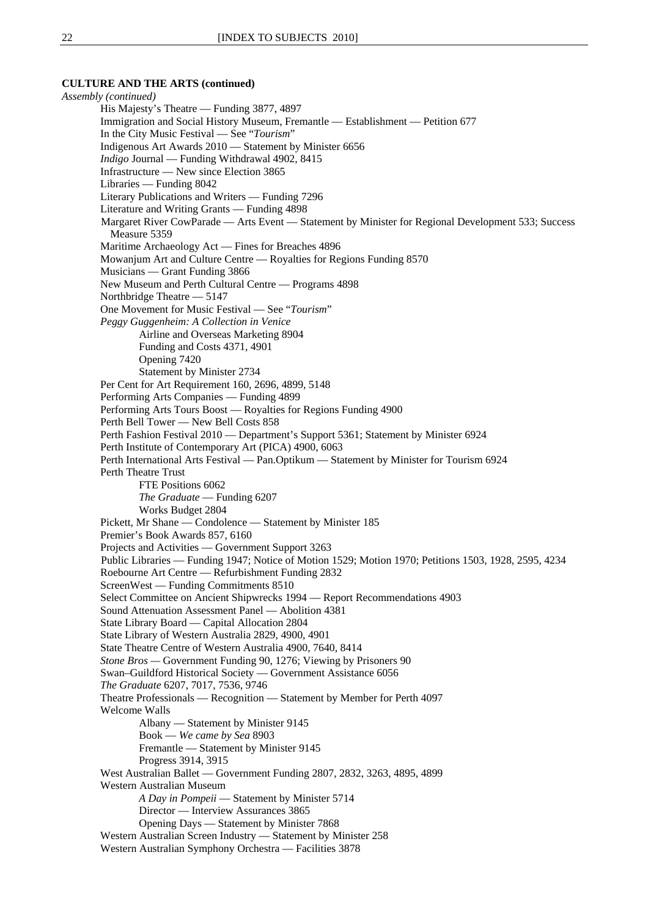**CULTURE AND THE ARTS (continued)**

*Assembly (continued)*

- His Majesty's Theatre — Funding 3877, 4897
- Immigration and Social History Museum, Fremantle — Establishment — Petition 677
- In the City Music Festival — See "*Tourism*"
- Indigenous Art Awards 2010 — Statement by Minister 6656
- *Indigo* Journal — Funding Withdrawal 4902, 8415
- Infrastructure — New since Election 3865
- Libraries — Funding 8042
- Literary Publications and Writers — Funding 7296
- Literature and Writing Grants — Funding 4898
- Margaret River CowParade — Arts Event — Statement by Minister for Regional Development 533; Success Measure 5359
- Maritime Archaeology Act — Fines for Breaches 4896
- Mowanjum Art and Culture Centre — Royalties for Regions Funding 8570
- Musicians — Grant Funding 3866
- New Museum and Perth Cultural Centre — Programs 4898
- Northbridge Theatre — 5147
- One Movement for Music Festival — See "*Tourism*"
- *Peggy Guggenheim: A Collection in Venice*
    - Airline and Overseas Marketing 8904
    - Funding and Costs 4371, 4901
    - Opening 7420
    - Statement by Minister 2734
- Per Cent for Art Requirement 160, 2696, 4899, 5148
- Performing Arts Companies — Funding 4899
- Performing Arts Tours Boost — Royalties for Regions Funding 4900
- Perth Bell Tower — New Bell Costs 858
- Perth Fashion Festival 2010 — Department's Support 5361; Statement by Minister 6924
- Perth Institute of Contemporary Art (PICA) 4900, 6063
- Perth International Arts Festival — Pan.Optikum — Statement by Minister for Tourism 6924
- Perth Theatre Trust
    - FTE Positions 6062
    - *The Graduate* — Funding 6207
    - Works Budget 2804
- Pickett, Mr Shane — Condolence — Statement by Minister 185
- Premier's Book Awards 857, 6160
- Projects and Activities — Government Support 3263
- Public Libraries — Funding 1947; Notice of Motion 1529; Motion 1970; Petitions 1503, 1928, 2595, 4234
- Roebourne Art Centre — Refurbishment Funding 2832
- ScreenWest — Funding Commitments 8510
- Select Committee on Ancient Shipwrecks 1994 — Report Recommendations 4903
- Sound Attenuation Assessment Panel — Abolition 4381
- State Library Board — Capital Allocation 2804
- State Library of Western Australia 2829, 4900, 4901
- State Theatre Centre of Western Australia 4900, 7640, 8414
- *Stone Bros* — Government Funding 90, 1276; Viewing by Prisoners 90
- Swan–Guildford Historical Society — Government Assistance 6056
- *The Graduate* 6207, 7017, 7536, 9746
- Theatre Professionals — Recognition — Statement by Member for Perth 4097
- Welcome Walls
    - Albany — Statement by Minister 9145
    - Book — *We came by Sea* 8903
    - Fremantle — Statement by Minister 9145
    - Progress 3914, 3915
- West Australian Ballet — Government Funding 2807, 2832, 3263, 4895, 4899
- Western Australian Museum
    - *A Day in Pompeii* — Statement by Minister 5714
    - Director — Interview Assurances 3865
    - Opening Days — Statement by Minister 7868
- Western Australian Screen Industry — Statement by Minister 258
- Western Australian Symphony Orchestra — Facilities 3878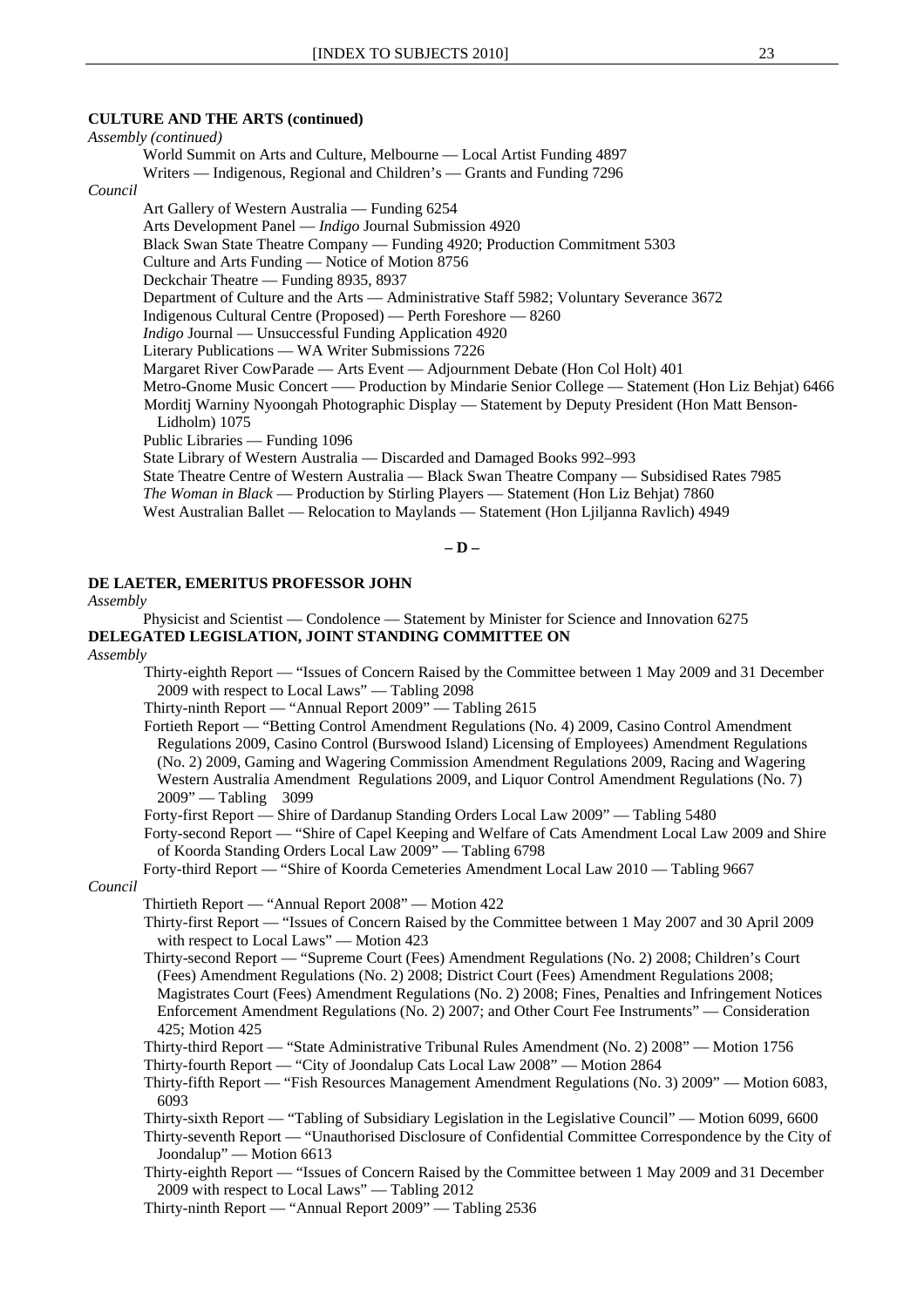**CULTURE AND THE ARTS (continued)**

*Assembly (continued)*

World Summit on Arts and Culture, Melbourne — Local Artist Funding 4897

Writers — Indigenous, Regional and Children's — Grants and Funding 7296

*Council*

Art Gallery of Western Australia — Funding 6254

Arts Development Panel — *Indigo* Journal Submission 4920

Black Swan State Theatre Company — Funding 4920; Production Commitment 5303

Culture and Arts Funding — Notice of Motion 8756

Deckchair Theatre — Funding 8935, 8937

Department of Culture and the Arts — Administrative Staff 5982; Voluntary Severance 3672

Indigenous Cultural Centre (Proposed) — Perth Foreshore — 8260

*Indigo* Journal — Unsuccessful Funding Application 4920

Literary Publications — WA Writer Submissions 7226

Margaret River CowParade — Arts Event — Adjournment Debate (Hon Col Holt) 401

Metro-Gnome Music Concert —– Production by Mindarie Senior College — Statement (Hon Liz Behjat) 6466

Morditj Warniny Nyoongah Photographic Display — Statement by Deputy President (Hon Matt Benson-Lidholm) 1075

Public Libraries — Funding 1096

State Library of Western Australia — Discarded and Damaged Books 992–993

State Theatre Centre of Western Australia — Black Swan Theatre Company — Subsidised Rates 7985

*The Woman in Black* — Production by Stirling Players — Statement (Hon Liz Behjat) 7860

West Australian Ballet — Relocation to Maylands — Statement (Hon Ljiljanna Ravlich) 4949

**– D –**

**DE LAETER, EMERITUS PROFESSOR JOHN**

*Assembly*

Physicist and Scientist — Condolence — Statement by Minister for Science and Innovation 6275

**DELEGATED LEGISLATION, JOINT STANDING COMMITTEE ON**

*Assembly*

Thirty-eighth Report — "Issues of Concern Raised by the Committee between 1 May 2009 and 31 December 2009 with respect to Local Laws" — Tabling 2098

Thirty-ninth Report — "Annual Report 2009" — Tabling 2615

Fortieth Report — "Betting Control Amendment Regulations (No. 4) 2009, Casino Control Amendment Regulations 2009, Casino Control (Burswood Island) Licensing of Employees) Amendment Regulations (No. 2) 2009, Gaming and Wagering Commission Amendment Regulations 2009, Racing and Wagering Western Australia Amendment Regulations 2009, and Liquor Control Amendment Regulations (No. 7) 2009" — Tabling 3099

Forty-first Report — Shire of Dardanup Standing Orders Local Law 2009" — Tabling 5480

Forty-second Report — "Shire of Capel Keeping and Welfare of Cats Amendment Local Law 2009 and Shire of Koorda Standing Orders Local Law 2009" — Tabling 6798

Forty-third Report — "Shire of Koorda Cemeteries Amendment Local Law 2010 — Tabling 9667

*Council*

Thirtieth Report — "Annual Report 2008" — Motion 422

Thirty-first Report — "Issues of Concern Raised by the Committee between 1 May 2007 and 30 April 2009 with respect to Local Laws" — Motion 423

Thirty-second Report — "Supreme Court (Fees) Amendment Regulations (No. 2) 2008; Children's Court (Fees) Amendment Regulations (No. 2) 2008; District Court (Fees) Amendment Regulations 2008; Magistrates Court (Fees) Amendment Regulations (No. 2) 2008; Fines, Penalties and Infringement Notices Enforcement Amendment Regulations (No. 2) 2007; and Other Court Fee Instruments" — Consideration 425; Motion 425

Thirty-third Report — "State Administrative Tribunal Rules Amendment (No. 2) 2008" — Motion 1756

Thirty-fourth Report — "City of Joondalup Cats Local Law 2008" — Motion 2864

Thirty-fifth Report — "Fish Resources Management Amendment Regulations (No. 3) 2009" — Motion 6083, 6093

Thirty-sixth Report — "Tabling of Subsidiary Legislation in the Legislative Council" — Motion 6099, 6600

Thirty-seventh Report — "Unauthorised Disclosure of Confidential Committee Correspondence by the City of Joondalup" — Motion 6613

Thirty-eighth Report — "Issues of Concern Raised by the Committee between 1 May 2009 and 31 December 2009 with respect to Local Laws" — Tabling 2012

Thirty-ninth Report — "Annual Report 2009" — Tabling 2536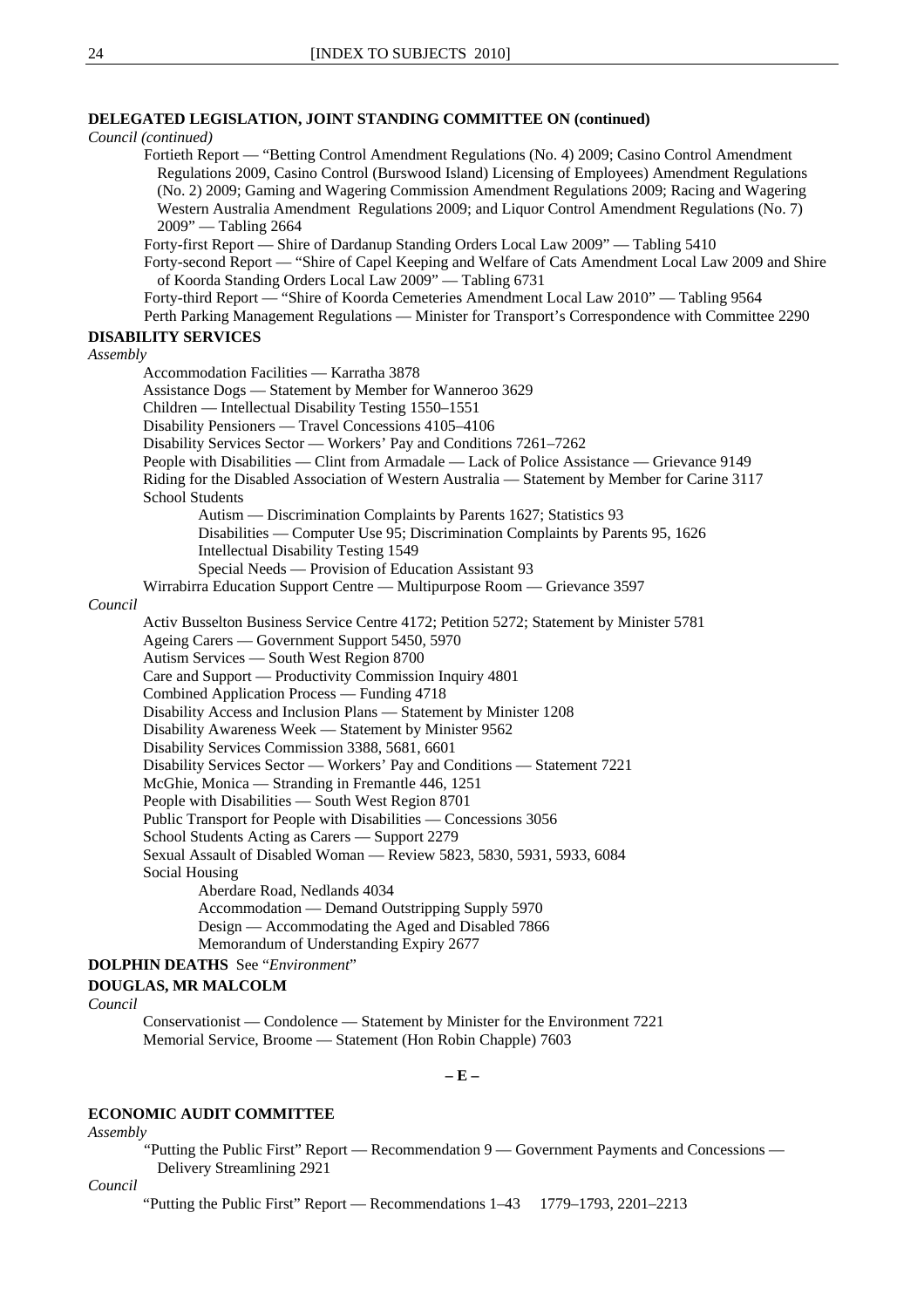**DELEGATED LEGISLATION, JOINT STANDING COMMITTEE ON (continued)**

*Council (continued)*

Fortieth Report — "Betting Control Amendment Regulations (No. 4) 2009; Casino Control Amendment Regulations 2009, Casino Control (Burswood Island) Licensing of Employees) Amendment Regulations (No. 2) 2009; Gaming and Wagering Commission Amendment Regulations 2009; Racing and Wagering Western Australia Amendment Regulations 2009; and Liquor Control Amendment Regulations (No. 7) 2009" — Tabling 2664

Forty-first Report — Shire of Dardanup Standing Orders Local Law 2009" — Tabling 5410

Forty-second Report — "Shire of Capel Keeping and Welfare of Cats Amendment Local Law 2009 and Shire of Koorda Standing Orders Local Law 2009" — Tabling 6731

Forty-third Report — "Shire of Koorda Cemeteries Amendment Local Law 2010" — Tabling 9564

Perth Parking Management Regulations — Minister for Transport's Correspondence with Committee 2290

**DISABILITY SERVICES**

*Assembly*

Accommodation Facilities — Karratha 3878

Assistance Dogs — Statement by Member for Wanneroo 3629

Children — Intellectual Disability Testing 1550–1551

Disability Pensioners — Travel Concessions 4105–4106

Disability Services Sector — Workers' Pay and Conditions 7261–7262

People with Disabilities — Clint from Armadale — Lack of Police Assistance — Grievance 9149

Riding for the Disabled Association of Western Australia — Statement by Member for Carine 3117

School Students

- Autism — Discrimination Complaints by Parents 1627; Statistics 93
- Disabilities — Computer Use 95; Discrimination Complaints by Parents 95, 1626
- Intellectual Disability Testing 1549
- Special Needs — Provision of Education Assistant 93

Wirrabirra Education Support Centre — Multipurpose Room — Grievance 3597

*Council*

Activ Busselton Business Service Centre 4172; Petition 5272; Statement by Minister 5781

Ageing Carers — Government Support 5450, 5970

Autism Services — South West Region 8700

Care and Support — Productivity Commission Inquiry 4801

Combined Application Process — Funding 4718

Disability Access and Inclusion Plans — Statement by Minister 1208

Disability Awareness Week — Statement by Minister 9562

Disability Services Commission 3388, 5681, 6601

Disability Services Sector — Workers' Pay and Conditions — Statement 7221

McGhie, Monica — Stranding in Fremantle 446, 1251

People with Disabilities — South West Region 8701

Public Transport for People with Disabilities — Concessions 3056

School Students Acting as Carers — Support 2279

Sexual Assault of Disabled Woman — Review 5823, 5830, 5931, 5933, 6084

Social Housing

- Aberdare Road, Nedlands 4034
- Accommodation — Demand Outstripping Supply 5970
- Design — Accommodating the Aged and Disabled 7866
- Memorandum of Understanding Expiry 2677

**DOLPHIN DEATHS** See "*Environment*"

**DOUGLAS, MR MALCOLM**

*Council*

Conservationist — Condolence — Statement by Minister for the Environment 7221

Memorial Service, Broome — Statement (Hon Robin Chapple) 7603

## – E –

**ECONOMIC AUDIT COMMITTEE**

*Assembly*

"Putting the Public First" Report — Recommendation 9 — Government Payments and Concessions — Delivery Streamlining 2921

*Council*

"Putting the Public First" Report — Recommendations 1–43 1779–1793, 2201–2213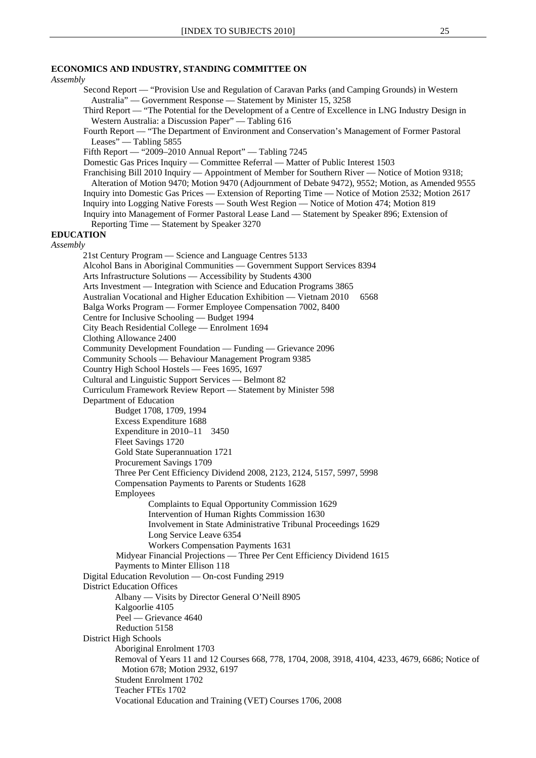**ECONOMICS AND INDUSTRY, STANDING COMMITTEE ON**

*Assembly*

Second Report — "Provision Use and Regulation of Caravan Parks (and Camping Grounds) in Western Australia" — Government Response — Statement by Minister 15, 3258

Third Report — "The Potential for the Development of a Centre of Excellence in LNG Industry Design in Western Australia: a Discussion Paper" — Tabling 616

Fourth Report — "The Department of Environment and Conservation's Management of Former Pastoral Leases" — Tabling 5855

Fifth Report — "2009–2010 Annual Report" — Tabling 7245

Domestic Gas Prices Inquiry — Committee Referral — Matter of Public Interest 1503

Franchising Bill 2010 Inquiry — Appointment of Member for Southern River — Notice of Motion 9318; Alteration of Motion 9470; Motion 9470 (Adjournment of Debate 9472), 9552; Motion, as Amended 9555

Inquiry into Domestic Gas Prices — Extension of Reporting Time — Notice of Motion 2532; Motion 2617

Inquiry into Logging Native Forests — South West Region — Notice of Motion 474; Motion 819

Inquiry into Management of Former Pastoral Lease Land — Statement by Speaker 896; Extension of Reporting Time — Statement by Speaker 3270

**EDUCATION**

*Assembly*

21st Century Program — Science and Language Centres 5133

Alcohol Bans in Aboriginal Communities — Government Support Services 8394

Arts Infrastructure Solutions — Accessibility by Students 4300

Arts Investment — Integration with Science and Education Programs 3865

Australian Vocational and Higher Education Exhibition — Vietnam 2010 6568

Balga Works Program — Former Employee Compensation 7002, 8400

Centre for Inclusive Schooling — Budget 1994

City Beach Residential College — Enrolment 1694

Clothing Allowance 2400

Community Development Foundation — Funding — Grievance 2096

Community Schools — Behaviour Management Program 9385

Country High School Hostels — Fees 1695, 1697

Cultural and Linguistic Support Services — Belmont 82

Curriculum Framework Review Report — Statement by Minister 598

Department of Education

- Budget 1708, 1709, 1994
- Excess Expenditure 1688
- Expenditure in 2010–11 3450
- Fleet Savings 1720
- Gold State Superannuation 1721
- Procurement Savings 1709
- Three Per Cent Efficiency Dividend 2008, 2123, 2124, 5157, 5997, 5998
- Compensation Payments to Parents or Students 1628
- Employees
  - Complaints to Equal Opportunity Commission 1629
  - Intervention of Human Rights Commission 1630
  - Involvement in State Administrative Tribunal Proceedings 1629
  - Long Service Leave 6354
  - Workers Compensation Payments 1631
- Midyear Financial Projections — Three Per Cent Efficiency Dividend 1615
- Payments to Minter Ellison 118

Digital Education Revolution — On-cost Funding 2919

District Education Offices

- Albany — Visits by Director General O'Neill 8905
- Kalgoorlie 4105
- Peel — Grievance 4640
- Reduction 5158

District High Schools

- Aboriginal Enrolment 1703
- Removal of Years 11 and 12 Courses 668, 778, 1704, 2008, 3918, 4104, 4233, 4679, 6686; Notice of Motion 678; Motion 2932, 6197
- Student Enrolment 1702
- Teacher FTEs 1702
- Vocational Education and Training (VET) Courses 1706, 2008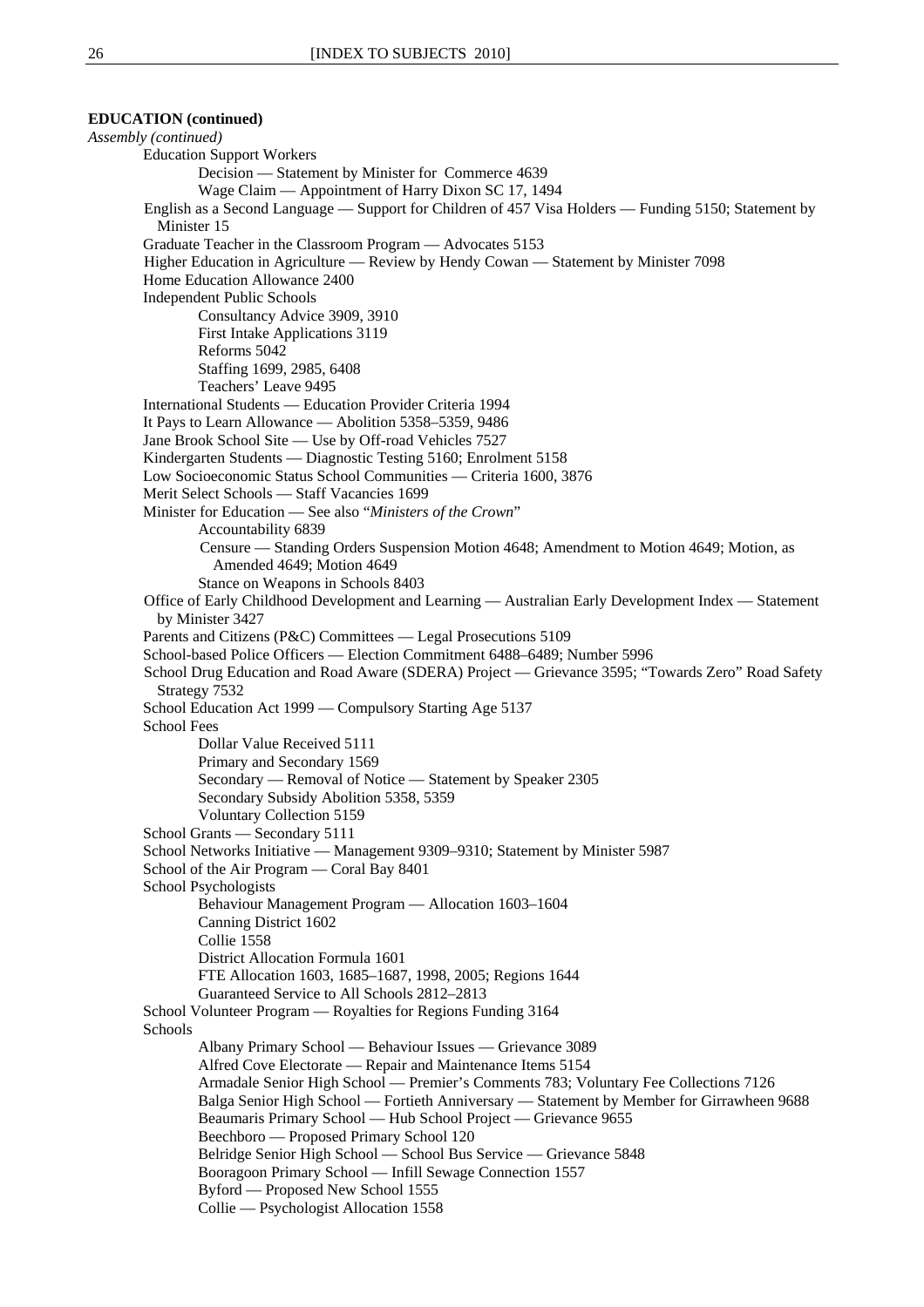**EDUCATION (continued)**

*Assembly (continued)*

- Education Support Workers
  - Decision — Statement by Minister for Commerce 4639
  - Wage Claim — Appointment of Harry Dixon SC 17, 1494
- English as a Second Language — Support for Children of 457 Visa Holders — Funding 5150; Statement by Minister 15
- Graduate Teacher in the Classroom Program — Advocates 5153
- Higher Education in Agriculture — Review by Hendy Cowan — Statement by Minister 7098
- Home Education Allowance 2400
- Independent Public Schools
  - Consultancy Advice 3909, 3910
  - First Intake Applications 3119
  - Reforms 5042
  - Staffing 1699, 2985, 6408
  - Teachers' Leave 9495
- International Students — Education Provider Criteria 1994
- It Pays to Learn Allowance — Abolition 5358–5359, 9486
- Jane Brook School Site — Use by Off-road Vehicles 7527
- Kindergarten Students — Diagnostic Testing 5160; Enrolment 5158
- Low Socioeconomic Status School Communities — Criteria 1600, 3876
- Merit Select Schools — Staff Vacancies 1699
- Minister for Education — See also "*Ministers of the Crown*"
  - Accountability 6839
  - Censure — Standing Orders Suspension Motion 4648; Amendment to Motion 4649; Motion, as Amended 4649; Motion 4649
  - Stance on Weapons in Schools 8403
- Office of Early Childhood Development and Learning — Australian Early Development Index — Statement by Minister 3427
- Parents and Citizens (P&C) Committees — Legal Prosecutions 5109
- School-based Police Officers — Election Commitment 6488–6489; Number 5996
- School Drug Education and Road Aware (SDERA) Project — Grievance 3595; "Towards Zero" Road Safety Strategy 7532
- School Education Act 1999 — Compulsory Starting Age 5137
- School Fees
  - Dollar Value Received 5111
  - Primary and Secondary 1569
  - Secondary — Removal of Notice — Statement by Speaker 2305
  - Secondary Subsidy Abolition 5358, 5359
  - Voluntary Collection 5159
- School Grants — Secondary 5111
- School Networks Initiative — Management 9309–9310; Statement by Minister 5987
- School of the Air Program — Coral Bay 8401
- School Psychologists
  - Behaviour Management Program — Allocation 1603–1604
  - Canning District 1602
  - Collie 1558
  - District Allocation Formula 1601
  - FTE Allocation 1603, 1685–1687, 1998, 2005; Regions 1644
  - Guaranteed Service to All Schools 2812–2813
- School Volunteer Program — Royalties for Regions Funding 3164
- Schools
  - Albany Primary School — Behaviour Issues — Grievance 3089
  - Alfred Cove Electorate — Repair and Maintenance Items 5154
  - Armadale Senior High School — Premier's Comments 783; Voluntary Fee Collections 7126
  - Balga Senior High School — Fortieth Anniversary — Statement by Member for Girrawheen 9688
  - Beaumaris Primary School — Hub School Project — Grievance 9655
  - Beechboro — Proposed Primary School 120
  - Belridge Senior High School — School Bus Service — Grievance 5848
  - Booragoon Primary School — Infill Sewage Connection 1557
  - Byford — Proposed New School 1555
  - Collie — Psychologist Allocation 1558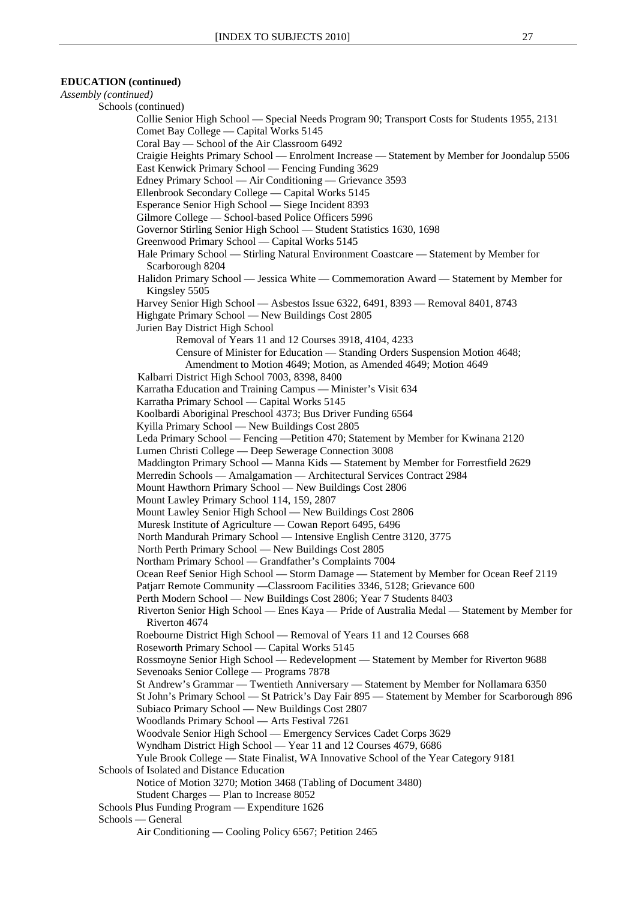**EDUCATION (continued)**

*Assembly (continued)*

Schools (continued)

- Collie Senior High School — Special Needs Program 90; Transport Costs for Students 1955, 2131
- Comet Bay College — Capital Works 5145
- Coral Bay — School of the Air Classroom 6492
- Craigie Heights Primary School — Enrolment Increase — Statement by Member for Joondalup 5506
- East Kenwick Primary School — Fencing Funding 3629
- Edney Primary School — Air Conditioning — Grievance 3593
- Ellenbrook Secondary College — Capital Works 5145
- Esperance Senior High School — Siege Incident 8393
- Gilmore College — School-based Police Officers 5996
- Governor Stirling Senior High School — Student Statistics 1630, 1698
- Greenwood Primary School — Capital Works 5145
- Hale Primary School — Stirling Natural Environment Coastcare — Statement by Member for Scarborough 8204
- Halidon Primary School — Jessica White — Commemoration Award — Statement by Member for Kingsley 5505
- Harvey Senior High School — Asbestos Issue 6322, 6491, 8393 — Removal 8401, 8743
- Highgate Primary School — New Buildings Cost 2805
- Jurien Bay District High School
  - Removal of Years 11 and 12 Courses 3918, 4104, 4233
  - Censure of Minister for Education — Standing Orders Suspension Motion 4648; Amendment to Motion 4649; Motion, as Amended 4649; Motion 4649
- Kalbarri District High School 7003, 8398, 8400
- Karratha Education and Training Campus — Minister's Visit 634
- Karratha Primary School — Capital Works 5145
- Koolbardi Aboriginal Preschool 4373; Bus Driver Funding 6564
- Kyilla Primary School — New Buildings Cost 2805
- Leda Primary School — Fencing —Petition 470; Statement by Member for Kwinana 2120
- Lumen Christi College — Deep Sewerage Connection 3008
- Maddington Primary School — Manna Kids — Statement by Member for Forrestfield 2629
- Merredin Schools — Amalgamation — Architectural Services Contract 2984
- Mount Hawthorn Primary School — New Buildings Cost 2806
- Mount Lawley Primary School 114, 159, 2807
- Mount Lawley Senior High School — New Buildings Cost 2806
- Muresk Institute of Agriculture — Cowan Report 6495, 6496
- North Mandurah Primary School — Intensive English Centre 3120, 3775
- North Perth Primary School — New Buildings Cost 2805
- Northam Primary School — Grandfather's Complaints 7004
- Ocean Reef Senior High School — Storm Damage — Statement by Member for Ocean Reef 2119
- Patjarr Remote Community —Classroom Facilities 3346, 5128; Grievance 600
- Perth Modern School — New Buildings Cost 2806; Year 7 Students 8403
- Riverton Senior High School — Enes Kaya — Pride of Australia Medal — Statement by Member for Riverton 4674
- Roebourne District High School — Removal of Years 11 and 12 Courses 668
- Roseworth Primary School — Capital Works 5145
- Rossmoyne Senior High School — Redevelopment — Statement by Member for Riverton 9688
- Sevenoaks Senior College — Programs 7878
- St Andrew's Grammar — Twentieth Anniversary — Statement by Member for Nollamara 6350
- St John's Primary School — St Patrick's Day Fair 895 — Statement by Member for Scarborough 896
- Subiaco Primary School — New Buildings Cost 2807
- Woodlands Primary School — Arts Festival 7261
- Woodvale Senior High School — Emergency Services Cadet Corps 3629
- Wyndham District High School — Year 11 and 12 Courses 4679, 6686
- Yule Brook College — State Finalist, WA Innovative School of the Year Category 9181

Schools of Isolated and Distance Education

- Notice of Motion 3270; Motion 3468 (Tabling of Document 3480)
- Student Charges — Plan to Increase 8052

Schools Plus Funding Program — Expenditure 1626

Schools — General

- Air Conditioning — Cooling Policy 6567; Petition 2465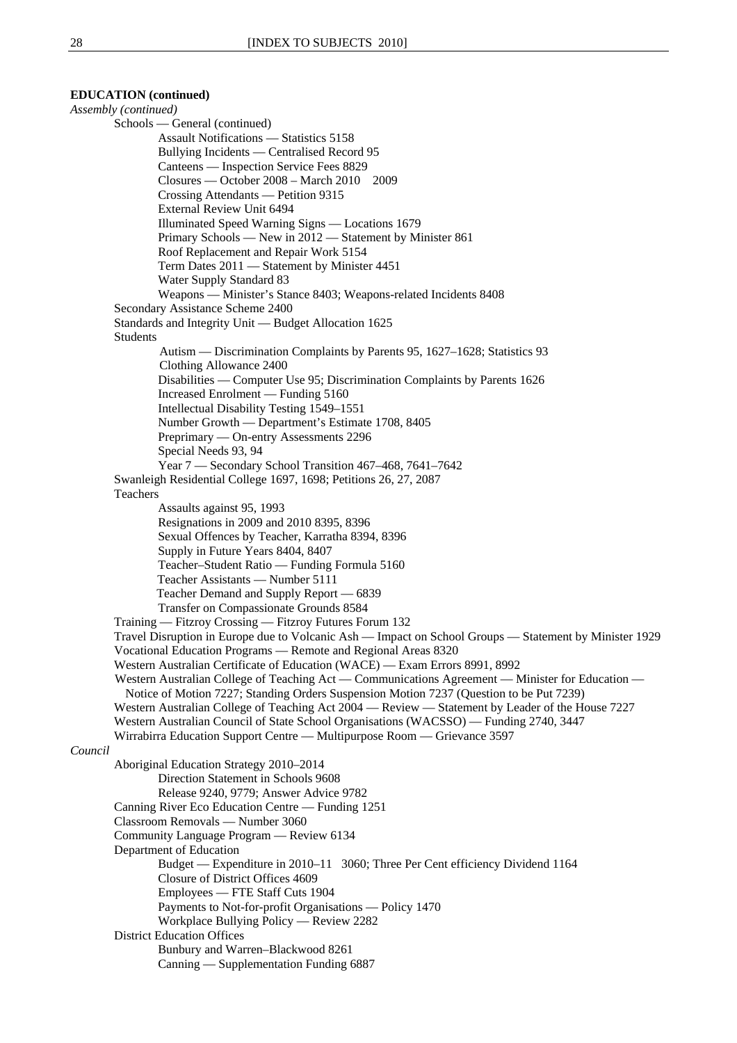**EDUCATION (continued)**

*Assembly (continued)*

Schools — General (continued)

Assault Notifications — Statistics 5158

Bullying Incidents — Centralised Record 95

Canteens — Inspection Service Fees 8829

Closures — October 2008 – March 2010 2009

Crossing Attendants — Petition 9315

External Review Unit 6494

Illuminated Speed Warning Signs — Locations 1679

Primary Schools — New in 2012 — Statement by Minister 861

Roof Replacement and Repair Work 5154

Term Dates 2011 — Statement by Minister 4451

Water Supply Standard 83

Weapons — Minister's Stance 8403; Weapons-related Incidents 8408

Secondary Assistance Scheme 2400

Standards and Integrity Unit — Budget Allocation 1625

Students

Autism — Discrimination Complaints by Parents 95, 1627–1628; Statistics 93

Clothing Allowance 2400

Disabilities — Computer Use 95; Discrimination Complaints by Parents 1626

Increased Enrolment — Funding 5160

Intellectual Disability Testing 1549–1551

Number Growth — Department's Estimate 1708, 8405

Preprimary — On-entry Assessments 2296

Special Needs 93, 94

Year 7 — Secondary School Transition 467–468, 7641–7642

Swanleigh Residential College 1697, 1698; Petitions 26, 27, 2087

Teachers

Assaults against 95, 1993

Resignations in 2009 and 2010 8395, 8396

Sexual Offences by Teacher, Karratha 8394, 8396

Supply in Future Years 8404, 8407

Teacher–Student Ratio — Funding Formula 5160

Teacher Assistants — Number 5111

Teacher Demand and Supply Report — 6839

Transfer on Compassionate Grounds 8584

Training — Fitzroy Crossing — Fitzroy Futures Forum 132

Travel Disruption in Europe due to Volcanic Ash — Impact on School Groups — Statement by Minister 1929

Vocational Education Programs — Remote and Regional Areas 8320

Western Australian Certificate of Education (WACE) — Exam Errors 8991, 8992

Western Australian College of Teaching Act — Communications Agreement — Minister for Education — Notice of Motion 7227; Standing Orders Suspension Motion 7237 (Question to be Put 7239)

Western Australian College of Teaching Act 2004 — Review — Statement by Leader of the House 7227

Western Australian Council of State School Organisations (WACSSO) — Funding 2740, 3447

Wirrabirra Education Support Centre — Multipurpose Room — Grievance 3597

*Council*

Aboriginal Education Strategy 2010–2014

Direction Statement in Schools 9608

Release 9240, 9779; Answer Advice 9782

Canning River Eco Education Centre — Funding 1251

Classroom Removals — Number 3060

Community Language Program — Review 6134

Department of Education

Budget — Expenditure in 2010–11 3060; Three Per Cent efficiency Dividend 1164

Closure of District Offices 4609

Employees — FTE Staff Cuts 1904

Payments to Not-for-profit Organisations — Policy 1470

Workplace Bullying Policy — Review 2282

District Education Offices

Bunbury and Warren–Blackwood 8261

Canning — Supplementation Funding 6887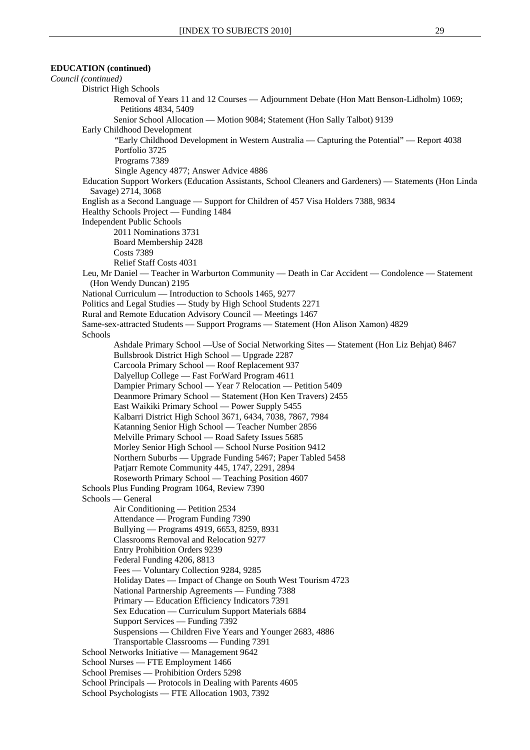**EDUCATION (continued)**

*Council (continued)*

- District High Schools
  - Removal of Years 11 and 12 Courses — Adjournment Debate (Hon Matt Benson-Lidholm) 1069; Petitions 4834, 5409
  - Senior School Allocation — Motion 9084; Statement (Hon Sally Talbot) 9139
- Early Childhood Development
  - "Early Childhood Development in Western Australia — Capturing the Potential" — Report 4038
  - Portfolio 3725
  - Programs 7389
  - Single Agency 4877; Answer Advice 4886
- Education Support Workers (Education Assistants, School Cleaners and Gardeners) — Statements (Hon Linda Savage) 2714, 3068
- English as a Second Language — Support for Children of 457 Visa Holders 7388, 9834
- Healthy Schools Project — Funding 1484
- Independent Public Schools
  - 2011 Nominations 3731
  - Board Membership 2428
  - Costs 7389
  - Relief Staff Costs 4031
- Leu, Mr Daniel — Teacher in Warburton Community — Death in Car Accident — Condolence — Statement (Hon Wendy Duncan) 2195
- National Curriculum — Introduction to Schools 1465, 9277
- Politics and Legal Studies — Study by High School Students 2271
- Rural and Remote Education Advisory Council — Meetings 1467
- Same-sex-attracted Students — Support Programs — Statement (Hon Alison Xamon) 4829
- Schools
  - Ashdale Primary School —Use of Social Networking Sites — Statement (Hon Liz Behjat) 8467
  - Bullsbrook District High School — Upgrade 2287
  - Carcoola Primary School — Roof Replacement 937
  - Dalyellup College — Fast ForWard Program 4611
  - Dampier Primary School — Year 7 Relocation — Petition 5409
  - Deanmore Primary School — Statement (Hon Ken Travers) 2455
  - East Waikiki Primary School — Power Supply 5455
  - Kalbarri District High School 3671, 6434, 7038, 7867, 7984
  - Katanning Senior High School — Teacher Number 2856
  - Melville Primary School — Road Safety Issues 5685
  - Morley Senior High School — School Nurse Position 9412
  - Northern Suburbs — Upgrade Funding 5467; Paper Tabled 5458
  - Patjarr Remote Community 445, 1747, 2291, 2894
  - Roseworth Primary School — Teaching Position 4607
- Schools Plus Funding Program 1064, Review 7390
- Schools — General
  - Air Conditioning — Petition 2534
  - Attendance — Program Funding 7390
  - Bullying — Programs 4919, 6653, 8259, 8931
  - Classrooms Removal and Relocation 9277
  - Entry Prohibition Orders 9239
  - Federal Funding 4206, 8813
  - Fees — Voluntary Collection 9284, 9285
  - Holiday Dates — Impact of Change on South West Tourism 4723
  - National Partnership Agreements — Funding 7388
  - Primary — Education Efficiency Indicators 7391
  - Sex Education — Curriculum Support Materials 6884
  - Support Services — Funding 7392
  - Suspensions — Children Five Years and Younger 2683, 4886
  - Transportable Classrooms — Funding 7391
- School Networks Initiative — Management 9642
- School Nurses — FTE Employment 1466
- School Premises — Prohibition Orders 5298
- School Principals — Protocols in Dealing with Parents 4605
- School Psychologists — FTE Allocation 1903, 7392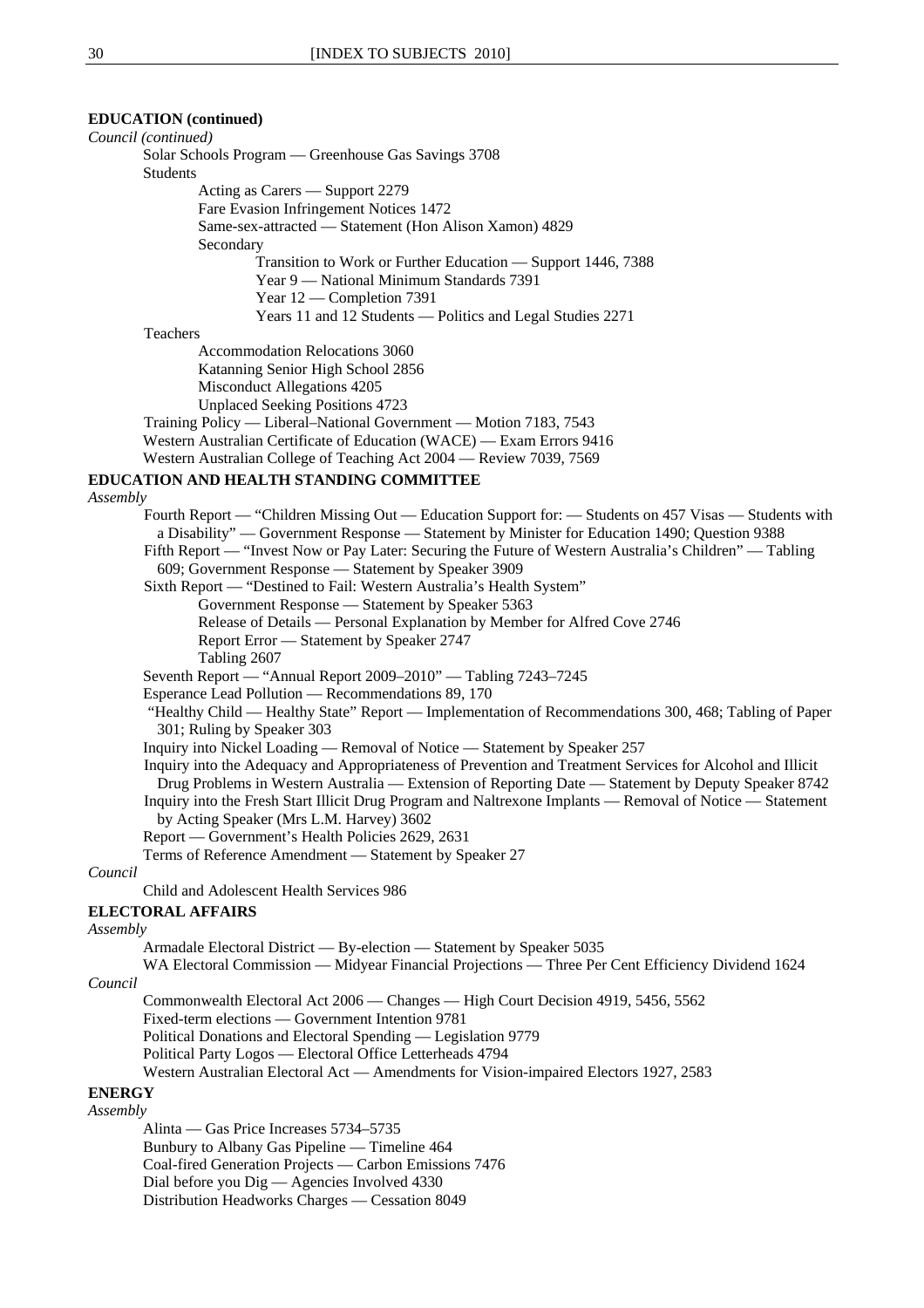**EDUCATION (continued)**

*Council (continued)*

Solar Schools Program — Greenhouse Gas Savings 3708

Students

- Acting as Carers — Support 2279
- Fare Evasion Infringement Notices 1472
- Same-sex-attracted — Statement (Hon Alison Xamon) 4829
- Secondary
  - Transition to Work or Further Education — Support 1446, 7388
  - Year 9 — National Minimum Standards 7391
  - Year 12 — Completion 7391
  - Years 11 and 12 Students — Politics and Legal Studies 2271

Teachers

- Accommodation Relocations 3060
- Katanning Senior High School 2856
- Misconduct Allegations 4205
- Unplaced Seeking Positions 4723

Training Policy — Liberal–National Government — Motion 7183, 7543

Western Australian Certificate of Education (WACE) — Exam Errors 9416

Western Australian College of Teaching Act 2004 — Review 7039, 7569

**EDUCATION AND HEALTH STANDING COMMITTEE**

*Assembly*

Fourth Report — "Children Missing Out — Education Support for: — Students on 457 Visas — Students with a Disability" — Government Response — Statement by Minister for Education 1490; Question 9388

Fifth Report — "Invest Now or Pay Later: Securing the Future of Western Australia's Children" — Tabling 609; Government Response — Statement by Speaker 3909

Sixth Report — "Destined to Fail: Western Australia's Health System"

- Government Response — Statement by Speaker 5363
- Release of Details — Personal Explanation by Member for Alfred Cove 2746
- Report Error — Statement by Speaker 2747
- Tabling 2607

Seventh Report — "Annual Report 2009–2010" — Tabling 7243–7245

Esperance Lead Pollution — Recommendations 89, 170

"Healthy Child — Healthy State" Report — Implementation of Recommendations 300, 468; Tabling of Paper 301; Ruling by Speaker 303

Inquiry into Nickel Loading — Removal of Notice — Statement by Speaker 257

Inquiry into the Adequacy and Appropriateness of Prevention and Treatment Services for Alcohol and Illicit Drug Problems in Western Australia — Extension of Reporting Date — Statement by Deputy Speaker 8742

Inquiry into the Fresh Start Illicit Drug Program and Naltrexone Implants — Removal of Notice — Statement by Acting Speaker (Mrs L.M. Harvey) 3602

Report — Government's Health Policies 2629, 2631

Terms of Reference Amendment — Statement by Speaker 27

*Council*

Child and Adolescent Health Services 986

**ELECTORAL AFFAIRS**

*Assembly*

Armadale Electoral District — By-election — Statement by Speaker 5035

WA Electoral Commission — Midyear Financial Projections — Three Per Cent Efficiency Dividend 1624

*Council*

Commonwealth Electoral Act 2006 — Changes — High Court Decision 4919, 5456, 5562

Fixed-term elections — Government Intention 9781

Political Donations and Electoral Spending — Legislation 9779

Political Party Logos — Electoral Office Letterheads 4794

Western Australian Electoral Act — Amendments for Vision-impaired Electors 1927, 2583

**ENERGY**

*Assembly*

Alinta — Gas Price Increases 5734–5735

Bunbury to Albany Gas Pipeline — Timeline 464

Coal-fired Generation Projects — Carbon Emissions 7476

Dial before you Dig — Agencies Involved 4330

Distribution Headworks Charges — Cessation 8049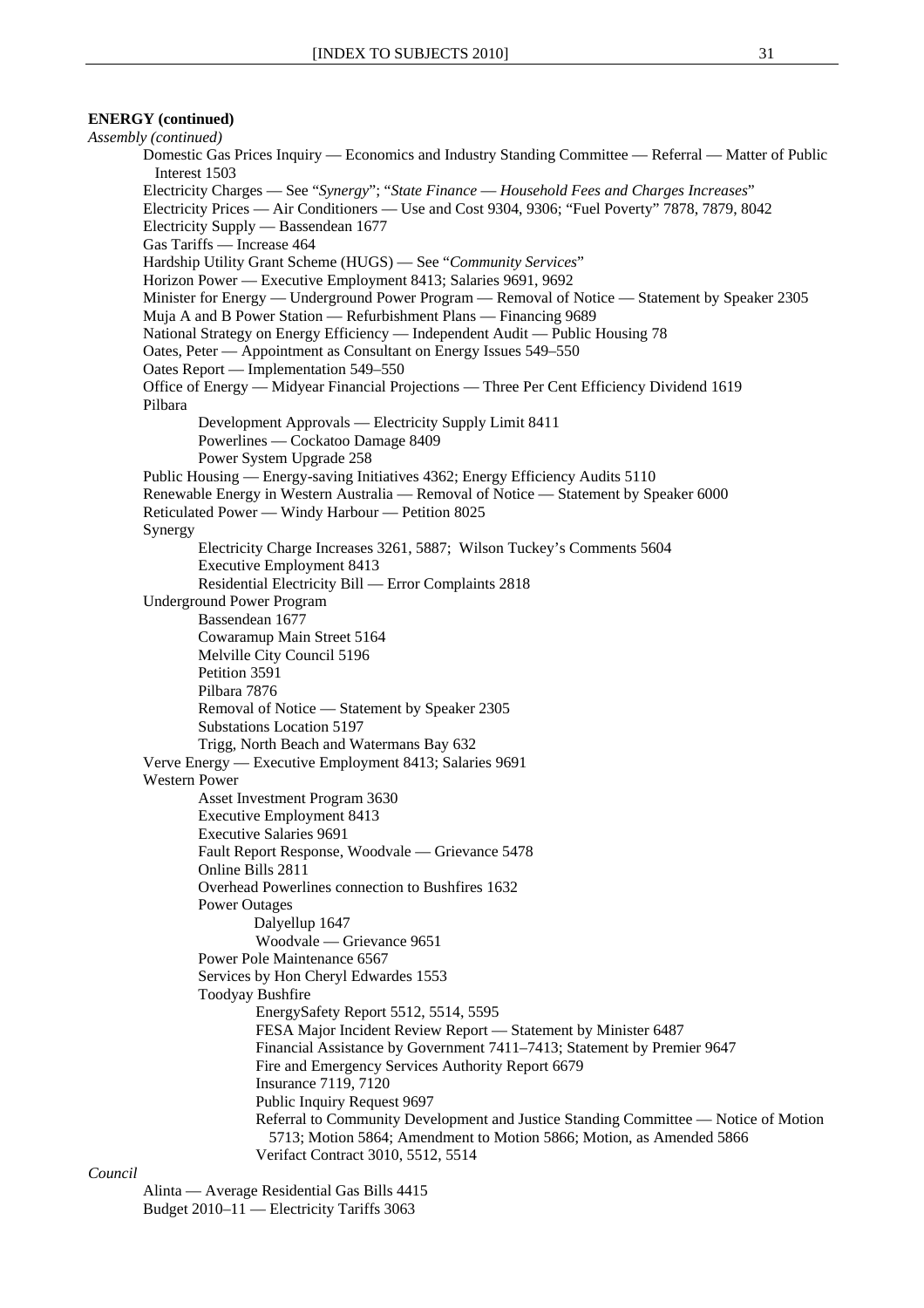**ENERGY (continued)**

*Assembly (continued)*

- Domestic Gas Prices Inquiry — Economics and Industry Standing Committee — Referral — Matter of Public Interest 1503
- Electricity Charges — See "*Synergy*"; "*State Finance — Household Fees and Charges Increases*"
- Electricity Prices — Air Conditioners — Use and Cost 9304, 9306; "Fuel Poverty" 7878, 7879, 8042
- Electricity Supply — Bassendean 1677
- Gas Tariffs — Increase 464
- Hardship Utility Grant Scheme (HUGS) — See "*Community Services*"
- Horizon Power — Executive Employment 8413; Salaries 9691, 9692
- Minister for Energy — Underground Power Program — Removal of Notice — Statement by Speaker 2305
- Muja A and B Power Station — Refurbishment Plans — Financing 9689
- National Strategy on Energy Efficiency — Independent Audit — Public Housing 78
- Oates, Peter — Appointment as Consultant on Energy Issues 549–550
- Oates Report — Implementation 549–550
- Office of Energy — Midyear Financial Projections — Three Per Cent Efficiency Dividend 1619
- Pilbara
  - Development Approvals — Electricity Supply Limit 8411
  - Powerlines — Cockatoo Damage 8409
  - Power System Upgrade 258
- Public Housing — Energy-saving Initiatives 4362; Energy Efficiency Audits 5110
- Renewable Energy in Western Australia — Removal of Notice — Statement by Speaker 6000
- Reticulated Power — Windy Harbour — Petition 8025
- Synergy
  - Electricity Charge Increases 3261, 5887; Wilson Tuckey's Comments 5604
  - Executive Employment 8413
  - Residential Electricity Bill — Error Complaints 2818
- Underground Power Program
  - Bassendean 1677
  - Cowaramup Main Street 5164
  - Melville City Council 5196
  - Petition 3591
  - Pilbara 7876
  - Removal of Notice — Statement by Speaker 2305
  - Substations Location 5197
  - Trigg, North Beach and Watermans Bay 632
- Verve Energy — Executive Employment 8413; Salaries 9691
- Western Power
  - Asset Investment Program 3630
  - Executive Employment 8413
  - Executive Salaries 9691
  - Fault Report Response, Woodvale — Grievance 5478
  - Online Bills 2811
  - Overhead Powerlines connection to Bushfires 1632
  - Power Outages
    - Dalyellup 1647
    - Woodvale — Grievance 9651
  - Power Pole Maintenance 6567
  - Services by Hon Cheryl Edwardes 1553
  - Toodyay Bushfire
    - EnergySafety Report 5512, 5514, 5595
    - FESA Major Incident Review Report — Statement by Minister 6487
    - Financial Assistance by Government 7411–7413; Statement by Premier 9647
    - Fire and Emergency Services Authority Report 6679
    - Insurance 7119, 7120
    - Public Inquiry Request 9697
    - Referral to Community Development and Justice Standing Committee — Notice of Motion 5713; Motion 5864; Amendment to Motion 5866; Motion, as Amended 5866
    - Verifact Contract 3010, 5512, 5514

*Council*

- Alinta — Average Residential Gas Bills 4415
- Budget 2010–11 — Electricity Tariffs 3063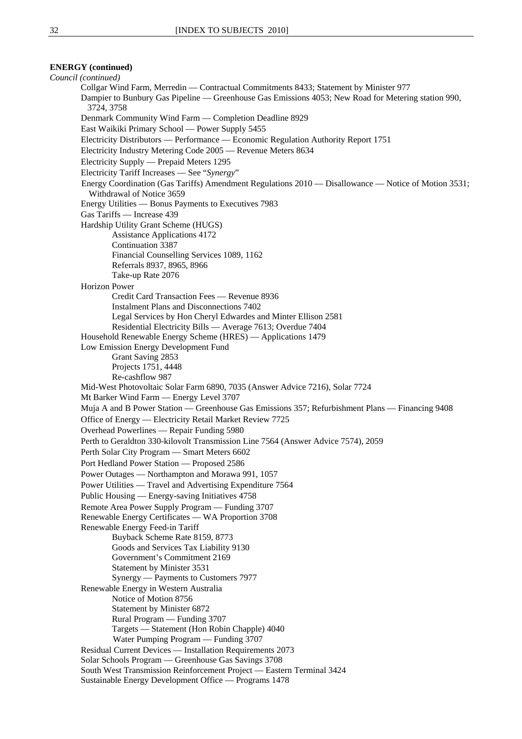**ENERGY (continued)**

*Council (continued)*

Collgar Wind Farm, Merredin — Contractual Commitments 8433; Statement by Minister 977
Dampier to Bunbury Gas Pipeline — Greenhouse Gas Emissions 4053; New Road for Metering station 990, 3724, 3758
Denmark Community Wind Farm — Completion Deadline 8929
East Waikiki Primary School — Power Supply 5455
Electricity Distributors — Performance — Economic Regulation Authority Report 1751
Electricity Industry Metering Code 2005 — Revenue Meters 8634
Electricity Supply — Prepaid Meters 1295
Electricity Tariff Increases — See "*Synergy*"
Energy Coordination (Gas Tariffs) Amendment Regulations 2010 — Disallowance — Notice of Motion 3531; Withdrawal of Notice 3659
Energy Utilities — Bonus Payments to Executives 7983
Gas Tariffs — Increase 439
Hardship Utility Grant Scheme (HUGS)
  Assistance Applications 4172
  Continuation 3387
  Financial Counselling Services 1089, 1162
  Referrals 8937, 8965, 8966
  Take-up Rate 2076
Horizon Power
  Credit Card Transaction Fees — Revenue 8936
  Instalment Plans and Disconnections 7402
  Legal Services by Hon Cheryl Edwardes and Minter Ellison 2581
  Residential Electricity Bills — Average 7613; Overdue 7404
Household Renewable Energy Scheme (HRES) — Applications 1479
Low Emission Energy Development Fund
  Grant Saving 2853
  Projects 1751, 4448
  Re-cashflow 987
Mid-West Photovoltaic Solar Farm 6890, 7035 (Answer Advice 7216), Solar 7724
Mt Barker Wind Farm — Energy Level 3707
Muja A and B Power Station — Greenhouse Gas Emissions 357; Refurbishment Plans — Financing 9408
Office of Energy — Electricity Retail Market Review 7725
Overhead Powerlines — Repair Funding 5980
Perth to Geraldton 330-kilovolt Transmission Line 7564 (Answer Advice 7574), 2059
Perth Solar City Program — Smart Meters 6602
Port Hedland Power Station — Proposed 2586
Power Outages — Northampton and Morawa 991, 1057
Power Utilities — Travel and Advertising Expenditure 7564
Public Housing — Energy-saving Initiatives 4758
Remote Area Power Supply Program — Funding 3707
Renewable Energy Certificates — WA Proportion 3708
Renewable Energy Feed-in Tariff
  Buyback Scheme Rate 8159, 8773
  Goods and Services Tax Liability 9130
  Government's Commitment 2169
  Statement by Minister 3531
  Synergy — Payments to Customers 7977
Renewable Energy in Western Australia
  Notice of Motion 8756
  Statement by Minister 6872
  Rural Program — Funding 3707
  Targets — Statement (Hon Robin Chapple) 4040
  Water Pumping Program — Funding 3707
Residual Current Devices — Installation Requirements 2073
Solar Schools Program — Greenhouse Gas Savings 3708
South West Transmission Reinforcement Project — Eastern Terminal 3424
Sustainable Energy Development Office — Programs 1478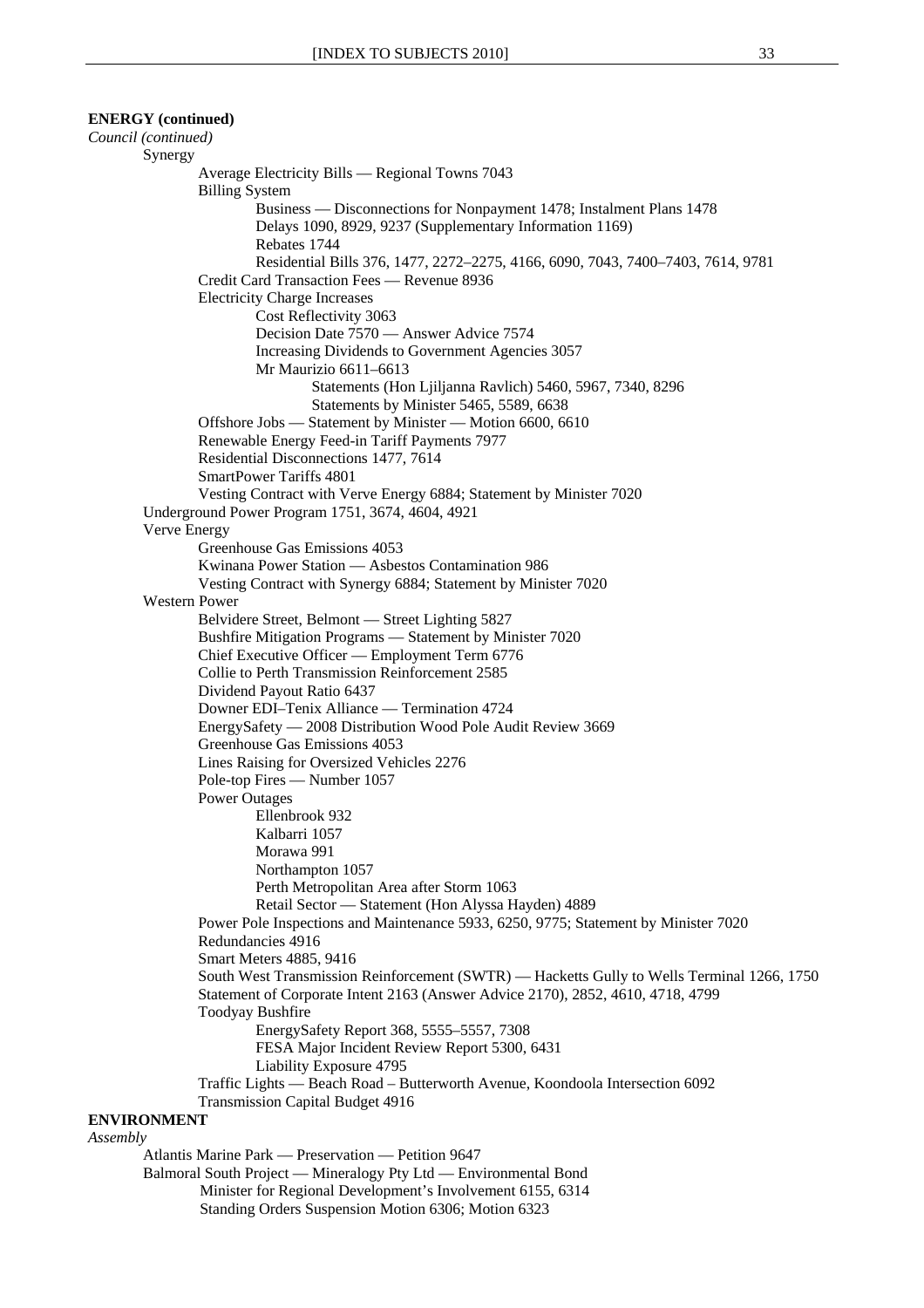**ENERGY (continued)**

*Council (continued)*

- Synergy
  - Average Electricity Bills — Regional Towns 7043
  - Billing System
    - Business — Disconnections for Nonpayment 1478; Instalment Plans 1478
    - Delays 1090, 8929, 9237 (Supplementary Information 1169)
    - Rebates 1744
    - Residential Bills 376, 1477, 2272–2275, 4166, 6090, 7043, 7400–7403, 7614, 9781
  - Credit Card Transaction Fees — Revenue 8936
  - Electricity Charge Increases
    - Cost Reflectivity 3063
    - Decision Date 7570 — Answer Advice 7574
    - Increasing Dividends to Government Agencies 3057
    - Mr Maurizio 6611–6613
      - Statements (Hon Ljiljanna Ravlich) 5460, 5967, 7340, 8296
      - Statements by Minister 5465, 5589, 6638
  - Offshore Jobs — Statement by Minister — Motion 6600, 6610
  - Renewable Energy Feed-in Tariff Payments 7977
  - Residential Disconnections 1477, 7614
  - SmartPower Tariffs 4801
  - Vesting Contract with Verve Energy 6884; Statement by Minister 7020
- Underground Power Program 1751, 3674, 4604, 4921
- Verve Energy
  - Greenhouse Gas Emissions 4053
  - Kwinana Power Station — Asbestos Contamination 986
  - Vesting Contract with Synergy 6884; Statement by Minister 7020
- Western Power
  - Belvidere Street, Belmont — Street Lighting 5827
  - Bushfire Mitigation Programs — Statement by Minister 7020
  - Chief Executive Officer — Employment Term 6776
  - Collie to Perth Transmission Reinforcement 2585
  - Dividend Payout Ratio 6437
  - Downer EDI–Tenix Alliance — Termination 4724
  - EnergySafety — 2008 Distribution Wood Pole Audit Review 3669
  - Greenhouse Gas Emissions 4053
  - Lines Raising for Oversized Vehicles 2276
  - Pole-top Fires — Number 1057
  - Power Outages
    - Ellenbrook 932
    - Kalbarri 1057
    - Morawa 991
    - Northampton 1057
    - Perth Metropolitan Area after Storm 1063
    - Retail Sector — Statement (Hon Alyssa Hayden) 4889
  - Power Pole Inspections and Maintenance 5933, 6250, 9775; Statement by Minister 7020
  - Redundancies 4916
  - Smart Meters 4885, 9416
  - South West Transmission Reinforcement (SWTR) — Hacketts Gully to Wells Terminal 1266, 1750
  - Statement of Corporate Intent 2163 (Answer Advice 2170), 2852, 4610, 4718, 4799
  - Toodyay Bushfire
    - EnergySafety Report 368, 5555–5557, 7308
    - FESA Major Incident Review Report 5300, 6431
    - Liability Exposure 4795
  - Traffic Lights — Beach Road – Butterworth Avenue, Koondoola Intersection 6092
  - Transmission Capital Budget 4916

**ENVIRONMENT**

*Assembly*

- Atlantis Marine Park — Preservation — Petition 9647
- Balmoral South Project — Mineralogy Pty Ltd — Environmental Bond
  - Minister for Regional Development's Involvement 6155, 6314
  - Standing Orders Suspension Motion 6306; Motion 6323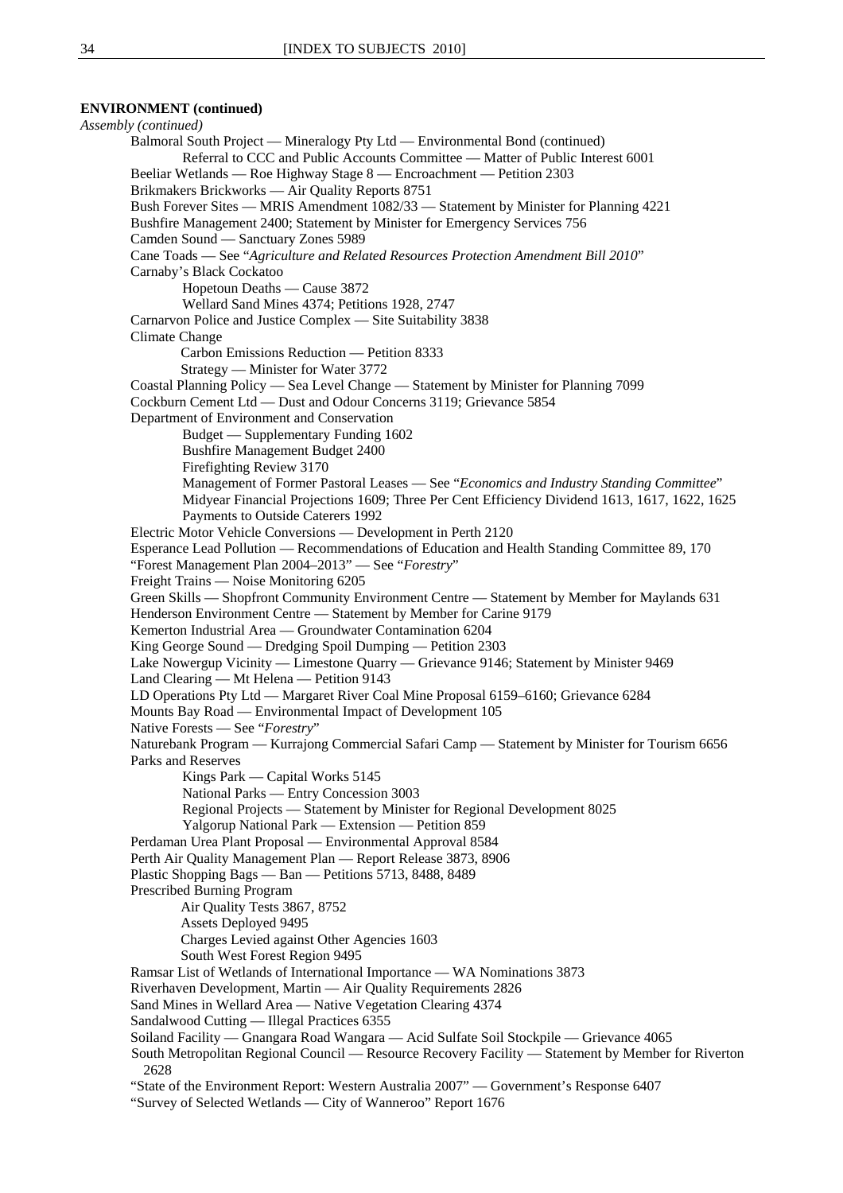**ENVIRONMENT (continued)**

*Assembly (continued)*

- Balmoral South Project — Mineralogy Pty Ltd — Environmental Bond (continued)
    - Referral to CCC and Public Accounts Committee — Matter of Public Interest 6001
- Beeliar Wetlands — Roe Highway Stage 8 — Encroachment — Petition 2303
- Brikmakers Brickworks — Air Quality Reports 8751
- Bush Forever Sites — MRIS Amendment 1082/33 — Statement by Minister for Planning 4221
- Bushfire Management 2400; Statement by Minister for Emergency Services 756
- Camden Sound — Sanctuary Zones 5989
- Cane Toads — See "*Agriculture and Related Resources Protection Amendment Bill 2010*"
- Carnaby's Black Cockatoo
    - Hopetoun Deaths — Cause 3872
    - Wellard Sand Mines 4374; Petitions 1928, 2747
- Carnarvon Police and Justice Complex — Site Suitability 3838
- Climate Change
    - Carbon Emissions Reduction — Petition 8333
    - Strategy — Minister for Water 3772
- Coastal Planning Policy — Sea Level Change — Statement by Minister for Planning 7099
- Cockburn Cement Ltd — Dust and Odour Concerns 3119; Grievance 5854
- Department of Environment and Conservation
    - Budget — Supplementary Funding 1602
    - Bushfire Management Budget 2400
    - Firefighting Review 3170
    - Management of Former Pastoral Leases — See "*Economics and Industry Standing Committee*"
    - Midyear Financial Projections 1609; Three Per Cent Efficiency Dividend 1613, 1617, 1622, 1625
    - Payments to Outside Caterers 1992
- Electric Motor Vehicle Conversions — Development in Perth 2120
- Esperance Lead Pollution — Recommendations of Education and Health Standing Committee 89, 170
- "Forest Management Plan 2004–2013" — See "*Forestry*"
- Freight Trains — Noise Monitoring 6205
- Green Skills — Shopfront Community Environment Centre — Statement by Member for Maylands 631
- Henderson Environment Centre — Statement by Member for Carine 9179
- Kemerton Industrial Area — Groundwater Contamination 6204
- King George Sound — Dredging Spoil Dumping — Petition 2303
- Lake Nowergup Vicinity — Limestone Quarry — Grievance 9146; Statement by Minister 9469
- Land Clearing — Mt Helena — Petition 9143
- LD Operations Pty Ltd — Margaret River Coal Mine Proposal 6159–6160; Grievance 6284
- Mounts Bay Road — Environmental Impact of Development 105
- Native Forests — See "*Forestry*"
- Naturebank Program — Kurrajong Commercial Safari Camp — Statement by Minister for Tourism 6656
- Parks and Reserves
    - Kings Park — Capital Works 5145
    - National Parks — Entry Concession 3003
    - Regional Projects — Statement by Minister for Regional Development 8025
    - Yalgorup National Park — Extension — Petition 859
- Perdaman Urea Plant Proposal — Environmental Approval 8584
- Perth Air Quality Management Plan — Report Release 3873, 8906
- Plastic Shopping Bags — Ban — Petitions 5713, 8488, 8489
- Prescribed Burning Program
    - Air Quality Tests 3867, 8752
    - Assets Deployed 9495
    - Charges Levied against Other Agencies 1603
    - South West Forest Region 9495
- Ramsar List of Wetlands of International Importance — WA Nominations 3873
- Riverhaven Development, Martin — Air Quality Requirements 2826
- Sand Mines in Wellard Area — Native Vegetation Clearing 4374
- Sandalwood Cutting — Illegal Practices 6355
- Soiland Facility — Gnangara Road Wangara — Acid Sulfate Soil Stockpile — Grievance 4065
- South Metropolitan Regional Council — Resource Recovery Facility — Statement by Member for Riverton 2628
- "State of the Environment Report: Western Australia 2007" — Government's Response 6407
- "Survey of Selected Wetlands — City of Wanneroo" Report 1676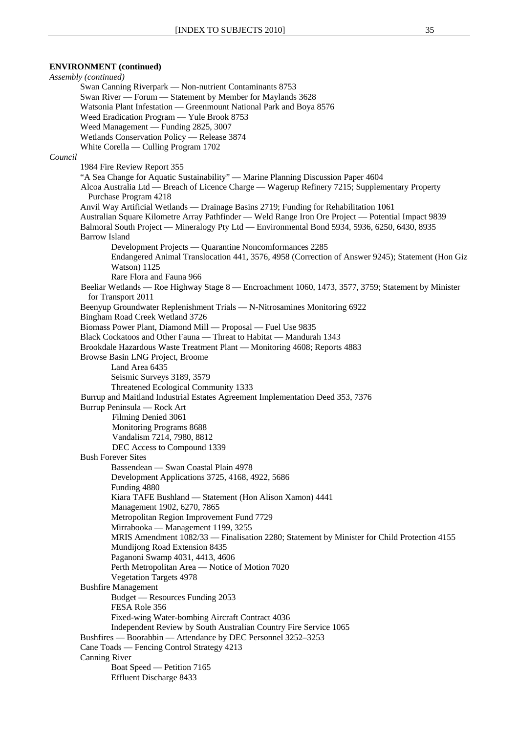**ENVIRONMENT (continued)**

*Assembly (continued)*

- Swan Canning Riverpark — Non-nutrient Contaminants 8753
- Swan River — Forum — Statement by Member for Maylands 3628
- Watsonia Plant Infestation — Greenmount National Park and Boya 8576
- Weed Eradication Program — Yule Brook 8753
- Weed Management — Funding 2825, 3007
- Wetlands Conservation Policy — Release 3874
- White Corella — Culling Program 1702

*Council*

- 1984 Fire Review Report 355
- "A Sea Change for Aquatic Sustainability" — Marine Planning Discussion Paper 4604
- Alcoa Australia Ltd — Breach of Licence Charge — Wagerup Refinery 7215; Supplementary Property Purchase Program 4218
- Anvil Way Artificial Wetlands — Drainage Basins 2719; Funding for Rehabilitation 1061
- Australian Square Kilometre Array Pathfinder — Weld Range Iron Ore Project — Potential Impact 9839
- Balmoral South Project — Mineralogy Pty Ltd — Environmental Bond 5934, 5936, 6250, 6430, 8935
- Barrow Island
  - Development Projects — Quarantine Noncomformances 2285
  - Endangered Animal Translocation 441, 3576, 4958 (Correction of Answer 9245); Statement (Hon Giz Watson) 1125
  - Rare Flora and Fauna 966
- Beeliar Wetlands — Roe Highway Stage 8 — Encroachment 1060, 1473, 3577, 3759; Statement by Minister for Transport 2011
- Beenyup Groundwater Replenishment Trials — N-Nitrosamines Monitoring 6922
- Bingham Road Creek Wetland 3726
- Biomass Power Plant, Diamond Mill — Proposal — Fuel Use 9835
- Black Cockatoos and Other Fauna — Threat to Habitat — Mandurah 1343
- Brookdale Hazardous Waste Treatment Plant — Monitoring 4608; Reports 4883
- Browse Basin LNG Project, Broome
  - Land Area 6435
  - Seismic Surveys 3189, 3579
  - Threatened Ecological Community 1333
- Burrup and Maitland Industrial Estates Agreement Implementation Deed 353, 7376
- Burrup Peninsula — Rock Art
  - Filming Denied 3061
  - Monitoring Programs 8688
  - Vandalism 7214, 7980, 8812
  - DEC Access to Compound 1339
- Bush Forever Sites
  - Bassendean — Swan Coastal Plain 4978
  - Development Applications 3725, 4168, 4922, 5686
  - Funding 4880
  - Kiara TAFE Bushland — Statement (Hon Alison Xamon) 4441
  - Management 1902, 6270, 7865
  - Metropolitan Region Improvement Fund 7729
  - Mirrabooka — Management 1199, 3255
  - MRIS Amendment 1082/33 — Finalisation 2280; Statement by Minister for Child Protection 4155
  - Mundijong Road Extension 8435
  - Paganoni Swamp 4031, 4413, 4606
  - Perth Metropolitan Area — Notice of Motion 7020
  - Vegetation Targets 4978
- Bushfire Management
  - Budget — Resources Funding 2053
  - FESA Role 356
  - Fixed-wing Water-bombing Aircraft Contract 4036
  - Independent Review by South Australian Country Fire Service 1065
- Bushfires — Boorabbin — Attendance by DEC Personnel 3252–3253
- Cane Toads — Fencing Control Strategy 4213
- Canning River
  - Boat Speed — Petition 7165
  - Effluent Discharge 8433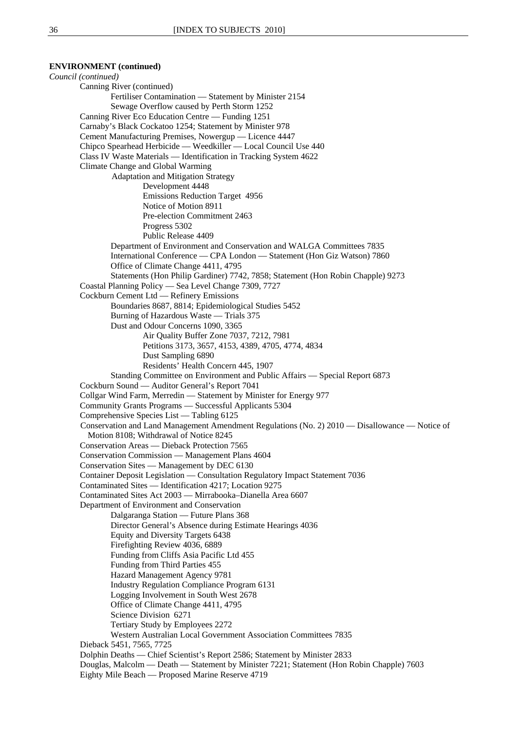**ENVIRONMENT (continued)**

*Council (continued)*

- Canning River (continued)
    - Fertiliser Contamination — Statement by Minister 2154
    - Sewage Overflow caused by Perth Storm 1252
- Canning River Eco Education Centre — Funding 1251
- Carnaby's Black Cockatoo 1254; Statement by Minister 978
- Cement Manufacturing Premises, Nowergup — Licence 4447
- Chipco Spearhead Herbicide — Weedkiller — Local Council Use 440
- Class IV Waste Materials — Identification in Tracking System 4622
- Climate Change and Global Warming
    - Adaptation and Mitigation Strategy
        - Development 4448
        - Emissions Reduction Target 4956
        - Notice of Motion 8911
        - Pre-election Commitment 2463
        - Progress 5302
        - Public Release 4409
    - Department of Environment and Conservation and WALGA Committees 7835
    - International Conference — CPA London — Statement (Hon Giz Watson) 7860
    - Office of Climate Change 4411, 4795
    - Statements (Hon Philip Gardiner) 7742, 7858; Statement (Hon Robin Chapple) 9273
- Coastal Planning Policy — Sea Level Change 7309, 7727
- Cockburn Cement Ltd — Refinery Emissions
    - Boundaries 8687, 8814; Epidemiological Studies 5452
    - Burning of Hazardous Waste — Trials 375
    - Dust and Odour Concerns 1090, 3365
        - Air Quality Buffer Zone 7037, 7212, 7981
        - Petitions 3173, 3657, 4153, 4389, 4705, 4774, 4834
        - Dust Sampling 6890
        - Residents' Health Concern 445, 1907
    - Standing Committee on Environment and Public Affairs — Special Report 6873
- Cockburn Sound — Auditor General's Report 7041
- Collgar Wind Farm, Merredin — Statement by Minister for Energy 977
- Community Grants Programs — Successful Applicants 5304
- Comprehensive Species List — Tabling 6125
- Conservation and Land Management Amendment Regulations (No. 2) 2010 — Disallowance — Notice of Motion 8108; Withdrawal of Notice 8245
- Conservation Areas — Dieback Protection 7565
- Conservation Commission — Management Plans 4604
- Conservation Sites — Management by DEC 6130
- Container Deposit Legislation — Consultation Regulatory Impact Statement 7036
- Contaminated Sites — Identification 4217; Location 9275
- Contaminated Sites Act 2003 — Mirrabooka–Dianella Area 6607
- Department of Environment and Conservation
    - Dalgaranga Station — Future Plans 368
    - Director General's Absence during Estimate Hearings 4036
    - Equity and Diversity Targets 6438
    - Firefighting Review 4036, 6889
    - Funding from Cliffs Asia Pacific Ltd 455
    - Funding from Third Parties 455
    - Hazard Management Agency 9781
    - Industry Regulation Compliance Program 6131
    - Logging Involvement in South West 2678
    - Office of Climate Change 4411, 4795
    - Science Division 6271
    - Tertiary Study by Employees 2272
    - Western Australian Local Government Association Committees 7835
- Dieback 5451, 7565, 7725
- Dolphin Deaths — Chief Scientist's Report 2586; Statement by Minister 2833
- Douglas, Malcolm — Death — Statement by Minister 7221; Statement (Hon Robin Chapple) 7603
- Eighty Mile Beach — Proposed Marine Reserve 4719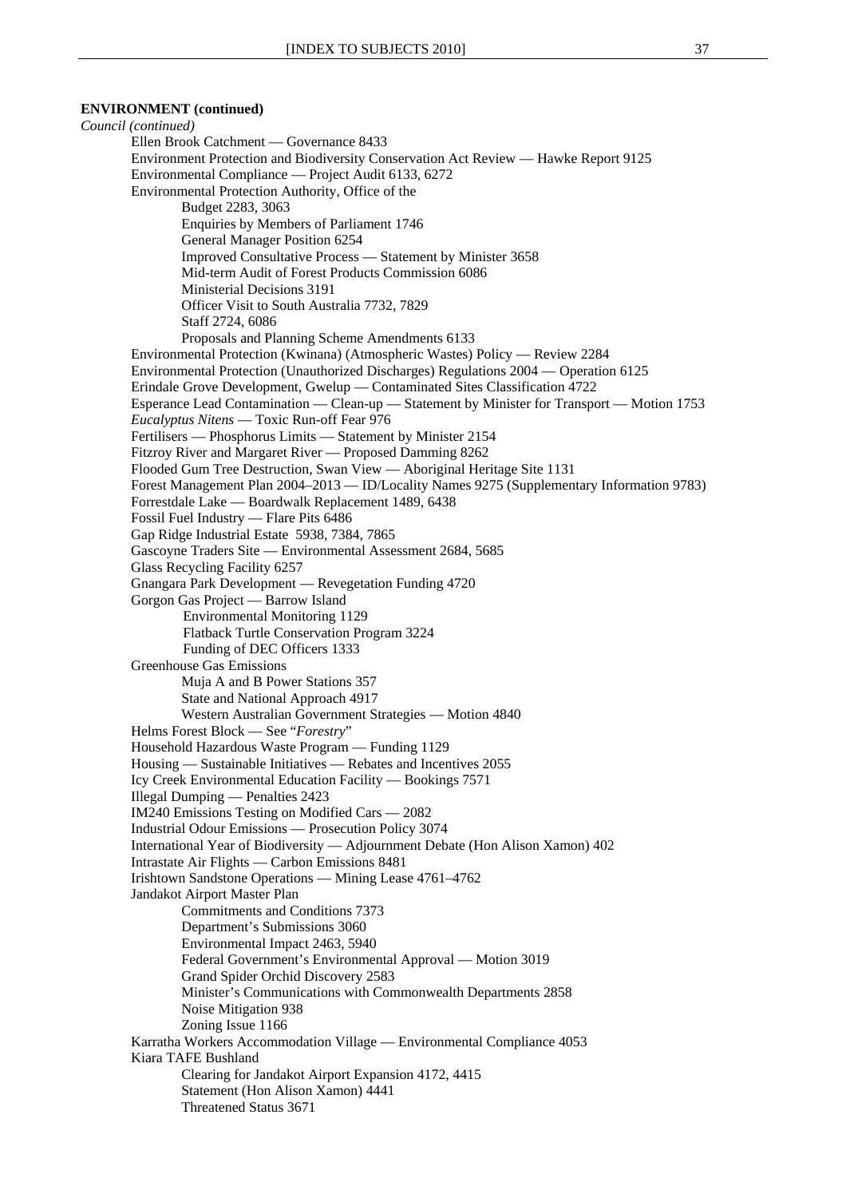**ENVIRONMENT (continued)**

*Council (continued)*

- Ellen Brook Catchment — Governance 8433
- Environment Protection and Biodiversity Conservation Act Review — Hawke Report 9125
- Environmental Compliance — Project Audit 6133, 6272
- Environmental Protection Authority, Office of the
  - Budget 2283, 3063
  - Enquiries by Members of Parliament 1746
  - General Manager Position 6254
  - Improved Consultative Process — Statement by Minister 3658
  - Mid-term Audit of Forest Products Commission 6086
  - Ministerial Decisions 3191
  - Officer Visit to South Australia 7732, 7829
  - Staff 2724, 6086
  - Proposals and Planning Scheme Amendments 6133
- Environmental Protection (Kwinana) (Atmospheric Wastes) Policy — Review 2284
- Environmental Protection (Unauthorized Discharges) Regulations 2004 — Operation 6125
- Erindale Grove Development, Gwelup — Contaminated Sites Classification 4722
- Esperance Lead Contamination — Clean-up — Statement by Minister for Transport — Motion 1753
- *Eucalyptus Nitens* — Toxic Run-off Fear 976
- Fertilisers — Phosphorus Limits — Statement by Minister 2154
- Fitzroy River and Margaret River — Proposed Damming 8262
- Flooded Gum Tree Destruction, Swan View — Aboriginal Heritage Site 1131
- Forest Management Plan 2004–2013 — ID/Locality Names 9275 (Supplementary Information 9783)
- Forrestdale Lake — Boardwalk Replacement 1489, 6438
- Fossil Fuel Industry — Flare Pits 6486
- Gap Ridge Industrial Estate 5938, 7384, 7865
- Gascoyne Traders Site — Environmental Assessment 2684, 5685
- Glass Recycling Facility 6257
- Gnangara Park Development — Revegetation Funding 4720
- Gorgon Gas Project — Barrow Island
  - Environmental Monitoring 1129
  - Flatback Turtle Conservation Program 3224
  - Funding of DEC Officers 1333
- Greenhouse Gas Emissions
  - Muja A and B Power Stations 357
  - State and National Approach 4917
  - Western Australian Government Strategies — Motion 4840
- Helms Forest Block — See "*Forestry*"
- Household Hazardous Waste Program — Funding 1129
- Housing — Sustainable Initiatives — Rebates and Incentives 2055
- Icy Creek Environmental Education Facility — Bookings 7571
- Illegal Dumping — Penalties 2423
- IM240 Emissions Testing on Modified Cars — 2082
- Industrial Odour Emissions — Prosecution Policy 3074
- International Year of Biodiversity — Adjournment Debate (Hon Alison Xamon) 402
- Intrastate Air Flights — Carbon Emissions 8481
- Irishtown Sandstone Operations — Mining Lease 4761–4762
- Jandakot Airport Master Plan
  - Commitments and Conditions 7373
  - Department's Submissions 3060
  - Environmental Impact 2463, 5940
  - Federal Government's Environmental Approval — Motion 3019
  - Grand Spider Orchid Discovery 2583
  - Minister's Communications with Commonwealth Departments 2858
  - Noise Mitigation 938
  - Zoning Issue 1166
- Karratha Workers Accommodation Village — Environmental Compliance 4053
- Kiara TAFE Bushland
  - Clearing for Jandakot Airport Expansion 4172, 4415
  - Statement (Hon Alison Xamon) 4441
  - Threatened Status 3671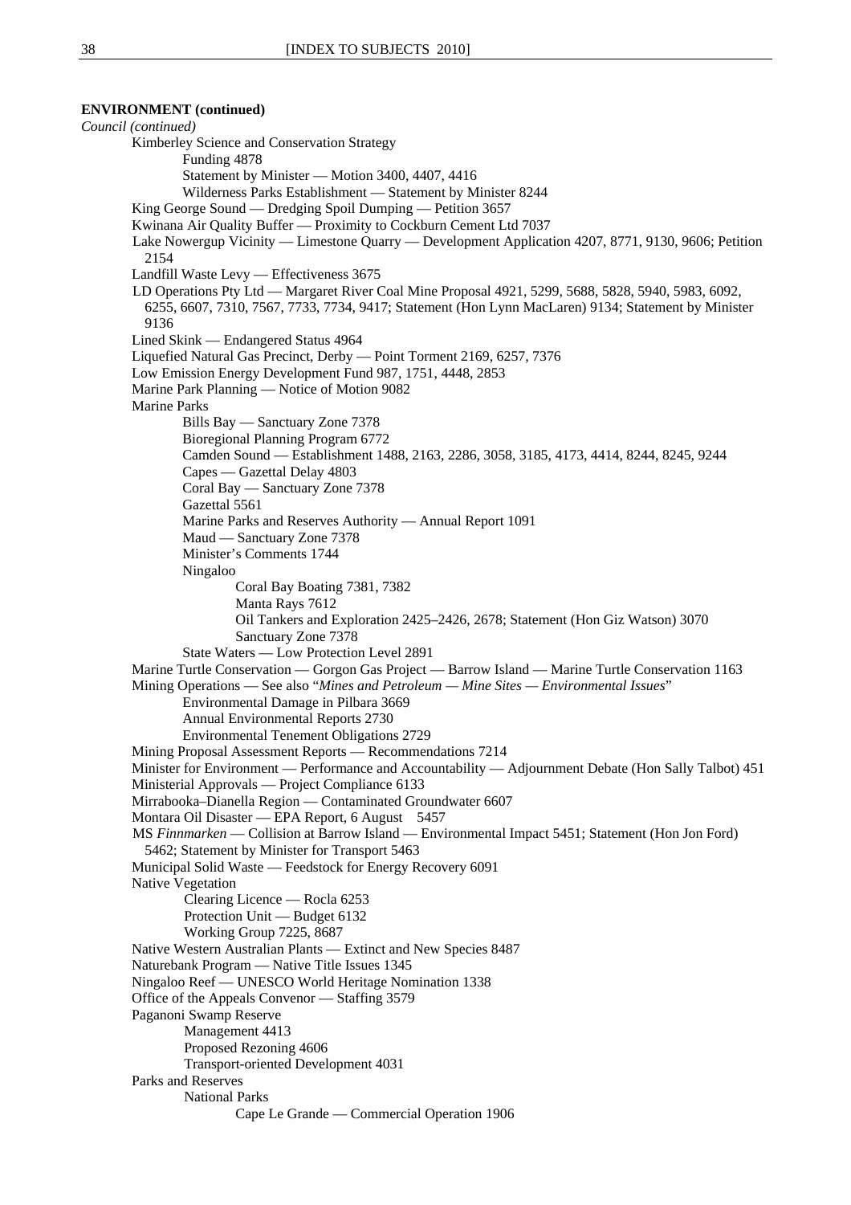**ENVIRONMENT (continued)**

*Council (continued)*

- Kimberley Science and Conservation Strategy
  - Funding 4878
  - Statement by Minister — Motion 3400, 4407, 4416
  - Wilderness Parks Establishment — Statement by Minister 8244
- King George Sound — Dredging Spoil Dumping — Petition 3657
- Kwinana Air Quality Buffer — Proximity to Cockburn Cement Ltd 7037
- Lake Nowergup Vicinity — Limestone Quarry — Development Application 4207, 8771, 9130, 9606; Petition 2154
- Landfill Waste Levy — Effectiveness 3675
- LD Operations Pty Ltd — Margaret River Coal Mine Proposal 4921, 5299, 5688, 5828, 5940, 5983, 6092, 6255, 6607, 7310, 7567, 7733, 7734, 9417; Statement (Hon Lynn MacLaren) 9134; Statement by Minister 9136
- Lined Skink — Endangered Status 4964
- Liquefied Natural Gas Precinct, Derby — Point Torment 2169, 6257, 7376
- Low Emission Energy Development Fund 987, 1751, 4448, 2853
- Marine Park Planning — Notice of Motion 9082
- Marine Parks
  - Bills Bay — Sanctuary Zone 7378
  - Bioregional Planning Program 6772
  - Camden Sound — Establishment 1488, 2163, 2286, 3058, 3185, 4173, 4414, 8244, 8245, 9244
  - Capes — Gazettal Delay 4803
  - Coral Bay — Sanctuary Zone 7378
  - Gazettal 5561
  - Marine Parks and Reserves Authority — Annual Report 1091
  - Maud — Sanctuary Zone 7378
  - Minister's Comments 1744
  - Ningaloo
    - Coral Bay Boating 7381, 7382
    - Manta Rays 7612
    - Oil Tankers and Exploration 2425–2426, 2678; Statement (Hon Giz Watson) 3070
    - Sanctuary Zone 7378
  - State Waters — Low Protection Level 2891
- Marine Turtle Conservation — Gorgon Gas Project — Barrow Island — Marine Turtle Conservation 1163
- Mining Operations — See also "*Mines and Petroleum — Mine Sites — Environmental Issues*"
  - Environmental Damage in Pilbara 3669
  - Annual Environmental Reports 2730
  - Environmental Tenement Obligations 2729
- Mining Proposal Assessment Reports — Recommendations 7214
- Minister for Environment — Performance and Accountability — Adjournment Debate (Hon Sally Talbot) 451
- Ministerial Approvals — Project Compliance 6133
- Mirrabooka–Dianella Region — Contaminated Groundwater 6607
- Montara Oil Disaster — EPA Report, 6 August 5457
- MS *Finnmarken* — Collision at Barrow Island — Environmental Impact 5451; Statement (Hon Jon Ford) 5462; Statement by Minister for Transport 5463
- Municipal Solid Waste — Feedstock for Energy Recovery 6091
- Native Vegetation
  - Clearing Licence — Rocla 6253
  - Protection Unit — Budget 6132
  - Working Group 7225, 8687
- Native Western Australian Plants — Extinct and New Species 8487
- Naturebank Program — Native Title Issues 1345
- Ningaloo Reef — UNESCO World Heritage Nomination 1338
- Office of the Appeals Convenor — Staffing 3579
- Paganoni Swamp Reserve
  - Management 4413
  - Proposed Rezoning 4606
  - Transport-oriented Development 4031
- Parks and Reserves
  - National Parks
    - Cape Le Grande — Commercial Operation 1906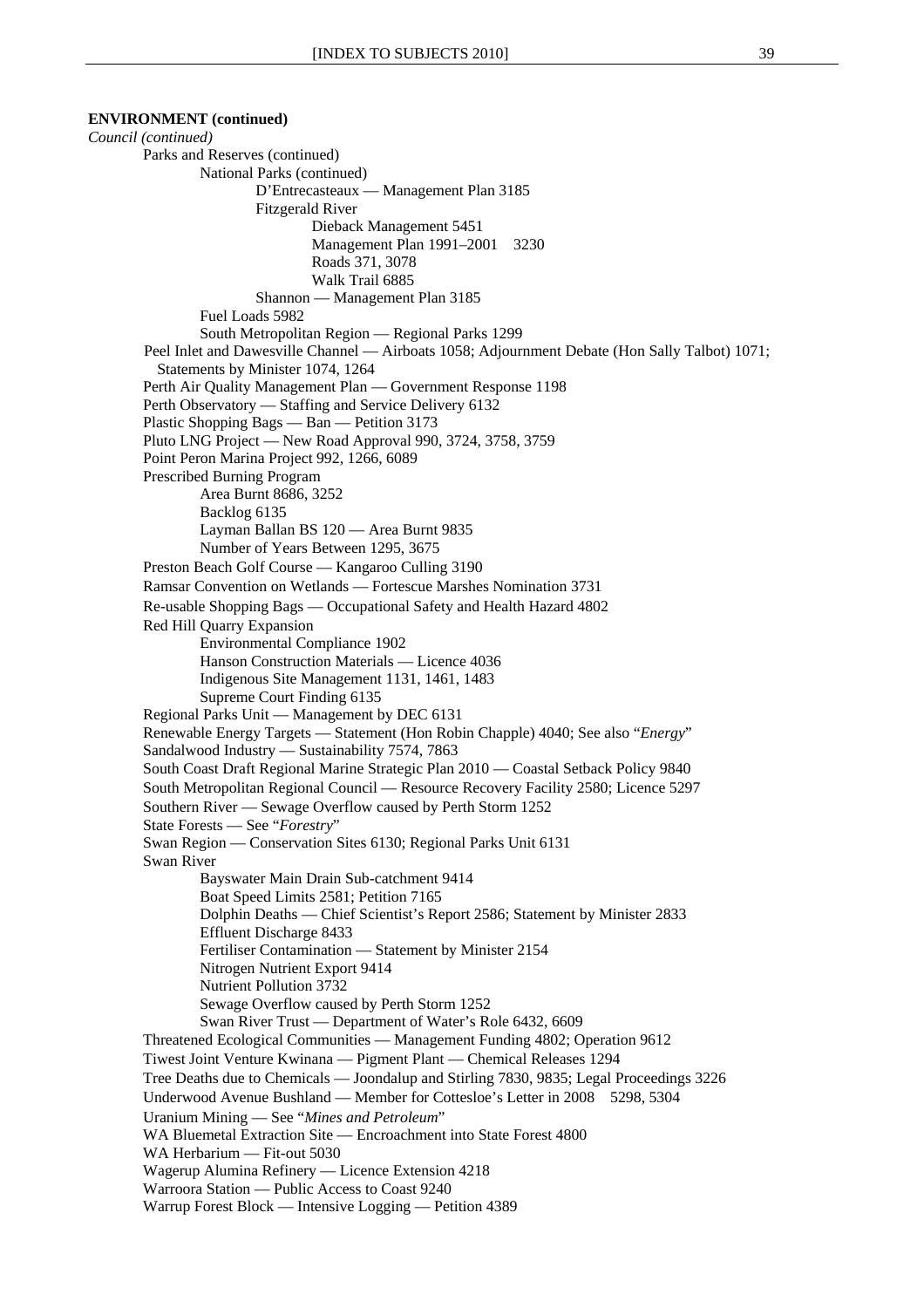**ENVIRONMENT (continued)**

*Council (continued)*

Parks and Reserves (continued)

National Parks (continued)

D'Entrecasteaux — Management Plan 3185

Fitzgerald River

Dieback Management 5451

Management Plan 1991–2001 3230

Roads 371, 3078

Walk Trail 6885

Shannon — Management Plan 3185

Fuel Loads 5982

South Metropolitan Region — Regional Parks 1299

Peel Inlet and Dawesville Channel — Airboats 1058; Adjournment Debate (Hon Sally Talbot) 1071; Statements by Minister 1074, 1264

Perth Air Quality Management Plan — Government Response 1198

Perth Observatory — Staffing and Service Delivery 6132

Plastic Shopping Bags — Ban — Petition 3173

Pluto LNG Project — New Road Approval 990, 3724, 3758, 3759

Point Peron Marina Project 992, 1266, 6089

Prescribed Burning Program

Area Burnt 8686, 3252

Backlog 6135

Layman Ballan BS 120 — Area Burnt 9835

Number of Years Between 1295, 3675

Preston Beach Golf Course — Kangaroo Culling 3190

Ramsar Convention on Wetlands — Fortescue Marshes Nomination 3731

Re-usable Shopping Bags — Occupational Safety and Health Hazard 4802

Red Hill Quarry Expansion

Environmental Compliance 1902

Hanson Construction Materials — Licence 4036

Indigenous Site Management 1131, 1461, 1483

Supreme Court Finding 6135

Regional Parks Unit — Management by DEC 6131

Renewable Energy Targets — Statement (Hon Robin Chapple) 4040; See also "*Energy*"

Sandalwood Industry — Sustainability 7574, 7863

South Coast Draft Regional Marine Strategic Plan 2010 — Coastal Setback Policy 9840

South Metropolitan Regional Council — Resource Recovery Facility 2580; Licence 5297

Southern River — Sewage Overflow caused by Perth Storm 1252

State Forests — See "*Forestry*"

Swan Region — Conservation Sites 6130; Regional Parks Unit 6131

Swan River

Bayswater Main Drain Sub-catchment 9414

Boat Speed Limits 2581; Petition 7165

Dolphin Deaths — Chief Scientist's Report 2586; Statement by Minister 2833

Effluent Discharge 8433

Fertiliser Contamination — Statement by Minister 2154

Nitrogen Nutrient Export 9414

Nutrient Pollution 3732

Sewage Overflow caused by Perth Storm 1252

Swan River Trust — Department of Water's Role 6432, 6609

Threatened Ecological Communities — Management Funding 4802; Operation 9612

Tiwest Joint Venture Kwinana — Pigment Plant — Chemical Releases 1294

Tree Deaths due to Chemicals — Joondalup and Stirling 7830, 9835; Legal Proceedings 3226

Underwood Avenue Bushland — Member for Cottesloe's Letter in 2008 5298, 5304

Uranium Mining — See "*Mines and Petroleum*"

WA Bluemetal Extraction Site — Encroachment into State Forest 4800

WA Herbarium — Fit-out 5030

Wagerup Alumina Refinery — Licence Extension 4218

Warroora Station — Public Access to Coast 9240

Warrup Forest Block — Intensive Logging — Petition 4389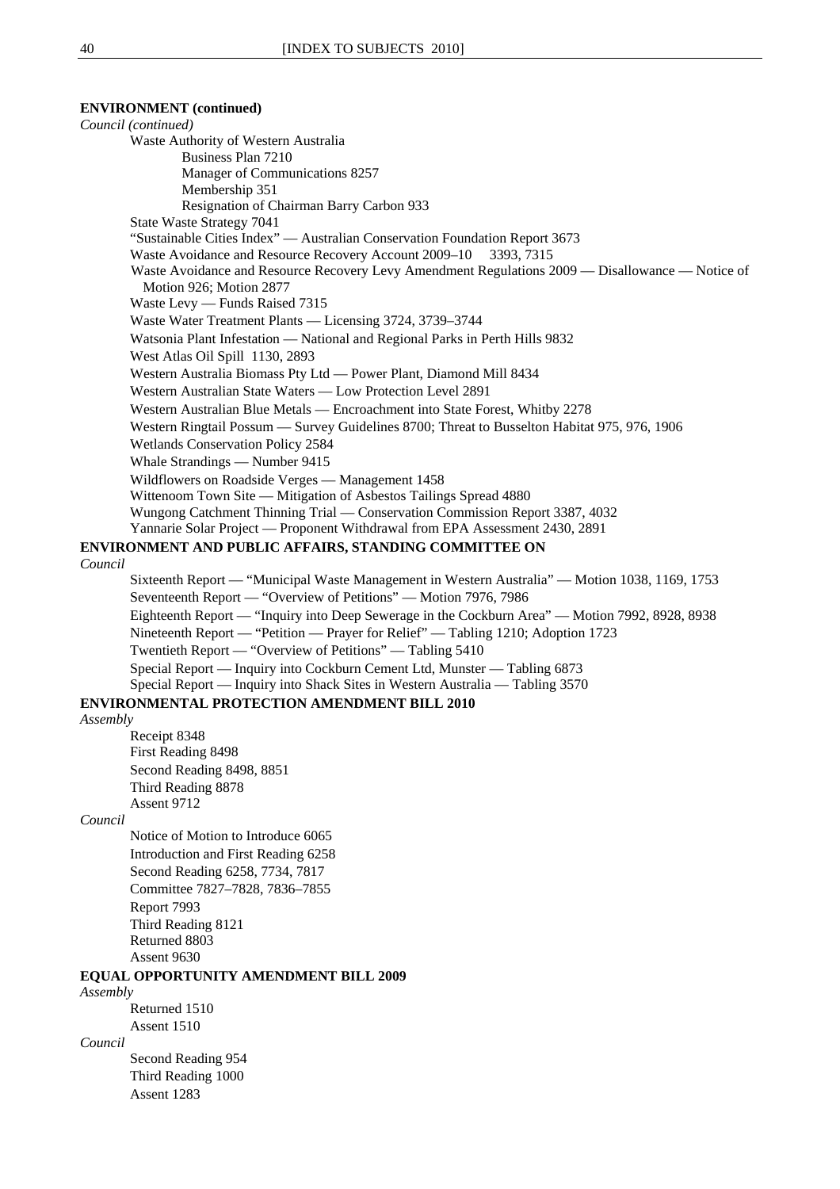**ENVIRONMENT (continued)**

*Council (continued)*

- Waste Authority of Western Australia
  - Business Plan 7210
  - Manager of Communications 8257
  - Membership 351
  - Resignation of Chairman Barry Carbon 933
- State Waste Strategy 7041
- "Sustainable Cities Index" — Australian Conservation Foundation Report 3673
- Waste Avoidance and Resource Recovery Account 2009–10 3393, 7315
- Waste Avoidance and Resource Recovery Levy Amendment Regulations 2009 — Disallowance — Notice of Motion 926; Motion 2877
- Waste Levy — Funds Raised 7315
- Waste Water Treatment Plants — Licensing 3724, 3739–3744
- Watsonia Plant Infestation — National and Regional Parks in Perth Hills 9832
- West Atlas Oil Spill 1130, 2893
- Western Australia Biomass Pty Ltd — Power Plant, Diamond Mill 8434
- Western Australian State Waters — Low Protection Level 2891
- Western Australian Blue Metals — Encroachment into State Forest, Whitby 2278
- Western Ringtail Possum — Survey Guidelines 8700; Threat to Busselton Habitat 975, 976, 1906
- Wetlands Conservation Policy 2584
- Whale Strandings — Number 9415
- Wildflowers on Roadside Verges — Management 1458
- Wittenoom Town Site — Mitigation of Asbestos Tailings Spread 4880
- Wungong Catchment Thinning Trial — Conservation Commission Report 3387, 4032
- Yannarie Solar Project — Proponent Withdrawal from EPA Assessment 2430, 2891

**ENVIRONMENT AND PUBLIC AFFAIRS, STANDING COMMITTEE ON**

*Council*

- Sixteenth Report — "Municipal Waste Management in Western Australia" — Motion 1038, 1169, 1753
- Seventeenth Report — "Overview of Petitions" — Motion 7976, 7986
- Eighteenth Report — "Inquiry into Deep Sewerage in the Cockburn Area" — Motion 7992, 8928, 8938
- Nineteenth Report — "Petition — Prayer for Relief" — Tabling 1210; Adoption 1723
- Twentieth Report — "Overview of Petitions" — Tabling 5410
- Special Report — Inquiry into Cockburn Cement Ltd, Munster — Tabling 6873
- Special Report — Inquiry into Shack Sites in Western Australia — Tabling 3570

**ENVIRONMENTAL PROTECTION AMENDMENT BILL 2010**

*Assembly*

- Receipt 8348
- First Reading 8498
- Second Reading 8498, 8851
- Third Reading 8878
- Assent 9712

*Council*

- Notice of Motion to Introduce 6065
- Introduction and First Reading 6258
- Second Reading 6258, 7734, 7817
- Committee 7827–7828, 7836–7855
- Report 7993
- Third Reading 8121
- Returned 8803
- Assent 9630

**EQUAL OPPORTUNITY AMENDMENT BILL 2009**

*Assembly*

- Returned 1510
- Assent 1510

*Council*

- Second Reading 954
- Third Reading 1000
- Assent 1283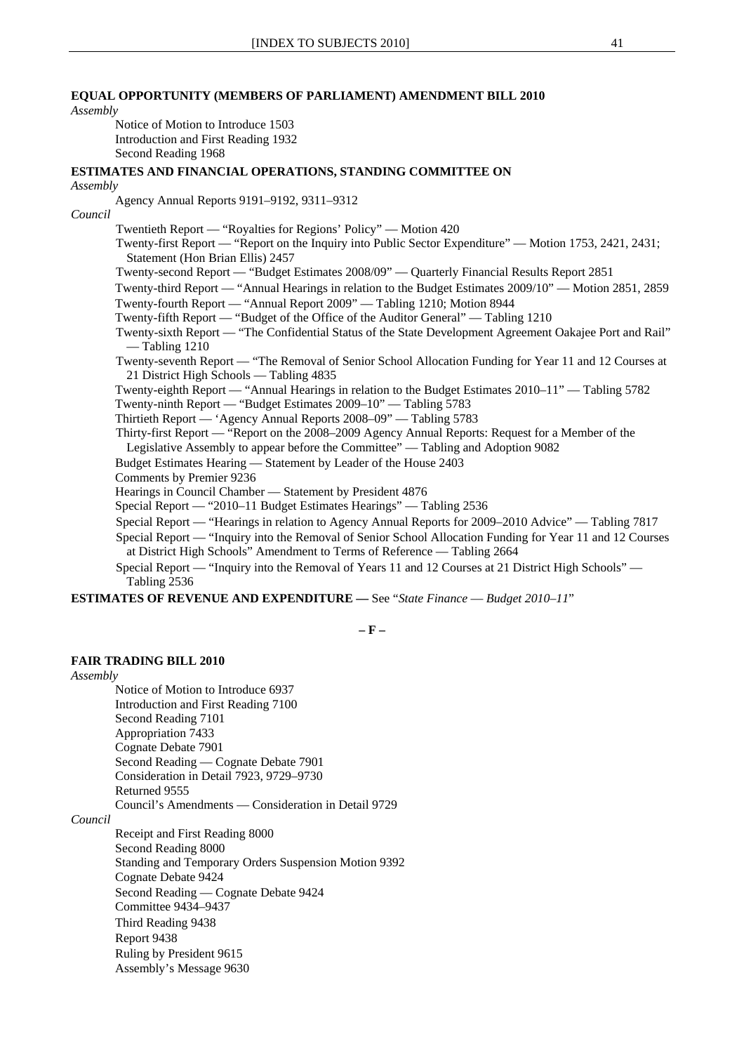**EQUAL OPPORTUNITY (MEMBERS OF PARLIAMENT) AMENDMENT BILL 2010**

*Assembly*

Notice of Motion to Introduce 1503
Introduction and First Reading 1932
Second Reading 1968

**ESTIMATES AND FINANCIAL OPERATIONS, STANDING COMMITTEE ON**

*Assembly*

Agency Annual Reports 9191–9192, 9311–9312

*Council*

Twentieth Report — "Royalties for Regions' Policy" — Motion 420
Twenty-first Report — "Report on the Inquiry into Public Sector Expenditure" — Motion 1753, 2421, 2431; Statement (Hon Brian Ellis) 2457
Twenty-second Report — "Budget Estimates 2008/09" — Quarterly Financial Results Report 2851
Twenty-third Report — "Annual Hearings in relation to the Budget Estimates 2009/10" — Motion 2851, 2859
Twenty-fourth Report — "Annual Report 2009" — Tabling 1210; Motion 8944
Twenty-fifth Report — "Budget of the Office of the Auditor General" — Tabling 1210
Twenty-sixth Report — "The Confidential Status of the State Development Agreement Oakajee Port and Rail" — Tabling 1210
Twenty-seventh Report — "The Removal of Senior School Allocation Funding for Year 11 and 12 Courses at 21 District High Schools — Tabling 4835
Twenty-eighth Report — "Annual Hearings in relation to the Budget Estimates 2010–11" — Tabling 5782
Twenty-ninth Report — "Budget Estimates 2009–10" — Tabling 5783
Thirtieth Report — 'Agency Annual Reports 2008–09" — Tabling 5783
Thirty-first Report — "Report on the 2008–2009 Agency Annual Reports: Request for a Member of the Legislative Assembly to appear before the Committee" — Tabling and Adoption 9082
Budget Estimates Hearing — Statement by Leader of the House 2403
Comments by Premier 9236
Hearings in Council Chamber — Statement by President 4876
Special Report — "2010–11 Budget Estimates Hearings" — Tabling 2536
Special Report — "Hearings in relation to Agency Annual Reports for 2009–2010 Advice" — Tabling 7817
Special Report — "Inquiry into the Removal of Senior School Allocation Funding for Year 11 and 12 Courses at District High Schools" Amendment to Terms of Reference — Tabling 2664
Special Report — "Inquiry into the Removal of Years 11 and 12 Courses at 21 District High Schools" — Tabling 2536

**ESTIMATES OF REVENUE AND EXPENDITURE —** See "*State Finance — Budget 2010–11*"

**– F –**

**FAIR TRADING BILL 2010**

*Assembly*

Notice of Motion to Introduce 6937
Introduction and First Reading 7100
Second Reading 7101
Appropriation 7433
Cognate Debate 7901
Second Reading — Cognate Debate 7901
Consideration in Detail 7923, 9729–9730
Returned 9555
Council's Amendments — Consideration in Detail 9729

*Council*

Receipt and First Reading 8000
Second Reading 8000
Standing and Temporary Orders Suspension Motion 9392
Cognate Debate 9424
Second Reading — Cognate Debate 9424
Committee 9434–9437
Third Reading 9438
Report 9438
Ruling by President 9615
Assembly's Message 9630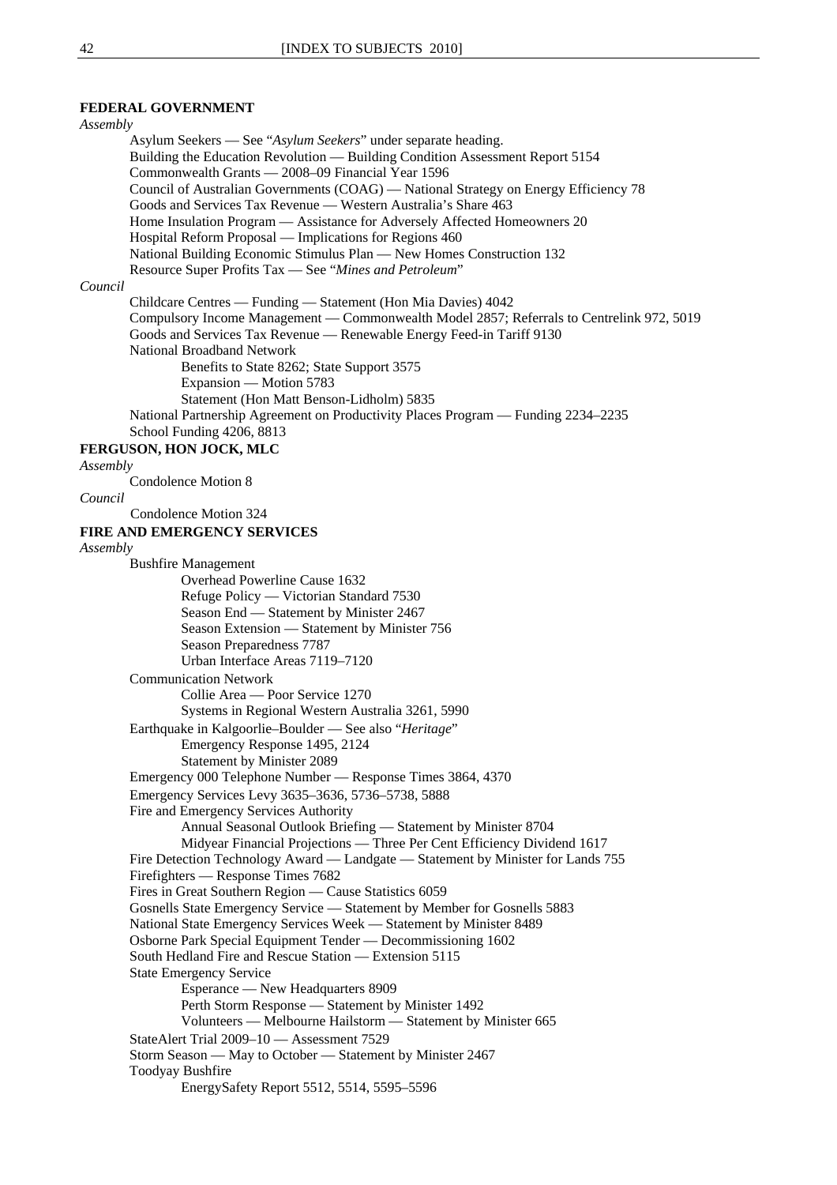**FEDERAL GOVERNMENT**

*Assembly*

- Asylum Seekers — See "*Asylum Seekers*" under separate heading.
- Building the Education Revolution — Building Condition Assessment Report 5154
- Commonwealth Grants — 2008–09 Financial Year 1596
- Council of Australian Governments (COAG) — National Strategy on Energy Efficiency 78
- Goods and Services Tax Revenue — Western Australia's Share 463
- Home Insulation Program — Assistance for Adversely Affected Homeowners 20
- Hospital Reform Proposal — Implications for Regions 460
- National Building Economic Stimulus Plan — New Homes Construction 132
- Resource Super Profits Tax — See "*Mines and Petroleum*"

*Council*

- Childcare Centres — Funding — Statement (Hon Mia Davies) 4042
- Compulsory Income Management — Commonwealth Model 2857; Referrals to Centrelink 972, 5019
- Goods and Services Tax Revenue — Renewable Energy Feed-in Tariff 9130
- National Broadband Network
  - Benefits to State 8262; State Support 3575
  - Expansion — Motion 5783
  - Statement (Hon Matt Benson-Lidholm) 5835
- National Partnership Agreement on Productivity Places Program — Funding 2234–2235
- School Funding 4206, 8813

**FERGUSON, HON JOCK, MLC**

*Assembly*

- Condolence Motion 8

*Council*

- Condolence Motion 324

**FIRE AND EMERGENCY SERVICES**

*Assembly*

- Bushfire Management
  - Overhead Powerline Cause 1632
  - Refuge Policy — Victorian Standard 7530
  - Season End — Statement by Minister 2467
  - Season Extension — Statement by Minister 756
  - Season Preparedness 7787
  - Urban Interface Areas 7119–7120
- Communication Network
  - Collie Area — Poor Service 1270
  - Systems in Regional Western Australia 3261, 5990
- Earthquake in Kalgoorlie–Boulder — See also "*Heritage*"
  - Emergency Response 1495, 2124
  - Statement by Minister 2089
- Emergency 000 Telephone Number — Response Times 3864, 4370
- Emergency Services Levy 3635–3636, 5736–5738, 5888
- Fire and Emergency Services Authority
  - Annual Seasonal Outlook Briefing — Statement by Minister 8704
  - Midyear Financial Projections — Three Per Cent Efficiency Dividend 1617
- Fire Detection Technology Award — Landgate — Statement by Minister for Lands 755
- Firefighters — Response Times 7682
- Fires in Great Southern Region — Cause Statistics 6059
- Gosnells State Emergency Service — Statement by Member for Gosnells 5883
- National State Emergency Services Week — Statement by Minister 8489
- Osborne Park Special Equipment Tender — Decommissioning 1602
- South Hedland Fire and Rescue Station — Extension 5115
- State Emergency Service
  - Esperance — New Headquarters 8909
  - Perth Storm Response — Statement by Minister 1492
  - Volunteers — Melbourne Hailstorm — Statement by Minister 665
- StateAlert Trial 2009–10 — Assessment 7529
- Storm Season — May to October — Statement by Minister 2467
- Toodyay Bushfire
  - EnergySafety Report 5512, 5514, 5595–5596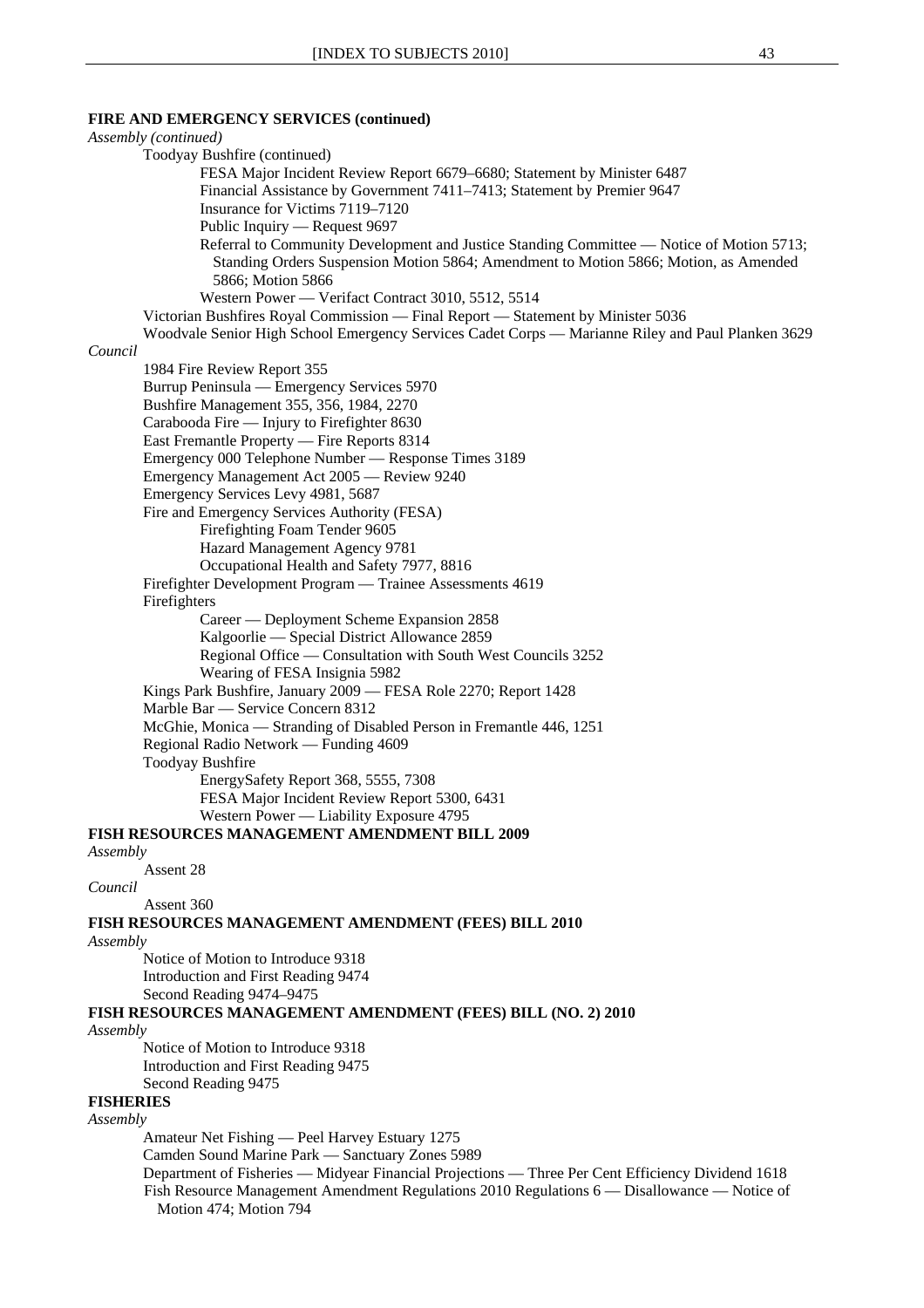**FIRE AND EMERGENCY SERVICES (continued)**

*Assembly (continued)*

- Toodyay Bushfire (continued)
  - FESA Major Incident Review Report 6679–6680; Statement by Minister 6487
  - Financial Assistance by Government 7411–7413; Statement by Premier 9647
  - Insurance for Victims 7119–7120
  - Public Inquiry — Request 9697
  - Referral to Community Development and Justice Standing Committee — Notice of Motion 5713; Standing Orders Suspension Motion 5864; Amendment to Motion 5866; Motion, as Amended 5866; Motion 5866
  - Western Power — Verifact Contract 3010, 5512, 5514
- Victorian Bushfires Royal Commission — Final Report — Statement by Minister 5036
- Woodvale Senior High School Emergency Services Cadet Corps — Marianne Riley and Paul Planken 3629

*Council*

- 1984 Fire Review Report 355
- Burrup Peninsula — Emergency Services 5970
- Bushfire Management 355, 356, 1984, 2270
- Carabooda Fire — Injury to Firefighter 8630
- East Fremantle Property — Fire Reports 8314
- Emergency 000 Telephone Number — Response Times 3189
- Emergency Management Act 2005 — Review 9240
- Emergency Services Levy 4981, 5687
- Fire and Emergency Services Authority (FESA)
  - Firefighting Foam Tender 9605
  - Hazard Management Agency 9781
  - Occupational Health and Safety 7977, 8816
- Firefighter Development Program — Trainee Assessments 4619
- Firefighters
  - Career — Deployment Scheme Expansion 2858
  - Kalgoorlie — Special District Allowance 2859
  - Regional Office — Consultation with South West Councils 3252
  - Wearing of FESA Insignia 5982
- Kings Park Bushfire, January 2009 — FESA Role 2270; Report 1428
- Marble Bar — Service Concern 8312
- McGhie, Monica — Stranding of Disabled Person in Fremantle 446, 1251
- Regional Radio Network — Funding 4609
- Toodyay Bushfire
  - EnergySafety Report 368, 5555, 7308
  - FESA Major Incident Review Report 5300, 6431
  - Western Power — Liability Exposure 4795

**FISH RESOURCES MANAGEMENT AMENDMENT BILL 2009**

*Assembly*

- Assent 28

*Council*

- Assent 360

**FISH RESOURCES MANAGEMENT AMENDMENT (FEES) BILL 2010**

*Assembly*

- Notice of Motion to Introduce 9318
- Introduction and First Reading 9474
- Second Reading 9474–9475

**FISH RESOURCES MANAGEMENT AMENDMENT (FEES) BILL (NO. 2) 2010**

*Assembly*

- Notice of Motion to Introduce 9318
- Introduction and First Reading 9475
- Second Reading 9475

**FISHERIES**

*Assembly*

- Amateur Net Fishing — Peel Harvey Estuary 1275
- Camden Sound Marine Park — Sanctuary Zones 5989
- Department of Fisheries — Midyear Financial Projections — Three Per Cent Efficiency Dividend 1618
- Fish Resource Management Amendment Regulations 2010 Regulations 6 — Disallowance — Notice of Motion 474; Motion 794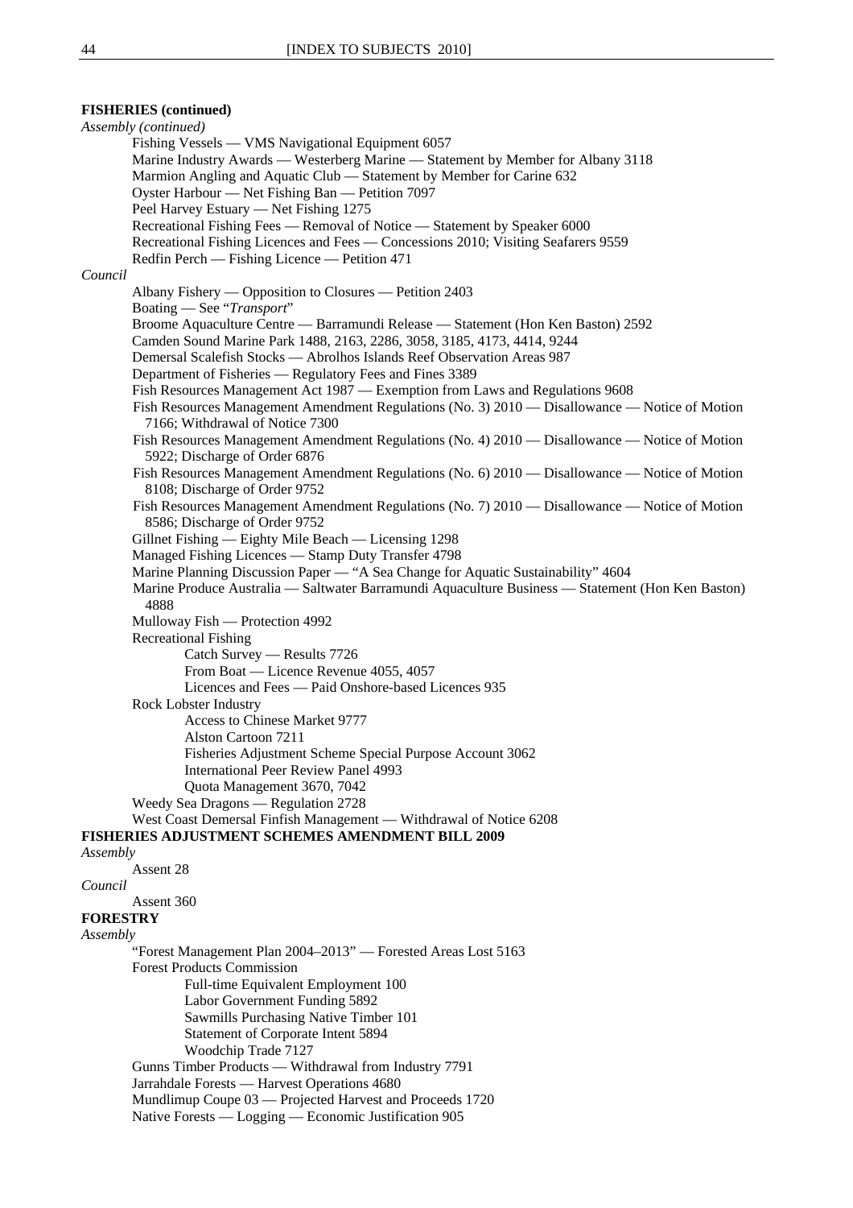**FISHERIES (continued)**

*Assembly (continued)*

- Fishing Vessels — VMS Navigational Equipment 6057
- Marine Industry Awards — Westerberg Marine — Statement by Member for Albany 3118
- Marmion Angling and Aquatic Club — Statement by Member for Carine 632
- Oyster Harbour — Net Fishing Ban — Petition 7097
- Peel Harvey Estuary — Net Fishing 1275
- Recreational Fishing Fees — Removal of Notice — Statement by Speaker 6000
- Recreational Fishing Licences and Fees — Concessions 2010; Visiting Seafarers 9559
- Redfin Perch — Fishing Licence — Petition 471

*Council*

- Albany Fishery — Opposition to Closures — Petition 2403
- Boating — See "*Transport*"
- Broome Aquaculture Centre — Barramundi Release — Statement (Hon Ken Baston) 2592
- Camden Sound Marine Park 1488, 2163, 2286, 3058, 3185, 4173, 4414, 9244
- Demersal Scalefish Stocks — Abrolhos Islands Reef Observation Areas 987
- Department of Fisheries — Regulatory Fees and Fines 3389
- Fish Resources Management Act 1987 — Exemption from Laws and Regulations 9608
- Fish Resources Management Amendment Regulations (No. 3) 2010 — Disallowance — Notice of Motion 7166; Withdrawal of Notice 7300
- Fish Resources Management Amendment Regulations (No. 4) 2010 — Disallowance — Notice of Motion 5922; Discharge of Order 6876
- Fish Resources Management Amendment Regulations (No. 6) 2010 — Disallowance — Notice of Motion 8108; Discharge of Order 9752
- Fish Resources Management Amendment Regulations (No. 7) 2010 — Disallowance — Notice of Motion 8586; Discharge of Order 9752
- Gillnet Fishing — Eighty Mile Beach — Licensing 1298
- Managed Fishing Licences — Stamp Duty Transfer 4798
- Marine Planning Discussion Paper — "A Sea Change for Aquatic Sustainability" 4604
- Marine Produce Australia — Saltwater Barramundi Aquaculture Business — Statement (Hon Ken Baston) 4888
- Mulloway Fish — Protection 4992
- Recreational Fishing
  - Catch Survey — Results 7726
  - From Boat — Licence Revenue 4055, 4057
  - Licences and Fees — Paid Onshore-based Licences 935
- Rock Lobster Industry
  - Access to Chinese Market 9777
  - Alston Cartoon 7211
  - Fisheries Adjustment Scheme Special Purpose Account 3062
  - International Peer Review Panel 4993
  - Quota Management 3670, 7042
- Weedy Sea Dragons — Regulation 2728
- West Coast Demersal Finfish Management — Withdrawal of Notice 6208

**FISHERIES ADJUSTMENT SCHEMES AMENDMENT BILL 2009**

*Assembly*

- Assent 28

*Council*

- Assent 360

**FORESTRY**

*Assembly*

- "Forest Management Plan 2004–2013" — Forested Areas Lost 5163
- Forest Products Commission
  - Full-time Equivalent Employment 100
  - Labor Government Funding 5892
  - Sawmills Purchasing Native Timber 101
  - Statement of Corporate Intent 5894
  - Woodchip Trade 7127
- Gunns Timber Products — Withdrawal from Industry 7791
- Jarrahdale Forests — Harvest Operations 4680
- Mundlimup Coupe 03 — Projected Harvest and Proceeds 1720
- Native Forests — Logging — Economic Justification 905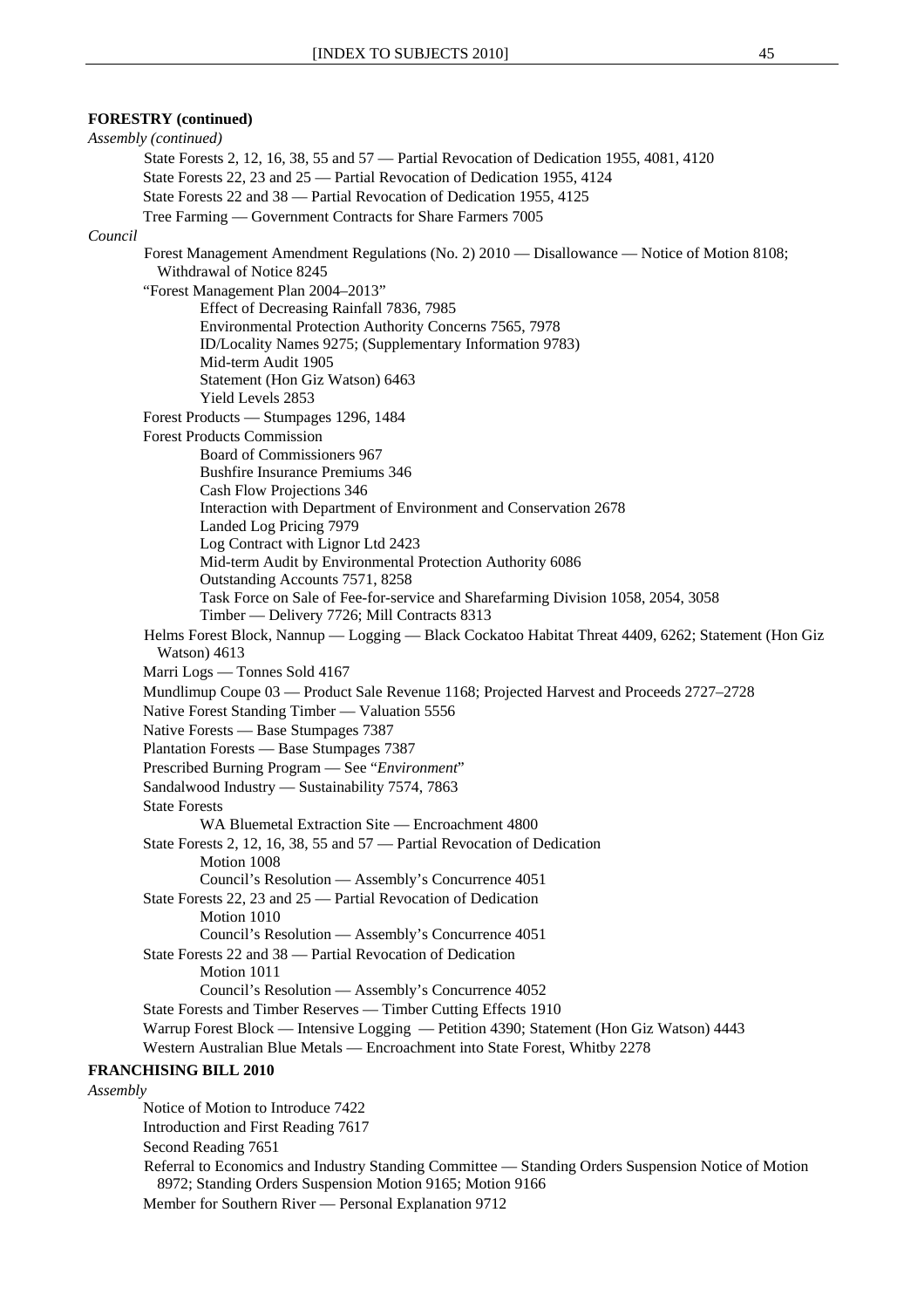**FORESTRY (continued)**

*Assembly (continued)*

- State Forests 2, 12, 16, 38, 55 and 57 — Partial Revocation of Dedication 1955, 4081, 4120
- State Forests 22, 23 and 25 — Partial Revocation of Dedication 1955, 4124
- State Forests 22 and 38 — Partial Revocation of Dedication 1955, 4125
- Tree Farming — Government Contracts for Share Farmers 7005

*Council*

- Forest Management Amendment Regulations (No. 2) 2010 — Disallowance — Notice of Motion 8108; Withdrawal of Notice 8245
- "Forest Management Plan 2004–2013"
  - Effect of Decreasing Rainfall 7836, 7985
  - Environmental Protection Authority Concerns 7565, 7978
  - ID/Locality Names 9275; (Supplementary Information 9783)
  - Mid-term Audit 1905
  - Statement (Hon Giz Watson) 6463
  - Yield Levels 2853
- Forest Products — Stumpages 1296, 1484
- Forest Products Commission
  - Board of Commissioners 967
  - Bushfire Insurance Premiums 346
  - Cash Flow Projections 346
  - Interaction with Department of Environment and Conservation 2678
  - Landed Log Pricing 7979
  - Log Contract with Lignor Ltd 2423
  - Mid-term Audit by Environmental Protection Authority 6086
  - Outstanding Accounts 7571, 8258
  - Task Force on Sale of Fee-for-service and Sharefarming Division 1058, 2054, 3058
  - Timber — Delivery 7726; Mill Contracts 8313
- Helms Forest Block, Nannup — Logging — Black Cockatoo Habitat Threat 4409, 6262; Statement (Hon Giz Watson) 4613
- Marri Logs — Tonnes Sold 4167
- Mundlimup Coupe 03 — Product Sale Revenue 1168; Projected Harvest and Proceeds 2727–2728
- Native Forest Standing Timber — Valuation 5556
- Native Forests — Base Stumpages 7387
- Plantation Forests — Base Stumpages 7387
- Prescribed Burning Program — See "*Environment*"
- Sandalwood Industry — Sustainability 7574, 7863
- State Forests
  - WA Bluemetal Extraction Site — Encroachment 4800
- State Forests 2, 12, 16, 38, 55 and 57 — Partial Revocation of Dedication
  - Motion 1008
  - Council's Resolution — Assembly's Concurrence 4051
- State Forests 22, 23 and 25 — Partial Revocation of Dedication
  - Motion 1010
  - Council's Resolution — Assembly's Concurrence 4051
- State Forests 22 and 38 — Partial Revocation of Dedication
  - Motion 1011
  - Council's Resolution — Assembly's Concurrence 4052
- State Forests and Timber Reserves — Timber Cutting Effects 1910
- Warrup Forest Block — Intensive Logging — Petition 4390; Statement (Hon Giz Watson) 4443
- Western Australian Blue Metals — Encroachment into State Forest, Whitby 2278

**FRANCHISING BILL 2010**

*Assembly*

- Notice of Motion to Introduce 7422
- Introduction and First Reading 7617
- Second Reading 7651
- Referral to Economics and Industry Standing Committee — Standing Orders Suspension Notice of Motion 8972; Standing Orders Suspension Motion 9165; Motion 9166
- Member for Southern River — Personal Explanation 9712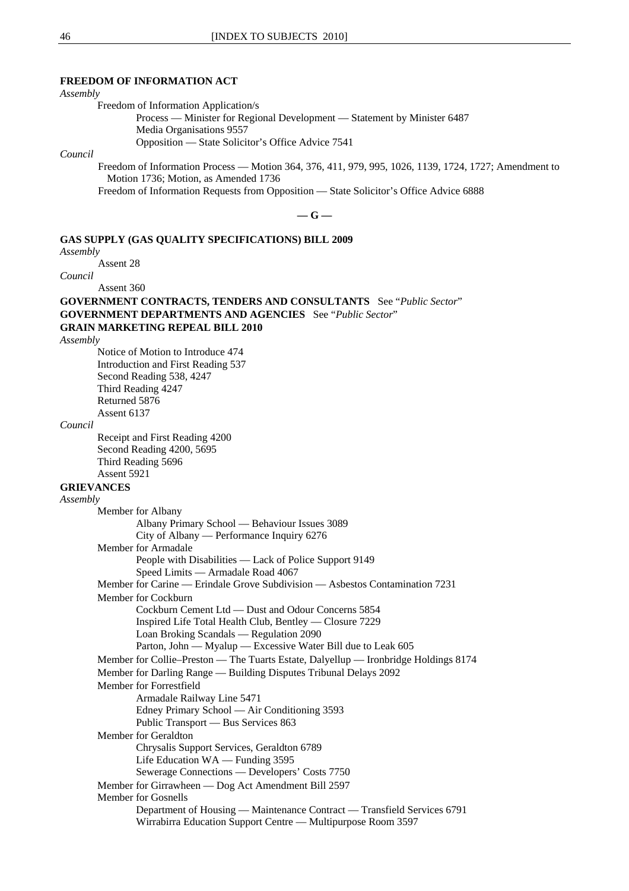**FREEDOM OF INFORMATION ACT**

*Assembly*

- Freedom of Information Application/s
  - Process — Minister for Regional Development — Statement by Minister 6487
  - Media Organisations 9557
  - Opposition — State Solicitor's Office Advice 7541

*Council*

- Freedom of Information Process — Motion 364, 376, 411, 979, 995, 1026, 1139, 1724, 1727; Amendment to Motion 1736; Motion, as Amended 1736
- Freedom of Information Requests from Opposition — State Solicitor's Office Advice 6888

**— G —**

**GAS SUPPLY (GAS QUALITY SPECIFICATIONS) BILL 2009**

*Assembly*

- Assent 28

*Council*

- Assent 360

**GOVERNMENT CONTRACTS, TENDERS AND CONSULTANTS** See "*Public Sector*"

**GOVERNMENT DEPARTMENTS AND AGENCIES** See "*Public Sector*"

**GRAIN MARKETING REPEAL BILL 2010**

*Assembly*

- Notice of Motion to Introduce 474
- Introduction and First Reading 537
- Second Reading 538, 4247
- Third Reading 4247
- Returned 5876
- Assent 6137

*Council*

- Receipt and First Reading 4200
- Second Reading 4200, 5695
- Third Reading 5696
- Assent 5921

**GRIEVANCES**

*Assembly*

- Member for Albany
  - Albany Primary School — Behaviour Issues 3089
  - City of Albany — Performance Inquiry 6276
- Member for Armadale
  - People with Disabilities — Lack of Police Support 9149
  - Speed Limits — Armadale Road 4067
- Member for Carine — Erindale Grove Subdivision — Asbestos Contamination 7231
- Member for Cockburn
  - Cockburn Cement Ltd — Dust and Odour Concerns 5854
  - Inspired Life Total Health Club, Bentley — Closure 7229
  - Loan Broking Scandals — Regulation 2090
  - Parton, John — Myalup — Excessive Water Bill due to Leak 605
- Member for Collie–Preston — The Tuarts Estate, Dalyellup — Ironbridge Holdings 8174
- Member for Darling Range — Building Disputes Tribunal Delays 2092
- Member for Forrestfield
  - Armadale Railway Line 5471
  - Edney Primary School — Air Conditioning 3593
  - Public Transport — Bus Services 863
- Member for Geraldton
  - Chrysalis Support Services, Geraldton 6789
  - Life Education WA — Funding 3595
  - Sewerage Connections — Developers' Costs 7750
- Member for Girrawheen — Dog Act Amendment Bill 2597
- Member for Gosnells
  - Department of Housing — Maintenance Contract — Transfield Services 6791
  - Wirrabirra Education Support Centre — Multipurpose Room 3597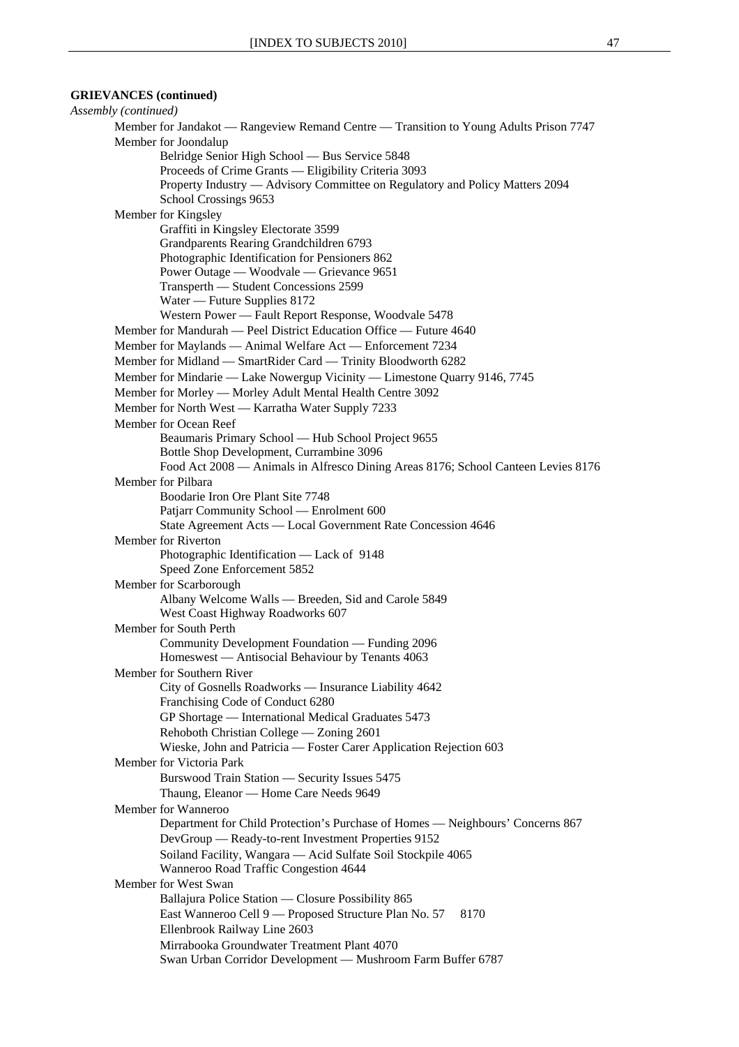**GRIEVANCES (continued)**

*Assembly (continued)*

- Member for Jandakot — Rangeview Remand Centre — Transition to Young Adults Prison 7747
- Member for Joondalup
  - Belridge Senior High School — Bus Service 5848
  - Proceeds of Crime Grants — Eligibility Criteria 3093
  - Property Industry — Advisory Committee on Regulatory and Policy Matters 2094
  - School Crossings 9653
- Member for Kingsley
  - Graffiti in Kingsley Electorate 3599
  - Grandparents Rearing Grandchildren 6793
  - Photographic Identification for Pensioners 862
  - Power Outage — Woodvale — Grievance 9651
  - Transperth — Student Concessions 2599
  - Water — Future Supplies 8172
  - Western Power — Fault Report Response, Woodvale 5478
- Member for Mandurah — Peel District Education Office — Future 4640
- Member for Maylands — Animal Welfare Act — Enforcement 7234
- Member for Midland — SmartRider Card — Trinity Bloodworth 6282
- Member for Mindarie — Lake Nowergup Vicinity — Limestone Quarry 9146, 7745
- Member for Morley — Morley Adult Mental Health Centre 3092
- Member for North West — Karratha Water Supply 7233
- Member for Ocean Reef
  - Beaumaris Primary School — Hub School Project 9655
  - Bottle Shop Development, Currambine 3096
  - Food Act 2008 — Animals in Alfresco Dining Areas 8176; School Canteen Levies 8176
- Member for Pilbara
  - Boodarie Iron Ore Plant Site 7748
  - Patjarr Community School — Enrolment 600
  - State Agreement Acts — Local Government Rate Concession 4646
- Member for Riverton
  - Photographic Identification — Lack of 9148
  - Speed Zone Enforcement 5852
- Member for Scarborough
  - Albany Welcome Walls — Breeden, Sid and Carole 5849
  - West Coast Highway Roadworks 607
- Member for South Perth
  - Community Development Foundation — Funding 2096
  - Homeswest — Antisocial Behaviour by Tenants 4063
- Member for Southern River
  - City of Gosnells Roadworks — Insurance Liability 4642
  - Franchising Code of Conduct 6280
  - GP Shortage — International Medical Graduates 5473
  - Rehoboth Christian College — Zoning 2601
  - Wieske, John and Patricia — Foster Carer Application Rejection 603
- Member for Victoria Park
  - Burswood Train Station — Security Issues 5475
  - Thaung, Eleanor — Home Care Needs 9649
- Member for Wanneroo
  - Department for Child Protection's Purchase of Homes — Neighbours' Concerns 867
  - DevGroup — Ready-to-rent Investment Properties 9152
  - Soiland Facility, Wangara — Acid Sulfate Soil Stockpile 4065
  - Wanneroo Road Traffic Congestion 4644
- Member for West Swan
  - Ballajura Police Station — Closure Possibility 865
  - East Wanneroo Cell 9 — Proposed Structure Plan No. 57 8170
  - Ellenbrook Railway Line 2603
  - Mirrabooka Groundwater Treatment Plant 4070
  - Swan Urban Corridor Development — Mushroom Farm Buffer 6787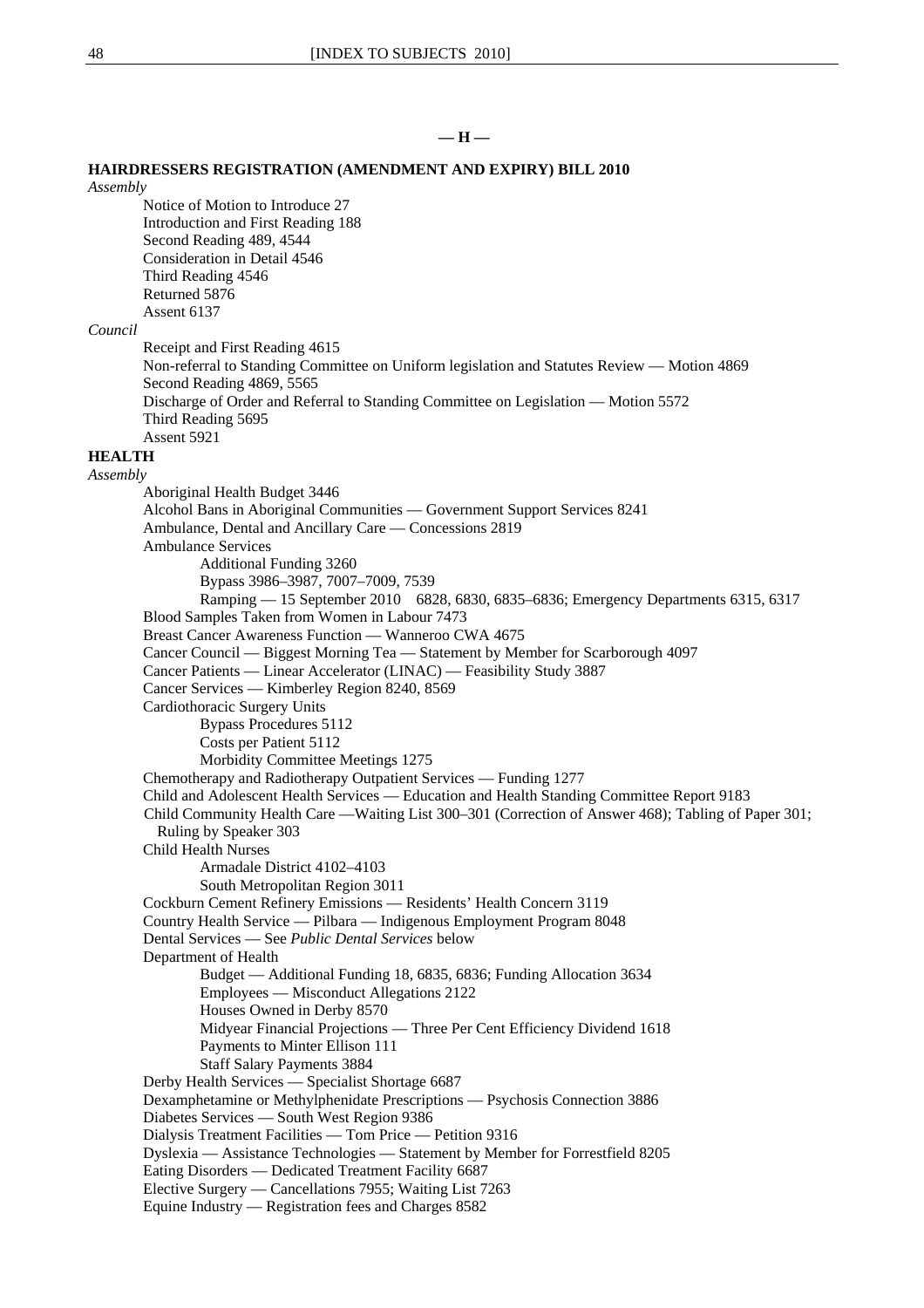## — H —

**HAIRDRESSERS REGISTRATION (AMENDMENT AND EXPIRY) BILL 2010**

*Assembly*

- Notice of Motion to Introduce 27
- Introduction and First Reading 188
- Second Reading 489, 4544
- Consideration in Detail 4546
- Third Reading 4546
- Returned 5876
- Assent 6137

*Council*

- Receipt and First Reading 4615
- Non-referral to Standing Committee on Uniform legislation and Statutes Review — Motion 4869
- Second Reading 4869, 5565
- Discharge of Order and Referral to Standing Committee on Legislation — Motion 5572
- Third Reading 5695
- Assent 5921

**HEALTH**

*Assembly*

- Aboriginal Health Budget 3446
- Alcohol Bans in Aboriginal Communities — Government Support Services 8241
- Ambulance, Dental and Ancillary Care — Concessions 2819
- Ambulance Services
  - Additional Funding 3260
  - Bypass 3986–3987, 7007–7009, 7539
  - Ramping — 15 September 2010 6828, 6830, 6835–6836; Emergency Departments 6315, 6317
- Blood Samples Taken from Women in Labour 7473
- Breast Cancer Awareness Function — Wanneroo CWA 4675
- Cancer Council — Biggest Morning Tea — Statement by Member for Scarborough 4097
- Cancer Patients — Linear Accelerator (LINAC) — Feasibility Study 3887
- Cancer Services — Kimberley Region 8240, 8569
- Cardiothoracic Surgery Units
  - Bypass Procedures 5112
  - Costs per Patient 5112
  - Morbidity Committee Meetings 1275
- Chemotherapy and Radiotherapy Outpatient Services — Funding 1277
- Child and Adolescent Health Services — Education and Health Standing Committee Report 9183
- Child Community Health Care —Waiting List 300–301 (Correction of Answer 468); Tabling of Paper 301; Ruling by Speaker 303
- Child Health Nurses
  - Armadale District 4102–4103
  - South Metropolitan Region 3011
- Cockburn Cement Refinery Emissions — Residents' Health Concern 3119
- Country Health Service — Pilbara — Indigenous Employment Program 8048
- Dental Services — See *Public Dental Services* below
- Department of Health
  - Budget — Additional Funding 18, 6835, 6836; Funding Allocation 3634
  - Employees — Misconduct Allegations 2122
  - Houses Owned in Derby 8570
  - Midyear Financial Projections — Three Per Cent Efficiency Dividend 1618
  - Payments to Minter Ellison 111
  - Staff Salary Payments 3884
- Derby Health Services — Specialist Shortage 6687
- Dexamphetamine or Methylphenidate Prescriptions — Psychosis Connection 3886
- Diabetes Services — South West Region 9386
- Dialysis Treatment Facilities — Tom Price — Petition 9316
- Dyslexia — Assistance Technologies — Statement by Member for Forrestfield 8205
- Eating Disorders — Dedicated Treatment Facility 6687
- Elective Surgery — Cancellations 7955; Waiting List 7263
- Equine Industry — Registration fees and Charges 8582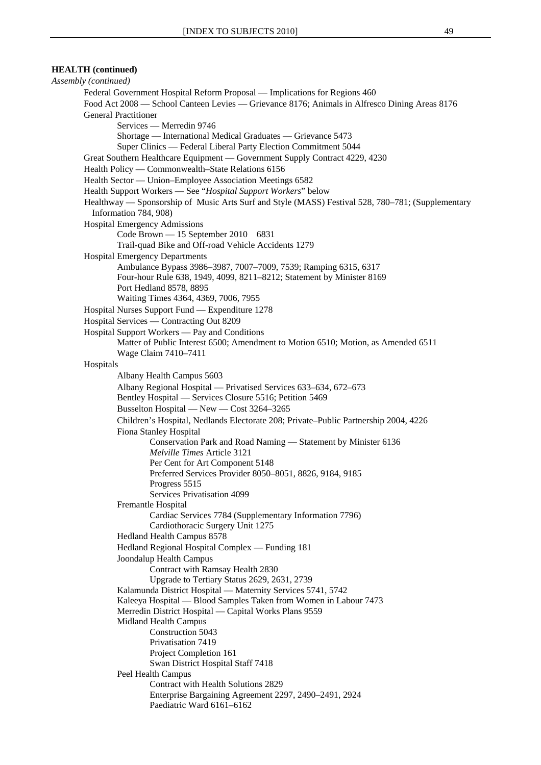**HEALTH (continued)**

*Assembly (continued)*

Federal Government Hospital Reform Proposal — Implications for Regions 460
Food Act 2008 — School Canteen Levies — Grievance 8176; Animals in Alfresco Dining Areas 8176
General Practitioner
  Services — Merredin 9746
  Shortage — International Medical Graduates — Grievance 5473
  Super Clinics — Federal Liberal Party Election Commitment 5044
Great Southern Healthcare Equipment — Government Supply Contract 4229, 4230
Health Policy — Commonwealth–State Relations 6156
Health Sector — Union–Employee Association Meetings 6582
Health Support Workers — See "*Hospital Support Workers*" below
Healthway — Sponsorship of Music Arts Surf and Style (MASS) Festival 528, 780–781; (Supplementary Information 784, 908)
Hospital Emergency Admissions
  Code Brown — 15 September 2010 6831
  Trail-quad Bike and Off-road Vehicle Accidents 1279
Hospital Emergency Departments
  Ambulance Bypass 3986–3987, 7007–7009, 7539; Ramping 6315, 6317
  Four-hour Rule 638, 1949, 4099, 8211–8212; Statement by Minister 8169
  Port Hedland 8578, 8895
  Waiting Times 4364, 4369, 7006, 7955
Hospital Nurses Support Fund — Expenditure 1278
Hospital Services — Contracting Out 8209
Hospital Support Workers — Pay and Conditions
  Matter of Public Interest 6500; Amendment to Motion 6510; Motion, as Amended 6511
  Wage Claim 7410–7411
Hospitals
  Albany Health Campus 5603
  Albany Regional Hospital — Privatised Services 633–634, 672–673
  Bentley Hospital — Services Closure 5516; Petition 5469
  Busselton Hospital — New — Cost 3264–3265
  Children's Hospital, Nedlands Electorate 208; Private–Public Partnership 2004, 4226
  Fiona Stanley Hospital
    Conservation Park and Road Naming — Statement by Minister 6136
    *Melville Times* Article 3121
    Per Cent for Art Component 5148
    Preferred Services Provider 8050–8051, 8826, 9184, 9185
    Progress 5515
    Services Privatisation 4099
  Fremantle Hospital
    Cardiac Services 7784 (Supplementary Information 7796)
    Cardiothoracic Surgery Unit 1275
  Hedland Health Campus 8578
  Hedland Regional Hospital Complex — Funding 181
  Joondalup Health Campus
    Contract with Ramsay Health 2830
    Upgrade to Tertiary Status 2629, 2631, 2739
  Kalamunda District Hospital — Maternity Services 5741, 5742
  Kaleeya Hospital — Blood Samples Taken from Women in Labour 7473
  Merredin District Hospital — Capital Works Plans 9559
  Midland Health Campus
    Construction 5043
    Privatisation 7419
    Project Completion 161
    Swan District Hospital Staff 7418
  Peel Health Campus
    Contract with Health Solutions 2829
    Enterprise Bargaining Agreement 2297, 2490–2491, 2924
    Paediatric Ward 6161–6162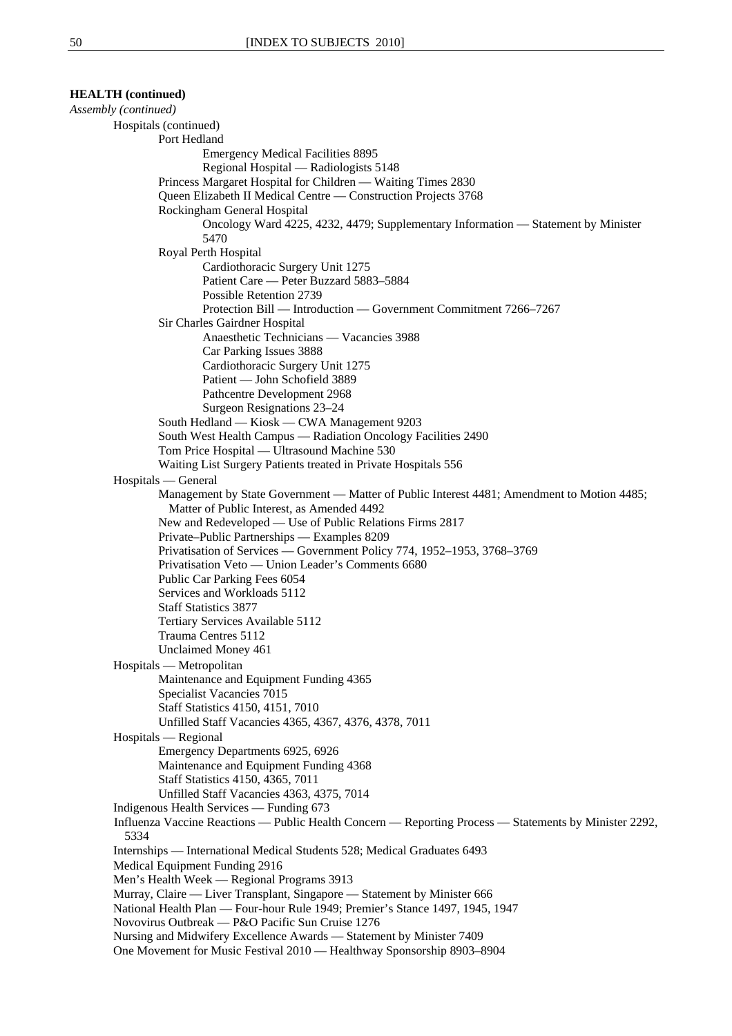**HEALTH (continued)**

*Assembly (continued)*

- Hospitals (continued)
  - Port Hedland
    - Emergency Medical Facilities 8895
    - Regional Hospital — Radiologists 5148
  - Princess Margaret Hospital for Children — Waiting Times 2830
  - Queen Elizabeth II Medical Centre — Construction Projects 3768
  - Rockingham General Hospital
    - Oncology Ward 4225, 4232, 4479; Supplementary Information — Statement by Minister 5470
  - Royal Perth Hospital
    - Cardiothoracic Surgery Unit 1275
    - Patient Care — Peter Buzzard 5883–5884
    - Possible Retention 2739
    - Protection Bill — Introduction — Government Commitment 7266–7267
  - Sir Charles Gairdner Hospital
    - Anaesthetic Technicians — Vacancies 3988
    - Car Parking Issues 3888
    - Cardiothoracic Surgery Unit 1275
    - Patient — John Schofield 3889
    - Pathcentre Development 2968
    - Surgeon Resignations 23–24
  - South Hedland — Kiosk — CWA Management 9203
  - South West Health Campus — Radiation Oncology Facilities 2490
  - Tom Price Hospital — Ultrasound Machine 530
  - Waiting List Surgery Patients treated in Private Hospitals 556
- Hospitals — General
  - Management by State Government — Matter of Public Interest 4481; Amendment to Motion 4485; Matter of Public Interest, as Amended 4492
  - New and Redeveloped — Use of Public Relations Firms 2817
  - Private–Public Partnerships — Examples 8209
  - Privatisation of Services — Government Policy 774, 1952–1953, 3768–3769
  - Privatisation Veto — Union Leader's Comments 6680
  - Public Car Parking Fees 6054
  - Services and Workloads 5112
  - Staff Statistics 3877
  - Tertiary Services Available 5112
  - Trauma Centres 5112
  - Unclaimed Money 461
- Hospitals — Metropolitan
  - Maintenance and Equipment Funding 4365
  - Specialist Vacancies 7015
  - Staff Statistics 4150, 4151, 7010
  - Unfilled Staff Vacancies 4365, 4367, 4376, 4378, 7011
- Hospitals — Regional
  - Emergency Departments 6925, 6926
  - Maintenance and Equipment Funding 4368
  - Staff Statistics 4150, 4365, 7011
  - Unfilled Staff Vacancies 4363, 4375, 7014
- Indigenous Health Services — Funding 673
- Influenza Vaccine Reactions — Public Health Concern — Reporting Process — Statements by Minister 2292, 5334
- Internships — International Medical Students 528; Medical Graduates 6493
- Medical Equipment Funding 2916
- Men's Health Week — Regional Programs 3913
- Murray, Claire — Liver Transplant, Singapore — Statement by Minister 666
- National Health Plan — Four-hour Rule 1949; Premier's Stance 1497, 1945, 1947
- Novovirus Outbreak — P&O Pacific Sun Cruise 1276
- Nursing and Midwifery Excellence Awards — Statement by Minister 7409
- One Movement for Music Festival 2010 — Healthway Sponsorship 8903–8904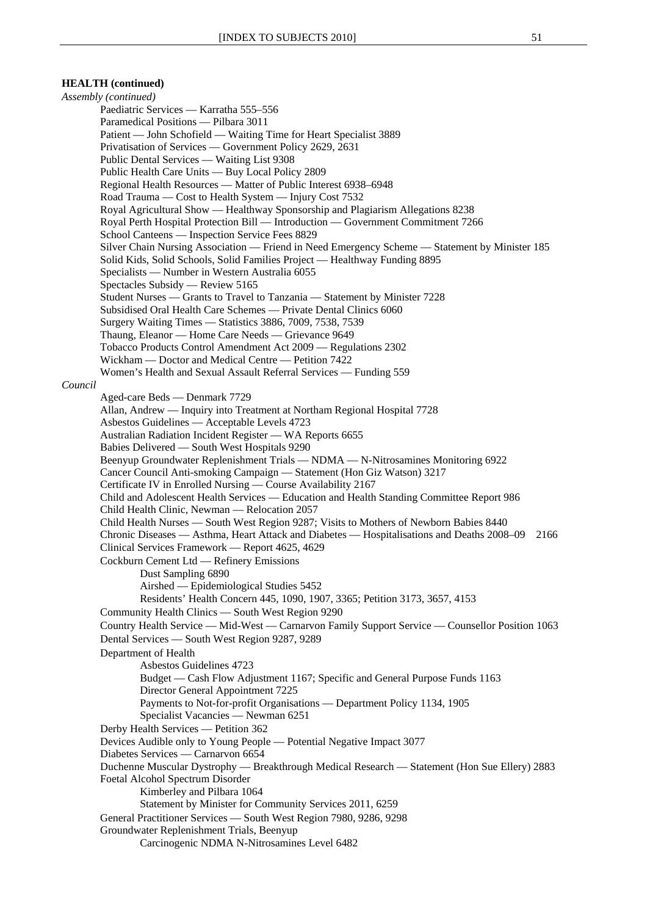**HEALTH (continued)**

*Assembly (continued)*

Paediatric Services — Karratha 555–556
Paramedical Positions — Pilbara 3011
Patient — John Schofield — Waiting Time for Heart Specialist 3889
Privatisation of Services — Government Policy 2629, 2631
Public Dental Services — Waiting List 9308
Public Health Care Units — Buy Local Policy 2809
Regional Health Resources — Matter of Public Interest 6938–6948
Road Trauma — Cost to Health System — Injury Cost 7532
Royal Agricultural Show — Healthway Sponsorship and Plagiarism Allegations 8238
Royal Perth Hospital Protection Bill — Introduction — Government Commitment 7266
School Canteens — Inspection Service Fees 8829
Silver Chain Nursing Association — Friend in Need Emergency Scheme — Statement by Minister 185
Solid Kids, Solid Schools, Solid Families Project — Healthway Funding 8895
Specialists — Number in Western Australia 6055
Spectacles Subsidy — Review 5165
Student Nurses — Grants to Travel to Tanzania — Statement by Minister 7228
Subsidised Oral Health Care Schemes — Private Dental Clinics 6060
Surgery Waiting Times — Statistics 3886, 7009, 7538, 7539
Thaung, Eleanor — Home Care Needs — Grievance 9649
Tobacco Products Control Amendment Act 2009 — Regulations 2302
Wickham — Doctor and Medical Centre — Petition 7422
Women's Health and Sexual Assault Referral Services — Funding 559

*Council*

Aged-care Beds — Denmark 7729
Allan, Andrew — Inquiry into Treatment at Northam Regional Hospital 7728
Asbestos Guidelines — Acceptable Levels 4723
Australian Radiation Incident Register — WA Reports 6655
Babies Delivered — South West Hospitals 9290
Beenyup Groundwater Replenishment Trials — NDMA — N-Nitrosamines Monitoring 6922
Cancer Council Anti-smoking Campaign — Statement (Hon Giz Watson) 3217
Certificate IV in Enrolled Nursing — Course Availability 2167
Child and Adolescent Health Services — Education and Health Standing Committee Report 986
Child Health Clinic, Newman — Relocation 2057
Child Health Nurses — South West Region 9287; Visits to Mothers of Newborn Babies 8440
Chronic Diseases — Asthma, Heart Attack and Diabetes — Hospitalisations and Deaths 2008–09 2166
Clinical Services Framework — Report 4625, 4629
Cockburn Cement Ltd — Refinery Emissions
- Dust Sampling 6890
- Airshed — Epidemiological Studies 5452
- Residents' Health Concern 445, 1090, 1907, 3365; Petition 3173, 3657, 4153

Community Health Clinics — South West Region 9290
Country Health Service — Mid-West — Carnarvon Family Support Service — Counsellor Position 1063
Dental Services — South West Region 9287, 9289
Department of Health
- Asbestos Guidelines 4723
- Budget — Cash Flow Adjustment 1167; Specific and General Purpose Funds 1163
- Director General Appointment 7225
- Payments to Not-for-profit Organisations — Department Policy 1134, 1905
- Specialist Vacancies — Newman 6251

Derby Health Services — Petition 362
Devices Audible only to Young People — Potential Negative Impact 3077
Diabetes Services — Carnarvon 6654
Duchenne Muscular Dystrophy — Breakthrough Medical Research — Statement (Hon Sue Ellery) 2883
Foetal Alcohol Spectrum Disorder
- Kimberley and Pilbara 1064
- Statement by Minister for Community Services 2011, 6259

General Practitioner Services — South West Region 7980, 9286, 9298
Groundwater Replenishment Trials, Beenyup
- Carcinogenic NDMA N-Nitrosamines Level 6482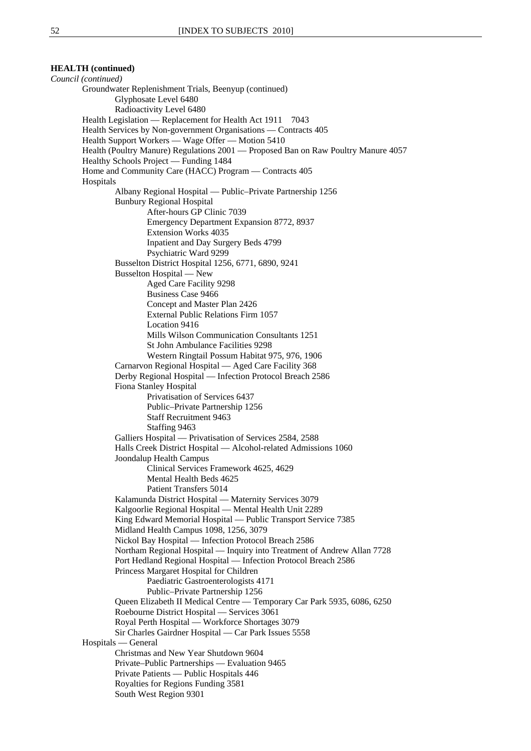**HEALTH (continued)**

*Council (continued)*

- Groundwater Replenishment Trials, Beenyup (continued)
  - Glyphosate Level 6480
  - Radioactivity Level 6480
- Health Legislation — Replacement for Health Act 1911 7043
- Health Services by Non-government Organisations — Contracts 405
- Health Support Workers — Wage Offer — Motion 5410
- Health (Poultry Manure) Regulations 2001 — Proposed Ban on Raw Poultry Manure 4057
- Healthy Schools Project — Funding 1484
- Home and Community Care (HACC) Program — Contracts 405
- Hospitals
  - Albany Regional Hospital — Public–Private Partnership 1256
  - Bunbury Regional Hospital
    - After-hours GP Clinic 7039
    - Emergency Department Expansion 8772, 8937
    - Extension Works 4035
    - Inpatient and Day Surgery Beds 4799
    - Psychiatric Ward 9299
  - Busselton District Hospital 1256, 6771, 6890, 9241
  - Busselton Hospital — New
    - Aged Care Facility 9298
    - Business Case 9466
    - Concept and Master Plan 2426
    - External Public Relations Firm 1057
    - Location 9416
    - Mills Wilson Communication Consultants 1251
    - St John Ambulance Facilities 9298
    - Western Ringtail Possum Habitat 975, 976, 1906
  - Carnarvon Regional Hospital — Aged Care Facility 368
  - Derby Regional Hospital — Infection Protocol Breach 2586
  - Fiona Stanley Hospital
    - Privatisation of Services 6437
    - Public–Private Partnership 1256
    - Staff Recruitment 9463
    - Staffing 9463
  - Galliers Hospital — Privatisation of Services 2584, 2588
  - Halls Creek District Hospital — Alcohol-related Admissions 1060
  - Joondalup Health Campus
    - Clinical Services Framework 4625, 4629
    - Mental Health Beds 4625
    - Patient Transfers 5014
  - Kalamunda District Hospital — Maternity Services 3079
  - Kalgoorlie Regional Hospital — Mental Health Unit 2289
  - King Edward Memorial Hospital — Public Transport Service 7385
  - Midland Health Campus 1098, 1256, 3079
  - Nickol Bay Hospital — Infection Protocol Breach 2586
  - Northam Regional Hospital — Inquiry into Treatment of Andrew Allan 7728
  - Port Hedland Regional Hospital — Infection Protocol Breach 2586
  - Princess Margaret Hospital for Children
    - Paediatric Gastroenterologists 4171
    - Public–Private Partnership 1256
  - Queen Elizabeth II Medical Centre — Temporary Car Park 5935, 6086, 6250
  - Roebourne District Hospital — Services 3061
  - Royal Perth Hospital — Workforce Shortages 3079
  - Sir Charles Gairdner Hospital — Car Park Issues 5558
- Hospitals — General
  - Christmas and New Year Shutdown 9604
  - Private–Public Partnerships — Evaluation 9465
  - Private Patients — Public Hospitals 446
  - Royalties for Regions Funding 3581
  - South West Region 9301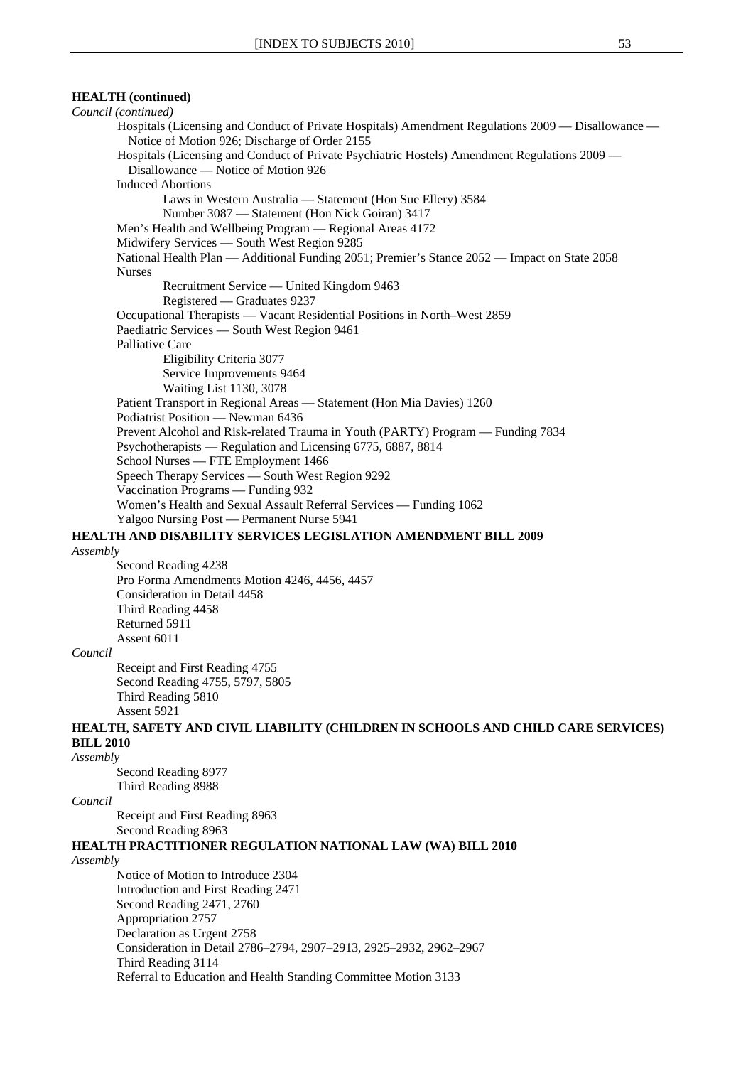**HEALTH (continued)**

*Council (continued)*

Hospitals (Licensing and Conduct of Private Hospitals) Amendment Regulations 2009 — Disallowance — Notice of Motion 926; Discharge of Order 2155

Hospitals (Licensing and Conduct of Private Psychiatric Hostels) Amendment Regulations 2009 — Disallowance — Notice of Motion 926

Induced Abortions

- Laws in Western Australia — Statement (Hon Sue Ellery) 3584
- Number 3087 — Statement (Hon Nick Goiran) 3417

Men's Health and Wellbeing Program — Regional Areas 4172

Midwifery Services — South West Region 9285

National Health Plan — Additional Funding 2051; Premier's Stance 2052 — Impact on State 2058

Nurses

- Recruitment Service — United Kingdom 9463
- Registered — Graduates 9237

Occupational Therapists — Vacant Residential Positions in North–West 2859

Paediatric Services — South West Region 9461

Palliative Care

- Eligibility Criteria 3077
- Service Improvements 9464
- Waiting List 1130, 3078

Patient Transport in Regional Areas — Statement (Hon Mia Davies) 1260

Podiatrist Position — Newman 6436

Prevent Alcohol and Risk-related Trauma in Youth (PARTY) Program — Funding 7834

Psychotherapists — Regulation and Licensing 6775, 6887, 8814

School Nurses — FTE Employment 1466

Speech Therapy Services — South West Region 9292

Vaccination Programs — Funding 932

Women's Health and Sexual Assault Referral Services — Funding 1062

Yalgoo Nursing Post — Permanent Nurse 5941

**HEALTH AND DISABILITY SERVICES LEGISLATION AMENDMENT BILL 2009**

*Assembly*

Second Reading 4238
Pro Forma Amendments Motion 4246, 4456, 4457
Consideration in Detail 4458
Third Reading 4458
Returned 5911
Assent 6011

*Council*

Receipt and First Reading 4755
Second Reading 4755, 5797, 5805
Third Reading 5810
Assent 5921

**HEALTH, SAFETY AND CIVIL LIABILITY (CHILDREN IN SCHOOLS AND CHILD CARE SERVICES) BILL 2010**

*Assembly*

Second Reading 8977
Third Reading 8988

*Council*

Receipt and First Reading 8963
Second Reading 8963

**HEALTH PRACTITIONER REGULATION NATIONAL LAW (WA) BILL 2010**

*Assembly*

Notice of Motion to Introduce 2304
Introduction and First Reading 2471
Second Reading 2471, 2760
Appropriation 2757
Declaration as Urgent 2758
Consideration in Detail 2786–2794, 2907–2913, 2925–2932, 2962–2967
Third Reading 3114
Referral to Education and Health Standing Committee Motion 3133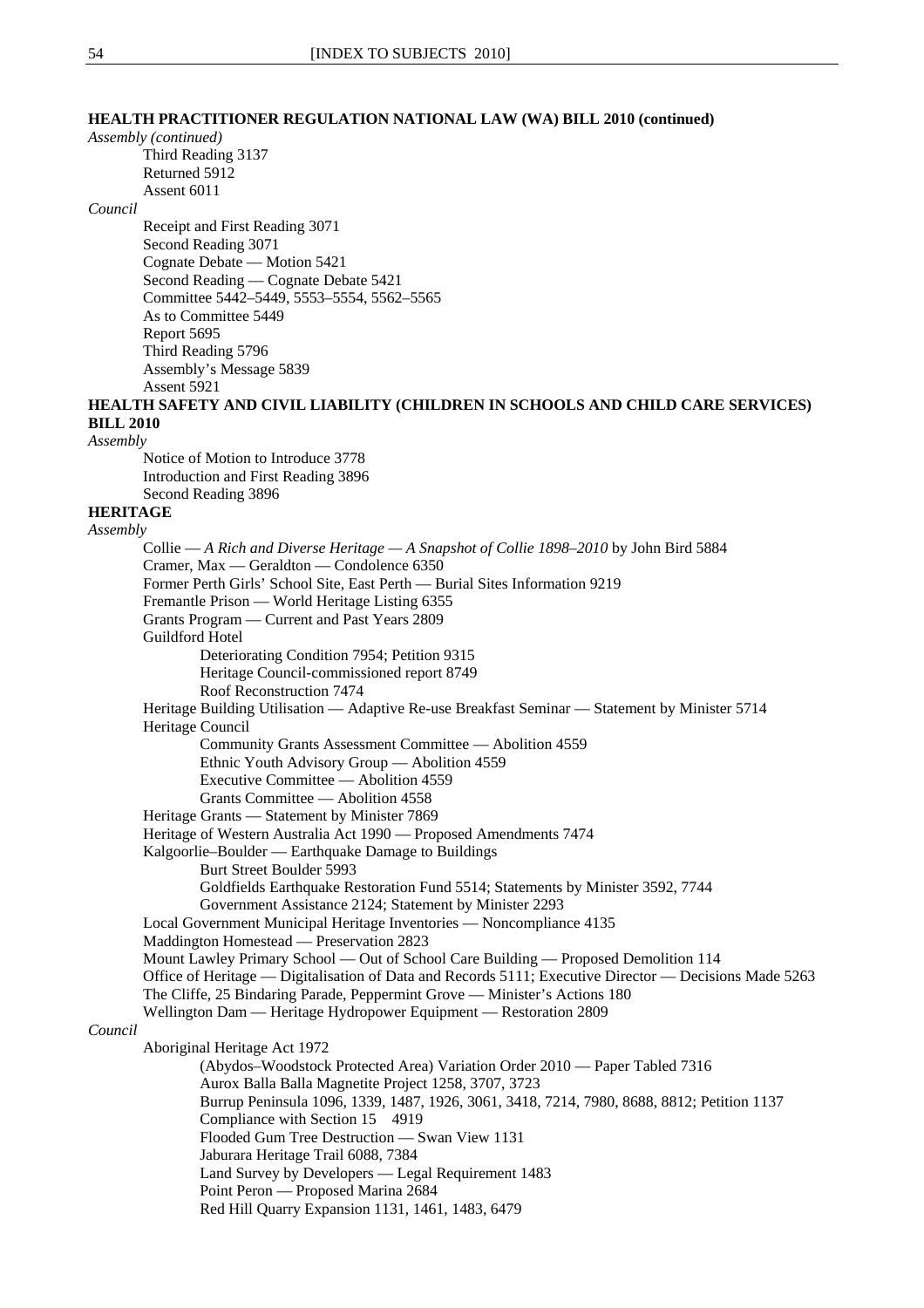**HEALTH PRACTITIONER REGULATION NATIONAL LAW (WA) BILL 2010 (continued)**

*Assembly (continued)*

- Third Reading 3137
- Returned 5912
- Assent 6011

*Council*

- Receipt and First Reading 3071
- Second Reading 3071
- Cognate Debate — Motion 5421
- Second Reading — Cognate Debate 5421
- Committee 5442–5449, 5553–5554, 5562–5565
- As to Committee 5449
- Report 5695
- Third Reading 5796
- Assembly's Message 5839
- Assent 5921

**HEALTH SAFETY AND CIVIL LIABILITY (CHILDREN IN SCHOOLS AND CHILD CARE SERVICES) BILL 2010**

*Assembly*

- Notice of Motion to Introduce 3778
- Introduction and First Reading 3896
- Second Reading 3896

**HERITAGE**

*Assembly*

- Collie — *A Rich and Diverse Heritage — A Snapshot of Collie 1898–2010* by John Bird 5884
- Cramer, Max — Geraldton — Condolence 6350
- Former Perth Girls' School Site, East Perth — Burial Sites Information 9219
- Fremantle Prison — World Heritage Listing 6355
- Grants Program — Current and Past Years 2809
- Guildford Hotel
  - Deteriorating Condition 7954; Petition 9315
  - Heritage Council-commissioned report 8749
  - Roof Reconstruction 7474
- Heritage Building Utilisation — Adaptive Re-use Breakfast Seminar — Statement by Minister 5714
- Heritage Council
  - Community Grants Assessment Committee — Abolition 4559
  - Ethnic Youth Advisory Group — Abolition 4559
  - Executive Committee — Abolition 4559
  - Grants Committee — Abolition 4558
- Heritage Grants — Statement by Minister 7869
- Heritage of Western Australia Act 1990 — Proposed Amendments 7474
- Kalgoorlie–Boulder — Earthquake Damage to Buildings
  - Burt Street Boulder 5993
  - Goldfields Earthquake Restoration Fund 5514; Statements by Minister 3592, 7744
  - Government Assistance 2124; Statement by Minister 2293
- Local Government Municipal Heritage Inventories — Noncompliance 4135
- Maddington Homestead — Preservation 2823
- Mount Lawley Primary School — Out of School Care Building — Proposed Demolition 114
- Office of Heritage — Digitalisation of Data and Records 5111; Executive Director — Decisions Made 5263
- The Cliffe, 25 Bindaring Parade, Peppermint Grove — Minister's Actions 180
- Wellington Dam — Heritage Hydropower Equipment — Restoration 2809

*Council*

- Aboriginal Heritage Act 1972
  - (Abydos–Woodstock Protected Area) Variation Order 2010 — Paper Tabled 7316
  - Aurox Balla Balla Magnetite Project 1258, 3707, 3723
  - Burrup Peninsula 1096, 1339, 1487, 1926, 3061, 3418, 7214, 7980, 8688, 8812; Petition 1137
  - Compliance with Section 15 4919
  - Flooded Gum Tree Destruction — Swan View 1131
  - Jaburara Heritage Trail 6088, 7384
  - Land Survey by Developers — Legal Requirement 1483
  - Point Peron — Proposed Marina 2684
  - Red Hill Quarry Expansion 1131, 1461, 1483, 6479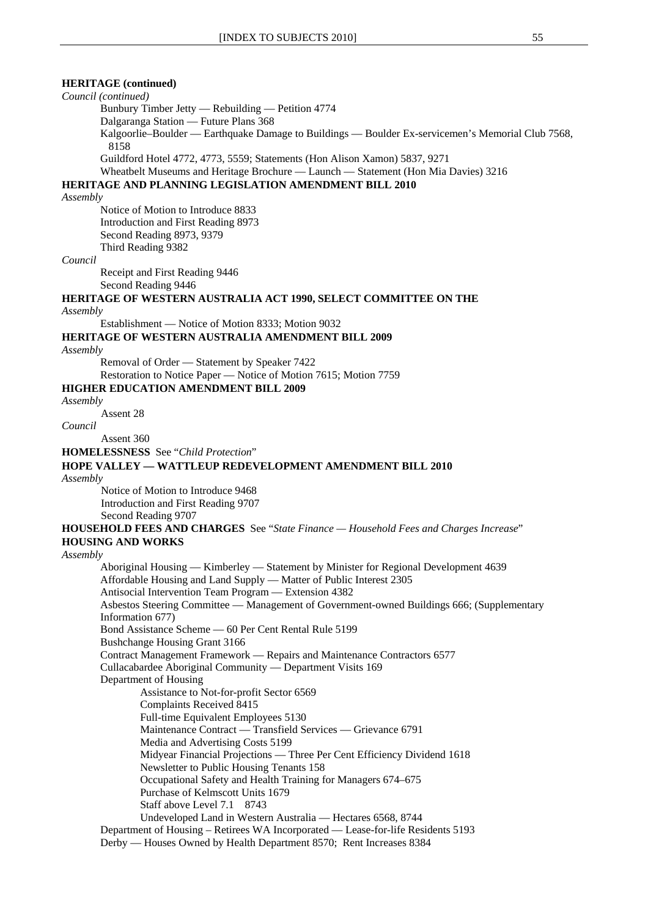**HERITAGE (continued)**

*Council (continued)*

Bunbury Timber Jetty — Rebuilding — Petition 4774

Dalgaranga Station — Future Plans 368

Kalgoorlie–Boulder — Earthquake Damage to Buildings — Boulder Ex-servicemen's Memorial Club 7568, 8158

Guildford Hotel 4772, 4773, 5559; Statements (Hon Alison Xamon) 5837, 9271

Wheatbelt Museums and Heritage Brochure — Launch — Statement (Hon Mia Davies) 3216

**HERITAGE AND PLANNING LEGISLATION AMENDMENT BILL 2010**

*Assembly*

Notice of Motion to Introduce 8833

Introduction and First Reading 8973

Second Reading 8973, 9379

Third Reading 9382

*Council*

Receipt and First Reading 9446

Second Reading 9446

**HERITAGE OF WESTERN AUSTRALIA ACT 1990, SELECT COMMITTEE ON THE**

*Assembly*

Establishment — Notice of Motion 8333; Motion 9032

**HERITAGE OF WESTERN AUSTRALIA AMENDMENT BILL 2009**

*Assembly*

Removal of Order — Statement by Speaker 7422

Restoration to Notice Paper — Notice of Motion 7615; Motion 7759

**HIGHER EDUCATION AMENDMENT BILL 2009**

*Assembly*

Assent 28

*Council*

Assent 360

**HOMELESSNESS** See "*Child Protection*"

**HOPE VALLEY — WATTLEUP REDEVELOPMENT AMENDMENT BILL 2010**

*Assembly*

Notice of Motion to Introduce 9468

Introduction and First Reading 9707

Second Reading 9707

**HOUSEHOLD FEES AND CHARGES** See "*State Finance — Household Fees and Charges Increase*"

**HOUSING AND WORKS**

*Assembly*

Aboriginal Housing — Kimberley — Statement by Minister for Regional Development 4639

Affordable Housing and Land Supply — Matter of Public Interest 2305

Antisocial Intervention Team Program — Extension 4382

Asbestos Steering Committee — Management of Government-owned Buildings 666; (Supplementary Information 677)

Bond Assistance Scheme — 60 Per Cent Rental Rule 5199

Bushchange Housing Grant 3166

Contract Management Framework — Repairs and Maintenance Contractors 6577

Cullacabardee Aboriginal Community — Department Visits 169

Department of Housing

- Assistance to Not-for-profit Sector 6569
- Complaints Received 8415
- Full-time Equivalent Employees 5130
- Maintenance Contract — Transfield Services — Grievance 6791
- Media and Advertising Costs 5199
- Midyear Financial Projections — Three Per Cent Efficiency Dividend 1618
- Newsletter to Public Housing Tenants 158
- Occupational Safety and Health Training for Managers 674–675
- Purchase of Kelmscott Units 1679
- Staff above Level 7.1 8743
- Undeveloped Land in Western Australia — Hectares 6568, 8744

Department of Housing – Retirees WA Incorporated — Lease-for-life Residents 5193

Derby — Houses Owned by Health Department 8570; Rent Increases 8384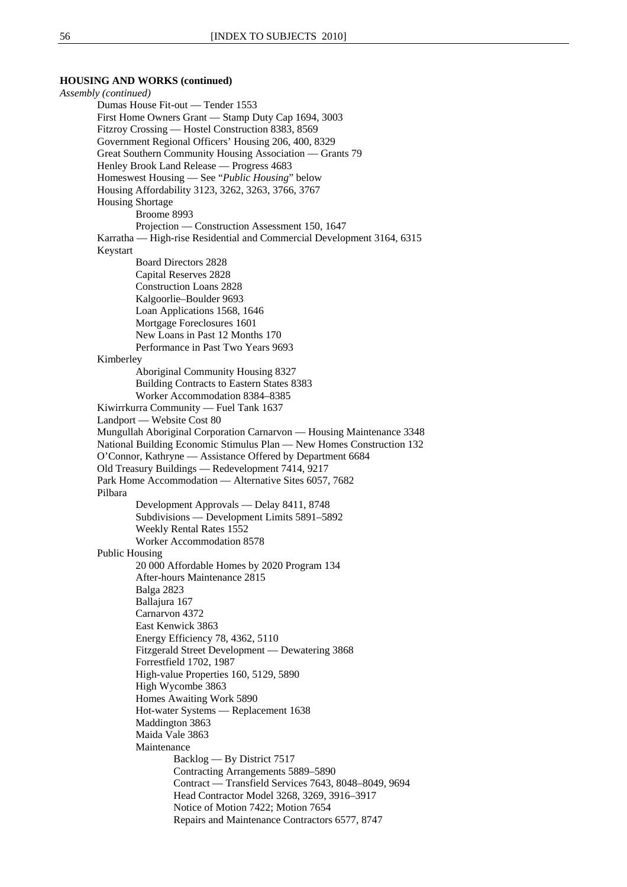**HOUSING AND WORKS (continued)**

*Assembly (continued)*

- Dumas House Fit-out — Tender 1553
- First Home Owners Grant — Stamp Duty Cap 1694, 3003
- Fitzroy Crossing — Hostel Construction 8383, 8569
- Government Regional Officers' Housing 206, 400, 8329
- Great Southern Community Housing Association — Grants 79
- Henley Brook Land Release — Progress 4683
- Homeswest Housing — See "*Public Housing*" below
- Housing Affordability 3123, 3262, 3263, 3766, 3767
- Housing Shortage
    - Broome 8993
    - Projection — Construction Assessment 150, 1647
- Karratha — High-rise Residential and Commercial Development 3164, 6315
- Keystart
    - Board Directors 2828
    - Capital Reserves 2828
    - Construction Loans 2828
    - Kalgoorlie–Boulder 9693
    - Loan Applications 1568, 1646
    - Mortgage Foreclosures 1601
    - New Loans in Past 12 Months 170
    - Performance in Past Two Years 9693
- Kimberley
    - Aboriginal Community Housing 8327
    - Building Contracts to Eastern States 8383
    - Worker Accommodation 8384–8385
- Kiwirrkurra Community — Fuel Tank 1637
- Landport — Website Cost 80
- Mungullah Aboriginal Corporation Carnarvon — Housing Maintenance 3348
- National Building Economic Stimulus Plan — New Homes Construction 132
- O'Connor, Kathryne — Assistance Offered by Department 6684
- Old Treasury Buildings — Redevelopment 7414, 9217
- Park Home Accommodation — Alternative Sites 6057, 7682
- Pilbara
    - Development Approvals — Delay 8411, 8748
    - Subdivisions — Development Limits 5891–5892
    - Weekly Rental Rates 1552
    - Worker Accommodation 8578
- Public Housing
    - 20 000 Affordable Homes by 2020 Program 134
    - After-hours Maintenance 2815
    - Balga 2823
    - Ballajura 167
    - Carnarvon 4372
    - East Kenwick 3863
    - Energy Efficiency 78, 4362, 5110
    - Fitzgerald Street Development — Dewatering 3868
    - Forrestfield 1702, 1987
    - High-value Properties 160, 5129, 5890
    - High Wycombe 3863
    - Homes Awaiting Work 5890
    - Hot-water Systems — Replacement 1638
    - Maddington 3863
    - Maida Vale 3863
    - Maintenance
        - Backlog — By District 7517
        - Contracting Arrangements 5889–5890
        - Contract — Transfield Services 7643, 8048–8049, 9694
        - Head Contractor Model 3268, 3269, 3916–3917
        - Notice of Motion 7422; Motion 7654
        - Repairs and Maintenance Contractors 6577, 8747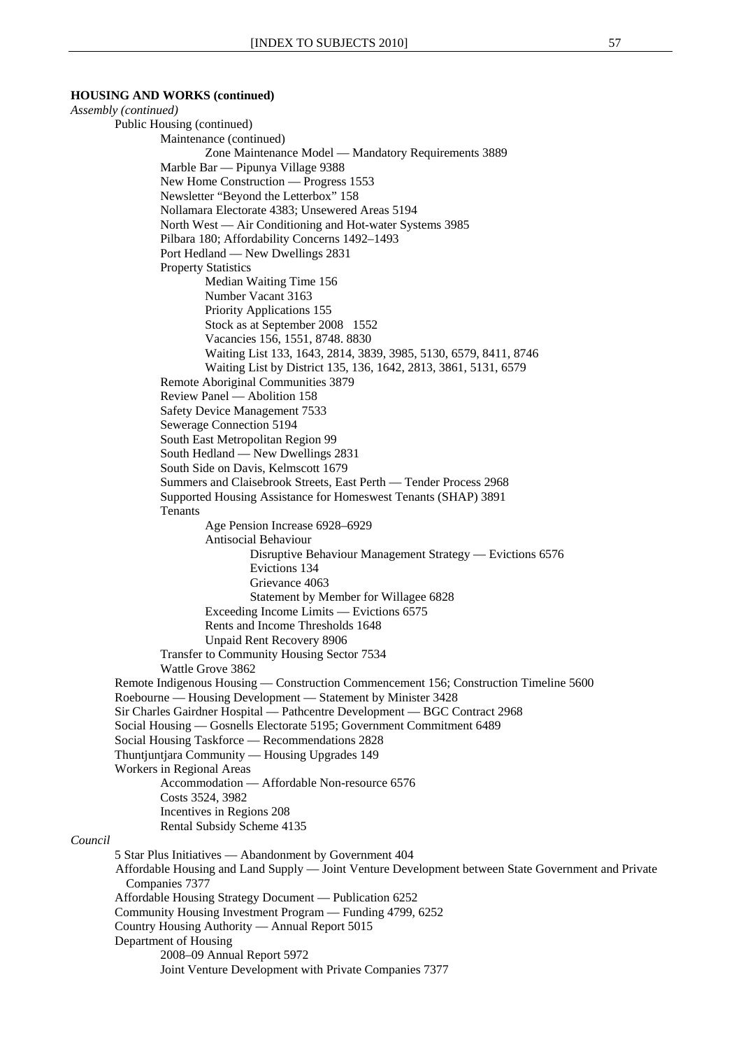**HOUSING AND WORKS (continued)**

*Assembly (continued)*

- Public Housing (continued)
  - Maintenance (continued)
    - Zone Maintenance Model — Mandatory Requirements 3889
  - Marble Bar — Pipunya Village 9388
  - New Home Construction — Progress 1553
  - Newsletter "Beyond the Letterbox" 158
  - Nollamara Electorate 4383; Unsewered Areas 5194
  - North West — Air Conditioning and Hot-water Systems 3985
  - Pilbara 180; Affordability Concerns 1492–1493
  - Port Hedland — New Dwellings 2831
  - Property Statistics
    - Median Waiting Time 156
    - Number Vacant 3163
    - Priority Applications 155
    - Stock as at September 2008 1552
    - Vacancies 156, 1551, 8748. 8830
    - Waiting List 133, 1643, 2814, 3839, 3985, 5130, 6579, 8411, 8746
    - Waiting List by District 135, 136, 1642, 2813, 3861, 5131, 6579
  - Remote Aboriginal Communities 3879
  - Review Panel — Abolition 158
  - Safety Device Management 7533
  - Sewerage Connection 5194
  - South East Metropolitan Region 99
  - South Hedland — New Dwellings 2831
  - South Side on Davis, Kelmscott 1679
  - Summers and Claisebrook Streets, East Perth — Tender Process 2968
  - Supported Housing Assistance for Homeswest Tenants (SHAP) 3891
  - Tenants
    - Age Pension Increase 6928–6929
    - Antisocial Behaviour
      - Disruptive Behaviour Management Strategy — Evictions 6576
      - Evictions 134
      - Grievance 4063
      - Statement by Member for Willagee 6828
    - Exceeding Income Limits — Evictions 6575
    - Rents and Income Thresholds 1648
    - Unpaid Rent Recovery 8906
  - Transfer to Community Housing Sector 7534
  - Wattle Grove 3862
- Remote Indigenous Housing — Construction Commencement 156; Construction Timeline 5600
- Roebourne — Housing Development — Statement by Minister 3428
- Sir Charles Gairdner Hospital — Pathcentre Development — BGC Contract 2968
- Social Housing — Gosnells Electorate 5195; Government Commitment 6489
- Social Housing Taskforce — Recommendations 2828
- Thuntjuntjara Community — Housing Upgrades 149
- Workers in Regional Areas
  - Accommodation — Affordable Non-resource 6576
  - Costs 3524, 3982
  - Incentives in Regions 208
  - Rental Subsidy Scheme 4135

*Council*

- 5 Star Plus Initiatives — Abandonment by Government 404
- Affordable Housing and Land Supply — Joint Venture Development between State Government and Private Companies 7377
- Affordable Housing Strategy Document — Publication 6252
- Community Housing Investment Program — Funding 4799, 6252
- Country Housing Authority — Annual Report 5015
- Department of Housing
  - 2008–09 Annual Report 5972
  - Joint Venture Development with Private Companies 7377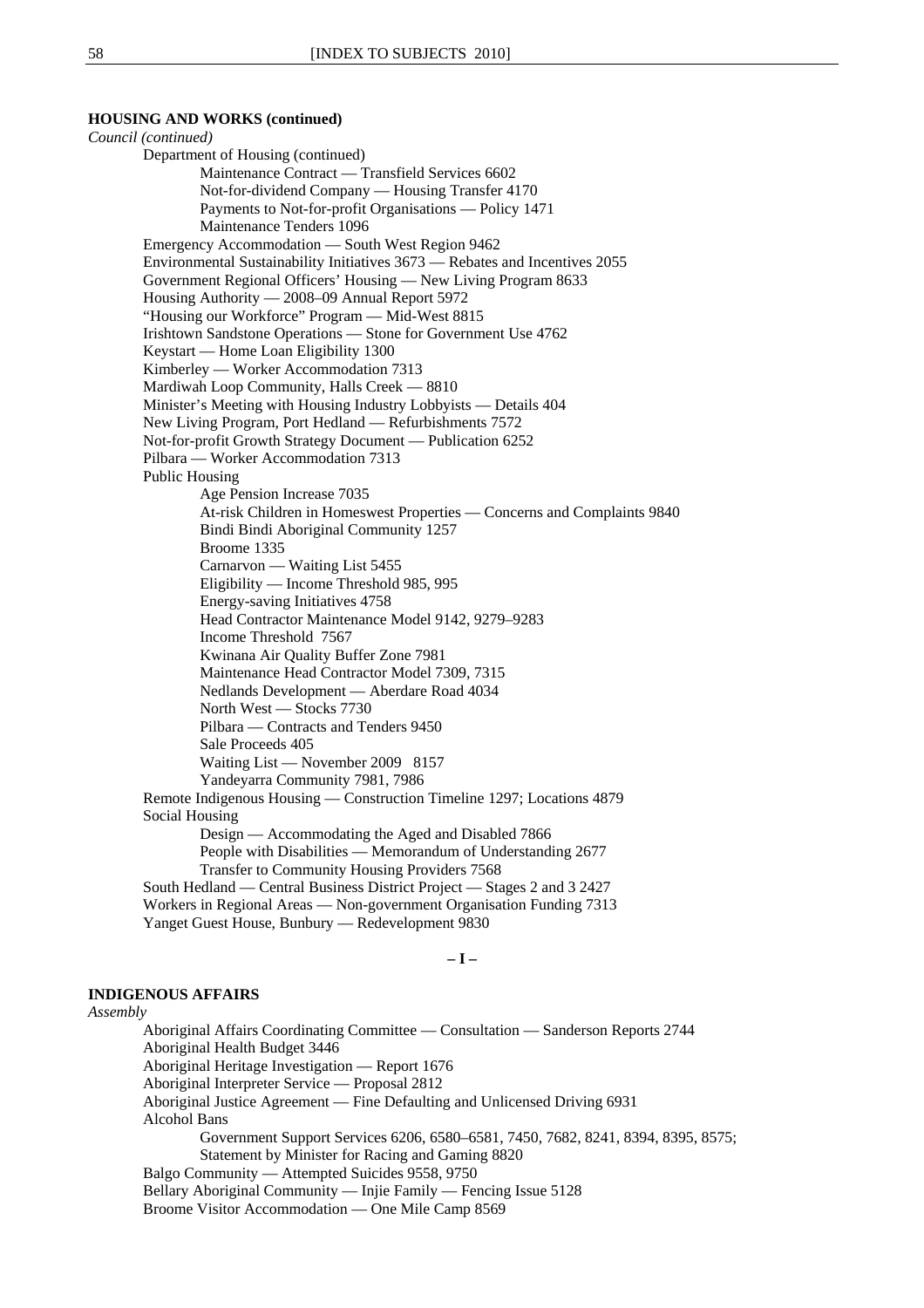**HOUSING AND WORKS (continued)**

*Council (continued)*

- Department of Housing (continued)
  - Maintenance Contract — Transfield Services 6602
  - Not-for-dividend Company — Housing Transfer 4170
  - Payments to Not-for-profit Organisations — Policy 1471
  - Maintenance Tenders 1096
- Emergency Accommodation — South West Region 9462
- Environmental Sustainability Initiatives 3673 — Rebates and Incentives 2055
- Government Regional Officers' Housing — New Living Program 8633
- Housing Authority — 2008–09 Annual Report 5972
- "Housing our Workforce" Program — Mid-West 8815
- Irishtown Sandstone Operations — Stone for Government Use 4762
- Keystart — Home Loan Eligibility 1300
- Kimberley — Worker Accommodation 7313
- Mardiwah Loop Community, Halls Creek — 8810
- Minister's Meeting with Housing Industry Lobbyists — Details 404
- New Living Program, Port Hedland — Refurbishments 7572
- Not-for-profit Growth Strategy Document — Publication 6252
- Pilbara — Worker Accommodation 7313
- Public Housing
  - Age Pension Increase 7035
  - At-risk Children in Homeswest Properties — Concerns and Complaints 9840
  - Bindi Bindi Aboriginal Community 1257
  - Broome 1335
  - Carnarvon — Waiting List 5455
  - Eligibility — Income Threshold 985, 995
  - Energy-saving Initiatives 4758
  - Head Contractor Maintenance Model 9142, 9279–9283
  - Income Threshold 7567
  - Kwinana Air Quality Buffer Zone 7981
  - Maintenance Head Contractor Model 7309, 7315
  - Nedlands Development — Aberdare Road 4034
  - North West — Stocks 7730
  - Pilbara — Contracts and Tenders 9450
  - Sale Proceeds 405
  - Waiting List — November 2009 8157
  - Yandeyarra Community 7981, 7986
- Remote Indigenous Housing — Construction Timeline 1297; Locations 4879
- Social Housing
  - Design — Accommodating the Aged and Disabled 7866
  - People with Disabilities — Memorandum of Understanding 2677
  - Transfer to Community Housing Providers 7568
- South Hedland — Central Business District Project — Stages 2 and 3 2427
- Workers in Regional Areas — Non-government Organisation Funding 7313
- Yanget Guest House, Bunbury — Redevelopment 9830

**– I –**

**INDIGENOUS AFFAIRS**

*Assembly*

- Aboriginal Affairs Coordinating Committee — Consultation — Sanderson Reports 2744
- Aboriginal Health Budget 3446
- Aboriginal Heritage Investigation — Report 1676
- Aboriginal Interpreter Service — Proposal 2812
- Aboriginal Justice Agreement — Fine Defaulting and Unlicensed Driving 6931
- Alcohol Bans
  - Government Support Services 6206, 6580–6581, 7450, 7682, 8241, 8394, 8395, 8575; Statement by Minister for Racing and Gaming 8820
- Balgo Community — Attempted Suicides 9558, 9750
- Bellary Aboriginal Community — Injie Family — Fencing Issue 5128
- Broome Visitor Accommodation — One Mile Camp 8569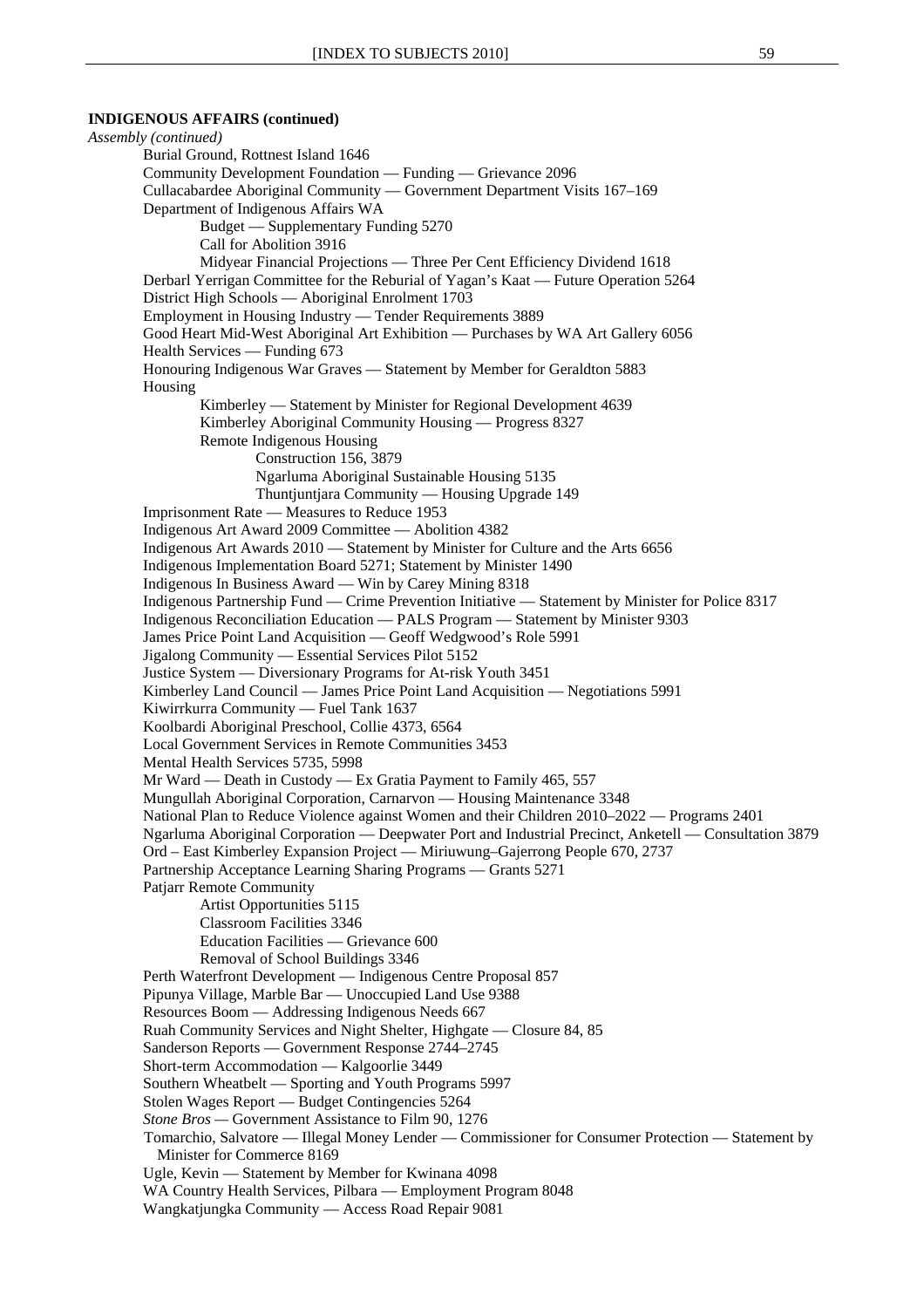**INDIGENOUS AFFAIRS (continued)**

*Assembly (continued)*

- Burial Ground, Rottnest Island 1646
- Community Development Foundation — Funding — Grievance 2096
- Cullacabardee Aboriginal Community — Government Department Visits 167–169
- Department of Indigenous Affairs WA
  - Budget — Supplementary Funding 5270
  - Call for Abolition 3916
  - Midyear Financial Projections — Three Per Cent Efficiency Dividend 1618
- Derbarl Yerrigan Committee for the Reburial of Yagan's Kaat — Future Operation 5264
- District High Schools — Aboriginal Enrolment 1703
- Employment in Housing Industry — Tender Requirements 3889
- Good Heart Mid-West Aboriginal Art Exhibition — Purchases by WA Art Gallery 6056
- Health Services — Funding 673
- Honouring Indigenous War Graves — Statement by Member for Geraldton 5883
- Housing
  - Kimberley — Statement by Minister for Regional Development 4639
  - Kimberley Aboriginal Community Housing — Progress 8327
  - Remote Indigenous Housing
    - Construction 156, 3879
    - Ngarluma Aboriginal Sustainable Housing 5135
    - Thuntjuntjara Community — Housing Upgrade 149
- Imprisonment Rate — Measures to Reduce 1953
- Indigenous Art Award 2009 Committee — Abolition 4382
- Indigenous Art Awards 2010 — Statement by Minister for Culture and the Arts 6656
- Indigenous Implementation Board 5271; Statement by Minister 1490
- Indigenous In Business Award — Win by Carey Mining 8318
- Indigenous Partnership Fund — Crime Prevention Initiative — Statement by Minister for Police 8317
- Indigenous Reconciliation Education — PALS Program — Statement by Minister 9303
- James Price Point Land Acquisition — Geoff Wedgwood's Role 5991
- Jigalong Community — Essential Services Pilot 5152
- Justice System — Diversionary Programs for At-risk Youth 3451
- Kimberley Land Council — James Price Point Land Acquisition — Negotiations 5991
- Kiwirrkurra Community — Fuel Tank 1637
- Koolbardi Aboriginal Preschool, Collie 4373, 6564
- Local Government Services in Remote Communities 3453
- Mental Health Services 5735, 5998
- Mr Ward — Death in Custody — Ex Gratia Payment to Family 465, 557
- Mungullah Aboriginal Corporation, Carnarvon — Housing Maintenance 3348
- National Plan to Reduce Violence against Women and their Children 2010–2022 — Programs 2401
- Ngarluma Aboriginal Corporation — Deepwater Port and Industrial Precinct, Anketell — Consultation 3879
- Ord – East Kimberley Expansion Project — Miriuwung–Gajerrong People 670, 2737
- Partnership Acceptance Learning Sharing Programs — Grants 5271
- Patjarr Remote Community
  - Artist Opportunities 5115
  - Classroom Facilities 3346
  - Education Facilities — Grievance 600
  - Removal of School Buildings 3346
- Perth Waterfront Development — Indigenous Centre Proposal 857
- Pipunya Village, Marble Bar — Unoccupied Land Use 9388
- Resources Boom — Addressing Indigenous Needs 667
- Ruah Community Services and Night Shelter, Highgate — Closure 84, 85
- Sanderson Reports — Government Response 2744–2745
- Short-term Accommodation — Kalgoorlie 3449
- Southern Wheatbelt — Sporting and Youth Programs 5997
- Stolen Wages Report — Budget Contingencies 5264
- *Stone Bros* — Government Assistance to Film 90, 1276
- Tomarchio, Salvatore — Illegal Money Lender — Commissioner for Consumer Protection — Statement by Minister for Commerce 8169
- Ugle, Kevin — Statement by Member for Kwinana 4098
- WA Country Health Services, Pilbara — Employment Program 8048
- Wangkatjungka Community — Access Road Repair 9081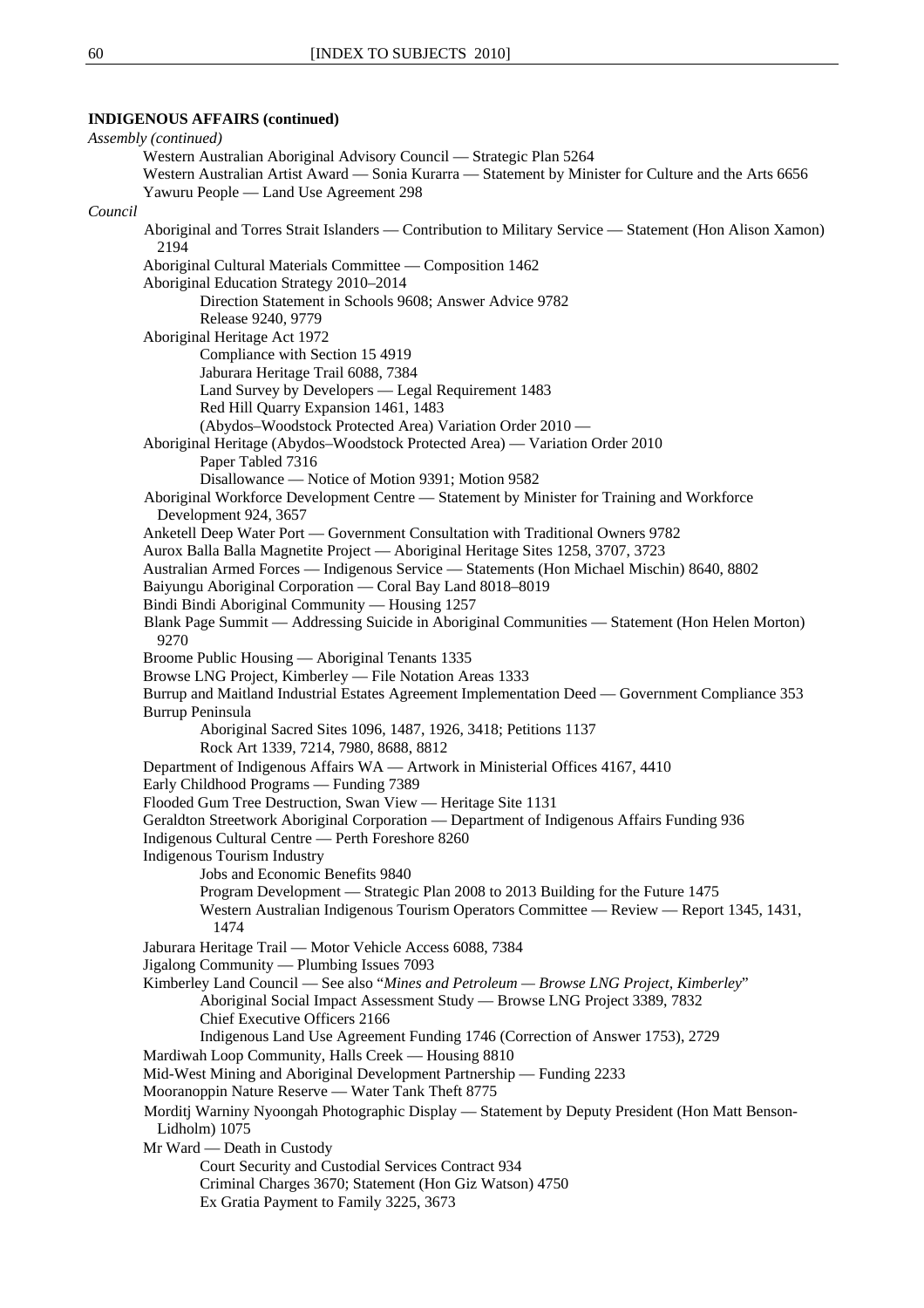**INDIGENOUS AFFAIRS (continued)**

*Assembly (continued)*

- Western Australian Aboriginal Advisory Council — Strategic Plan 5264
- Western Australian Artist Award — Sonia Kurarra — Statement by Minister for Culture and the Arts 6656
- Yawuru People — Land Use Agreement 298

*Council*

- Aboriginal and Torres Strait Islanders — Contribution to Military Service — Statement (Hon Alison Xamon) 2194
- Aboriginal Cultural Materials Committee — Composition 1462
- Aboriginal Education Strategy 2010–2014
  - Direction Statement in Schools 9608; Answer Advice 9782
  - Release 9240, 9779
- Aboriginal Heritage Act 1972
  - Compliance with Section 15 4919
  - Jaburara Heritage Trail 6088, 7384
  - Land Survey by Developers — Legal Requirement 1483
  - Red Hill Quarry Expansion 1461, 1483
  - (Abydos–Woodstock Protected Area) Variation Order 2010 —
- Aboriginal Heritage (Abydos–Woodstock Protected Area) — Variation Order 2010
  - Paper Tabled 7316
  - Disallowance — Notice of Motion 9391; Motion 9582
- Aboriginal Workforce Development Centre — Statement by Minister for Training and Workforce Development 924, 3657
- Anketell Deep Water Port — Government Consultation with Traditional Owners 9782
- Aurox Balla Balla Magnetite Project — Aboriginal Heritage Sites 1258, 3707, 3723
- Australian Armed Forces — Indigenous Service — Statements (Hon Michael Mischin) 8640, 8802
- Baiyungu Aboriginal Corporation — Coral Bay Land 8018–8019
- Bindi Bindi Aboriginal Community — Housing 1257
- Blank Page Summit — Addressing Suicide in Aboriginal Communities — Statement (Hon Helen Morton) 9270
- Broome Public Housing — Aboriginal Tenants 1335
- Browse LNG Project, Kimberley — File Notation Areas 1333
- Burrup and Maitland Industrial Estates Agreement Implementation Deed — Government Compliance 353
- Burrup Peninsula
  - Aboriginal Sacred Sites 1096, 1487, 1926, 3418; Petitions 1137
  - Rock Art 1339, 7214, 7980, 8688, 8812
- Department of Indigenous Affairs WA — Artwork in Ministerial Offices 4167, 4410
- Early Childhood Programs — Funding 7389
- Flooded Gum Tree Destruction, Swan View — Heritage Site 1131
- Geraldton Streetwork Aboriginal Corporation — Department of Indigenous Affairs Funding 936
- Indigenous Cultural Centre — Perth Foreshore 8260
- Indigenous Tourism Industry
  - Jobs and Economic Benefits 9840
  - Program Development — Strategic Plan 2008 to 2013 Building for the Future 1475
  - Western Australian Indigenous Tourism Operators Committee — Review — Report 1345, 1431, 1474
- Jaburara Heritage Trail — Motor Vehicle Access 6088, 7384
- Jigalong Community — Plumbing Issues 7093
- Kimberley Land Council — See also "*Mines and Petroleum — Browse LNG Project, Kimberley*"
  - Aboriginal Social Impact Assessment Study — Browse LNG Project 3389, 7832
  - Chief Executive Officers 2166
  - Indigenous Land Use Agreement Funding 1746 (Correction of Answer 1753), 2729
- Mardiwah Loop Community, Halls Creek — Housing 8810
- Mid-West Mining and Aboriginal Development Partnership — Funding 2233
- Mooranoppin Nature Reserve — Water Tank Theft 8775
- Morditj Warniny Nyoongah Photographic Display — Statement by Deputy President (Hon Matt Benson-Lidholm) 1075
- Mr Ward — Death in Custody
  - Court Security and Custodial Services Contract 934
  - Criminal Charges 3670; Statement (Hon Giz Watson) 4750
  - Ex Gratia Payment to Family 3225, 3673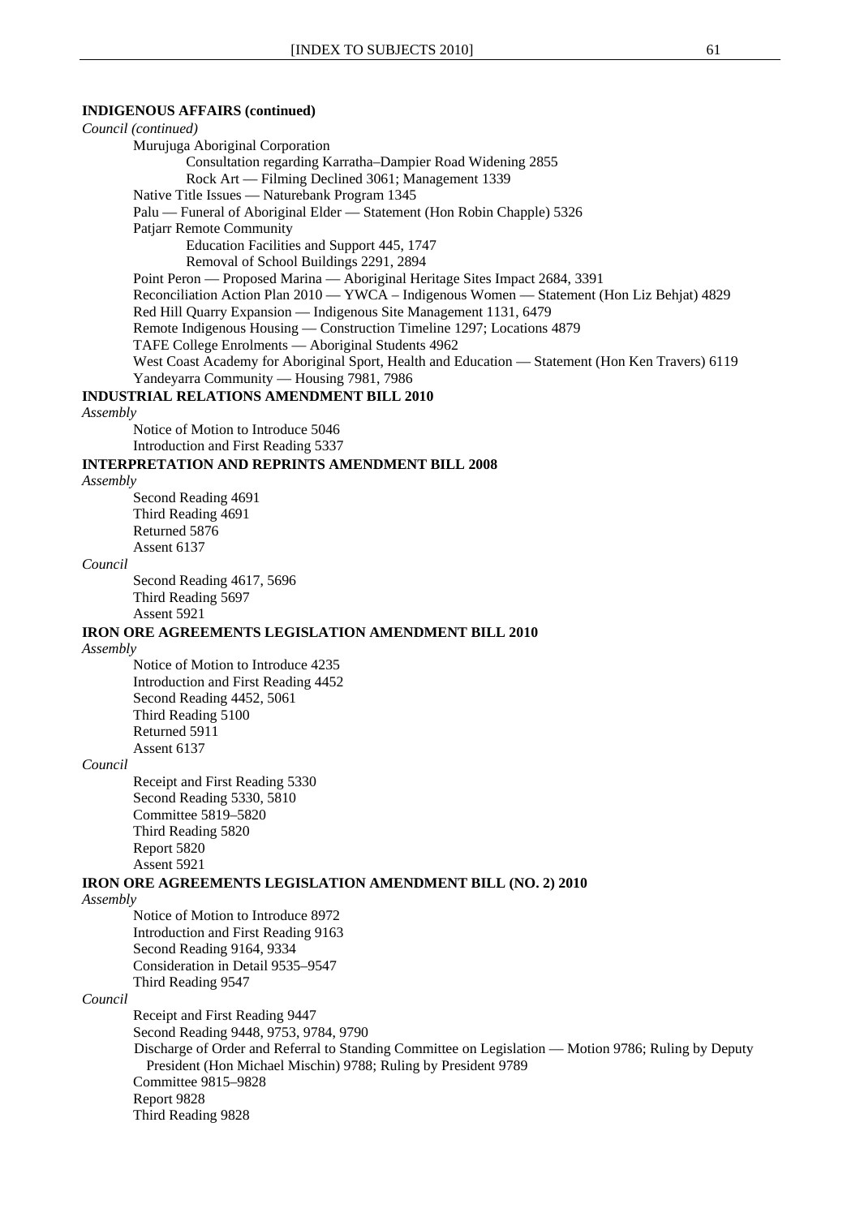**INDIGENOUS AFFAIRS (continued)**

*Council (continued)*

Murujuga Aboriginal Corporation

Consultation regarding Karratha–Dampier Road Widening 2855

Rock Art — Filming Declined 3061; Management 1339

Native Title Issues — Naturebank Program 1345

Palu — Funeral of Aboriginal Elder — Statement (Hon Robin Chapple) 5326

Patjarr Remote Community

Education Facilities and Support 445, 1747

Removal of School Buildings 2291, 2894

Point Peron — Proposed Marina — Aboriginal Heritage Sites Impact 2684, 3391

Reconciliation Action Plan 2010 — YWCA – Indigenous Women — Statement (Hon Liz Behjat) 4829

Red Hill Quarry Expansion — Indigenous Site Management 1131, 6479

Remote Indigenous Housing — Construction Timeline 1297; Locations 4879

TAFE College Enrolments — Aboriginal Students 4962

West Coast Academy for Aboriginal Sport, Health and Education — Statement (Hon Ken Travers) 6119

Yandeyarra Community — Housing 7981, 7986

**INDUSTRIAL RELATIONS AMENDMENT BILL 2010**

*Assembly*

Notice of Motion to Introduce 5046

Introduction and First Reading 5337

**INTERPRETATION AND REPRINTS AMENDMENT BILL 2008**

*Assembly*

Second Reading 4691

Third Reading 4691

Returned 5876

Assent 6137

*Council*

Second Reading 4617, 5696

Third Reading 5697

Assent 5921

**IRON ORE AGREEMENTS LEGISLATION AMENDMENT BILL 2010**

*Assembly*

Notice of Motion to Introduce 4235

Introduction and First Reading 4452

Second Reading 4452, 5061

Third Reading 5100

Returned 5911

Assent 6137

*Council*

Receipt and First Reading 5330

Second Reading 5330, 5810

Committee 5819–5820

Third Reading 5820

Report 5820

Assent 5921

**IRON ORE AGREEMENTS LEGISLATION AMENDMENT BILL (NO. 2) 2010**

*Assembly*

Notice of Motion to Introduce 8972

Introduction and First Reading 9163

Second Reading 9164, 9334

Consideration in Detail 9535–9547

Third Reading 9547

*Council*

Receipt and First Reading 9447

Second Reading 9448, 9753, 9784, 9790

Discharge of Order and Referral to Standing Committee on Legislation — Motion 9786; Ruling by Deputy President (Hon Michael Mischin) 9788; Ruling by President 9789

Committee 9815–9828

Report 9828

Third Reading 9828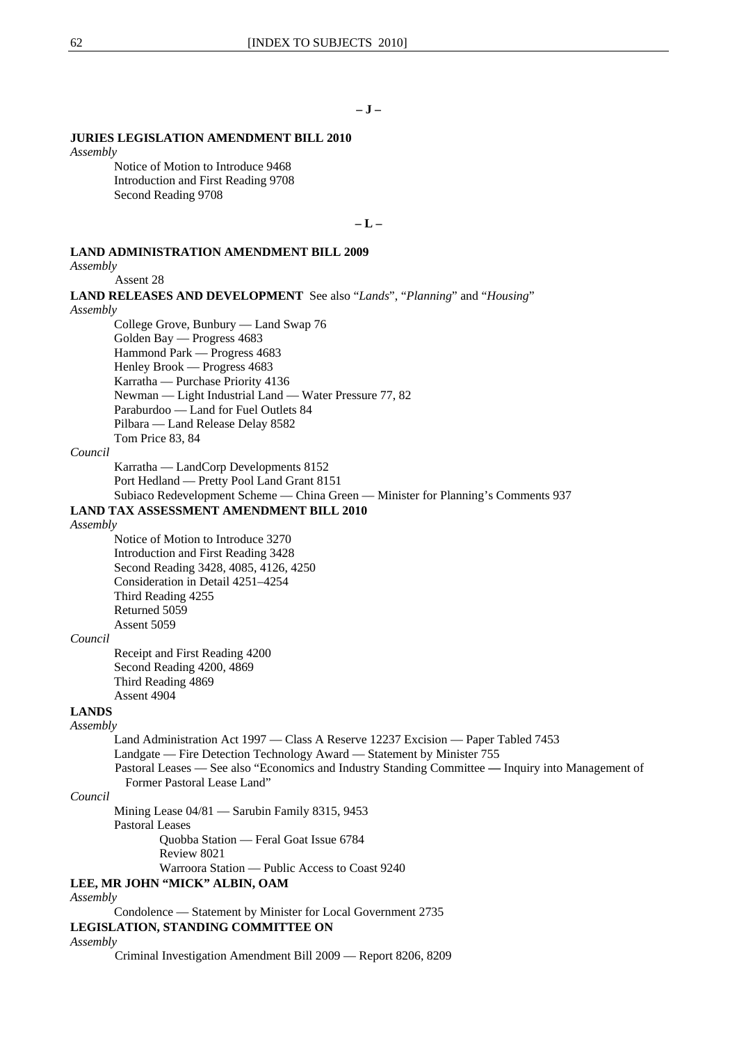## – J –

**JURIES LEGISLATION AMENDMENT BILL 2010**

*Assembly*

Notice of Motion to Introduce 9468
Introduction and First Reading 9708
Second Reading 9708

## – L –

**LAND ADMINISTRATION AMENDMENT BILL 2009**

*Assembly*

Assent 28

**LAND RELEASES AND DEVELOPMENT** See also "*Lands*", "*Planning*" and "*Housing*"

*Assembly*

College Grove, Bunbury — Land Swap 76
Golden Bay — Progress 4683
Hammond Park — Progress 4683
Henley Brook — Progress 4683
Karratha — Purchase Priority 4136
Newman — Light Industrial Land — Water Pressure 77, 82
Paraburdoo — Land for Fuel Outlets 84
Pilbara — Land Release Delay 8582
Tom Price 83, 84

*Council*

Karratha — LandCorp Developments 8152
Port Hedland — Pretty Pool Land Grant 8151
Subiaco Redevelopment Scheme — China Green — Minister for Planning's Comments 937

**LAND TAX ASSESSMENT AMENDMENT BILL 2010**

*Assembly*

Notice of Motion to Introduce 3270
Introduction and First Reading 3428
Second Reading 3428, 4085, 4126, 4250
Consideration in Detail 4251–4254
Third Reading 4255
Returned 5059
Assent 5059

*Council*

Receipt and First Reading 4200
Second Reading 4200, 4869
Third Reading 4869
Assent 4904

**LANDS**

*Assembly*

Land Administration Act 1997 — Class A Reserve 12237 Excision — Paper Tabled 7453
Landgate — Fire Detection Technology Award — Statement by Minister 755
Pastoral Leases — See also "Economics and Industry Standing Committee — Inquiry into Management of Former Pastoral Lease Land"

*Council*

Mining Lease 04/81 — Sarubin Family 8315, 9453
Pastoral Leases
  Quobba Station — Feral Goat Issue 6784
  Review 8021
  Warroora Station — Public Access to Coast 9240

**LEE, MR JOHN "MICK" ALBIN, OAM**

*Assembly*

Condolence — Statement by Minister for Local Government 2735

**LEGISLATION, STANDING COMMITTEE ON**

*Assembly*

Criminal Investigation Amendment Bill 2009 — Report 8206, 8209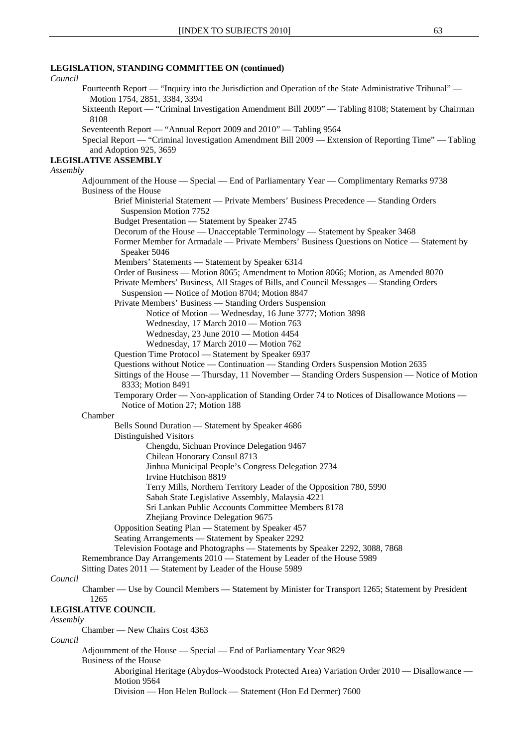**LEGISLATION, STANDING COMMITTEE ON (continued)**

*Council*

- Fourteenth Report — "Inquiry into the Jurisdiction and Operation of the State Administrative Tribunal" — Motion 1754, 2851, 3384, 3394
- Sixteenth Report — "Criminal Investigation Amendment Bill 2009" — Tabling 8108; Statement by Chairman 8108
- Seventeenth Report — "Annual Report 2009 and 2010" — Tabling 9564
- Special Report — "Criminal Investigation Amendment Bill 2009 — Extension of Reporting Time" — Tabling and Adoption 925, 3659

**LEGISLATIVE ASSEMBLY**

*Assembly*

- Adjournment of the House — Special — End of Parliamentary Year — Complimentary Remarks 9738
- Business of the House
  - Brief Ministerial Statement — Private Members' Business Precedence — Standing Orders Suspension Motion 7752
  - Budget Presentation — Statement by Speaker 2745
  - Decorum of the House — Unacceptable Terminology — Statement by Speaker 3468
  - Former Member for Armadale — Private Members' Business Questions on Notice — Statement by Speaker 5046
  - Members' Statements — Statement by Speaker 6314
  - Order of Business — Motion 8065; Amendment to Motion 8066; Motion, as Amended 8070
  - Private Members' Business, All Stages of Bills, and Council Messages — Standing Orders Suspension — Notice of Motion 8704; Motion 8847
  - Private Members' Business — Standing Orders Suspension
    - Notice of Motion — Wednesday, 16 June 3777; Motion 3898
    - Wednesday, 17 March 2010 — Motion 763
    - Wednesday, 23 June 2010 — Motion 4454
    - Wednesday, 17 March 2010 — Motion 762
  - Question Time Protocol — Statement by Speaker 6937
  - Questions without Notice — Continuation — Standing Orders Suspension Motion 2635
  - Sittings of the House — Thursday, 11 November — Standing Orders Suspension — Notice of Motion 8333; Motion 8491
  - Temporary Order — Non-application of Standing Order 74 to Notices of Disallowance Motions — Notice of Motion 27; Motion 188
- Chamber
  - Bells Sound Duration — Statement by Speaker 4686
  - Distinguished Visitors
    - Chengdu, Sichuan Province Delegation 9467
    - Chilean Honorary Consul 8713
    - Jinhua Municipal People's Congress Delegation 2734
    - Irvine Hutchison 8819
    - Terry Mills, Northern Territory Leader of the Opposition 780, 5990
    - Sabah State Legislative Assembly, Malaysia 4221
    - Sri Lankan Public Accounts Committee Members 8178
    - Zhejiang Province Delegation 9675
  - Opposition Seating Plan — Statement by Speaker 457
  - Seating Arrangements — Statement by Speaker 2292
  - Television Footage and Photographs — Statements by Speaker 2292, 3088, 7868
- Remembrance Day Arrangements 2010 — Statement by Leader of the House 5989
- Sitting Dates 2011 — Statement by Leader of the House 5989

*Council*

- Chamber — Use by Council Members — Statement by Minister for Transport 1265; Statement by President 1265

**LEGISLATIVE COUNCIL**

*Assembly*

- Chamber — New Chairs Cost 4363

*Council*

- Adjournment of the House — Special — End of Parliamentary Year 9829
- Business of the House
  - Aboriginal Heritage (Abydos–Woodstock Protected Area) Variation Order 2010 — Disallowance — Motion 9564
  - Division — Hon Helen Bullock — Statement (Hon Ed Dermer) 7600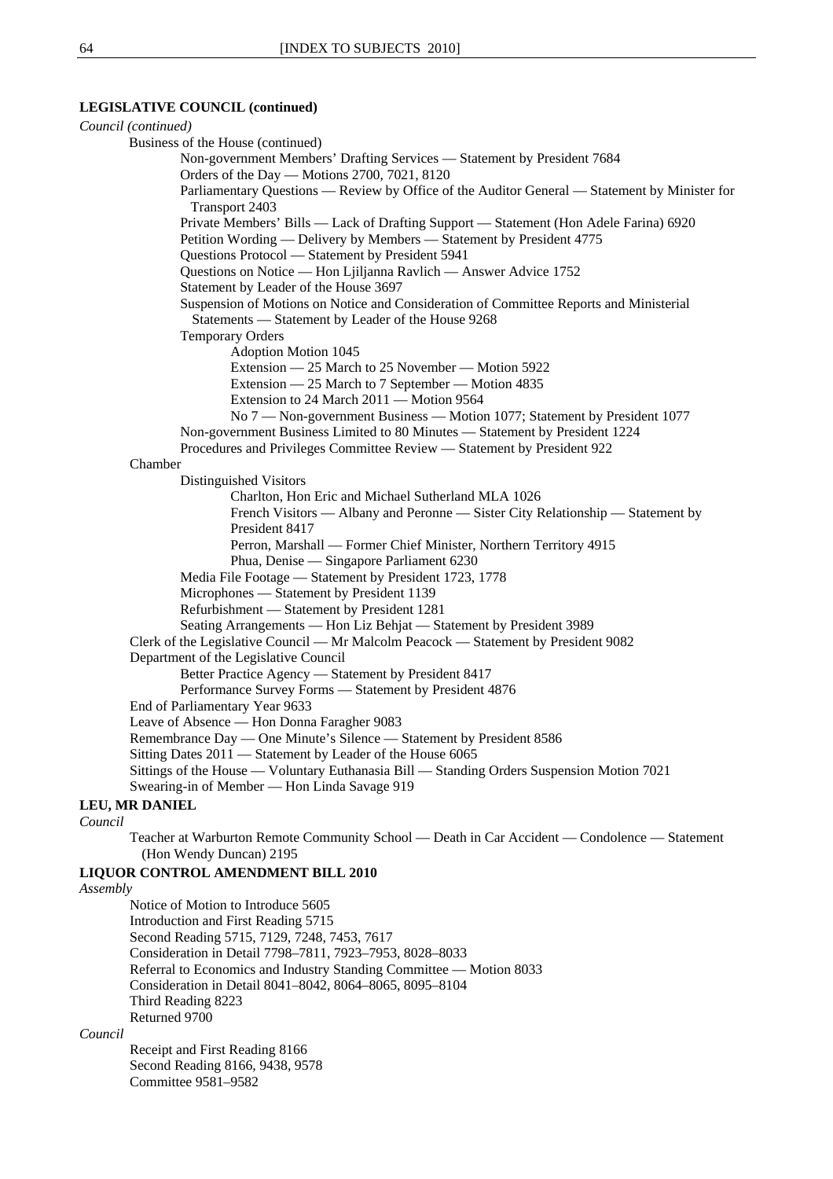**LEGISLATIVE COUNCIL (continued)**

*Council (continued)*

Business of the House (continued)

Non-government Members' Drafting Services — Statement by President 7684

Orders of the Day — Motions 2700, 7021, 8120

Parliamentary Questions — Review by Office of the Auditor General — Statement by Minister for Transport 2403

Private Members' Bills — Lack of Drafting Support — Statement (Hon Adele Farina) 6920

Petition Wording — Delivery by Members — Statement by President 4775

Questions Protocol — Statement by President 5941

Questions on Notice — Hon Ljiljanna Ravlich — Answer Advice 1752

Statement by Leader of the House 3697

Suspension of Motions on Notice and Consideration of Committee Reports and Ministerial Statements — Statement by Leader of the House 9268

Temporary Orders

Adoption Motion 1045

Extension — 25 March to 25 November — Motion 5922

Extension — 25 March to 7 September — Motion 4835

Extension to 24 March 2011 — Motion 9564

No 7 — Non-government Business — Motion 1077; Statement by President 1077

Non-government Business Limited to 80 Minutes — Statement by President 1224

Procedures and Privileges Committee Review — Statement by President 922

Chamber

Distinguished Visitors

Charlton, Hon Eric and Michael Sutherland MLA 1026

French Visitors — Albany and Peronne — Sister City Relationship — Statement by President 8417

Perron, Marshall — Former Chief Minister, Northern Territory 4915

Phua, Denise — Singapore Parliament 6230

Media File Footage — Statement by President 1723, 1778

Microphones — Statement by President 1139

Refurbishment — Statement by President 1281

Seating Arrangements — Hon Liz Behjat — Statement by President 3989

Clerk of the Legislative Council — Mr Malcolm Peacock — Statement by President 9082

Department of the Legislative Council

Better Practice Agency — Statement by President 8417

Performance Survey Forms — Statement by President 4876

End of Parliamentary Year 9633

Leave of Absence — Hon Donna Faragher 9083

Remembrance Day — One Minute's Silence — Statement by President 8586

Sitting Dates 2011 — Statement by Leader of the House 6065

Sittings of the House — Voluntary Euthanasia Bill — Standing Orders Suspension Motion 7021

Swearing-in of Member — Hon Linda Savage 919

**LEU, MR DANIEL**

*Council*

Teacher at Warburton Remote Community School — Death in Car Accident — Condolence — Statement (Hon Wendy Duncan) 2195

**LIQUOR CONTROL AMENDMENT BILL 2010**

*Assembly*

Notice of Motion to Introduce 5605

Introduction and First Reading 5715

Second Reading 5715, 7129, 7248, 7453, 7617

Consideration in Detail 7798–7811, 7923–7953, 8028–8033

Referral to Economics and Industry Standing Committee — Motion 8033

Consideration in Detail 8041–8042, 8064–8065, 8095–8104

Third Reading 8223

Returned 9700

*Council*

Receipt and First Reading 8166

Second Reading 8166, 9438, 9578

Committee 9581–9582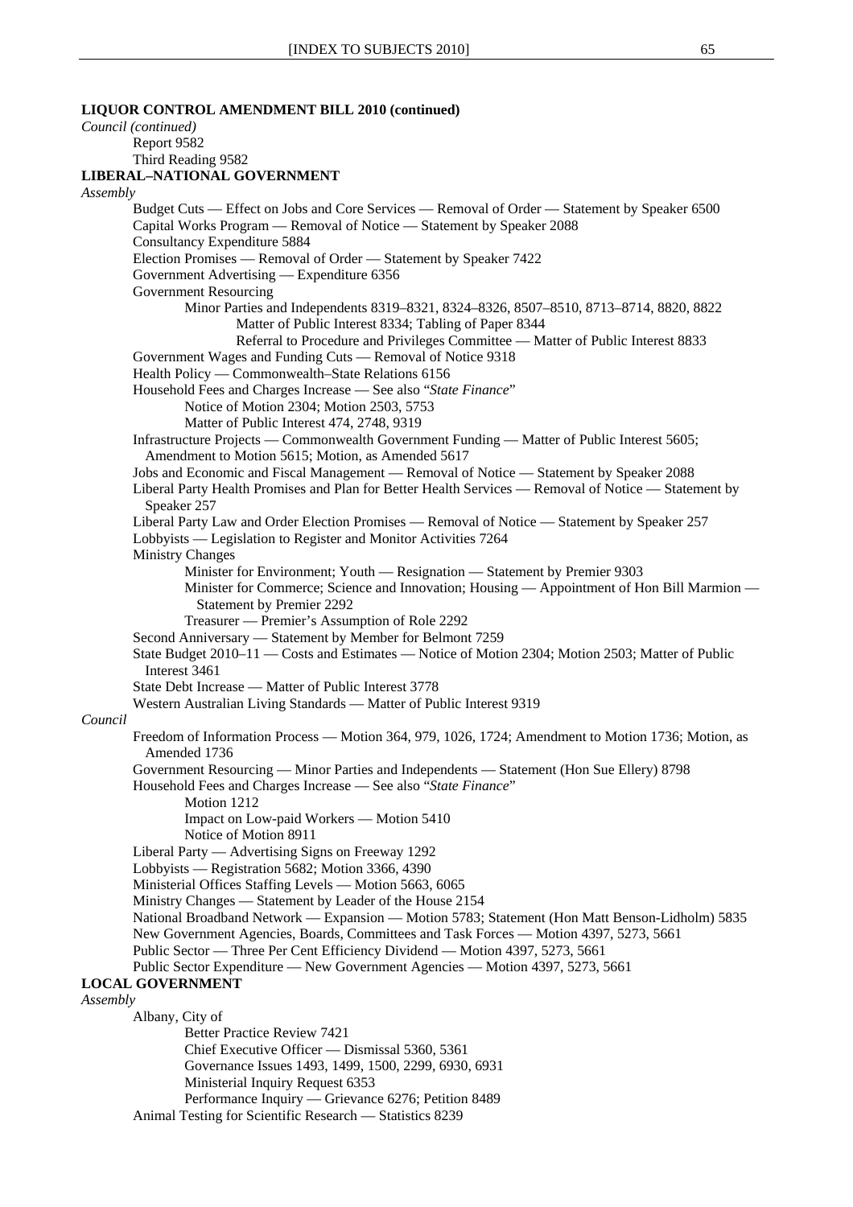**LIQUOR CONTROL AMENDMENT BILL 2010 (continued)**

*Council (continued)*

Report 9582

Third Reading 9582

**LIBERAL–NATIONAL GOVERNMENT**

*Assembly*

Budget Cuts — Effect on Jobs and Core Services — Removal of Order — Statement by Speaker 6500

Capital Works Program — Removal of Notice — Statement by Speaker 2088

Consultancy Expenditure 5884

Election Promises — Removal of Order — Statement by Speaker 7422

Government Advertising — Expenditure 6356

Government Resourcing

Minor Parties and Independents 8319–8321, 8324–8326, 8507–8510, 8713–8714, 8820, 8822

Matter of Public Interest 8334; Tabling of Paper 8344

Referral to Procedure and Privileges Committee — Matter of Public Interest 8833

Government Wages and Funding Cuts — Removal of Notice 9318

Health Policy — Commonwealth–State Relations 6156

Household Fees and Charges Increase — See also "*State Finance*"

Notice of Motion 2304; Motion 2503, 5753

Matter of Public Interest 474, 2748, 9319

Infrastructure Projects — Commonwealth Government Funding — Matter of Public Interest 5605; Amendment to Motion 5615; Motion, as Amended 5617

Jobs and Economic and Fiscal Management — Removal of Notice — Statement by Speaker 2088

Liberal Party Health Promises and Plan for Better Health Services — Removal of Notice — Statement by Speaker 257

Liberal Party Law and Order Election Promises — Removal of Notice — Statement by Speaker 257

Lobbyists — Legislation to Register and Monitor Activities 7264

Ministry Changes

Minister for Environment; Youth — Resignation — Statement by Premier 9303

Minister for Commerce; Science and Innovation; Housing — Appointment of Hon Bill Marmion — Statement by Premier 2292

Treasurer — Premier's Assumption of Role 2292

Second Anniversary — Statement by Member for Belmont 7259

State Budget 2010–11 — Costs and Estimates — Notice of Motion 2304; Motion 2503; Matter of Public Interest 3461

State Debt Increase — Matter of Public Interest 3778

Western Australian Living Standards — Matter of Public Interest 9319

*Council*

Freedom of Information Process — Motion 364, 979, 1026, 1724; Amendment to Motion 1736; Motion, as Amended 1736

Government Resourcing — Minor Parties and Independents — Statement (Hon Sue Ellery) 8798

Household Fees and Charges Increase — See also "*State Finance*"

Motion 1212

Impact on Low-paid Workers — Motion 5410

Notice of Motion 8911

Liberal Party — Advertising Signs on Freeway 1292

Lobbyists — Registration 5682; Motion 3366, 4390

Ministerial Offices Staffing Levels — Motion 5663, 6065

Ministry Changes — Statement by Leader of the House 2154

National Broadband Network — Expansion — Motion 5783; Statement (Hon Matt Benson-Lidholm) 5835

New Government Agencies, Boards, Committees and Task Forces — Motion 4397, 5273, 5661

Public Sector — Three Per Cent Efficiency Dividend — Motion 4397, 5273, 5661

Public Sector Expenditure — New Government Agencies — Motion 4397, 5273, 5661

**LOCAL GOVERNMENT**

*Assembly*

Albany, City of

Better Practice Review 7421

Chief Executive Officer — Dismissal 5360, 5361

Governance Issues 1493, 1499, 1500, 2299, 6930, 6931

Ministerial Inquiry Request 6353

Performance Inquiry — Grievance 6276; Petition 8489

Animal Testing for Scientific Research — Statistics 8239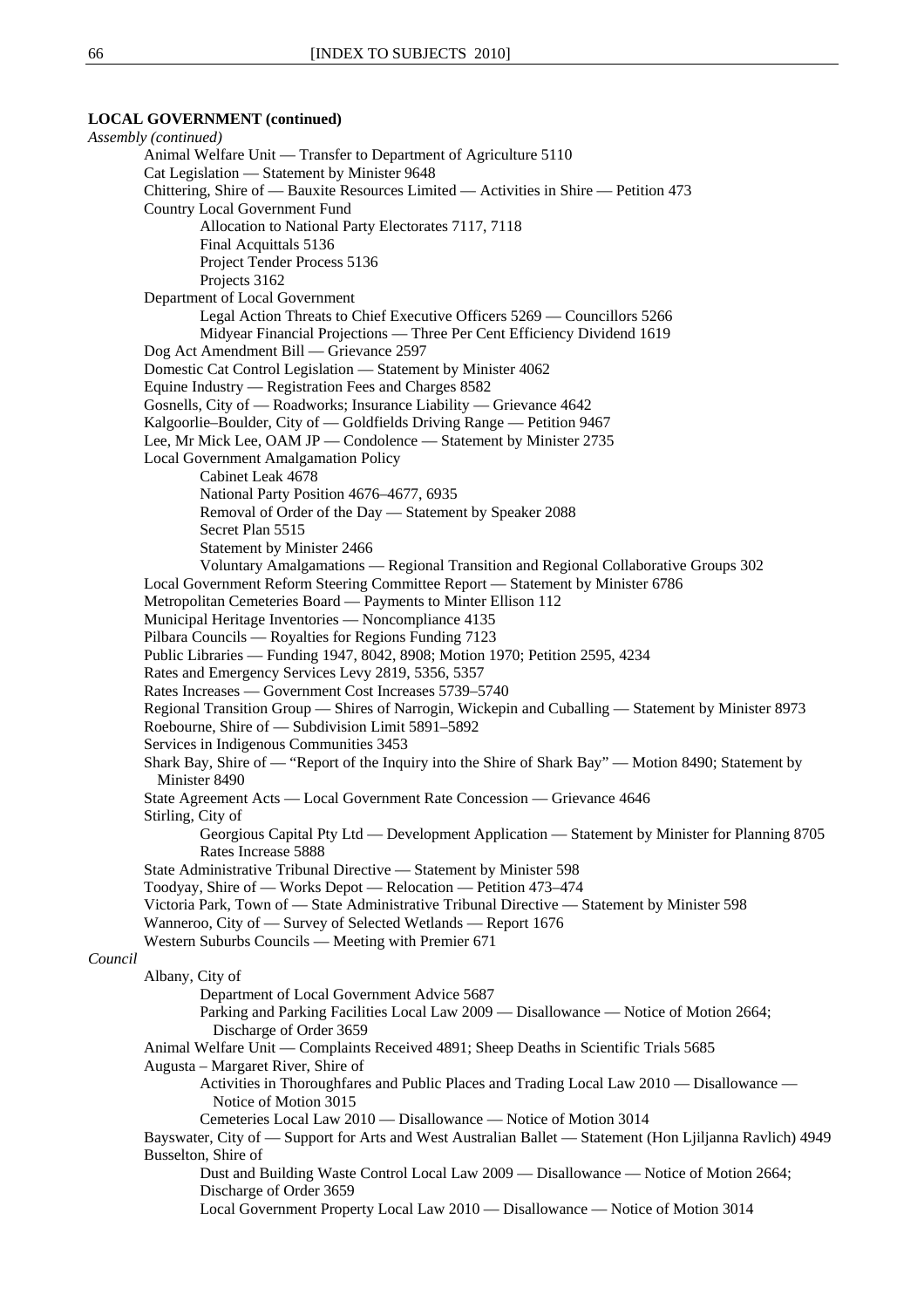**LOCAL GOVERNMENT (continued)**

*Assembly (continued)*

- Animal Welfare Unit — Transfer to Department of Agriculture 5110
- Cat Legislation — Statement by Minister 9648
- Chittering, Shire of — Bauxite Resources Limited — Activities in Shire — Petition 473
- Country Local Government Fund
  - Allocation to National Party Electorates 7117, 7118
  - Final Acquittals 5136
  - Project Tender Process 5136
  - Projects 3162
- Department of Local Government
  - Legal Action Threats to Chief Executive Officers 5269 — Councillors 5266
  - Midyear Financial Projections — Three Per Cent Efficiency Dividend 1619
- Dog Act Amendment Bill — Grievance 2597
- Domestic Cat Control Legislation — Statement by Minister 4062
- Equine Industry — Registration Fees and Charges 8582
- Gosnells, City of — Roadworks; Insurance Liability — Grievance 4642
- Kalgoorlie–Boulder, City of — Goldfields Driving Range — Petition 9467
- Lee, Mr Mick Lee, OAM JP — Condolence — Statement by Minister 2735
- Local Government Amalgamation Policy
  - Cabinet Leak 4678
  - National Party Position 4676–4677, 6935
  - Removal of Order of the Day — Statement by Speaker 2088
  - Secret Plan 5515
  - Statement by Minister 2466
  - Voluntary Amalgamations — Regional Transition and Regional Collaborative Groups 302
- Local Government Reform Steering Committee Report — Statement by Minister 6786
- Metropolitan Cemeteries Board — Payments to Minter Ellison 112
- Municipal Heritage Inventories — Noncompliance 4135
- Pilbara Councils — Royalties for Regions Funding 7123
- Public Libraries — Funding 1947, 8042, 8908; Motion 1970; Petition 2595, 4234
- Rates and Emergency Services Levy 2819, 5356, 5357
- Rates Increases — Government Cost Increases 5739–5740
- Regional Transition Group — Shires of Narrogin, Wickepin and Cuballing — Statement by Minister 8973
- Roebourne, Shire of — Subdivision Limit 5891–5892
- Services in Indigenous Communities 3453
- Shark Bay, Shire of — "Report of the Inquiry into the Shire of Shark Bay" — Motion 8490; Statement by Minister 8490
- State Agreement Acts — Local Government Rate Concession — Grievance 4646
- Stirling, City of
  - Georgious Capital Pty Ltd — Development Application — Statement by Minister for Planning 8705
  - Rates Increase 5888
- State Administrative Tribunal Directive — Statement by Minister 598
- Toodyay, Shire of — Works Depot — Relocation — Petition 473–474
- Victoria Park, Town of — State Administrative Tribunal Directive — Statement by Minister 598
- Wanneroo, City of — Survey of Selected Wetlands — Report 1676
- Western Suburbs Councils — Meeting with Premier 671

*Council*

- Albany, City of
  - Department of Local Government Advice 5687
  - Parking and Parking Facilities Local Law 2009 — Disallowance — Notice of Motion 2664; Discharge of Order 3659
- Animal Welfare Unit — Complaints Received 4891; Sheep Deaths in Scientific Trials 5685
- Augusta – Margaret River, Shire of
  - Activities in Thoroughfares and Public Places and Trading Local Law 2010 — Disallowance — Notice of Motion 3015
  - Cemeteries Local Law 2010 — Disallowance — Notice of Motion 3014
- Bayswater, City of — Support for Arts and West Australian Ballet — Statement (Hon Ljiljanna Ravlich) 4949
- Busselton, Shire of
  - Dust and Building Waste Control Local Law 2009 — Disallowance — Notice of Motion 2664; Discharge of Order 3659
  - Local Government Property Local Law 2010 — Disallowance — Notice of Motion 3014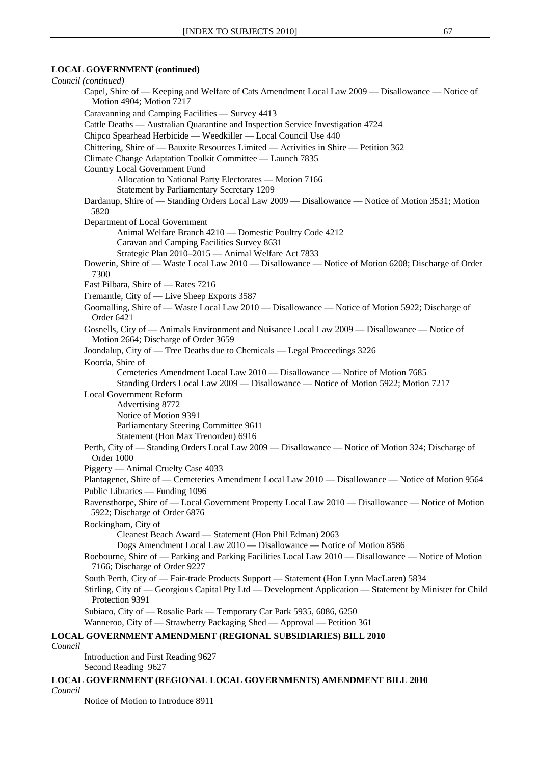**LOCAL GOVERNMENT (continued)**

*Council (continued)*

- Capel, Shire of — Keeping and Welfare of Cats Amendment Local Law 2009 — Disallowance — Notice of Motion 4904; Motion 7217
- Caravanning and Camping Facilities — Survey 4413
- Cattle Deaths — Australian Quarantine and Inspection Service Investigation 4724
- Chipco Spearhead Herbicide — Weedkiller — Local Council Use 440
- Chittering, Shire of — Bauxite Resources Limited — Activities in Shire — Petition 362
- Climate Change Adaptation Toolkit Committee — Launch 7835
- Country Local Government Fund
  - Allocation to National Party Electorates — Motion 7166
  - Statement by Parliamentary Secretary 1209
- Dardanup, Shire of — Standing Orders Local Law 2009 — Disallowance — Notice of Motion 3531; Motion 5820
- Department of Local Government
  - Animal Welfare Branch 4210 — Domestic Poultry Code 4212
  - Caravan and Camping Facilities Survey 8631
  - Strategic Plan 2010–2015 — Animal Welfare Act 7833
- Dowerin, Shire of — Waste Local Law 2010 — Disallowance — Notice of Motion 6208; Discharge of Order 7300
- East Pilbara, Shire of — Rates 7216
- Fremantle, City of — Live Sheep Exports 3587
- Goomalling, Shire of — Waste Local Law 2010 — Disallowance — Notice of Motion 5922; Discharge of Order 6421
- Gosnells, City of — Animals Environment and Nuisance Local Law 2009 — Disallowance — Notice of Motion 2664; Discharge of Order 3659
- Joondalup, City of — Tree Deaths due to Chemicals — Legal Proceedings 3226
- Koorda, Shire of
  - Cemeteries Amendment Local Law 2010 — Disallowance — Notice of Motion 7685
  - Standing Orders Local Law 2009 — Disallowance — Notice of Motion 5922; Motion 7217
- Local Government Reform
  - Advertising 8772
  - Notice of Motion 9391
  - Parliamentary Steering Committee 9611
  - Statement (Hon Max Trenorden) 6916
- Perth, City of — Standing Orders Local Law 2009 — Disallowance — Notice of Motion 324; Discharge of Order 1000
- Piggery — Animal Cruelty Case 4033
- Plantagenet, Shire of — Cemeteries Amendment Local Law 2010 — Disallowance — Notice of Motion 9564
- Public Libraries — Funding 1096
- Ravensthorpe, Shire of — Local Government Property Local Law 2010 — Disallowance — Notice of Motion 5922; Discharge of Order 6876
- Rockingham, City of
  - Cleanest Beach Award — Statement (Hon Phil Edman) 2063
  - Dogs Amendment Local Law 2010 — Disallowance — Notice of Motion 8586
- Roebourne, Shire of — Parking and Parking Facilities Local Law 2010 — Disallowance — Notice of Motion 7166; Discharge of Order 9227
- South Perth, City of — Fair-trade Products Support — Statement (Hon Lynn MacLaren) 5834
- Stirling, City of — Georgious Capital Pty Ltd — Development Application — Statement by Minister for Child Protection 9391
- Subiaco, City of — Rosalie Park — Temporary Car Park 5935, 6086, 6250
- Wanneroo, City of — Strawberry Packaging Shed — Approval — Petition 361

**LOCAL GOVERNMENT AMENDMENT (REGIONAL SUBSIDIARIES) BILL 2010**

*Council*

- Introduction and First Reading 9627
- Second Reading 9627

**LOCAL GOVERNMENT (REGIONAL LOCAL GOVERNMENTS) AMENDMENT BILL 2010**

*Council*

- Notice of Motion to Introduce 8911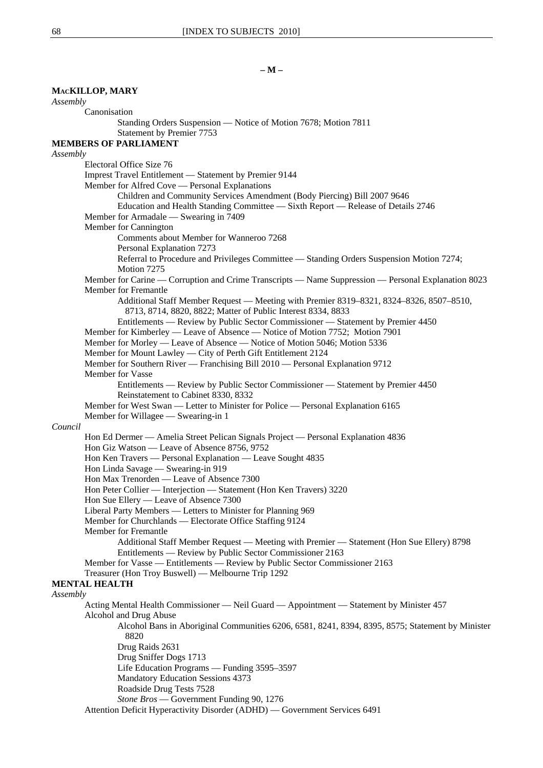– M –

**MACKILLOP, MARY**

*Assembly*

- Canonisation
  - Standing Orders Suspension — Notice of Motion 7678; Motion 7811
  - Statement by Premier 7753

**MEMBERS OF PARLIAMENT**

*Assembly*

- Electoral Office Size 76
- Imprest Travel Entitlement — Statement by Premier 9144
- Member for Alfred Cove — Personal Explanations
  - Children and Community Services Amendment (Body Piercing) Bill 2007 9646
  - Education and Health Standing Committee — Sixth Report — Release of Details 2746
- Member for Armadale — Swearing in 7409
- Member for Cannington
  - Comments about Member for Wanneroo 7268
  - Personal Explanation 7273
  - Referral to Procedure and Privileges Committee — Standing Orders Suspension Motion 7274; Motion 7275
- Member for Carine — Corruption and Crime Transcripts — Name Suppression — Personal Explanation 8023
- Member for Fremantle
  - Additional Staff Member Request — Meeting with Premier 8319–8321, 8324–8326, 8507–8510, 8713, 8714, 8820, 8822; Matter of Public Interest 8334, 8833
  - Entitlements — Review by Public Sector Commissioner — Statement by Premier 4450
- Member for Kimberley — Leave of Absence — Notice of Motion 7752; Motion 7901
- Member for Morley — Leave of Absence — Notice of Motion 5046; Motion 5336
- Member for Mount Lawley — City of Perth Gift Entitlement 2124
- Member for Southern River — Franchising Bill 2010 — Personal Explanation 9712
- Member for Vasse
  - Entitlements — Review by Public Sector Commissioner — Statement by Premier 4450
  - Reinstatement to Cabinet 8330, 8332
- Member for West Swan — Letter to Minister for Police — Personal Explanation 6165
- Member for Willagee — Swearing-in 1

*Council*

- Hon Ed Dermer — Amelia Street Pelican Signals Project — Personal Explanation 4836
- Hon Giz Watson — Leave of Absence 8756, 9752
- Hon Ken Travers — Personal Explanation — Leave Sought 4835
- Hon Linda Savage — Swearing-in 919
- Hon Max Trenorden — Leave of Absence 7300
- Hon Peter Collier — Interjection — Statement (Hon Ken Travers) 3220
- Hon Sue Ellery — Leave of Absence 7300
- Liberal Party Members — Letters to Minister for Planning 969
- Member for Churchlands — Electorate Office Staffing 9124
- Member for Fremantle
  - Additional Staff Member Request — Meeting with Premier — Statement (Hon Sue Ellery) 8798
  - Entitlements — Review by Public Sector Commissioner 2163
- Member for Vasse — Entitlements — Review by Public Sector Commissioner 2163
- Treasurer (Hon Troy Buswell) — Melbourne Trip 1292

**MENTAL HEALTH**

*Assembly*

- Acting Mental Health Commissioner — Neil Guard — Appointment — Statement by Minister 457
- Alcohol and Drug Abuse
  - Alcohol Bans in Aboriginal Communities 6206, 6581, 8241, 8394, 8395, 8575; Statement by Minister 8820
  - Drug Raids 2631
  - Drug Sniffer Dogs 1713
  - Life Education Programs — Funding 3595–3597
  - Mandatory Education Sessions 4373
  - Roadside Drug Tests 7528
  - *Stone Bros* — Government Funding 90, 1276
- Attention Deficit Hyperactivity Disorder (ADHD) — Government Services 6491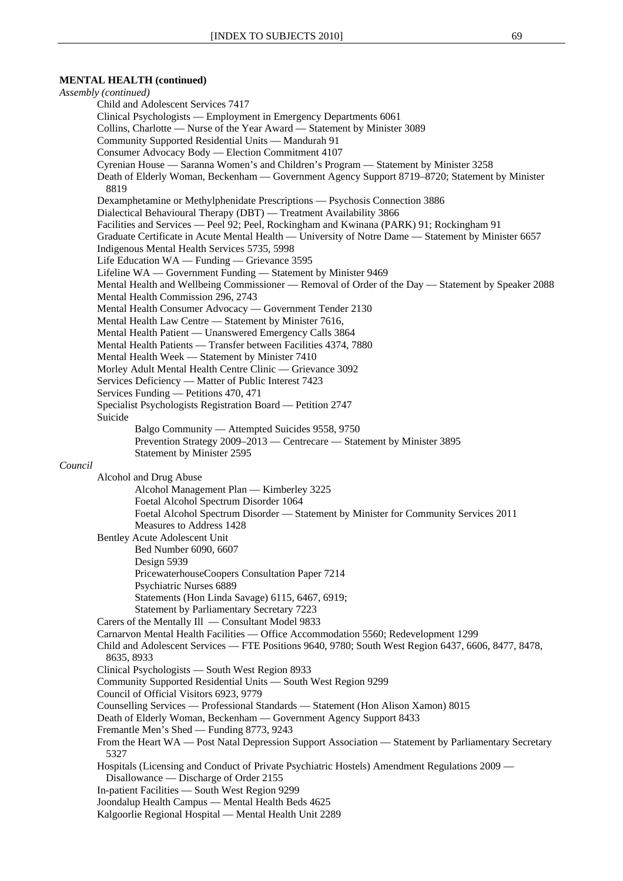**MENTAL HEALTH (continued)**

*Assembly (continued)*

- Child and Adolescent Services 7417
- Clinical Psychologists — Employment in Emergency Departments 6061
- Collins, Charlotte — Nurse of the Year Award — Statement by Minister 3089
- Community Supported Residential Units — Mandurah 91
- Consumer Advocacy Body — Election Commitment 4107
- Cyrenian House — Saranna Women's and Children's Program — Statement by Minister 3258
- Death of Elderly Woman, Beckenham — Government Agency Support 8719–8720; Statement by Minister 8819
- Dexamphetamine or Methylphenidate Prescriptions — Psychosis Connection 3886
- Dialectical Behavioural Therapy (DBT) — Treatment Availability 3866
- Facilities and Services — Peel 92; Peel, Rockingham and Kwinana (PARK) 91; Rockingham 91
- Graduate Certificate in Acute Mental Health — University of Notre Dame — Statement by Minister 6657
- Indigenous Mental Health Services 5735, 5998
- Life Education WA — Funding — Grievance 3595
- Lifeline WA — Government Funding — Statement by Minister 9469
- Mental Health and Wellbeing Commissioner — Removal of Order of the Day — Statement by Speaker 2088
- Mental Health Commission 296, 2743
- Mental Health Consumer Advocacy — Government Tender 2130
- Mental Health Law Centre — Statement by Minister 7616,
- Mental Health Patient — Unanswered Emergency Calls 3864
- Mental Health Patients — Transfer between Facilities 4374, 7880
- Mental Health Week — Statement by Minister 7410
- Morley Adult Mental Health Centre Clinic — Grievance 3092
- Services Deficiency — Matter of Public Interest 7423
- Services Funding — Petitions 470, 471
- Specialist Psychologists Registration Board — Petition 2747
- Suicide
  - Balgo Community — Attempted Suicides 9558, 9750
  - Prevention Strategy 2009–2013 — Centrecare — Statement by Minister 3895
  - Statement by Minister 2595

*Council*

- Alcohol and Drug Abuse
  - Alcohol Management Plan — Kimberley 3225
  - Foetal Alcohol Spectrum Disorder 1064
  - Foetal Alcohol Spectrum Disorder — Statement by Minister for Community Services 2011
  - Measures to Address 1428
- Bentley Acute Adolescent Unit
  - Bed Number 6090, 6607
  - Design 5939
  - PricewaterhouseCoopers Consultation Paper 7214
  - Psychiatric Nurses 6889
  - Statements (Hon Linda Savage) 6115, 6467, 6919;
  - Statement by Parliamentary Secretary 7223
- Carers of the Mentally Ill — Consultant Model 9833
- Carnarvon Mental Health Facilities — Office Accommodation 5560; Redevelopment 1299
- Child and Adolescent Services — FTE Positions 9640, 9780; South West Region 6437, 6606, 8477, 8478, 8635, 8933
- Clinical Psychologists — South West Region 8933
- Community Supported Residential Units — South West Region 9299
- Council of Official Visitors 6923, 9779
- Counselling Services — Professional Standards — Statement (Hon Alison Xamon) 8015
- Death of Elderly Woman, Beckenham — Government Agency Support 8433
- Fremantle Men's Shed — Funding 8773, 9243
- From the Heart WA — Post Natal Depression Support Association — Statement by Parliamentary Secretary 5327
- Hospitals (Licensing and Conduct of Private Psychiatric Hostels) Amendment Regulations 2009 — Disallowance — Discharge of Order 2155
- In-patient Facilities — South West Region 9299
- Joondalup Health Campus — Mental Health Beds 4625
- Kalgoorlie Regional Hospital — Mental Health Unit 2289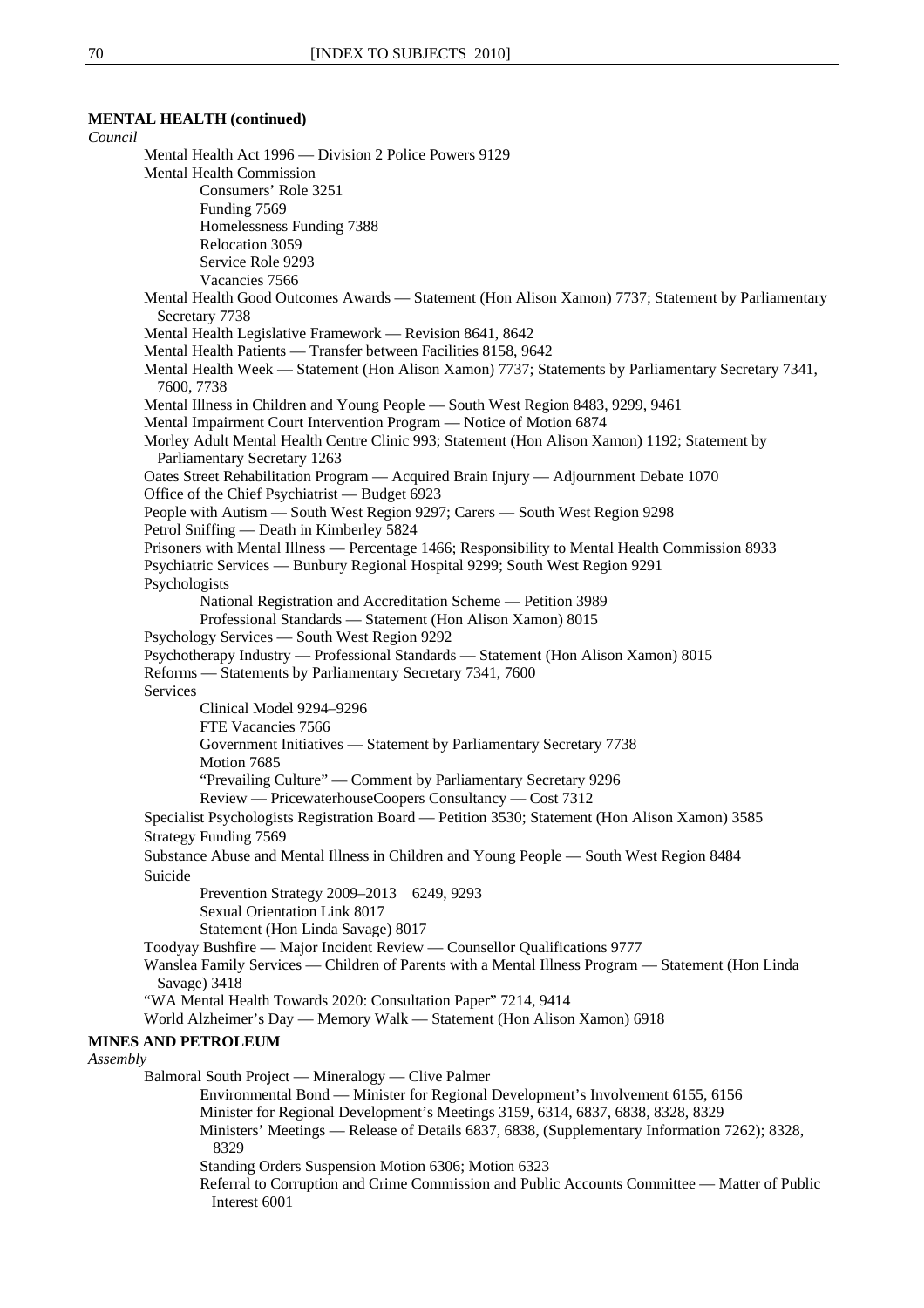**MENTAL HEALTH (continued)**

*Council*

- Mental Health Act 1996 — Division 2 Police Powers 9129
- Mental Health Commission
  - Consumers' Role 3251
  - Funding 7569
  - Homelessness Funding 7388
  - Relocation 3059
  - Service Role 9293
  - Vacancies 7566
- Mental Health Good Outcomes Awards — Statement (Hon Alison Xamon) 7737; Statement by Parliamentary Secretary 7738
- Mental Health Legislative Framework — Revision 8641, 8642
- Mental Health Patients — Transfer between Facilities 8158, 9642
- Mental Health Week — Statement (Hon Alison Xamon) 7737; Statements by Parliamentary Secretary 7341, 7600, 7738
- Mental Illness in Children and Young People — South West Region 8483, 9299, 9461
- Mental Impairment Court Intervention Program — Notice of Motion 6874
- Morley Adult Mental Health Centre Clinic 993; Statement (Hon Alison Xamon) 1192; Statement by Parliamentary Secretary 1263
- Oates Street Rehabilitation Program — Acquired Brain Injury — Adjournment Debate 1070
- Office of the Chief Psychiatrist — Budget 6923
- People with Autism — South West Region 9297; Carers — South West Region 9298
- Petrol Sniffing — Death in Kimberley 5824
- Prisoners with Mental Illness — Percentage 1466; Responsibility to Mental Health Commission 8933
- Psychiatric Services — Bunbury Regional Hospital 9299; South West Region 9291
- Psychologists
  - National Registration and Accreditation Scheme — Petition 3989
  - Professional Standards — Statement (Hon Alison Xamon) 8015
- Psychology Services — South West Region 9292
- Psychotherapy Industry — Professional Standards — Statement (Hon Alison Xamon) 8015
- Reforms — Statements by Parliamentary Secretary 7341, 7600
- Services
  - Clinical Model 9294–9296
  - FTE Vacancies 7566
  - Government Initiatives — Statement by Parliamentary Secretary 7738
  - Motion 7685
  - "Prevailing Culture" — Comment by Parliamentary Secretary 9296
  - Review — PricewaterhouseCoopers Consultancy — Cost 7312
- Specialist Psychologists Registration Board — Petition 3530; Statement (Hon Alison Xamon) 3585
- Strategy Funding 7569
- Substance Abuse and Mental Illness in Children and Young People — South West Region 8484
- Suicide
  - Prevention Strategy 2009–2013 6249, 9293
  - Sexual Orientation Link 8017
  - Statement (Hon Linda Savage) 8017
- Toodyay Bushfire — Major Incident Review — Counsellor Qualifications 9777
- Wanslea Family Services — Children of Parents with a Mental Illness Program — Statement (Hon Linda Savage) 3418
- "WA Mental Health Towards 2020: Consultation Paper" 7214, 9414
- World Alzheimer's Day — Memory Walk — Statement (Hon Alison Xamon) 6918

**MINES AND PETROLEUM**

*Assembly*

- Balmoral South Project — Mineralogy — Clive Palmer
  - Environmental Bond — Minister for Regional Development's Involvement 6155, 6156
  - Minister for Regional Development's Meetings 3159, 6314, 6837, 6838, 8328, 8329
  - Ministers' Meetings — Release of Details 6837, 6838, (Supplementary Information 7262); 8328, 8329
  - Standing Orders Suspension Motion 6306; Motion 6323
  - Referral to Corruption and Crime Commission and Public Accounts Committee — Matter of Public Interest 6001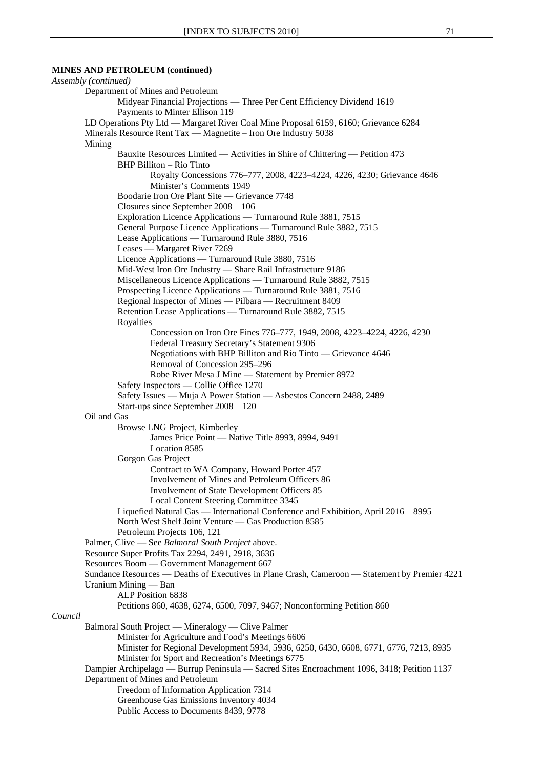**MINES AND PETROLEUM (continued)**

*Assembly (continued)*

- Department of Mines and Petroleum
  - Midyear Financial Projections — Three Per Cent Efficiency Dividend 1619
  - Payments to Minter Ellison 119
- LD Operations Pty Ltd — Margaret River Coal Mine Proposal 6159, 6160; Grievance 6284
- Minerals Resource Rent Tax — Magnetite – Iron Ore Industry 5038
- Mining
  - Bauxite Resources Limited — Activities in Shire of Chittering — Petition 473
  - BHP Billiton – Rio Tinto
    - Royalty Concessions 776–777, 2008, 4223–4224, 4226, 4230; Grievance 4646
    - Minister's Comments 1949
  - Boodarie Iron Ore Plant Site — Grievance 7748
  - Closures since September 2008 106
  - Exploration Licence Applications — Turnaround Rule 3881, 7515
  - General Purpose Licence Applications — Turnaround Rule 3882, 7515
  - Lease Applications — Turnaround Rule 3880, 7516
  - Leases — Margaret River 7269
  - Licence Applications — Turnaround Rule 3880, 7516
  - Mid-West Iron Ore Industry — Share Rail Infrastructure 9186
  - Miscellaneous Licence Applications — Turnaround Rule 3882, 7515
  - Prospecting Licence Applications — Turnaround Rule 3881, 7516
  - Regional Inspector of Mines — Pilbara — Recruitment 8409
  - Retention Lease Applications — Turnaround Rule 3882, 7515
  - Royalties
    - Concession on Iron Ore Fines 776–777, 1949, 2008, 4223–4224, 4226, 4230
    - Federal Treasury Secretary's Statement 9306
    - Negotiations with BHP Billiton and Rio Tinto — Grievance 4646
    - Removal of Concession 295–296
    - Robe River Mesa J Mine — Statement by Premier 8972
  - Safety Inspectors — Collie Office 1270
  - Safety Issues — Muja A Power Station — Asbestos Concern 2488, 2489
  - Start-ups since September 2008 120
- Oil and Gas
  - Browse LNG Project, Kimberley
    - James Price Point — Native Title 8993, 8994, 9491
    - Location 8585
  - Gorgon Gas Project
    - Contract to WA Company, Howard Porter 457
    - Involvement of Mines and Petroleum Officers 86
    - Involvement of State Development Officers 85
    - Local Content Steering Committee 3345
  - Liquefied Natural Gas — International Conference and Exhibition, April 2016 8995
  - North West Shelf Joint Venture — Gas Production 8585
  - Petroleum Projects 106, 121
- Palmer, Clive — See *Balmoral South Project* above.
- Resource Super Profits Tax 2294, 2491, 2918, 3636
- Resources Boom — Government Management 667
- Sundance Resources — Deaths of Executives in Plane Crash, Cameroon — Statement by Premier 4221
- Uranium Mining — Ban
  - ALP Position 6838
  - Petitions 860, 4638, 6274, 6500, 7097, 9467; Nonconforming Petition 860

*Council*

- Balmoral South Project — Mineralogy — Clive Palmer
  - Minister for Agriculture and Food's Meetings 6606
  - Minister for Regional Development 5934, 5936, 6250, 6430, 6608, 6771, 6776, 7213, 8935
  - Minister for Sport and Recreation's Meetings 6775
- Dampier Archipelago — Burrup Peninsula — Sacred Sites Encroachment 1096, 3418; Petition 1137
- Department of Mines and Petroleum
  - Freedom of Information Application 7314
  - Greenhouse Gas Emissions Inventory 4034
  - Public Access to Documents 8439, 9778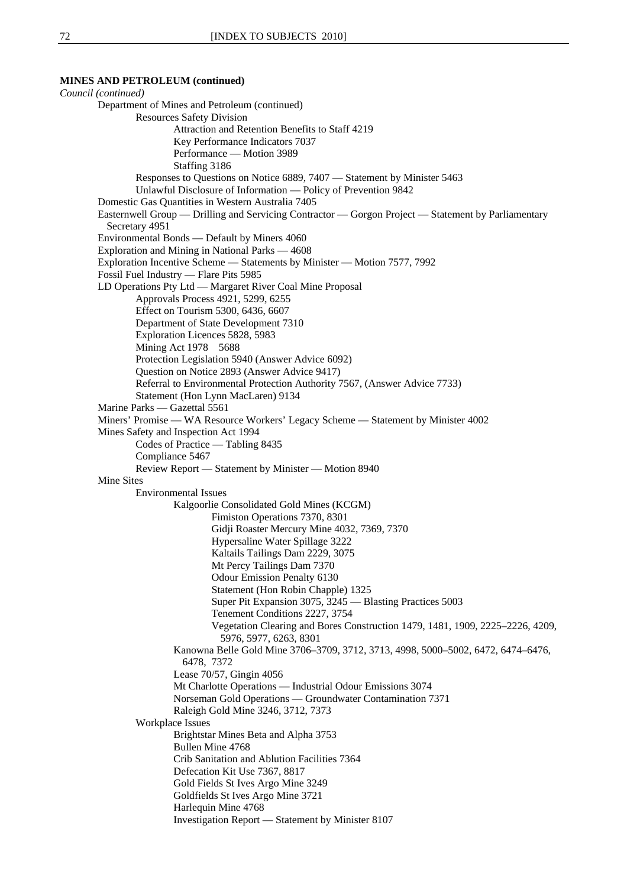**MINES AND PETROLEUM (continued)**

*Council (continued)*

- Department of Mines and Petroleum (continued)
  - Resources Safety Division
    - Attraction and Retention Benefits to Staff 4219
    - Key Performance Indicators 7037
    - Performance — Motion 3989
    - Staffing 3186
  - Responses to Questions on Notice 6889, 7407 — Statement by Minister 5463
  - Unlawful Disclosure of Information — Policy of Prevention 9842
- Domestic Gas Quantities in Western Australia 7405
- Easternwell Group — Drilling and Servicing Contractor — Gorgon Project — Statement by Parliamentary Secretary 4951
- Environmental Bonds — Default by Miners 4060
- Exploration and Mining in National Parks — 4608
- Exploration Incentive Scheme — Statements by Minister — Motion 7577, 7992
- Fossil Fuel Industry — Flare Pits 5985
- LD Operations Pty Ltd — Margaret River Coal Mine Proposal
  - Approvals Process 4921, 5299, 6255
  - Effect on Tourism 5300, 6436, 6607
  - Department of State Development 7310
  - Exploration Licences 5828, 5983
  - Mining Act 1978 5688
  - Protection Legislation 5940 (Answer Advice 6092)
  - Question on Notice 2893 (Answer Advice 9417)
  - Referral to Environmental Protection Authority 7567, (Answer Advice 7733)
  - Statement (Hon Lynn MacLaren) 9134
- Marine Parks — Gazettal 5561
- Miners' Promise — WA Resource Workers' Legacy Scheme — Statement by Minister 4002
- Mines Safety and Inspection Act 1994
  - Codes of Practice — Tabling 8435
  - Compliance 5467
  - Review Report — Statement by Minister — Motion 8940
- Mine Sites
  - Environmental Issues
    - Kalgoorlie Consolidated Gold Mines (KCGM)
      - Fimiston Operations 7370, 8301
      - Gidji Roaster Mercury Mine 4032, 7369, 7370
      - Hypersaline Water Spillage 3222
      - Kaltails Tailings Dam 2229, 3075
      - Mt Percy Tailings Dam 7370
      - Odour Emission Penalty 6130
      - Statement (Hon Robin Chapple) 1325
      - Super Pit Expansion 3075, 3245 — Blasting Practices 5003
      - Tenement Conditions 2227, 3754
      - Vegetation Clearing and Bores Construction 1479, 1481, 1909, 2225–2226, 4209, 5976, 5977, 6263, 8301
    - Kanowna Belle Gold Mine 3706–3709, 3712, 3713, 4998, 5000–5002, 6472, 6474–6476, 6478, 7372
    - Lease 70/57, Gingin 4056
    - Mt Charlotte Operations — Industrial Odour Emissions 3074
    - Norseman Gold Operations — Groundwater Contamination 7371
    - Raleigh Gold Mine 3246, 3712, 7373
  - Workplace Issues
    - Brightstar Mines Beta and Alpha 3753
    - Bullen Mine 4768
    - Crib Sanitation and Ablution Facilities 7364
    - Defecation Kit Use 7367, 8817
    - Gold Fields St Ives Argo Mine 3249
    - Goldfields St Ives Argo Mine 3721
    - Harlequin Mine 4768
    - Investigation Report — Statement by Minister 8107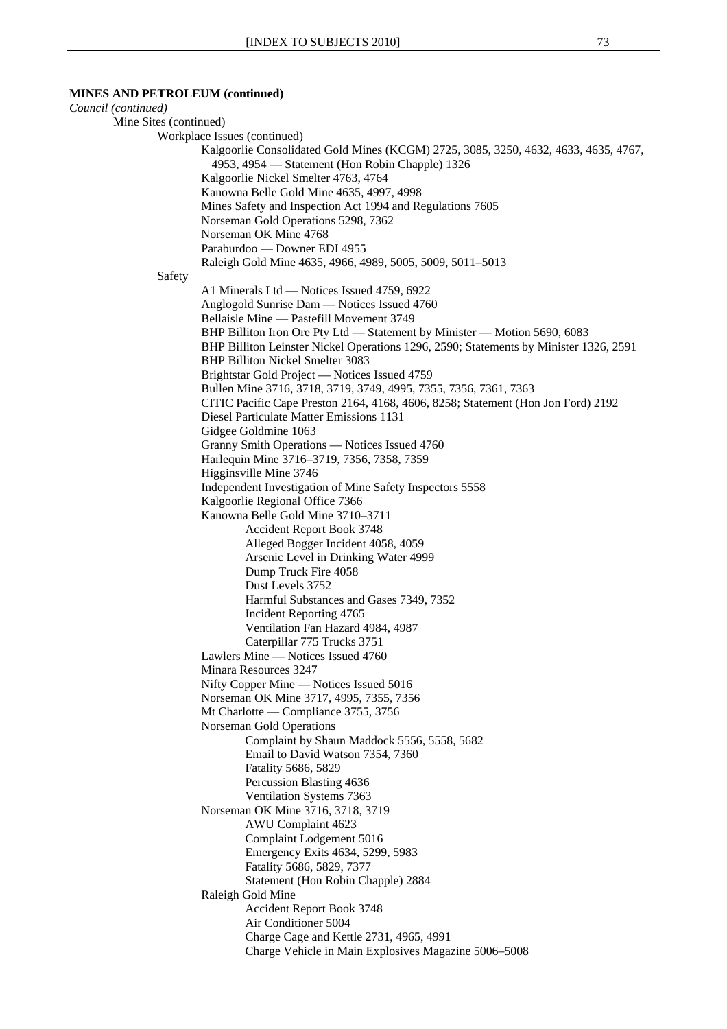**MINES AND PETROLEUM (continued)**

*Council (continued)*

- Mine Sites (continued)
  - Workplace Issues (continued)
    - Kalgoorlie Consolidated Gold Mines (KCGM) 2725, 3085, 3250, 4632, 4633, 4635, 4767, 4953, 4954 — Statement (Hon Robin Chapple) 1326
    - Kalgoorlie Nickel Smelter 4763, 4764
    - Kanowna Belle Gold Mine 4635, 4997, 4998
    - Mines Safety and Inspection Act 1994 and Regulations 7605
    - Norseman Gold Operations 5298, 7362
    - Norseman OK Mine 4768
    - Paraburdoo — Downer EDI 4955
    - Raleigh Gold Mine 4635, 4966, 4989, 5005, 5009, 5011–5013
  - Safety
    - A1 Minerals Ltd — Notices Issued 4759, 6922
    - Anglogold Sunrise Dam — Notices Issued 4760
    - Bellaisle Mine — Pastefill Movement 3749
    - BHP Billiton Iron Ore Pty Ltd — Statement by Minister — Motion 5690, 6083
    - BHP Billiton Leinster Nickel Operations 1296, 2590; Statements by Minister 1326, 2591
    - BHP Billiton Nickel Smelter 3083
    - Brightstar Gold Project — Notices Issued 4759
    - Bullen Mine 3716, 3718, 3719, 3749, 4995, 7355, 7356, 7361, 7363
    - CITIC Pacific Cape Preston 2164, 4168, 4606, 8258; Statement (Hon Jon Ford) 2192
    - Diesel Particulate Matter Emissions 1131
    - Gidgee Goldmine 1063
    - Granny Smith Operations — Notices Issued 4760
    - Harlequin Mine 3716–3719, 7356, 7358, 7359
    - Higginsville Mine 3746
    - Independent Investigation of Mine Safety Inspectors 5558
    - Kalgoorlie Regional Office 7366
    - Kanowna Belle Gold Mine 3710–3711
      - Accident Report Book 3748
      - Alleged Bogger Incident 4058, 4059
      - Arsenic Level in Drinking Water 4999
      - Dump Truck Fire 4058
      - Dust Levels 3752
      - Harmful Substances and Gases 7349, 7352
      - Incident Reporting 4765
      - Ventilation Fan Hazard 4984, 4987
      - Caterpillar 775 Trucks 3751
    - Lawlers Mine — Notices Issued 4760
    - Minara Resources 3247
    - Nifty Copper Mine — Notices Issued 5016
    - Norseman OK Mine 3717, 4995, 7355, 7356
    - Mt Charlotte — Compliance 3755, 3756
    - Norseman Gold Operations
      - Complaint by Shaun Maddock 5556, 5558, 5682
      - Email to David Watson 7354, 7360
      - Fatality 5686, 5829
      - Percussion Blasting 4636
      - Ventilation Systems 7363
    - Norseman OK Mine 3716, 3718, 3719
      - AWU Complaint 4623
      - Complaint Lodgement 5016
      - Emergency Exits 4634, 5299, 5983
      - Fatality 5686, 5829, 7377
      - Statement (Hon Robin Chapple) 2884
    - Raleigh Gold Mine
      - Accident Report Book 3748
      - Air Conditioner 5004
      - Charge Cage and Kettle 2731, 4965, 4991
      - Charge Vehicle in Main Explosives Magazine 5006–5008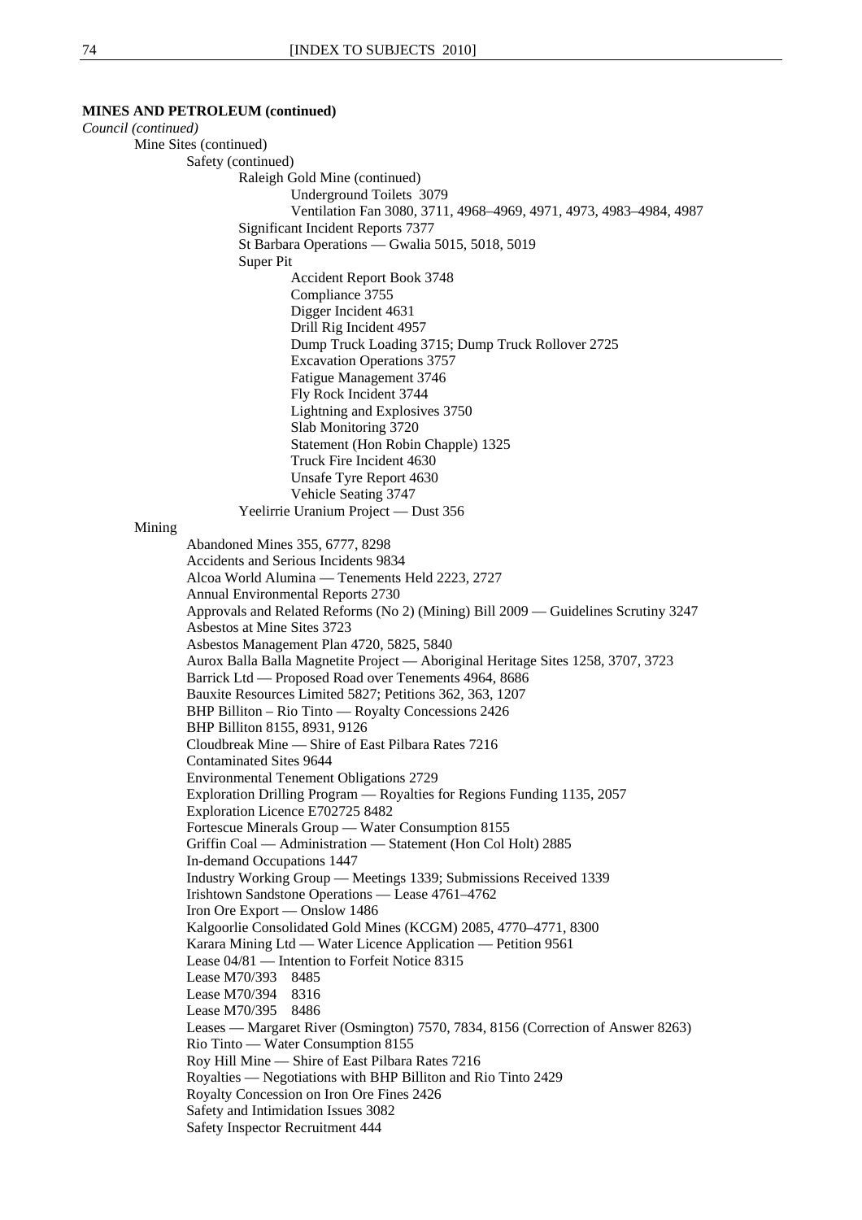**MINES AND PETROLEUM (continued)**

*Council (continued)*

- Mine Sites (continued)
  - Safety (continued)
    - Raleigh Gold Mine (continued)
      - Underground Toilets 3079
      - Ventilation Fan 3080, 3711, 4968–4969, 4971, 4973, 4983–4984, 4987
    - Significant Incident Reports 7377
    - St Barbara Operations — Gwalia 5015, 5018, 5019
    - Super Pit
      - Accident Report Book 3748
      - Compliance 3755
      - Digger Incident 4631
      - Drill Rig Incident 4957
      - Dump Truck Loading 3715; Dump Truck Rollover 2725
      - Excavation Operations 3757
      - Fatigue Management 3746
      - Fly Rock Incident 3744
      - Lightning and Explosives 3750
      - Slab Monitoring 3720
      - Statement (Hon Robin Chapple) 1325
      - Truck Fire Incident 4630
      - Unsafe Tyre Report 4630
      - Vehicle Seating 3747
    - Yeelirrie Uranium Project — Dust 356
- Mining
  - Abandoned Mines 355, 6777, 8298
  - Accidents and Serious Incidents 9834
  - Alcoa World Alumina — Tenements Held 2223, 2727
  - Annual Environmental Reports 2730
  - Approvals and Related Reforms (No 2) (Mining) Bill 2009 — Guidelines Scrutiny 3247
  - Asbestos at Mine Sites 3723
  - Asbestos Management Plan 4720, 5825, 5840
  - Aurox Balla Balla Magnetite Project — Aboriginal Heritage Sites 1258, 3707, 3723
  - Barrick Ltd — Proposed Road over Tenements 4964, 8686
  - Bauxite Resources Limited 5827; Petitions 362, 363, 1207
  - BHP Billiton – Rio Tinto — Royalty Concessions 2426
  - BHP Billiton 8155, 8931, 9126
  - Cloudbreak Mine — Shire of East Pilbara Rates 7216
  - Contaminated Sites 9644
  - Environmental Tenement Obligations 2729
  - Exploration Drilling Program — Royalties for Regions Funding 1135, 2057
  - Exploration Licence E702725 8482
  - Fortescue Minerals Group — Water Consumption 8155
  - Griffin Coal — Administration — Statement (Hon Col Holt) 2885
  - In-demand Occupations 1447
  - Industry Working Group — Meetings 1339; Submissions Received 1339
  - Irishtown Sandstone Operations — Lease 4761–4762
  - Iron Ore Export — Onslow 1486
  - Kalgoorlie Consolidated Gold Mines (KCGM) 2085, 4770–4771, 8300
  - Karara Mining Ltd — Water Licence Application — Petition 9561
  - Lease 04/81 — Intention to Forfeit Notice 8315
  - Lease M70/393 8485
  - Lease M70/394 8316
  - Lease M70/395 8486
  - Leases — Margaret River (Osmington) 7570, 7834, 8156 (Correction of Answer 8263)
  - Rio Tinto — Water Consumption 8155
  - Roy Hill Mine — Shire of East Pilbara Rates 7216
  - Royalties — Negotiations with BHP Billiton and Rio Tinto 2429
  - Royalty Concession on Iron Ore Fines 2426
  - Safety and Intimidation Issues 3082
  - Safety Inspector Recruitment 444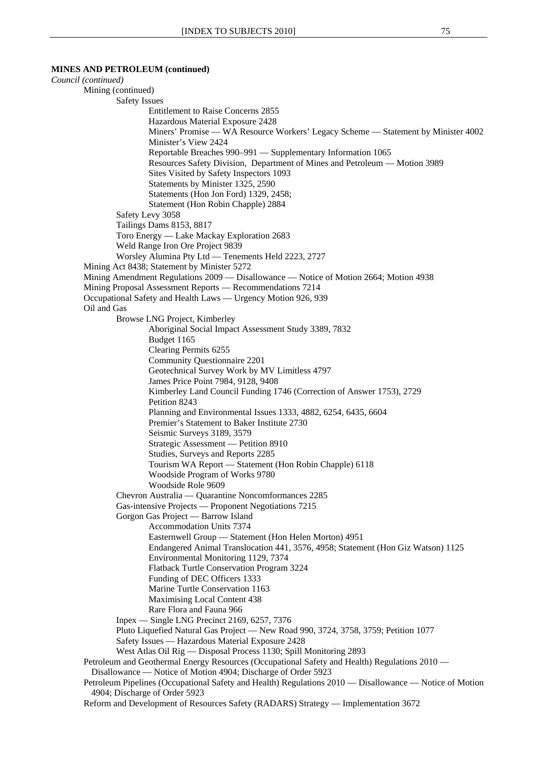**MINES AND PETROLEUM (continued)**

*Council (continued)*

- Mining (continued)
  - Safety Issues
    - Entitlement to Raise Concerns 2855
    - Hazardous Material Exposure 2428
    - Miners' Promise — WA Resource Workers' Legacy Scheme — Statement by Minister 4002
    - Minister's View 2424
    - Reportable Breaches 990–991 — Supplementary Information 1065
    - Resources Safety Division, Department of Mines and Petroleum — Motion 3989
    - Sites Visited by Safety Inspectors 1093
    - Statements by Minister 1325, 2590
    - Statements (Hon Jon Ford) 1329, 2458;
    - Statement (Hon Robin Chapple) 2884
  - Safety Levy 3058
  - Tailings Dams 8153, 8817
  - Toro Energy — Lake Mackay Exploration 2683
  - Weld Range Iron Ore Project 9839
  - Worsley Alumina Pty Ltd — Tenements Held 2223, 2727
- Mining Act 8438; Statement by Minister 5272
- Mining Amendment Regulations 2009 — Disallowance — Notice of Motion 2664; Motion 4938
- Mining Proposal Assessment Reports — Recommendations 7214
- Occupational Safety and Health Laws — Urgency Motion 926, 939
- Oil and Gas
  - Browse LNG Project, Kimberley
    - Aboriginal Social Impact Assessment Study 3389, 7832
    - Budget 1165
    - Clearing Permits 6255
    - Community Questionnaire 2201
    - Geotechnical Survey Work by MV Limitless 4797
    - James Price Point 7984, 9128, 9408
    - Kimberley Land Council Funding 1746 (Correction of Answer 1753), 2729
    - Petition 8243
    - Planning and Environmental Issues 1333, 4882, 6254, 6435, 6604
    - Premier's Statement to Baker Institute 2730
    - Seismic Surveys 3189, 3579
    - Strategic Assessment — Petition 8910
    - Studies, Surveys and Reports 2285
    - Tourism WA Report — Statement (Hon Robin Chapple) 6118
    - Woodside Program of Works 9780
    - Woodside Role 9609
  - Chevron Australia — Quarantine Noncomformances 2285
  - Gas-intensive Projects — Proponent Negotiations 7215
  - Gorgon Gas Project — Barrow Island
    - Accommodation Units 7374
    - Easternwell Group — Statement (Hon Helen Morton) 4951
    - Endangered Animal Translocation 441, 3576, 4958; Statement (Hon Giz Watson) 1125
    - Environmental Monitoring 1129, 7374
    - Flatback Turtle Conservation Program 3224
    - Funding of DEC Officers 1333
    - Marine Turtle Conservation 1163
    - Maximising Local Content 438
    - Rare Flora and Fauna 966
  - Inpex — Single LNG Precinct 2169, 6257, 7376
  - Pluto Liquefied Natural Gas Project — New Road 990, 3724, 3758, 3759; Petition 1077
  - Safety Issues — Hazardous Material Exposure 2428
  - West Atlas Oil Rig — Disposal Process 1130; Spill Monitoring 2893
- Petroleum and Geothermal Energy Resources (Occupational Safety and Health) Regulations 2010 — Disallowance — Notice of Motion 4904; Discharge of Order 5923
- Petroleum Pipelines (Occupational Safety and Health) Regulations 2010 — Disallowance — Notice of Motion 4904; Discharge of Order 5923
- Reform and Development of Resources Safety (RADARS) Strategy — Implementation 3672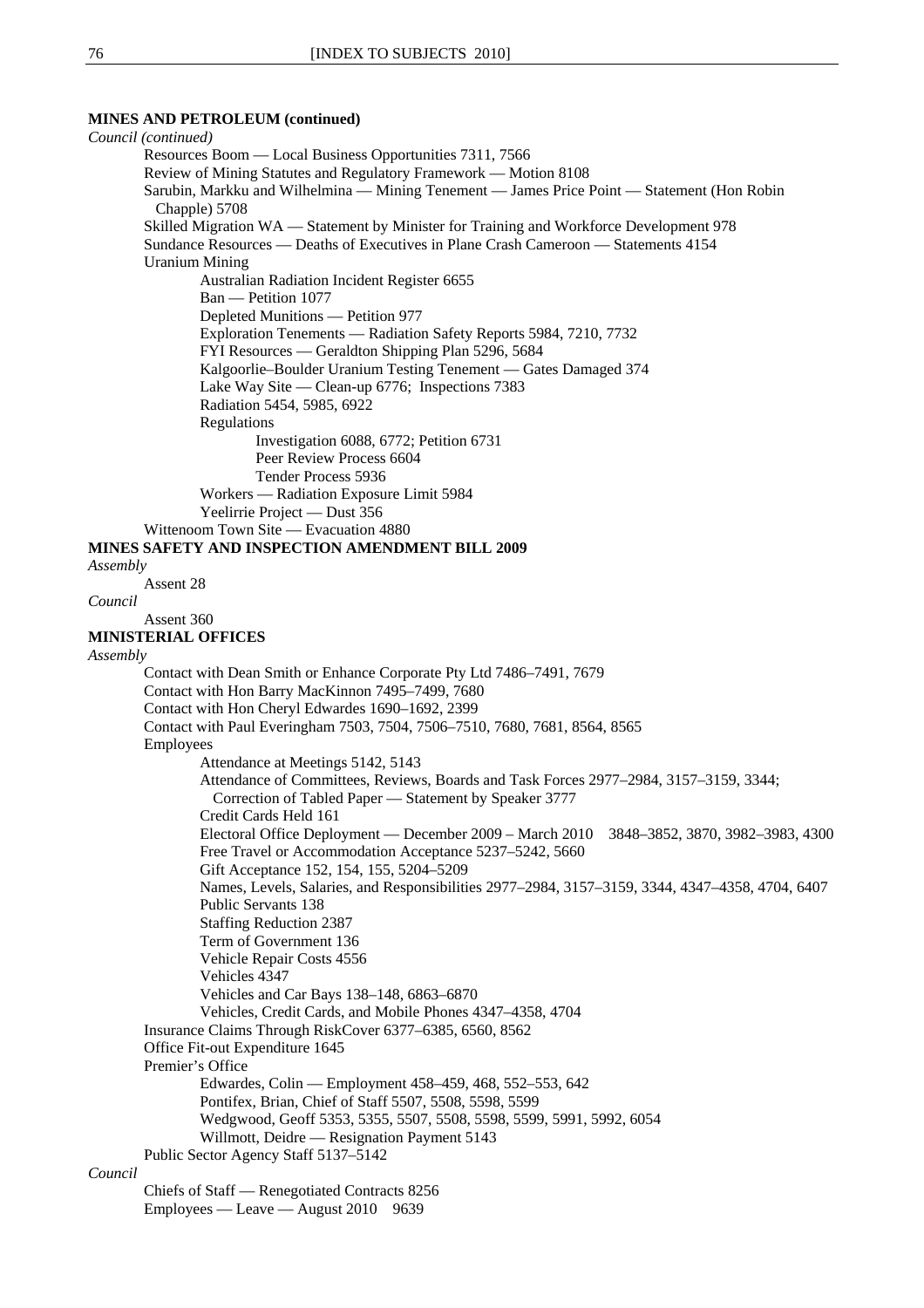**MINES AND PETROLEUM (continued)**

*Council (continued)*

- Resources Boom — Local Business Opportunities 7311, 7566
- Review of Mining Statutes and Regulatory Framework — Motion 8108
- Sarubin, Markku and Wilhelmina — Mining Tenement — James Price Point — Statement (Hon Robin Chapple) 5708
- Skilled Migration WA — Statement by Minister for Training and Workforce Development 978
- Sundance Resources — Deaths of Executives in Plane Crash Cameroon — Statements 4154
- Uranium Mining
  - Australian Radiation Incident Register 6655
  - Ban — Petition 1077
  - Depleted Munitions — Petition 977
  - Exploration Tenements — Radiation Safety Reports 5984, 7210, 7732
  - FYI Resources — Geraldton Shipping Plan 5296, 5684
  - Kalgoorlie–Boulder Uranium Testing Tenement — Gates Damaged 374
  - Lake Way Site — Clean-up 6776; Inspections 7383
  - Radiation 5454, 5985, 6922
  - Regulations
    - Investigation 6088, 6772; Petition 6731
    - Peer Review Process 6604
    - Tender Process 5936
  - Workers — Radiation Exposure Limit 5984
  - Yeelirrie Project — Dust 356
- Wittenoom Town Site — Evacuation 4880

**MINES SAFETY AND INSPECTION AMENDMENT BILL 2009**

*Assembly*

- Assent 28

*Council*

- Assent 360

**MINISTERIAL OFFICES**

*Assembly*

- Contact with Dean Smith or Enhance Corporate Pty Ltd 7486–7491, 7679
- Contact with Hon Barry MacKinnon 7495–7499, 7680
- Contact with Hon Cheryl Edwardes 1690–1692, 2399
- Contact with Paul Everingham 7503, 7504, 7506–7510, 7680, 7681, 8564, 8565
- Employees
  - Attendance at Meetings 5142, 5143
  - Attendance of Committees, Reviews, Boards and Task Forces 2977–2984, 3157–3159, 3344; Correction of Tabled Paper — Statement by Speaker 3777
  - Credit Cards Held 161
  - Electoral Office Deployment — December 2009 – March 2010 3848–3852, 3870, 3982–3983, 4300
  - Free Travel or Accommodation Acceptance 5237–5242, 5660
  - Gift Acceptance 152, 154, 155, 5204–5209
  - Names, Levels, Salaries, and Responsibilities 2977–2984, 3157–3159, 3344, 4347–4358, 4704, 6407
  - Public Servants 138
  - Staffing Reduction 2387
  - Term of Government 136
  - Vehicle Repair Costs 4556
  - Vehicles 4347
  - Vehicles and Car Bays 138–148, 6863–6870
  - Vehicles, Credit Cards, and Mobile Phones 4347–4358, 4704
- Insurance Claims Through RiskCover 6377–6385, 6560, 8562
- Office Fit-out Expenditure 1645
- Premier's Office
  - Edwardes, Colin — Employment 458–459, 468, 552–553, 642
  - Pontifex, Brian, Chief of Staff 5507, 5508, 5598, 5599
  - Wedgwood, Geoff 5353, 5355, 5507, 5508, 5598, 5599, 5991, 5992, 6054
  - Willmott, Deidre — Resignation Payment 5143
- Public Sector Agency Staff 5137–5142

*Council*

- Chiefs of Staff — Renegotiated Contracts 8256
- Employees — Leave — August 2010 9639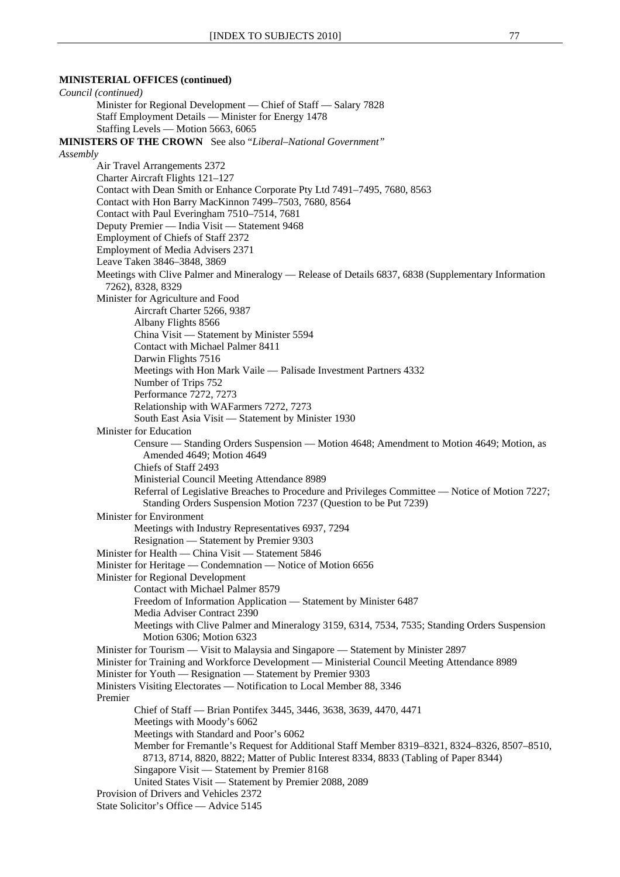**MINISTERIAL OFFICES (continued)**

*Council (continued)*

- Minister for Regional Development — Chief of Staff — Salary 7828
- Staff Employment Details — Minister for Energy 1478
- Staffing Levels — Motion 5663, 6065

**MINISTERS OF THE CROWN** See also "*Liberal–National Government*"

*Assembly*

- Air Travel Arrangements 2372
- Charter Aircraft Flights 121–127
- Contact with Dean Smith or Enhance Corporate Pty Ltd 7491–7495, 7680, 8563
- Contact with Hon Barry MacKinnon 7499–7503, 7680, 8564
- Contact with Paul Everingham 7510–7514, 7681
- Deputy Premier — India Visit — Statement 9468
- Employment of Chiefs of Staff 2372
- Employment of Media Advisers 2371
- Leave Taken 3846–3848, 3869
- Meetings with Clive Palmer and Mineralogy — Release of Details 6837, 6838 (Supplementary Information 7262), 8328, 8329
- Minister for Agriculture and Food
  - Aircraft Charter 5266, 9387
  - Albany Flights 8566
  - China Visit — Statement by Minister 5594
  - Contact with Michael Palmer 8411
  - Darwin Flights 7516
  - Meetings with Hon Mark Vaile — Palisade Investment Partners 4332
  - Number of Trips 752
  - Performance 7272, 7273
  - Relationship with WAFarmers 7272, 7273
  - South East Asia Visit — Statement by Minister 1930
- Minister for Education
  - Censure — Standing Orders Suspension — Motion 4648; Amendment to Motion 4649; Motion, as Amended 4649; Motion 4649
  - Chiefs of Staff 2493
  - Ministerial Council Meeting Attendance 8989
  - Referral of Legislative Breaches to Procedure and Privileges Committee — Notice of Motion 7227; Standing Orders Suspension Motion 7237 (Question to be Put 7239)
- Minister for Environment
  - Meetings with Industry Representatives 6937, 7294
  - Resignation — Statement by Premier 9303
- Minister for Health — China Visit — Statement 5846
- Minister for Heritage — Condemnation — Notice of Motion 6656
- Minister for Regional Development
  - Contact with Michael Palmer 8579
  - Freedom of Information Application — Statement by Minister 6487
  - Media Adviser Contract 2390
  - Meetings with Clive Palmer and Mineralogy 3159, 6314, 7534, 7535; Standing Orders Suspension Motion 6306; Motion 6323
- Minister for Tourism — Visit to Malaysia and Singapore — Statement by Minister 2897
- Minister for Training and Workforce Development — Ministerial Council Meeting Attendance 8989
- Minister for Youth — Resignation — Statement by Premier 9303
- Ministers Visiting Electorates — Notification to Local Member 88, 3346
- Premier
  - Chief of Staff — Brian Pontifex 3445, 3446, 3638, 3639, 4470, 4471
  - Meetings with Moody's 6062
  - Meetings with Standard and Poor's 6062
  - Member for Fremantle's Request for Additional Staff Member 8319–8321, 8324–8326, 8507–8510, 8713, 8714, 8820, 8822; Matter of Public Interest 8334, 8833 (Tabling of Paper 8344)
  - Singapore Visit — Statement by Premier 8168
  - United States Visit — Statement by Premier 2088, 2089
- Provision of Drivers and Vehicles 2372
- State Solicitor's Office — Advice 5145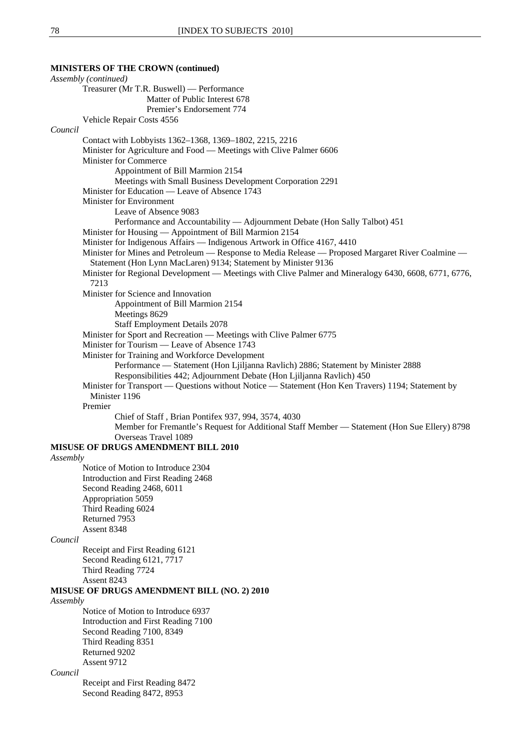**MINISTERS OF THE CROWN (continued)**

*Assembly (continued)*

- Treasurer (Mr T.R. Buswell) — Performance
  - Matter of Public Interest 678
  - Premier's Endorsement 774
- Vehicle Repair Costs 4556

*Council*

- Contact with Lobbyists 1362–1368, 1369–1802, 2215, 2216
- Minister for Agriculture and Food — Meetings with Clive Palmer 6606
- Minister for Commerce
  - Appointment of Bill Marmion 2154
  - Meetings with Small Business Development Corporation 2291
- Minister for Education — Leave of Absence 1743
- Minister for Environment
  - Leave of Absence 9083
  - Performance and Accountability — Adjournment Debate (Hon Sally Talbot) 451
- Minister for Housing — Appointment of Bill Marmion 2154
- Minister for Indigenous Affairs — Indigenous Artwork in Office 4167, 4410
- Minister for Mines and Petroleum — Response to Media Release — Proposed Margaret River Coalmine — Statement (Hon Lynn MacLaren) 9134; Statement by Minister 9136
- Minister for Regional Development — Meetings with Clive Palmer and Mineralogy 6430, 6608, 6771, 6776, 7213
- Minister for Science and Innovation
  - Appointment of Bill Marmion 2154
  - Meetings 8629
  - Staff Employment Details 2078
- Minister for Sport and Recreation — Meetings with Clive Palmer 6775
- Minister for Tourism — Leave of Absence 1743
- Minister for Training and Workforce Development
  - Performance — Statement (Hon Ljiljanna Ravlich) 2886; Statement by Minister 2888
  - Responsibilities 442; Adjournment Debate (Hon Ljiljanna Ravlich) 450
- Minister for Transport — Questions without Notice — Statement (Hon Ken Travers) 1194; Statement by Minister 1196
- Premier
  - Chief of Staff , Brian Pontifex 937, 994, 3574, 4030
  - Member for Fremantle's Request for Additional Staff Member — Statement (Hon Sue Ellery) 8798
  - Overseas Travel 1089

**MISUSE OF DRUGS AMENDMENT BILL 2010**

*Assembly*

- Notice of Motion to Introduce 2304
- Introduction and First Reading 2468
- Second Reading 2468, 6011
- Appropriation 5059
- Third Reading 6024
- Returned 7953
- Assent 8348

*Council*

- Receipt and First Reading 6121
- Second Reading 6121, 7717
- Third Reading 7724
- Assent 8243

**MISUSE OF DRUGS AMENDMENT BILL (NO. 2) 2010**

*Assembly*

- Notice of Motion to Introduce 6937
- Introduction and First Reading 7100
- Second Reading 7100, 8349
- Third Reading 8351
- Returned 9202
- Assent 9712

*Council*

- Receipt and First Reading 8472
- Second Reading 8472, 8953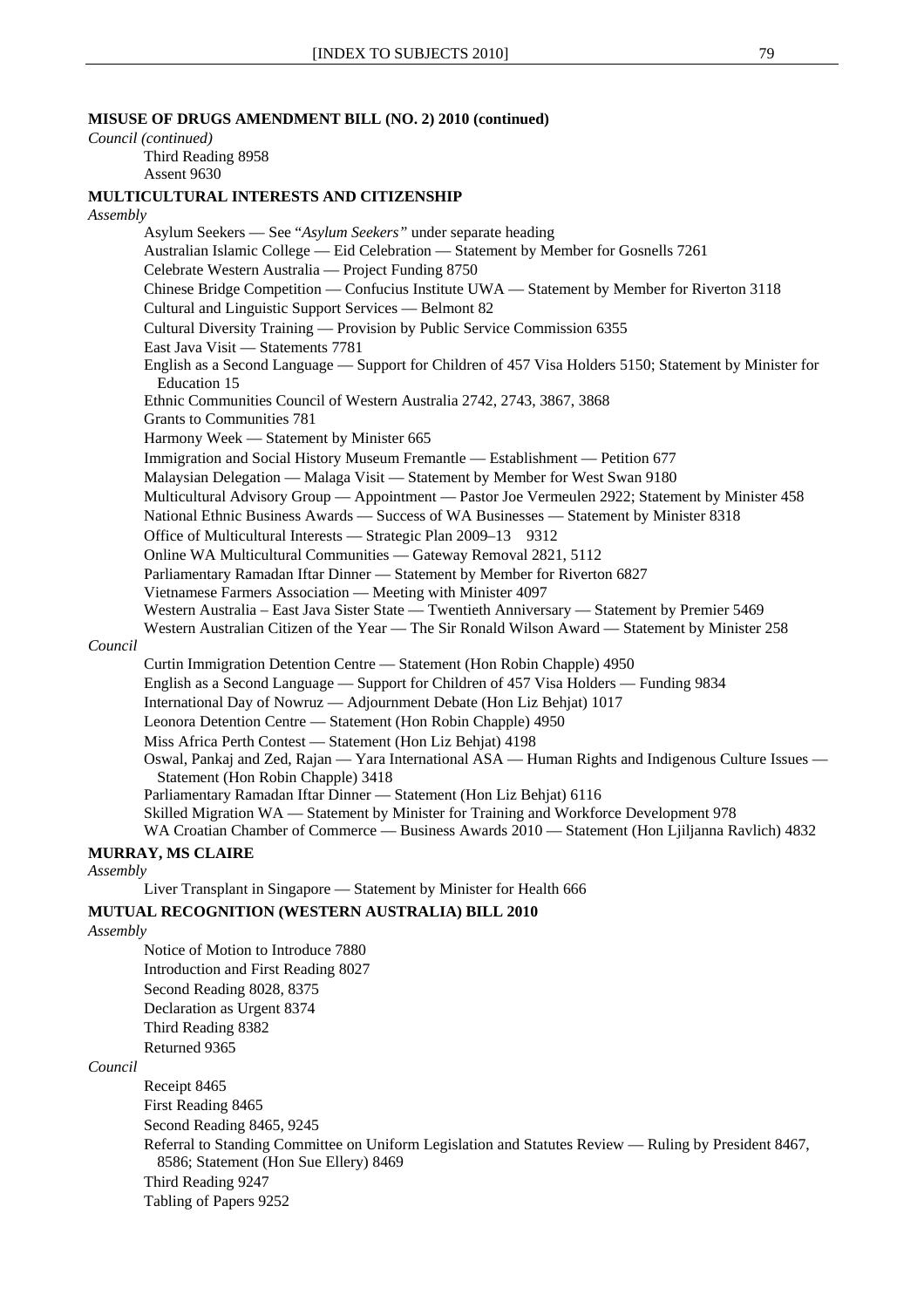**MISUSE OF DRUGS AMENDMENT BILL (NO. 2) 2010 (continued)**

*Council (continued)*

Third Reading 8958
Assent 9630

**MULTICULTURAL INTERESTS AND CITIZENSHIP**

*Assembly*

Asylum Seekers — See "*Asylum Seekers"* under separate heading
Australian Islamic College — Eid Celebration — Statement by Member for Gosnells 7261
Celebrate Western Australia — Project Funding 8750
Chinese Bridge Competition — Confucius Institute UWA — Statement by Member for Riverton 3118
Cultural and Linguistic Support Services — Belmont 82
Cultural Diversity Training — Provision by Public Service Commission 6355
East Java Visit — Statements 7781
English as a Second Language — Support for Children of 457 Visa Holders 5150; Statement by Minister for Education 15
Ethnic Communities Council of Western Australia 2742, 2743, 3867, 3868
Grants to Communities 781
Harmony Week — Statement by Minister 665
Immigration and Social History Museum Fremantle — Establishment — Petition 677
Malaysian Delegation — Malaga Visit — Statement by Member for West Swan 9180
Multicultural Advisory Group — Appointment — Pastor Joe Vermeulen 2922; Statement by Minister 458
National Ethnic Business Awards — Success of WA Businesses — Statement by Minister 8318
Office of Multicultural Interests — Strategic Plan 2009–13 9312
Online WA Multicultural Communities — Gateway Removal 2821, 5112
Parliamentary Ramadan Iftar Dinner — Statement by Member for Riverton 6827
Vietnamese Farmers Association — Meeting with Minister 4097
Western Australia – East Java Sister State — Twentieth Anniversary — Statement by Premier 5469
Western Australian Citizen of the Year — The Sir Ronald Wilson Award — Statement by Minister 258

*Council*

Curtin Immigration Detention Centre — Statement (Hon Robin Chapple) 4950
English as a Second Language — Support for Children of 457 Visa Holders — Funding 9834
International Day of Nowruz — Adjournment Debate (Hon Liz Behjat) 1017
Leonora Detention Centre — Statement (Hon Robin Chapple) 4950
Miss Africa Perth Contest — Statement (Hon Liz Behjat) 4198
Oswal, Pankaj and Zed, Rajan — Yara International ASA — Human Rights and Indigenous Culture Issues — Statement (Hon Robin Chapple) 3418
Parliamentary Ramadan Iftar Dinner — Statement (Hon Liz Behjat) 6116
Skilled Migration WA — Statement by Minister for Training and Workforce Development 978
WA Croatian Chamber of Commerce — Business Awards 2010 — Statement (Hon Ljiljanna Ravlich) 4832

**MURRAY, MS CLAIRE**

*Assembly*

Liver Transplant in Singapore — Statement by Minister for Health 666

**MUTUAL RECOGNITION (WESTERN AUSTRALIA) BILL 2010**

*Assembly*

Notice of Motion to Introduce 7880
Introduction and First Reading 8027
Second Reading 8028, 8375
Declaration as Urgent 8374
Third Reading 8382
Returned 9365

*Council*

Receipt 8465
First Reading 8465
Second Reading 8465, 9245
Referral to Standing Committee on Uniform Legislation and Statutes Review — Ruling by President 8467, 8586; Statement (Hon Sue Ellery) 8469
Third Reading 9247
Tabling of Papers 9252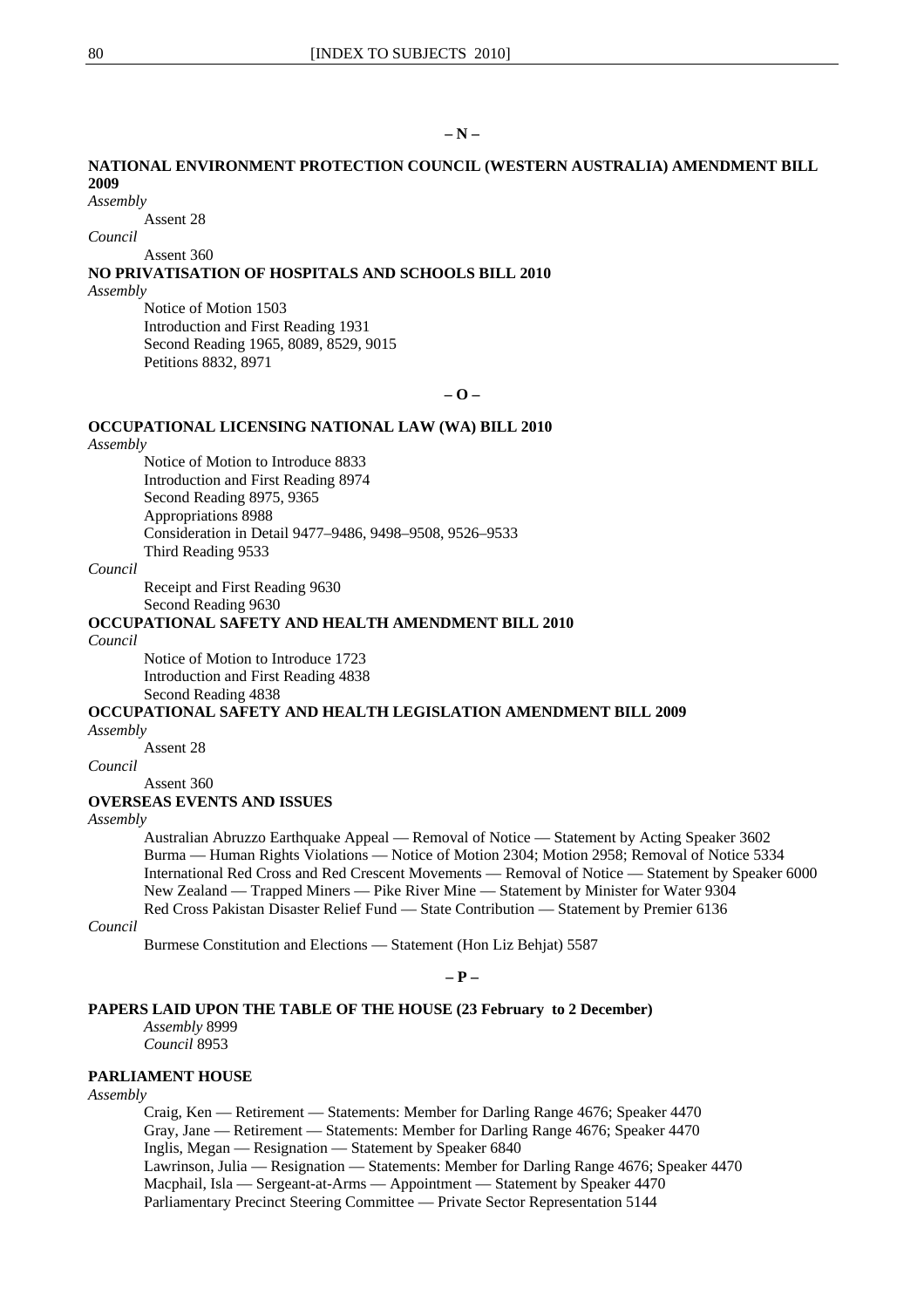## – N –

**NATIONAL ENVIRONMENT PROTECTION COUNCIL (WESTERN AUSTRALIA) AMENDMENT BILL 2009**

*Assembly*

Assent 28

*Council*

Assent 360

**NO PRIVATISATION OF HOSPITALS AND SCHOOLS BILL 2010**

*Assembly*

Notice of Motion 1503
Introduction and First Reading 1931
Second Reading 1965, 8089, 8529, 9015
Petitions 8832, 8971

## – O –

**OCCUPATIONAL LICENSING NATIONAL LAW (WA) BILL 2010**

*Assembly*

Notice of Motion to Introduce 8833
Introduction and First Reading 8974
Second Reading 8975, 9365
Appropriations 8988
Consideration in Detail 9477–9486, 9498–9508, 9526–9533
Third Reading 9533

*Council*

Receipt and First Reading 9630
Second Reading 9630

**OCCUPATIONAL SAFETY AND HEALTH AMENDMENT BILL 2010**

*Council*

Notice of Motion to Introduce 1723
Introduction and First Reading 4838
Second Reading 4838

**OCCUPATIONAL SAFETY AND HEALTH LEGISLATION AMENDMENT BILL 2009**

*Assembly*

Assent 28

*Council*

Assent 360

**OVERSEAS EVENTS AND ISSUES**

*Assembly*

Australian Abruzzo Earthquake Appeal — Removal of Notice — Statement by Acting Speaker 3602
Burma — Human Rights Violations — Notice of Motion 2304; Motion 2958; Removal of Notice 5334
International Red Cross and Red Crescent Movements — Removal of Notice — Statement by Speaker 6000
New Zealand — Trapped Miners — Pike River Mine — Statement by Minister for Water 9304
Red Cross Pakistan Disaster Relief Fund — State Contribution — Statement by Premier 6136

*Council*

Burmese Constitution and Elections — Statement (Hon Liz Behjat) 5587

## – P –

**PAPERS LAID UPON THE TABLE OF THE HOUSE (23 February to 2 December)**

*Assembly* 8999
*Council* 8953

**PARLIAMENT HOUSE**

*Assembly*

Craig, Ken — Retirement — Statements: Member for Darling Range 4676; Speaker 4470
Gray, Jane — Retirement — Statements: Member for Darling Range 4676; Speaker 4470
Inglis, Megan — Resignation — Statement by Speaker 6840
Lawrinson, Julia — Resignation — Statements: Member for Darling Range 4676; Speaker 4470
Macphail, Isla — Sergeant-at-Arms — Appointment — Statement by Speaker 4470
Parliamentary Precinct Steering Committee — Private Sector Representation 5144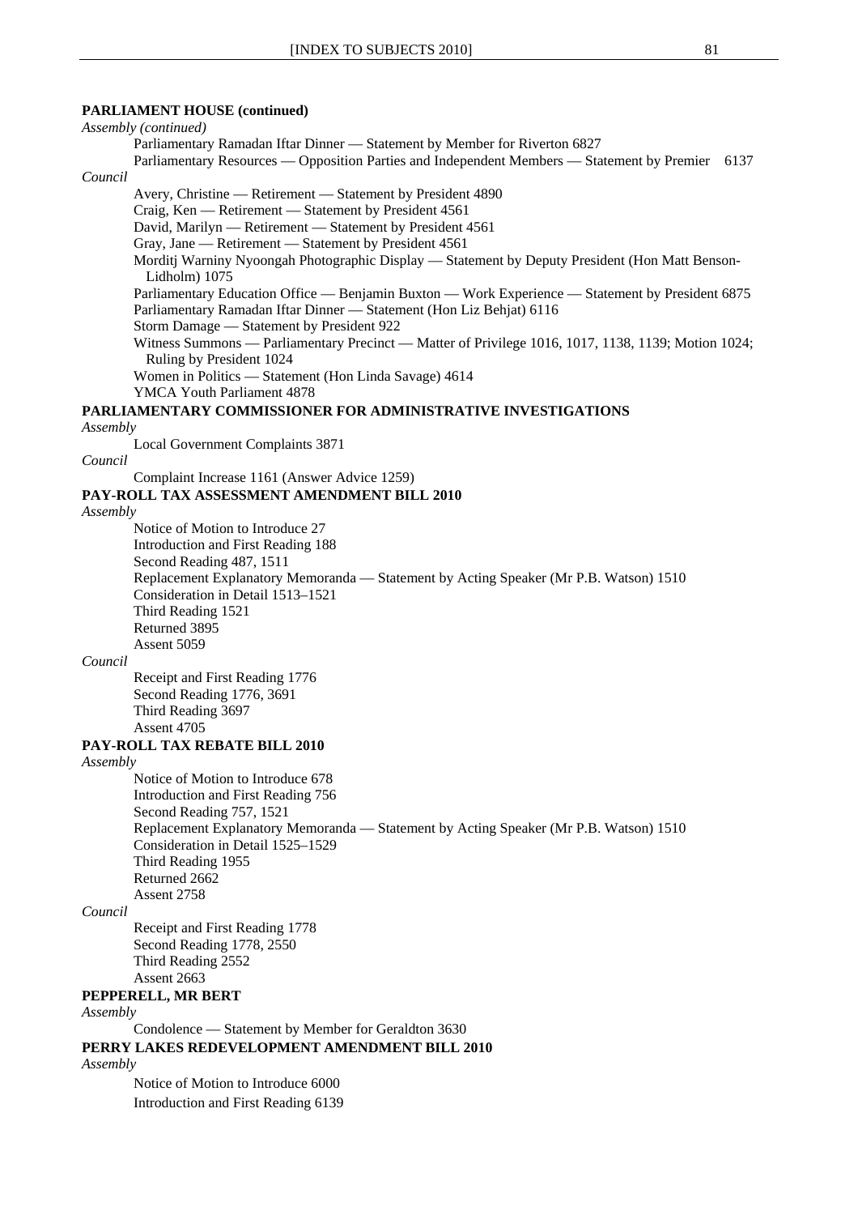**PARLIAMENT HOUSE (continued)**

*Assembly (continued)*

Parliamentary Ramadan Iftar Dinner — Statement by Member for Riverton 6827

Parliamentary Resources — Opposition Parties and Independent Members — Statement by Premier 6137

*Council*

Avery, Christine — Retirement — Statement by President 4890

Craig, Ken — Retirement — Statement by President 4561

David, Marilyn — Retirement — Statement by President 4561

Gray, Jane — Retirement — Statement by President 4561

Morditj Warniny Nyoongah Photographic Display — Statement by Deputy President (Hon Matt Benson-Lidholm) 1075

Parliamentary Education Office — Benjamin Buxton — Work Experience — Statement by President 6875

Parliamentary Ramadan Iftar Dinner — Statement (Hon Liz Behjat) 6116

Storm Damage — Statement by President 922

Witness Summons — Parliamentary Precinct — Matter of Privilege 1016, 1017, 1138, 1139; Motion 1024; Ruling by President 1024

Women in Politics — Statement (Hon Linda Savage) 4614

YMCA Youth Parliament 4878

**PARLIAMENTARY COMMISSIONER FOR ADMINISTRATIVE INVESTIGATIONS**

*Assembly*

Local Government Complaints 3871

*Council*

Complaint Increase 1161 (Answer Advice 1259)

**PAY-ROLL TAX ASSESSMENT AMENDMENT BILL 2010**

*Assembly*

Notice of Motion to Introduce 27

Introduction and First Reading 188

Second Reading 487, 1511

Replacement Explanatory Memoranda — Statement by Acting Speaker (Mr P.B. Watson) 1510

Consideration in Detail 1513–1521

Third Reading 1521

Returned 3895

Assent 5059

*Council*

Receipt and First Reading 1776

Second Reading 1776, 3691

Third Reading 3697

Assent 4705

**PAY-ROLL TAX REBATE BILL 2010**

*Assembly*

Notice of Motion to Introduce 678

Introduction and First Reading 756

Second Reading 757, 1521

Replacement Explanatory Memoranda — Statement by Acting Speaker (Mr P.B. Watson) 1510

Consideration in Detail 1525–1529

Third Reading 1955

Returned 2662

Assent 2758

*Council*

Receipt and First Reading 1778

Second Reading 1778, 2550

Third Reading 2552

Assent 2663

**PEPPERELL, MR BERT**

*Assembly*

Condolence — Statement by Member for Geraldton 3630

**PERRY LAKES REDEVELOPMENT AMENDMENT BILL 2010**

*Assembly*

Notice of Motion to Introduce 6000

Introduction and First Reading 6139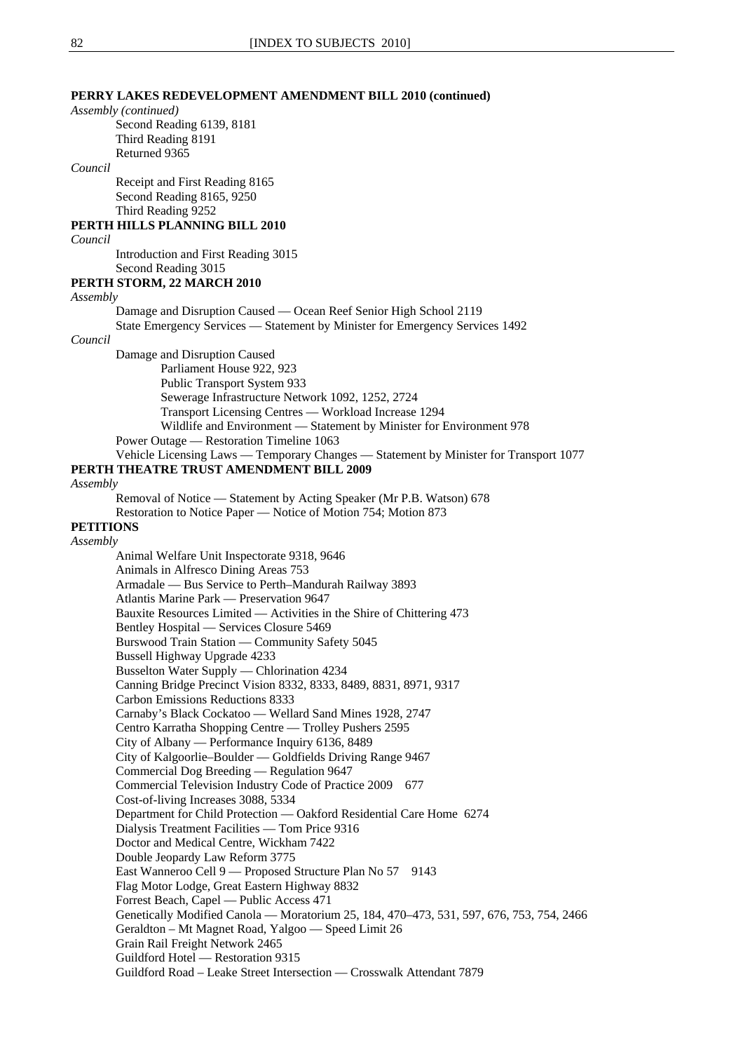**PERRY LAKES REDEVELOPMENT AMENDMENT BILL 2010 (continued)**

*Assembly (continued)*

Second Reading 6139, 8181
Third Reading 8191
Returned 9365

*Council*

Receipt and First Reading 8165
Second Reading 8165, 9250
Third Reading 9252

**PERTH HILLS PLANNING BILL 2010**

*Council*

Introduction and First Reading 3015
Second Reading 3015

**PERTH STORM, 22 MARCH 2010**

*Assembly*

Damage and Disruption Caused — Ocean Reef Senior High School 2119
State Emergency Services — Statement by Minister for Emergency Services 1492

*Council*

Damage and Disruption Caused
- Parliament House 922, 923
- Public Transport System 933
- Sewerage Infrastructure Network 1092, 1252, 2724
- Transport Licensing Centres — Workload Increase 1294
- Wildlife and Environment — Statement by Minister for Environment 978

Power Outage — Restoration Timeline 1063
Vehicle Licensing Laws — Temporary Changes — Statement by Minister for Transport 1077

**PERTH THEATRE TRUST AMENDMENT BILL 2009**

*Assembly*

Removal of Notice — Statement by Acting Speaker (Mr P.B. Watson) 678
Restoration to Notice Paper — Notice of Motion 754; Motion 873

**PETITIONS**

*Assembly*

Animal Welfare Unit Inspectorate 9318, 9646
Animals in Alfresco Dining Areas 753
Armadale — Bus Service to Perth–Mandurah Railway 3893
Atlantis Marine Park — Preservation 9647
Bauxite Resources Limited — Activities in the Shire of Chittering 473
Bentley Hospital — Services Closure 5469
Burswood Train Station — Community Safety 5045
Bussell Highway Upgrade 4233
Busselton Water Supply — Chlorination 4234
Canning Bridge Precinct Vision 8332, 8333, 8489, 8831, 8971, 9317
Carbon Emissions Reductions 8333
Carnaby's Black Cockatoo — Wellard Sand Mines 1928, 2747
Centro Karratha Shopping Centre — Trolley Pushers 2595
City of Albany — Performance Inquiry 6136, 8489
City of Kalgoorlie–Boulder — Goldfields Driving Range 9467
Commercial Dog Breeding — Regulation 9647
Commercial Television Industry Code of Practice 2009 677
Cost-of-living Increases 3088, 5334
Department for Child Protection — Oakford Residential Care Home 6274
Dialysis Treatment Facilities — Tom Price 9316
Doctor and Medical Centre, Wickham 7422
Double Jeopardy Law Reform 3775
East Wanneroo Cell 9 — Proposed Structure Plan No 57 9143
Flag Motor Lodge, Great Eastern Highway 8832
Forrest Beach, Capel — Public Access 471
Genetically Modified Canola — Moratorium 25, 184, 470–473, 531, 597, 676, 753, 754, 2466
Geraldton – Mt Magnet Road, Yalgoo — Speed Limit 26
Grain Rail Freight Network 2465
Guildford Hotel — Restoration 9315
Guildford Road – Leake Street Intersection — Crosswalk Attendant 7879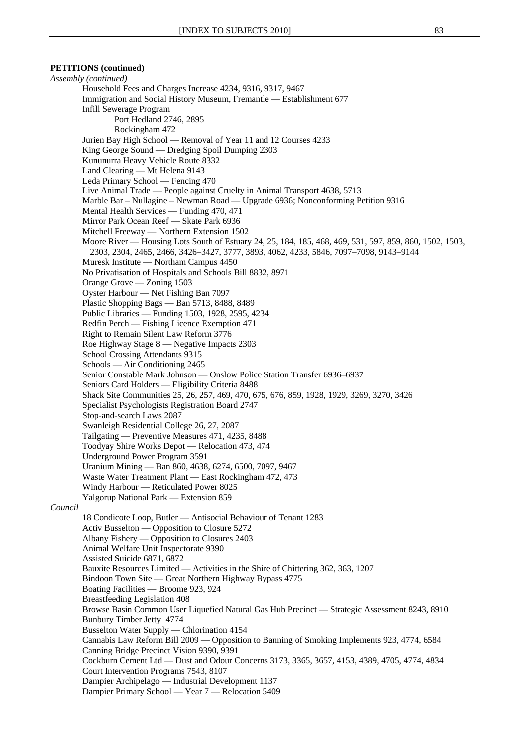**PETITIONS (continued)**

*Assembly (continued)*

Household Fees and Charges Increase 4234, 9316, 9317, 9467
Immigration and Social History Museum, Fremantle — Establishment 677
Infill Sewerage Program
 Port Hedland 2746, 2895
 Rockingham 472
Jurien Bay High School — Removal of Year 11 and 12 Courses 4233
King George Sound — Dredging Spoil Dumping 2303
Kununurra Heavy Vehicle Route 8332
Land Clearing — Mt Helena 9143
Leda Primary School — Fencing 470
Live Animal Trade — People against Cruelty in Animal Transport 4638, 5713
Marble Bar – Nullagine – Newman Road — Upgrade 6936; Nonconforming Petition 9316
Mental Health Services — Funding 470, 471
Mirror Park Ocean Reef — Skate Park 6936
Mitchell Freeway — Northern Extension 1502
Moore River — Housing Lots South of Estuary 24, 25, 184, 185, 468, 469, 531, 597, 859, 860, 1502, 1503, 2303, 2304, 2465, 2466, 3426–3427, 3777, 3893, 4062, 4233, 5846, 7097–7098, 9143–9144
Muresk Institute — Northam Campus 4450
No Privatisation of Hospitals and Schools Bill 8832, 8971
Orange Grove — Zoning 1503
Oyster Harbour — Net Fishing Ban 7097
Plastic Shopping Bags — Ban 5713, 8488, 8489
Public Libraries — Funding 1503, 1928, 2595, 4234
Redfin Perch — Fishing Licence Exemption 471
Right to Remain Silent Law Reform 3776
Roe Highway Stage 8 — Negative Impacts 2303
School Crossing Attendants 9315
Schools — Air Conditioning 2465
Senior Constable Mark Johnson — Onslow Police Station Transfer 6936–6937
Seniors Card Holders — Eligibility Criteria 8488
Shack Site Communities 25, 26, 257, 469, 470, 675, 676, 859, 1928, 1929, 3269, 3270, 3426
Specialist Psychologists Registration Board 2747
Stop-and-search Laws 2087
Swanleigh Residential College 26, 27, 2087
Tailgating — Preventive Measures 471, 4235, 8488
Toodyay Shire Works Depot — Relocation 473, 474
Underground Power Program 3591
Uranium Mining — Ban 860, 4638, 6274, 6500, 7097, 9467
Waste Water Treatment Plant — East Rockingham 472, 473
Windy Harbour — Reticulated Power 8025
Yalgorup National Park — Extension 859

*Council*

18 Condicote Loop, Butler — Antisocial Behaviour of Tenant 1283
Activ Busselton — Opposition to Closure 5272
Albany Fishery — Opposition to Closures 2403
Animal Welfare Unit Inspectorate 9390
Assisted Suicide 6871, 6872
Bauxite Resources Limited — Activities in the Shire of Chittering 362, 363, 1207
Bindoon Town Site — Great Northern Highway Bypass 4775
Boating Facilities — Broome 923, 924
Breastfeeding Legislation 408
Browse Basin Common User Liquefied Natural Gas Hub Precinct — Strategic Assessment 8243, 8910
Bunbury Timber Jetty 4774
Busselton Water Supply — Chlorination 4154
Cannabis Law Reform Bill 2009 — Opposition to Banning of Smoking Implements 923, 4774, 6584
Canning Bridge Precinct Vision 9390, 9391
Cockburn Cement Ltd — Dust and Odour Concerns 3173, 3365, 3657, 4153, 4389, 4705, 4774, 4834
Court Intervention Programs 7543, 8107
Dampier Archipelago — Industrial Development 1137
Dampier Primary School — Year 7 — Relocation 5409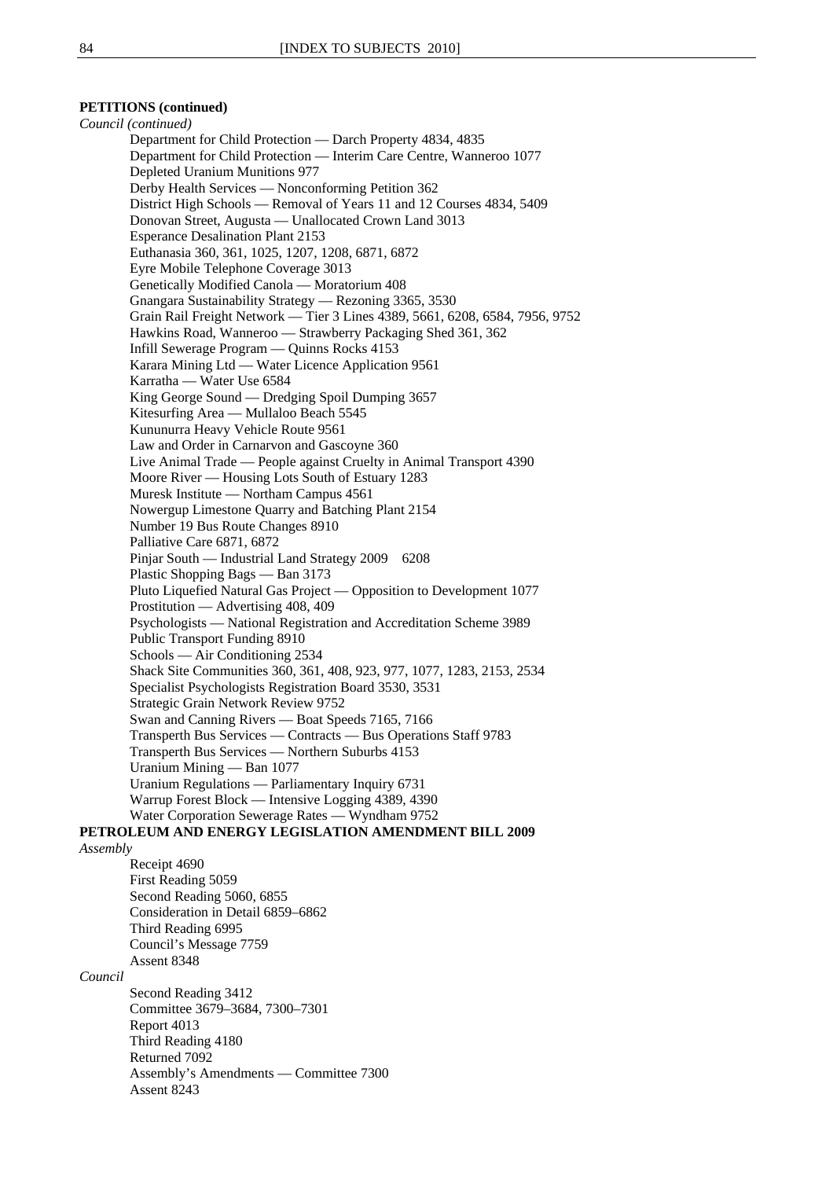**PETITIONS (continued)**

*Council (continued)*

Department for Child Protection — Darch Property 4834, 4835
Department for Child Protection — Interim Care Centre, Wanneroo 1077
Depleted Uranium Munitions 977
Derby Health Services — Nonconforming Petition 362
District High Schools — Removal of Years 11 and 12 Courses 4834, 5409
Donovan Street, Augusta — Unallocated Crown Land 3013
Esperance Desalination Plant 2153
Euthanasia 360, 361, 1025, 1207, 1208, 6871, 6872
Eyre Mobile Telephone Coverage 3013
Genetically Modified Canola — Moratorium 408
Gnangara Sustainability Strategy — Rezoning 3365, 3530
Grain Rail Freight Network — Tier 3 Lines 4389, 5661, 6208, 6584, 7956, 9752
Hawkins Road, Wanneroo — Strawberry Packaging Shed 361, 362
Infill Sewerage Program — Quinns Rocks 4153
Karara Mining Ltd — Water Licence Application 9561
Karratha — Water Use 6584
King George Sound — Dredging Spoil Dumping 3657
Kitesurfing Area — Mullaloo Beach 5545
Kununurra Heavy Vehicle Route 9561
Law and Order in Carnarvon and Gascoyne 360
Live Animal Trade — People against Cruelty in Animal Transport 4390
Moore River — Housing Lots South of Estuary 1283
Muresk Institute — Northam Campus 4561
Nowergup Limestone Quarry and Batching Plant 2154
Number 19 Bus Route Changes 8910
Palliative Care 6871, 6872
Pinjar South — Industrial Land Strategy 2009 6208
Plastic Shopping Bags — Ban 3173
Pluto Liquefied Natural Gas Project — Opposition to Development 1077
Prostitution — Advertising 408, 409
Psychologists — National Registration and Accreditation Scheme 3989
Public Transport Funding 8910
Schools — Air Conditioning 2534
Shack Site Communities 360, 361, 408, 923, 977, 1077, 1283, 2153, 2534
Specialist Psychologists Registration Board 3530, 3531
Strategic Grain Network Review 9752
Swan and Canning Rivers — Boat Speeds 7165, 7166
Transperth Bus Services — Contracts — Bus Operations Staff 9783
Transperth Bus Services — Northern Suburbs 4153
Uranium Mining — Ban 1077
Uranium Regulations — Parliamentary Inquiry 6731
Warrup Forest Block — Intensive Logging 4389, 4390
Water Corporation Sewerage Rates — Wyndham 9752

**PETROLEUM AND ENERGY LEGISLATION AMENDMENT BILL 2009**

*Assembly*

Receipt 4690
First Reading 5059
Second Reading 5060, 6855
Consideration in Detail 6859–6862
Third Reading 6995
Council's Message 7759
Assent 8348

*Council*

Second Reading 3412
Committee 3679–3684, 7300–7301
Report 4013
Third Reading 4180
Returned 7092
Assembly's Amendments — Committee 7300
Assent 8243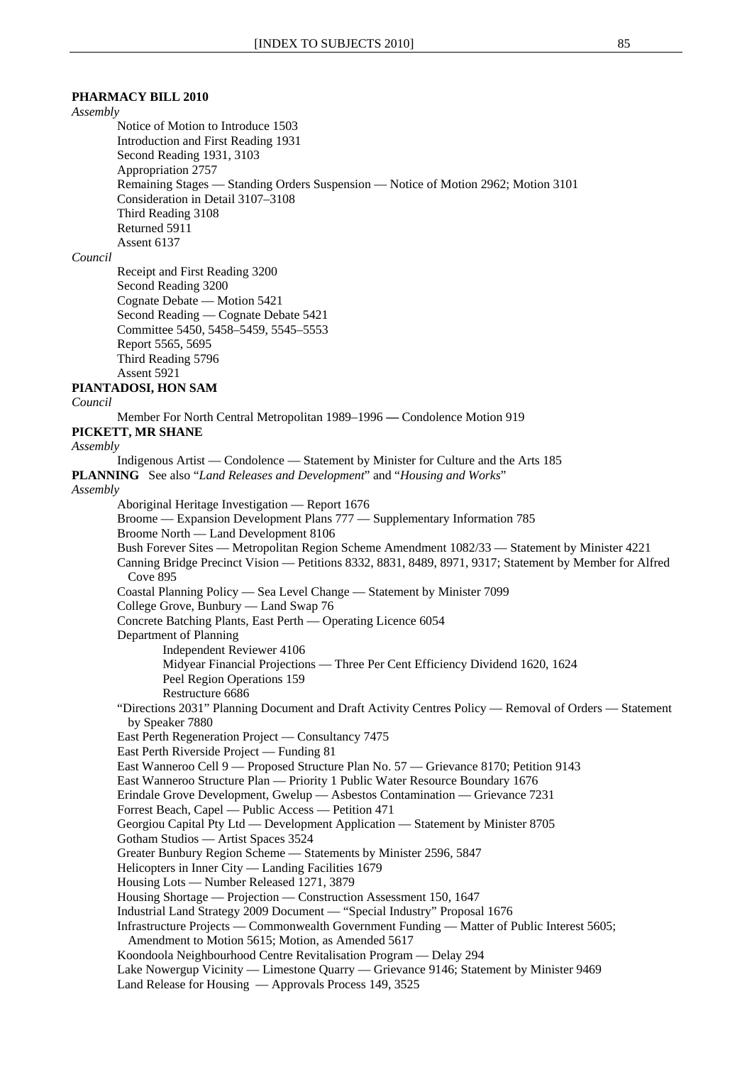**PHARMACY BILL 2010**

*Assembly*

Notice of Motion to Introduce 1503
Introduction and First Reading 1931
Second Reading 1931, 3103
Appropriation 2757
Remaining Stages — Standing Orders Suspension — Notice of Motion 2962; Motion 3101
Consideration in Detail 3107–3108
Third Reading 3108
Returned 5911
Assent 6137

*Council*

Receipt and First Reading 3200
Second Reading 3200
Cognate Debate — Motion 5421
Second Reading — Cognate Debate 5421
Committee 5450, 5458–5459, 5545–5553
Report 5565, 5695
Third Reading 5796
Assent 5921

**PIANTADOSI, HON SAM**

*Council*

Member For North Central Metropolitan 1989–1996 — Condolence Motion 919

**PICKETT, MR SHANE**

*Assembly*

Indigenous Artist — Condolence — Statement by Minister for Culture and the Arts 185

**PLANNING** See also "*Land Releases and Development*" and "*Housing and Works*"

*Assembly*

Aboriginal Heritage Investigation — Report 1676
Broome — Expansion Development Plans 777 — Supplementary Information 785
Broome North — Land Development 8106
Bush Forever Sites — Metropolitan Region Scheme Amendment 1082/33 — Statement by Minister 4221
Canning Bridge Precinct Vision — Petitions 8332, 8831, 8489, 8971, 9317; Statement by Member for Alfred Cove 895
Coastal Planning Policy — Sea Level Change — Statement by Minister 7099
College Grove, Bunbury — Land Swap 76
Concrete Batching Plants, East Perth — Operating Licence 6054
Department of Planning
- Independent Reviewer 4106
- Midyear Financial Projections — Three Per Cent Efficiency Dividend 1620, 1624
- Peel Region Operations 159
- Restructure 6686

"Directions 2031" Planning Document and Draft Activity Centres Policy — Removal of Orders — Statement by Speaker 7880
East Perth Regeneration Project — Consultancy 7475
East Perth Riverside Project — Funding 81
East Wanneroo Cell 9 — Proposed Structure Plan No. 57 — Grievance 8170; Petition 9143
East Wanneroo Structure Plan — Priority 1 Public Water Resource Boundary 1676
Erindale Grove Development, Gwelup — Asbestos Contamination — Grievance 7231
Forrest Beach, Capel — Public Access — Petition 471
Georgiou Capital Pty Ltd — Development Application — Statement by Minister 8705
Gotham Studios — Artist Spaces 3524
Greater Bunbury Region Scheme — Statements by Minister 2596, 5847
Helicopters in Inner City — Landing Facilities 1679
Housing Lots — Number Released 1271, 3879
Housing Shortage — Projection — Construction Assessment 150, 1647
Industrial Land Strategy 2009 Document — "Special Industry" Proposal 1676
Infrastructure Projects — Commonwealth Government Funding — Matter of Public Interest 5605; Amendment to Motion 5615; Motion, as Amended 5617
Koondoola Neighbourhood Centre Revitalisation Program — Delay 294
Lake Nowergup Vicinity — Limestone Quarry — Grievance 9146; Statement by Minister 9469
Land Release for Housing — Approvals Process 149, 3525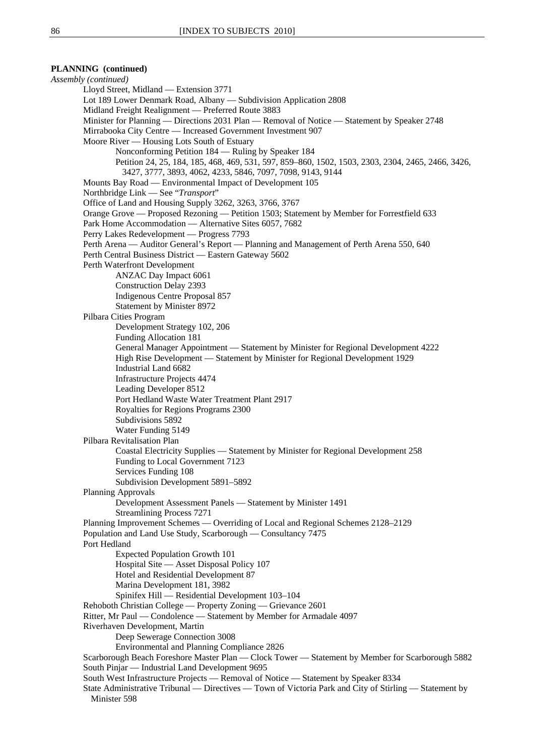**PLANNING (continued)**

*Assembly (continued)*

- Lloyd Street, Midland — Extension 3771
- Lot 189 Lower Denmark Road, Albany — Subdivision Application 2808
- Midland Freight Realignment — Preferred Route 3883
- Minister for Planning — Directions 2031 Plan — Removal of Notice — Statement by Speaker 2748
- Mirrabooka City Centre — Increased Government Investment 907
- Moore River — Housing Lots South of Estuary
  - Nonconforming Petition 184 — Ruling by Speaker 184
  - Petition 24, 25, 184, 185, 468, 469, 531, 597, 859–860, 1502, 1503, 2303, 2304, 2465, 2466, 3426, 3427, 3777, 3893, 4062, 4233, 5846, 7097, 7098, 9143, 9144
- Mounts Bay Road — Environmental Impact of Development 105
- Northbridge Link — See "*Transport*"
- Office of Land and Housing Supply 3262, 3263, 3766, 3767
- Orange Grove — Proposed Rezoning — Petition 1503; Statement by Member for Forrestfield 633
- Park Home Accommodation — Alternative Sites 6057, 7682
- Perry Lakes Redevelopment — Progress 7793
- Perth Arena — Auditor General's Report — Planning and Management of Perth Arena 550, 640
- Perth Central Business District — Eastern Gateway 5602
- Perth Waterfront Development
  - ANZAC Day Impact 6061
  - Construction Delay 2393
  - Indigenous Centre Proposal 857
  - Statement by Minister 8972
- Pilbara Cities Program
  - Development Strategy 102, 206
  - Funding Allocation 181
  - General Manager Appointment — Statement by Minister for Regional Development 4222
  - High Rise Development — Statement by Minister for Regional Development 1929
  - Industrial Land 6682
  - Infrastructure Projects 4474
  - Leading Developer 8512
  - Port Hedland Waste Water Treatment Plant 2917
  - Royalties for Regions Programs 2300
  - Subdivisions 5892
  - Water Funding 5149
- Pilbara Revitalisation Plan
  - Coastal Electricity Supplies — Statement by Minister for Regional Development 258
  - Funding to Local Government 7123
  - Services Funding 108
  - Subdivision Development 5891–5892
- Planning Approvals
  - Development Assessment Panels — Statement by Minister 1491
  - Streamlining Process 7271
- Planning Improvement Schemes — Overriding of Local and Regional Schemes 2128–2129
- Population and Land Use Study, Scarborough — Consultancy 7475
- Port Hedland
  - Expected Population Growth 101
  - Hospital Site — Asset Disposal Policy 107
  - Hotel and Residential Development 87
  - Marina Development 181, 3982
  - Spinifex Hill — Residential Development 103–104
- Rehoboth Christian College — Property Zoning — Grievance 2601
- Ritter, Mr Paul — Condolence — Statement by Member for Armadale 4097
- Riverhaven Development, Martin
  - Deep Sewerage Connection 3008
  - Environmental and Planning Compliance 2826
- Scarborough Beach Foreshore Master Plan — Clock Tower — Statement by Member for Scarborough 5882
- South Pinjar — Industrial Land Development 9695
- South West Infrastructure Projects — Removal of Notice — Statement by Speaker 8334
- State Administrative Tribunal — Directives — Town of Victoria Park and City of Stirling — Statement by Minister 598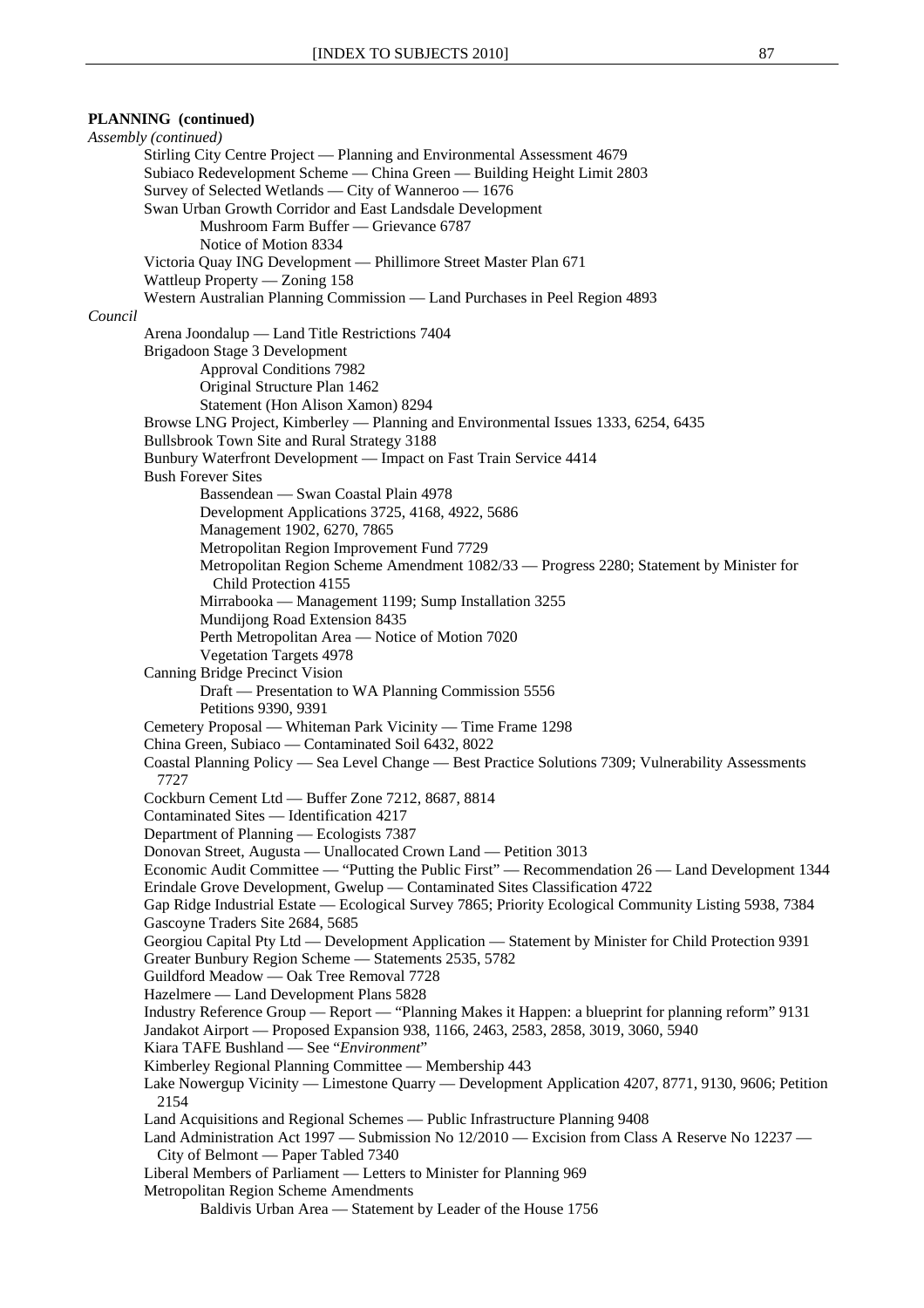**PLANNING (continued)**

*Assembly (continued)*

- Stirling City Centre Project — Planning and Environmental Assessment 4679
- Subiaco Redevelopment Scheme — China Green — Building Height Limit 2803
- Survey of Selected Wetlands — City of Wanneroo — 1676
- Swan Urban Growth Corridor and East Landsdale Development
  - Mushroom Farm Buffer — Grievance 6787
  - Notice of Motion 8334
- Victoria Quay ING Development — Phillimore Street Master Plan 671
- Wattleup Property — Zoning 158
- Western Australian Planning Commission — Land Purchases in Peel Region 4893

*Council*

- Arena Joondalup — Land Title Restrictions 7404
- Brigadoon Stage 3 Development
  - Approval Conditions 7982
  - Original Structure Plan 1462
  - Statement (Hon Alison Xamon) 8294
- Browse LNG Project, Kimberley — Planning and Environmental Issues 1333, 6254, 6435
- Bullsbrook Town Site and Rural Strategy 3188
- Bunbury Waterfront Development — Impact on Fast Train Service 4414
- Bush Forever Sites
  - Bassendean — Swan Coastal Plain 4978
  - Development Applications 3725, 4168, 4922, 5686
  - Management 1902, 6270, 7865
  - Metropolitan Region Improvement Fund 7729
  - Metropolitan Region Scheme Amendment 1082/33 — Progress 2280; Statement by Minister for Child Protection 4155
  - Mirrabooka — Management 1199; Sump Installation 3255
  - Mundijong Road Extension 8435
  - Perth Metropolitan Area — Notice of Motion 7020
  - Vegetation Targets 4978
- Canning Bridge Precinct Vision
  - Draft — Presentation to WA Planning Commission 5556
  - Petitions 9390, 9391
- Cemetery Proposal — Whiteman Park Vicinity — Time Frame 1298
- China Green, Subiaco — Contaminated Soil 6432, 8022
- Coastal Planning Policy — Sea Level Change — Best Practice Solutions 7309; Vulnerability Assessments 7727
- Cockburn Cement Ltd — Buffer Zone 7212, 8687, 8814
- Contaminated Sites — Identification 4217
- Department of Planning — Ecologists 7387
- Donovan Street, Augusta — Unallocated Crown Land — Petition 3013
- Economic Audit Committee — "Putting the Public First" — Recommendation 26 — Land Development 1344
- Erindale Grove Development, Gwelup — Contaminated Sites Classification 4722
- Gap Ridge Industrial Estate — Ecological Survey 7865; Priority Ecological Community Listing 5938, 7384
- Gascoyne Traders Site 2684, 5685
- Georgiou Capital Pty Ltd — Development Application — Statement by Minister for Child Protection 9391
- Greater Bunbury Region Scheme — Statements 2535, 5782
- Guildford Meadow — Oak Tree Removal 7728
- Hazelmere — Land Development Plans 5828
- Industry Reference Group — Report — "Planning Makes it Happen: a blueprint for planning reform" 9131
- Jandakot Airport — Proposed Expansion 938, 1166, 2463, 2583, 2858, 3019, 3060, 5940
- Kiara TAFE Bushland — See "*Environment*"
- Kimberley Regional Planning Committee — Membership 443
- Lake Nowergup Vicinity — Limestone Quarry — Development Application 4207, 8771, 9130, 9606; Petition 2154
- Land Acquisitions and Regional Schemes — Public Infrastructure Planning 9408
- Land Administration Act 1997 — Submission No 12/2010 — Excision from Class A Reserve No 12237 — City of Belmont — Paper Tabled 7340
- Liberal Members of Parliament — Letters to Minister for Planning 969
- Metropolitan Region Scheme Amendments
  - Baldivis Urban Area — Statement by Leader of the House 1756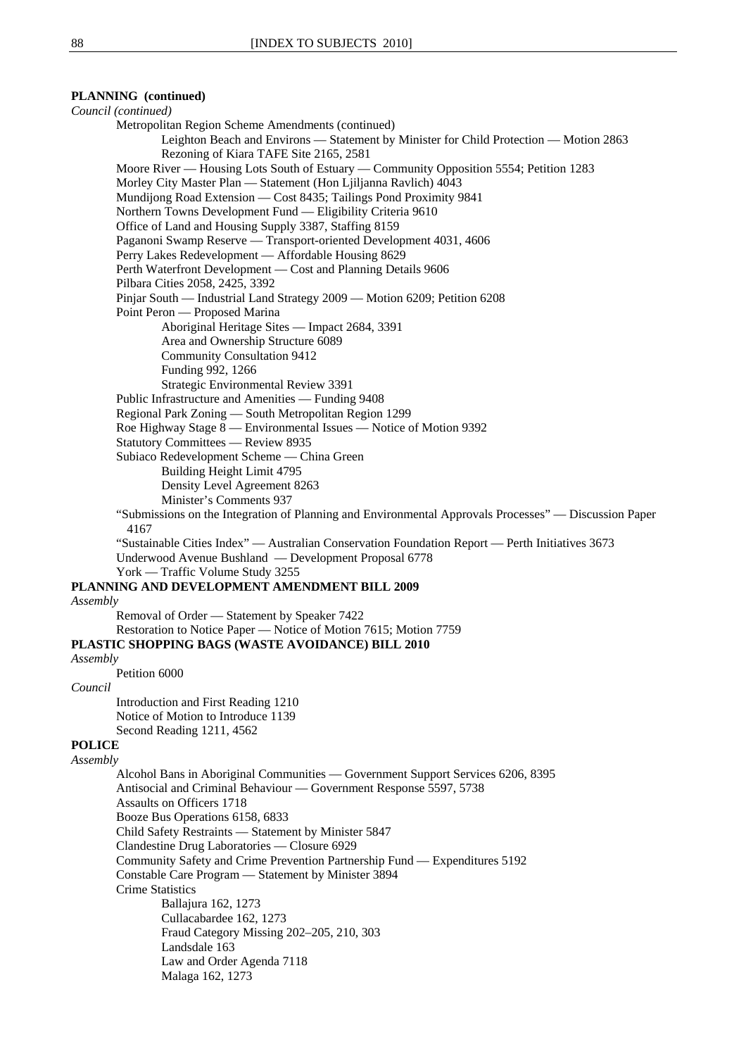**PLANNING (continued)**

*Council (continued)*

- Metropolitan Region Scheme Amendments (continued)
  - Leighton Beach and Environs — Statement by Minister for Child Protection — Motion 2863
  - Rezoning of Kiara TAFE Site 2165, 2581
- Moore River — Housing Lots South of Estuary — Community Opposition 5554; Petition 1283
- Morley City Master Plan — Statement (Hon Ljiljanna Ravlich) 4043
- Mundijong Road Extension — Cost 8435; Tailings Pond Proximity 9841
- Northern Towns Development Fund — Eligibility Criteria 9610
- Office of Land and Housing Supply 3387, Staffing 8159
- Paganoni Swamp Reserve — Transport-oriented Development 4031, 4606
- Perry Lakes Redevelopment — Affordable Housing 8629
- Perth Waterfront Development — Cost and Planning Details 9606
- Pilbara Cities 2058, 2425, 3392
- Pinjar South — Industrial Land Strategy 2009 — Motion 6209; Petition 6208
- Point Peron — Proposed Marina
  - Aboriginal Heritage Sites — Impact 2684, 3391
  - Area and Ownership Structure 6089
  - Community Consultation 9412
  - Funding 992, 1266
  - Strategic Environmental Review 3391
- Public Infrastructure and Amenities — Funding 9408
- Regional Park Zoning — South Metropolitan Region 1299
- Roe Highway Stage 8 — Environmental Issues — Notice of Motion 9392
- Statutory Committees — Review 8935
- Subiaco Redevelopment Scheme — China Green
  - Building Height Limit 4795
  - Density Level Agreement 8263
  - Minister's Comments 937
- "Submissions on the Integration of Planning and Environmental Approvals Processes" — Discussion Paper 4167
- "Sustainable Cities Index" — Australian Conservation Foundation Report — Perth Initiatives 3673
- Underwood Avenue Bushland — Development Proposal 6778
- York — Traffic Volume Study 3255

**PLANNING AND DEVELOPMENT AMENDMENT BILL 2009**

*Assembly*

- Removal of Order — Statement by Speaker 7422
- Restoration to Notice Paper — Notice of Motion 7615; Motion 7759

**PLASTIC SHOPPING BAGS (WASTE AVOIDANCE) BILL 2010**

*Assembly*

- Petition 6000

*Council*

- Introduction and First Reading 1210
- Notice of Motion to Introduce 1139
- Second Reading 1211, 4562

**POLICE**

*Assembly*

- Alcohol Bans in Aboriginal Communities — Government Support Services 6206, 8395
- Antisocial and Criminal Behaviour — Government Response 5597, 5738
- Assaults on Officers 1718
- Booze Bus Operations 6158, 6833
- Child Safety Restraints — Statement by Minister 5847
- Clandestine Drug Laboratories — Closure 6929
- Community Safety and Crime Prevention Partnership Fund — Expenditures 5192
- Constable Care Program — Statement by Minister 3894
- Crime Statistics
  - Ballajura 162, 1273
  - Cullacabardee 162, 1273
  - Fraud Category Missing 202–205, 210, 303
  - Landsdale 163
  - Law and Order Agenda 7118
  - Malaga 162, 1273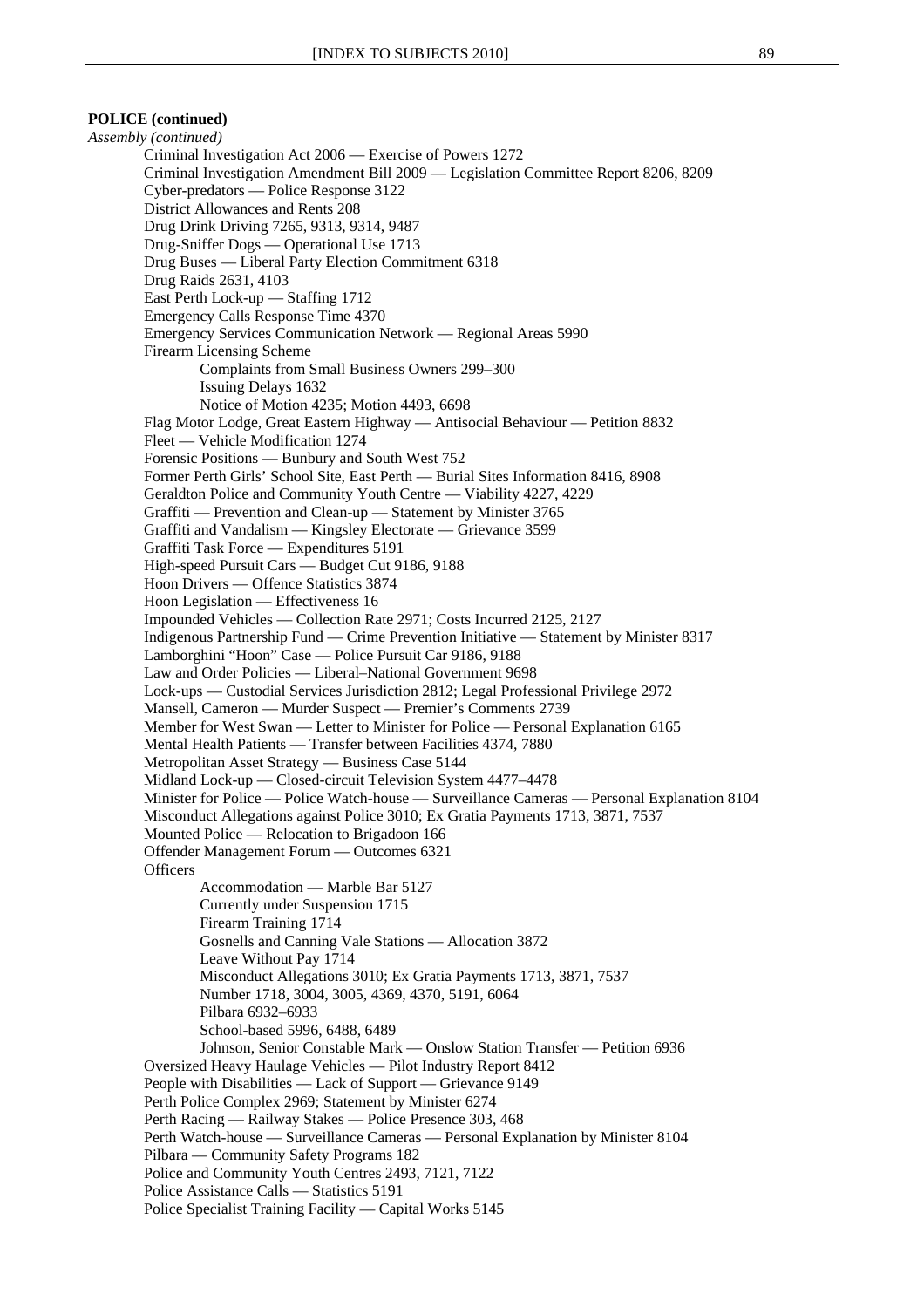**POLICE (continued)**

*Assembly (continued)*

- Criminal Investigation Act 2006 — Exercise of Powers 1272
- Criminal Investigation Amendment Bill 2009 — Legislation Committee Report 8206, 8209
- Cyber-predators — Police Response 3122
- District Allowances and Rents 208
- Drug Drink Driving 7265, 9313, 9314, 9487
- Drug-Sniffer Dogs — Operational Use 1713
- Drug Buses — Liberal Party Election Commitment 6318
- Drug Raids 2631, 4103
- East Perth Lock-up — Staffing 1712
- Emergency Calls Response Time 4370
- Emergency Services Communication Network — Regional Areas 5990
- Firearm Licensing Scheme
    - Complaints from Small Business Owners 299–300
    - Issuing Delays 1632
    - Notice of Motion 4235; Motion 4493, 6698
- Flag Motor Lodge, Great Eastern Highway — Antisocial Behaviour — Petition 8832
- Fleet — Vehicle Modification 1274
- Forensic Positions — Bunbury and South West 752
- Former Perth Girls' School Site, East Perth — Burial Sites Information 8416, 8908
- Geraldton Police and Community Youth Centre — Viability 4227, 4229
- Graffiti — Prevention and Clean-up — Statement by Minister 3765
- Graffiti and Vandalism — Kingsley Electorate — Grievance 3599
- Graffiti Task Force — Expenditures 5191
- High-speed Pursuit Cars — Budget Cut 9186, 9188
- Hoon Drivers — Offence Statistics 3874
- Hoon Legislation — Effectiveness 16
- Impounded Vehicles — Collection Rate 2971; Costs Incurred 2125, 2127
- Indigenous Partnership Fund — Crime Prevention Initiative — Statement by Minister 8317
- Lamborghini "Hoon" Case — Police Pursuit Car 9186, 9188
- Law and Order Policies — Liberal–National Government 9698
- Lock-ups — Custodial Services Jurisdiction 2812; Legal Professional Privilege 2972
- Mansell, Cameron — Murder Suspect — Premier's Comments 2739
- Member for West Swan — Letter to Minister for Police — Personal Explanation 6165
- Mental Health Patients — Transfer between Facilities 4374, 7880
- Metropolitan Asset Strategy — Business Case 5144
- Midland Lock-up — Closed-circuit Television System 4477–4478
- Minister for Police — Police Watch-house — Surveillance Cameras — Personal Explanation 8104
- Misconduct Allegations against Police 3010; Ex Gratia Payments 1713, 3871, 7537
- Mounted Police — Relocation to Brigadoon 166
- Offender Management Forum — Outcomes 6321
- Officers
    - Accommodation — Marble Bar 5127
    - Currently under Suspension 1715
    - Firearm Training 1714
    - Gosnells and Canning Vale Stations — Allocation 3872
    - Leave Without Pay 1714
    - Misconduct Allegations 3010; Ex Gratia Payments 1713, 3871, 7537
    - Number 1718, 3004, 3005, 4369, 4370, 5191, 6064
    - Pilbara 6932–6933
    - School-based 5996, 6488, 6489
    - Johnson, Senior Constable Mark — Onslow Station Transfer — Petition 6936
- Oversized Heavy Haulage Vehicles — Pilot Industry Report 8412
- People with Disabilities — Lack of Support — Grievance 9149
- Perth Police Complex 2969; Statement by Minister 6274
- Perth Racing — Railway Stakes — Police Presence 303, 468
- Perth Watch-house — Surveillance Cameras — Personal Explanation by Minister 8104
- Pilbara — Community Safety Programs 182
- Police and Community Youth Centres 2493, 7121, 7122
- Police Assistance Calls — Statistics 5191
- Police Specialist Training Facility — Capital Works 5145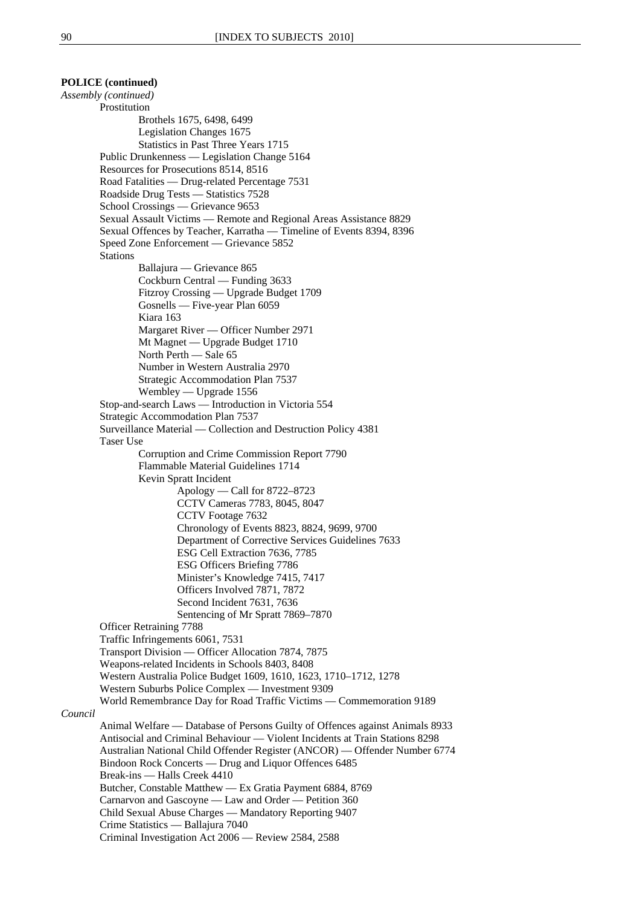**POLICE (continued)**

*Assembly (continued)*

- Prostitution
  - Brothels 1675, 6498, 6499
  - Legislation Changes 1675
  - Statistics in Past Three Years 1715
- Public Drunkenness — Legislation Change 5164
- Resources for Prosecutions 8514, 8516
- Road Fatalities — Drug-related Percentage 7531
- Roadside Drug Tests — Statistics 7528
- School Crossings — Grievance 9653
- Sexual Assault Victims — Remote and Regional Areas Assistance 8829
- Sexual Offences by Teacher, Karratha — Timeline of Events 8394, 8396
- Speed Zone Enforcement — Grievance 5852
- Stations
  - Ballajura — Grievance 865
  - Cockburn Central — Funding 3633
  - Fitzroy Crossing — Upgrade Budget 1709
  - Gosnells — Five-year Plan 6059
  - Kiara 163
  - Margaret River — Officer Number 2971
  - Mt Magnet — Upgrade Budget 1710
  - North Perth — Sale 65
  - Number in Western Australia 2970
  - Strategic Accommodation Plan 7537
  - Wembley — Upgrade 1556
- Stop-and-search Laws — Introduction in Victoria 554
- Strategic Accommodation Plan 7537
- Surveillance Material — Collection and Destruction Policy 4381
- Taser Use
  - Corruption and Crime Commission Report 7790
  - Flammable Material Guidelines 1714
  - Kevin Spratt Incident
    - Apology — Call for 8722–8723
    - CCTV Cameras 7783, 8045, 8047
    - CCTV Footage 7632
    - Chronology of Events 8823, 8824, 9699, 9700
    - Department of Corrective Services Guidelines 7633
    - ESG Cell Extraction 7636, 7785
    - ESG Officers Briefing 7786
    - Minister's Knowledge 7415, 7417
    - Officers Involved 7871, 7872
    - Second Incident 7631, 7636
    - Sentencing of Mr Spratt 7869–7870
- Officer Retraining 7788
- Traffic Infringements 6061, 7531
- Transport Division — Officer Allocation 7874, 7875
- Weapons-related Incidents in Schools 8403, 8408
- Western Australia Police Budget 1609, 1610, 1623, 1710–1712, 1278
- Western Suburbs Police Complex — Investment 9309
- World Remembrance Day for Road Traffic Victims — Commemoration 9189

*Council*

- Animal Welfare — Database of Persons Guilty of Offences against Animals 8933
- Antisocial and Criminal Behaviour — Violent Incidents at Train Stations 8298
- Australian National Child Offender Register (ANCOR) — Offender Number 6774
- Bindoon Rock Concerts — Drug and Liquor Offences 6485
- Break-ins — Halls Creek 4410
- Butcher, Constable Matthew — Ex Gratia Payment 6884, 8769
- Carnarvon and Gascoyne — Law and Order — Petition 360
- Child Sexual Abuse Charges — Mandatory Reporting 9407
- Crime Statistics — Ballajura 7040
- Criminal Investigation Act 2006 — Review 2584, 2588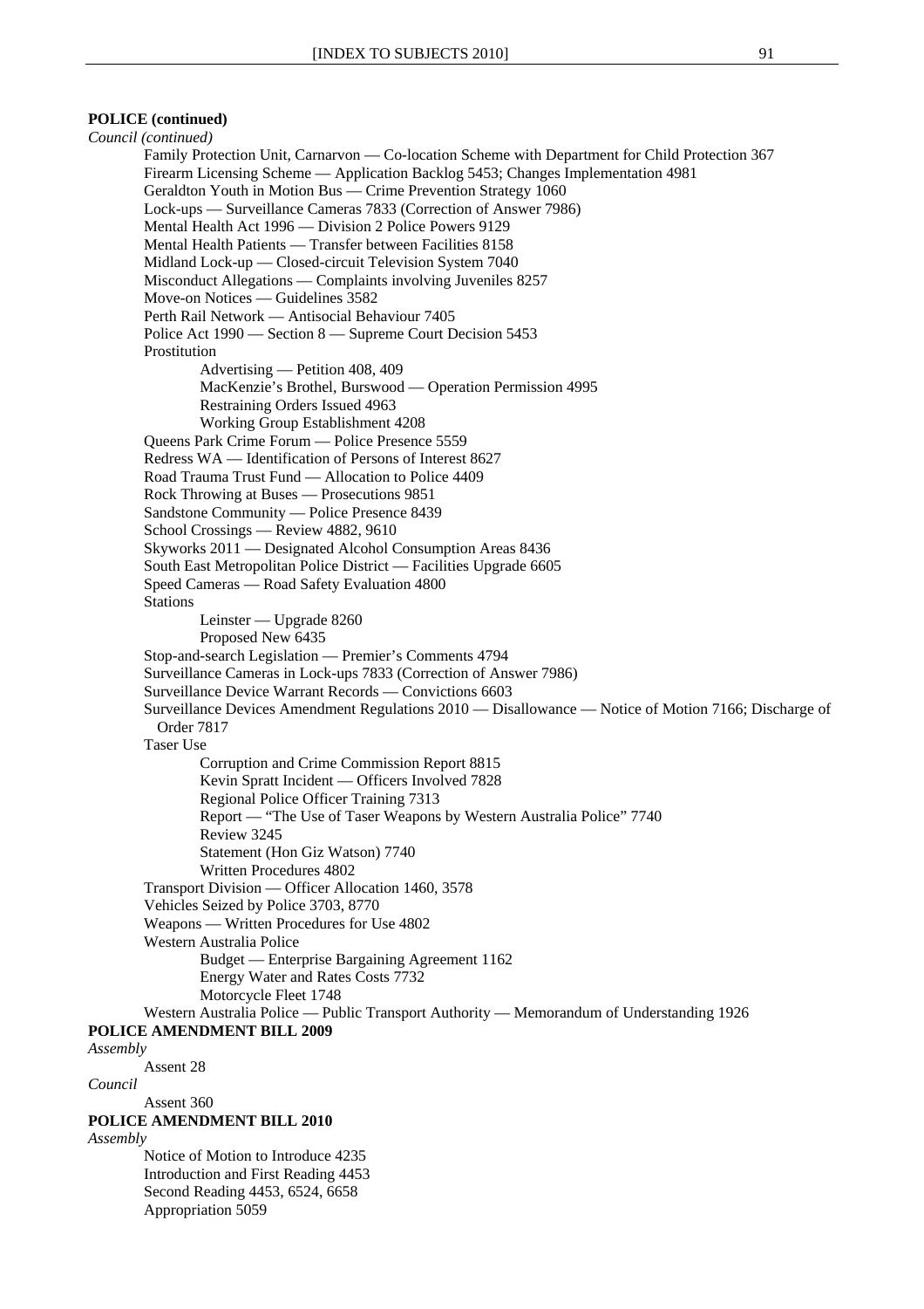**POLICE (continued)**

*Council (continued)*

- Family Protection Unit, Carnarvon — Co-location Scheme with Department for Child Protection 367
- Firearm Licensing Scheme — Application Backlog 5453; Changes Implementation 4981
- Geraldton Youth in Motion Bus — Crime Prevention Strategy 1060
- Lock-ups — Surveillance Cameras 7833 (Correction of Answer 7986)
- Mental Health Act 1996 — Division 2 Police Powers 9129
- Mental Health Patients — Transfer between Facilities 8158
- Midland Lock-up — Closed-circuit Television System 7040
- Misconduct Allegations — Complaints involving Juveniles 8257
- Move-on Notices — Guidelines 3582
- Perth Rail Network — Antisocial Behaviour 7405
- Police Act 1990 — Section 8 — Supreme Court Decision 5453
- Prostitution
  - Advertising — Petition 408, 409
  - MacKenzie's Brothel, Burswood — Operation Permission 4995
  - Restraining Orders Issued 4963
  - Working Group Establishment 4208
- Queens Park Crime Forum — Police Presence 5559
- Redress WA — Identification of Persons of Interest 8627
- Road Trauma Trust Fund — Allocation to Police 4409
- Rock Throwing at Buses — Prosecutions 9851
- Sandstone Community — Police Presence 8439
- School Crossings — Review 4882, 9610
- Skyworks 2011 — Designated Alcohol Consumption Areas 8436
- South East Metropolitan Police District — Facilities Upgrade 6605
- Speed Cameras — Road Safety Evaluation 4800
- Stations
  - Leinster — Upgrade 8260
  - Proposed New 6435
- Stop-and-search Legislation — Premier's Comments 4794
- Surveillance Cameras in Lock-ups 7833 (Correction of Answer 7986)
- Surveillance Device Warrant Records — Convictions 6603
- Surveillance Devices Amendment Regulations 2010 — Disallowance — Notice of Motion 7166; Discharge of Order 7817
- Taser Use
  - Corruption and Crime Commission Report 8815
  - Kevin Spratt Incident — Officers Involved 7828
  - Regional Police Officer Training 7313
  - Report — "The Use of Taser Weapons by Western Australia Police" 7740
  - Review 3245
  - Statement (Hon Giz Watson) 7740
  - Written Procedures 4802
- Transport Division — Officer Allocation 1460, 3578
- Vehicles Seized by Police 3703, 8770
- Weapons — Written Procedures for Use 4802
- Western Australia Police
  - Budget — Enterprise Bargaining Agreement 1162
  - Energy Water and Rates Costs 7732
  - Motorcycle Fleet 1748
- Western Australia Police — Public Transport Authority — Memorandum of Understanding 1926

**POLICE AMENDMENT BILL 2009**

*Assembly*

- Assent 28

*Council*

- Assent 360

**POLICE AMENDMENT BILL 2010**

*Assembly*

- Notice of Motion to Introduce 4235
- Introduction and First Reading 4453
- Second Reading 4453, 6524, 6658
- Appropriation 5059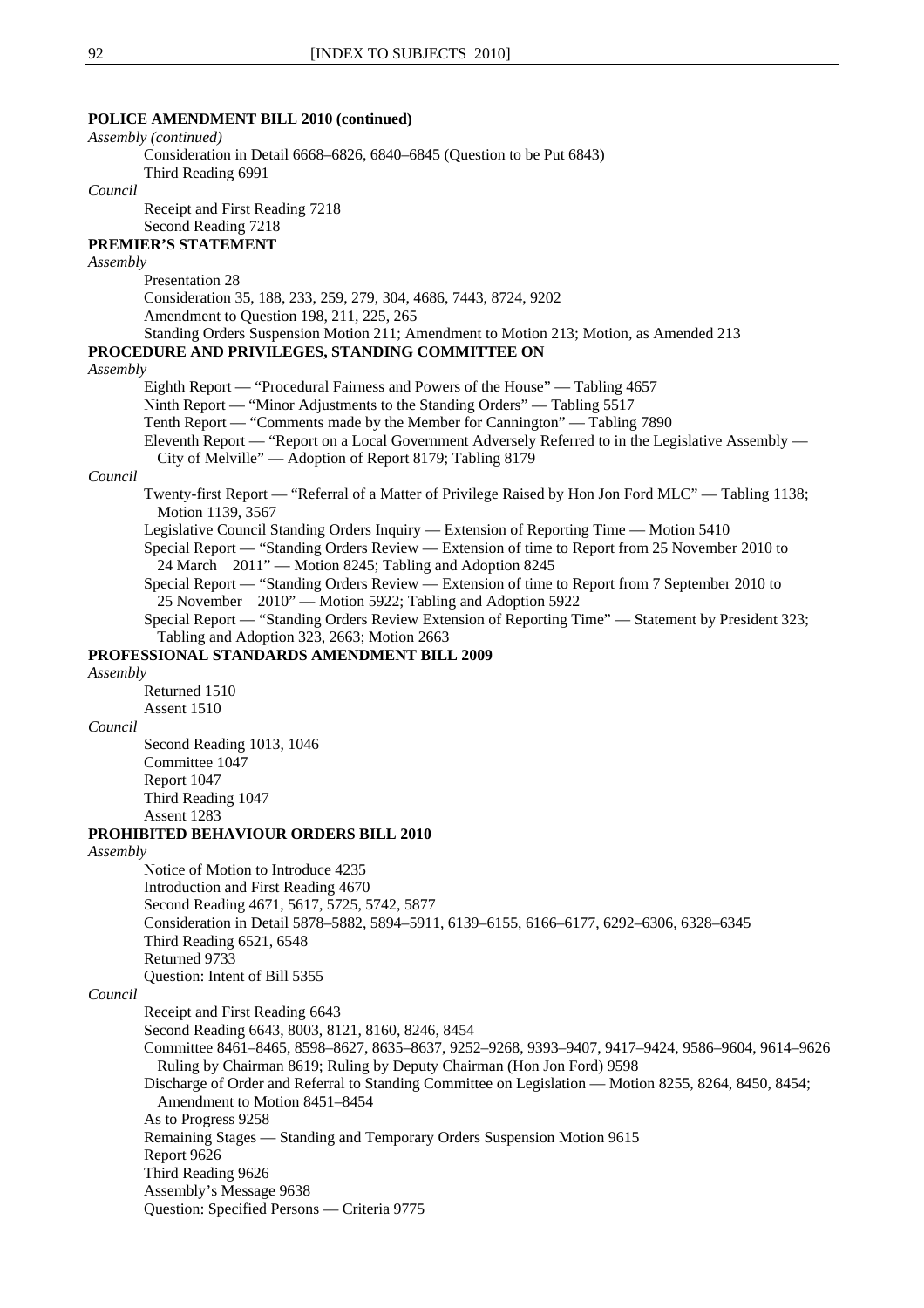**POLICE AMENDMENT BILL 2010 (continued)**

*Assembly (continued)*

Consideration in Detail 6668–6826, 6840–6845 (Question to be Put 6843)
Third Reading 6991

*Council*

Receipt and First Reading 7218
Second Reading 7218

**PREMIER'S STATEMENT**

*Assembly*

Presentation 28
Consideration 35, 188, 233, 259, 279, 304, 4686, 7443, 8724, 9202
Amendment to Question 198, 211, 225, 265
Standing Orders Suspension Motion 211; Amendment to Motion 213; Motion, as Amended 213

**PROCEDURE AND PRIVILEGES, STANDING COMMITTEE ON**

*Assembly*

Eighth Report — "Procedural Fairness and Powers of the House" — Tabling 4657
Ninth Report — "Minor Adjustments to the Standing Orders" — Tabling 5517
Tenth Report — "Comments made by the Member for Cannington" — Tabling 7890
Eleventh Report — "Report on a Local Government Adversely Referred to in the Legislative Assembly — City of Melville" — Adoption of Report 8179; Tabling 8179

*Council*

Twenty-first Report — "Referral of a Matter of Privilege Raised by Hon Jon Ford MLC" — Tabling 1138; Motion 1139, 3567
Legislative Council Standing Orders Inquiry — Extension of Reporting Time — Motion 5410
Special Report — "Standing Orders Review — Extension of time to Report from 25 November 2010 to 24 March 2011" — Motion 8245; Tabling and Adoption 8245
Special Report — "Standing Orders Review — Extension of time to Report from 7 September 2010 to 25 November 2010" — Motion 5922; Tabling and Adoption 5922
Special Report — "Standing Orders Review Extension of Reporting Time" — Statement by President 323; Tabling and Adoption 323, 2663; Motion 2663

**PROFESSIONAL STANDARDS AMENDMENT BILL 2009**

*Assembly*

Returned 1510
Assent 1510

*Council*

Second Reading 1013, 1046
Committee 1047
Report 1047
Third Reading 1047
Assent 1283

**PROHIBITED BEHAVIOUR ORDERS BILL 2010**

*Assembly*

Notice of Motion to Introduce 4235
Introduction and First Reading 4670
Second Reading 4671, 5617, 5725, 5742, 5877
Consideration in Detail 5878–5882, 5894–5911, 6139–6155, 6166–6177, 6292–6306, 6328–6345
Third Reading 6521, 6548
Returned 9733
Question: Intent of Bill 5355

*Council*

Receipt and First Reading 6643
Second Reading 6643, 8003, 8121, 8160, 8246, 8454
Committee 8461–8465, 8598–8627, 8635–8637, 9252–9268, 9393–9407, 9417–9424, 9586–9604, 9614–9626
Ruling by Chairman 8619; Ruling by Deputy Chairman (Hon Jon Ford) 9598
Discharge of Order and Referral to Standing Committee on Legislation — Motion 8255, 8264, 8450, 8454; Amendment to Motion 8451–8454
As to Progress 9258
Remaining Stages — Standing and Temporary Orders Suspension Motion 9615
Report 9626
Third Reading 9626
Assembly's Message 9638
Question: Specified Persons — Criteria 9775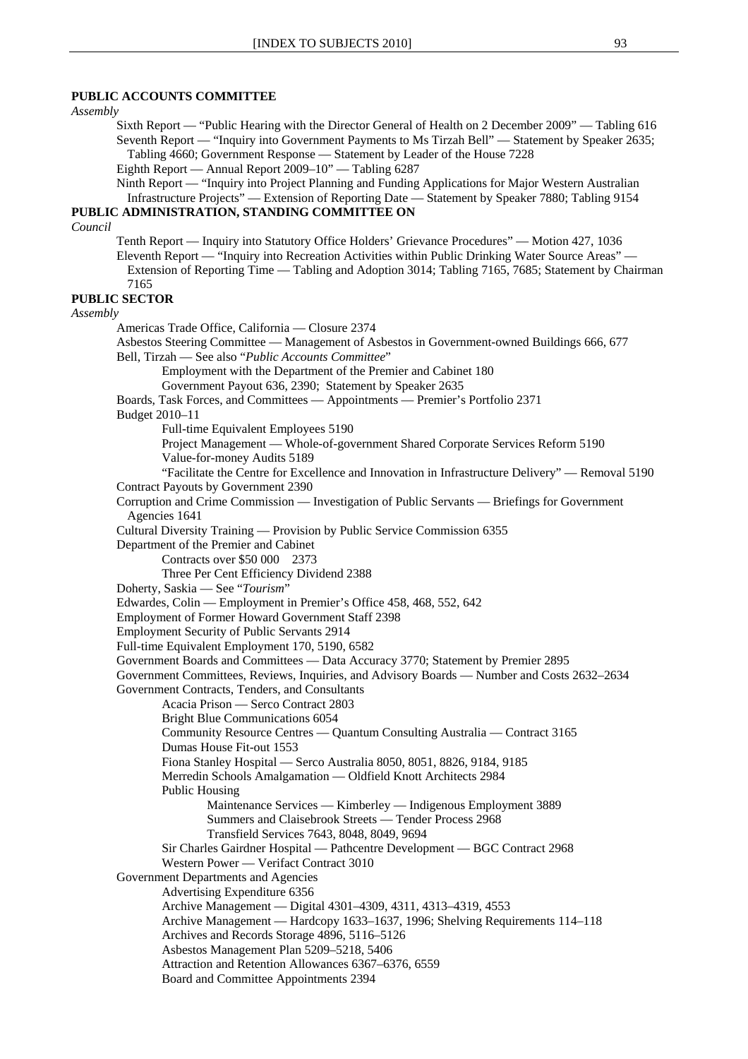**PUBLIC ACCOUNTS COMMITTEE**

*Assembly*

Sixth Report — "Public Hearing with the Director General of Health on 2 December 2009" — Tabling 616

Seventh Report — "Inquiry into Government Payments to Ms Tirzah Bell" — Statement by Speaker 2635; Tabling 4660; Government Response — Statement by Leader of the House 7228

Eighth Report — Annual Report 2009–10" — Tabling 6287

Ninth Report — "Inquiry into Project Planning and Funding Applications for Major Western Australian Infrastructure Projects" — Extension of Reporting Date — Statement by Speaker 7880; Tabling 9154

**PUBLIC ADMINISTRATION, STANDING COMMITTEE ON**

*Council*

Tenth Report — Inquiry into Statutory Office Holders' Grievance Procedures" — Motion 427, 1036

Eleventh Report — "Inquiry into Recreation Activities within Public Drinking Water Source Areas" — Extension of Reporting Time — Tabling and Adoption 3014; Tabling 7165, 7685; Statement by Chairman 7165

**PUBLIC SECTOR**

*Assembly*

Americas Trade Office, California — Closure 2374

Asbestos Steering Committee — Management of Asbestos in Government-owned Buildings 666, 677

Bell, Tirzah — See also "*Public Accounts Committee*"

- Employment with the Department of the Premier and Cabinet 180
- Government Payout 636, 2390; Statement by Speaker 2635

Boards, Task Forces, and Committees — Appointments — Premier's Portfolio 2371

Budget 2010–11

- Full-time Equivalent Employees 5190
- Project Management — Whole-of-government Shared Corporate Services Reform 5190
- Value-for-money Audits 5189
- "Facilitate the Centre for Excellence and Innovation in Infrastructure Delivery" — Removal 5190

Contract Payouts by Government 2390

Corruption and Crime Commission — Investigation of Public Servants — Briefings for Government Agencies 1641

Cultural Diversity Training — Provision by Public Service Commission 6355

Department of the Premier and Cabinet

- Contracts over $50 000 2373
- Three Per Cent Efficiency Dividend 2388

Doherty, Saskia — See "*Tourism*"

Edwardes, Colin — Employment in Premier's Office 458, 468, 552, 642

Employment of Former Howard Government Staff 2398

Employment Security of Public Servants 2914

Full-time Equivalent Employment 170, 5190, 6582

Government Boards and Committees — Data Accuracy 3770; Statement by Premier 2895

Government Committees, Reviews, Inquiries, and Advisory Boards — Number and Costs 2632–2634

Government Contracts, Tenders, and Consultants

- Acacia Prison — Serco Contract 2803
- Bright Blue Communications 6054
- Community Resource Centres — Quantum Consulting Australia — Contract 3165
- Dumas House Fit-out 1553
- Fiona Stanley Hospital — Serco Australia 8050, 8051, 8826, 9184, 9185
- Merredin Schools Amalgamation — Oldfield Knott Architects 2984
- Public Housing
  - Maintenance Services — Kimberley — Indigenous Employment 3889
  - Summers and Claisebrook Streets — Tender Process 2968
  - Transfield Services 7643, 8048, 8049, 9694
- Sir Charles Gairdner Hospital — Pathcentre Development — BGC Contract 2968
- Western Power — Verifact Contract 3010

Government Departments and Agencies

- Advertising Expenditure 6356
- Archive Management — Digital 4301–4309, 4311, 4313–4319, 4553
- Archive Management — Hardcopy 1633–1637, 1996; Shelving Requirements 114–118
- Archives and Records Storage 4896, 5116–5126
- Asbestos Management Plan 5209–5218, 5406
- Attraction and Retention Allowances 6367–6376, 6559
- Board and Committee Appointments 2394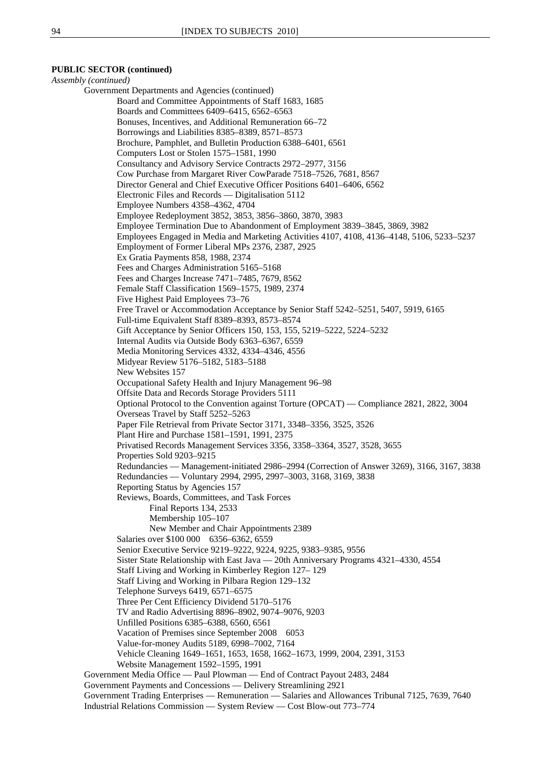**PUBLIC SECTOR (continued)**

*Assembly (continued)*

- Government Departments and Agencies (continued)
  - Board and Committee Appointments of Staff 1683, 1685
  - Boards and Committees 6409–6415, 6562–6563
  - Bonuses, Incentives, and Additional Remuneration 66–72
  - Borrowings and Liabilities 8385–8389, 8571–8573
  - Brochure, Pamphlet, and Bulletin Production 6388–6401, 6561
  - Computers Lost or Stolen 1575–1581, 1990
  - Consultancy and Advisory Service Contracts 2972–2977, 3156
  - Cow Purchase from Margaret River CowParade 7518–7526, 7681, 8567
  - Director General and Chief Executive Officer Positions 6401–6406, 6562
  - Electronic Files and Records — Digitalisation 5112
  - Employee Numbers 4358–4362, 4704
  - Employee Redeployment 3852, 3853, 3856–3860, 3870, 3983
  - Employee Termination Due to Abandonment of Employment 3839–3845, 3869, 3982
  - Employees Engaged in Media and Marketing Activities 4107, 4108, 4136–4148, 5106, 5233–5237
  - Employment of Former Liberal MPs 2376, 2387, 2925
  - Ex Gratia Payments 858, 1988, 2374
  - Fees and Charges Administration 5165–5168
  - Fees and Charges Increase 7471–7485, 7679, 8562
  - Female Staff Classification 1569–1575, 1989, 2374
  - Five Highest Paid Employees 73–76
  - Free Travel or Accommodation Acceptance by Senior Staff 5242–5251, 5407, 5919, 6165
  - Full-time Equivalent Staff 8389–8393, 8573–8574
  - Gift Acceptance by Senior Officers 150, 153, 155, 5219–5222, 5224–5232
  - Internal Audits via Outside Body 6363–6367, 6559
  - Media Monitoring Services 4332, 4334–4346, 4556
  - Midyear Review 5176–5182, 5183–5188
  - New Websites 157
  - Occupational Safety Health and Injury Management 96–98
  - Offsite Data and Records Storage Providers 5111
  - Optional Protocol to the Convention against Torture (OPCAT) — Compliance 2821, 2822, 3004
  - Overseas Travel by Staff 5252–5263
  - Paper File Retrieval from Private Sector 3171, 3348–3356, 3525, 3526
  - Plant Hire and Purchase 1581–1591, 1991, 2375
  - Privatised Records Management Services 3356, 3358–3364, 3527, 3528, 3655
  - Properties Sold 9203–9215
  - Redundancies — Management-initiated 2986–2994 (Correction of Answer 3269), 3166, 3167, 3838
  - Redundancies — Voluntary 2994, 2995, 2997–3003, 3168, 3169, 3838
  - Reporting Status by Agencies 157
  - Reviews, Boards, Committees, and Task Forces
    - Final Reports 134, 2533
    - Membership 105–107
    - New Member and Chair Appointments 2389
  - Salaries over $100 000 6356–6362, 6559
  - Senior Executive Service 9219–9222, 9224, 9225, 9383–9385, 9556
  - Sister State Relationship with East Java — 20th Anniversary Programs 4321–4330, 4554
  - Staff Living and Working in Kimberley Region 127– 129
  - Staff Living and Working in Pilbara Region 129–132
  - Telephone Surveys 6419, 6571–6575
  - Three Per Cent Efficiency Dividend 5170–5176
  - TV and Radio Advertising 8896–8902, 9074–9076, 9203
  - Unfilled Positions 6385–6388, 6560, 6561
  - Vacation of Premises since September 2008 6053
  - Value-for-money Audits 5189, 6998–7002, 7164
  - Vehicle Cleaning 1649–1651, 1653, 1658, 1662–1673, 1999, 2004, 2391, 3153
  - Website Management 1592–1595, 1991
- Government Media Office — Paul Plowman — End of Contract Payout 2483, 2484
- Government Payments and Concessions — Delivery Streamlining 2921
- Government Trading Enterprises — Remuneration — Salaries and Allowances Tribunal 7125, 7639, 7640
- Industrial Relations Commission — System Review — Cost Blow-out 773–774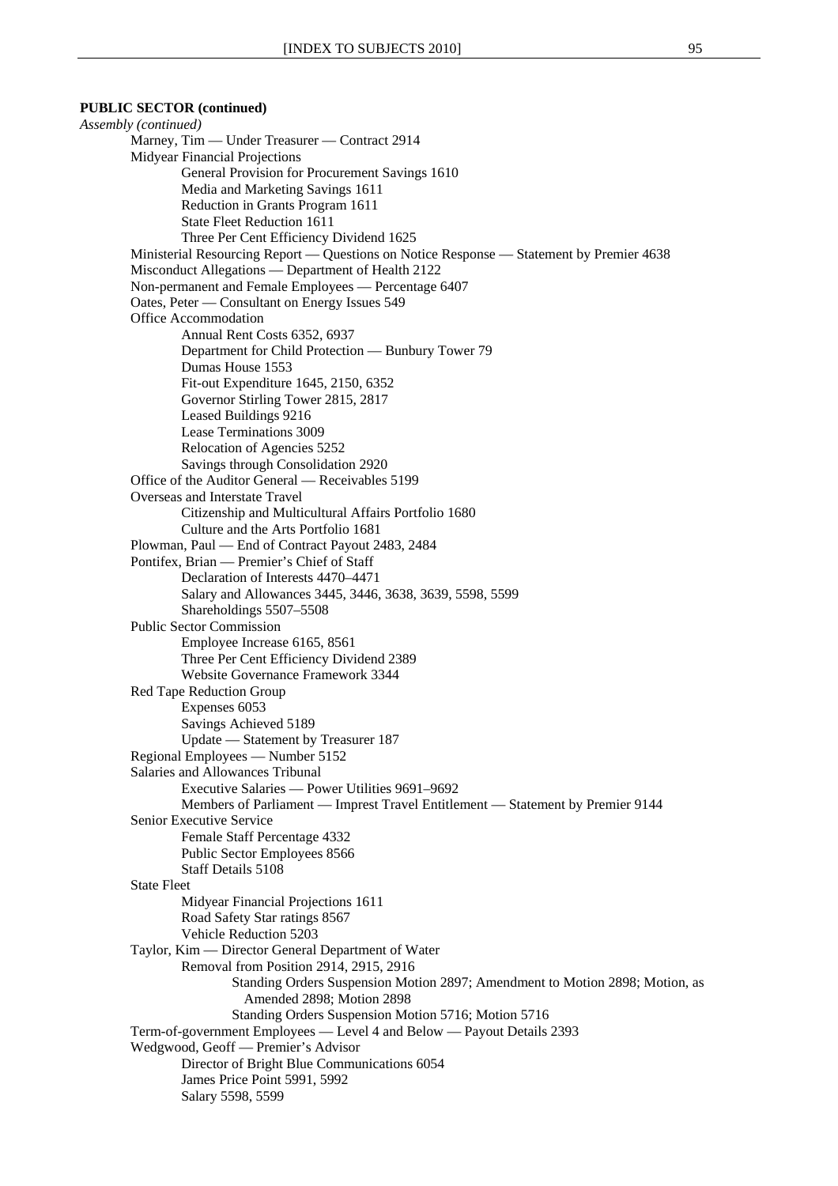**PUBLIC SECTOR (continued)**

*Assembly (continued)*

- Marney, Tim — Under Treasurer — Contract 2914
- Midyear Financial Projections
  - General Provision for Procurement Savings 1610
  - Media and Marketing Savings 1611
  - Reduction in Grants Program 1611
  - State Fleet Reduction 1611
  - Three Per Cent Efficiency Dividend 1625
- Ministerial Resourcing Report — Questions on Notice Response — Statement by Premier 4638
- Misconduct Allegations — Department of Health 2122
- Non-permanent and Female Employees — Percentage 6407
- Oates, Peter — Consultant on Energy Issues 549
- Office Accommodation
  - Annual Rent Costs 6352, 6937
  - Department for Child Protection — Bunbury Tower 79
  - Dumas House 1553
  - Fit-out Expenditure 1645, 2150, 6352
  - Governor Stirling Tower 2815, 2817
  - Leased Buildings 9216
  - Lease Terminations 3009
  - Relocation of Agencies 5252
  - Savings through Consolidation 2920
- Office of the Auditor General — Receivables 5199
- Overseas and Interstate Travel
  - Citizenship and Multicultural Affairs Portfolio 1680
  - Culture and the Arts Portfolio 1681
- Plowman, Paul — End of Contract Payout 2483, 2484
- Pontifex, Brian — Premier's Chief of Staff
  - Declaration of Interests 4470–4471
  - Salary and Allowances 3445, 3446, 3638, 3639, 5598, 5599
  - Shareholdings 5507–5508
- Public Sector Commission
  - Employee Increase 6165, 8561
  - Three Per Cent Efficiency Dividend 2389
  - Website Governance Framework 3344
- Red Tape Reduction Group
  - Expenses 6053
  - Savings Achieved 5189
  - Update — Statement by Treasurer 187
- Regional Employees — Number 5152
- Salaries and Allowances Tribunal
  - Executive Salaries — Power Utilities 9691–9692
  - Members of Parliament — Imprest Travel Entitlement — Statement by Premier 9144
- Senior Executive Service
  - Female Staff Percentage 4332
  - Public Sector Employees 8566
  - Staff Details 5108
- State Fleet
  - Midyear Financial Projections 1611
  - Road Safety Star ratings 8567
  - Vehicle Reduction 5203
- Taylor, Kim — Director General Department of Water
  - Removal from Position 2914, 2915, 2916
    - Standing Orders Suspension Motion 2897; Amendment to Motion 2898; Motion, as Amended 2898; Motion 2898
    - Standing Orders Suspension Motion 5716; Motion 5716
- Term-of-government Employees — Level 4 and Below — Payout Details 2393
- Wedgwood, Geoff — Premier's Advisor
  - Director of Bright Blue Communications 6054
  - James Price Point 5991, 5992
  - Salary 5598, 5599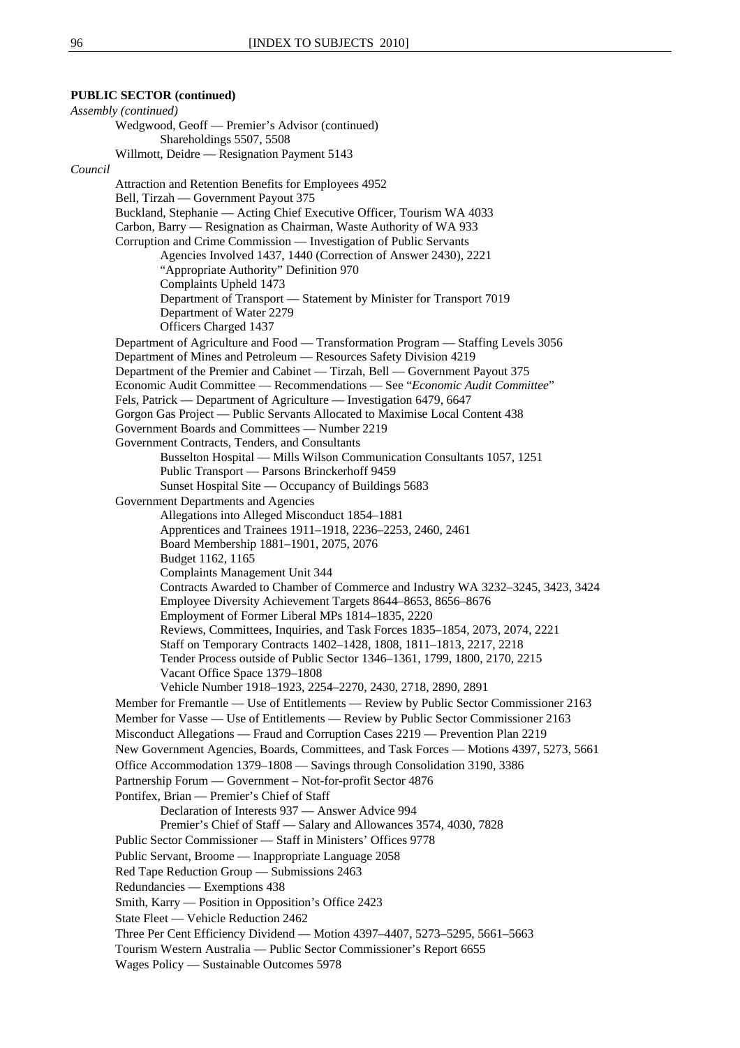**PUBLIC SECTOR (continued)**

*Assembly (continued)*

- Wedgwood, Geoff — Premier's Advisor (continued)
  - Shareholdings 5507, 5508
- Willmott, Deidre — Resignation Payment 5143

*Council*

- Attraction and Retention Benefits for Employees 4952
- Bell, Tirzah — Government Payout 375
- Buckland, Stephanie — Acting Chief Executive Officer, Tourism WA 4033
- Carbon, Barry — Resignation as Chairman, Waste Authority of WA 933
- Corruption and Crime Commission — Investigation of Public Servants
  - Agencies Involved 1437, 1440 (Correction of Answer 2430), 2221
  - "Appropriate Authority" Definition 970
  - Complaints Upheld 1473
  - Department of Transport — Statement by Minister for Transport 7019
  - Department of Water 2279
  - Officers Charged 1437
- Department of Agriculture and Food — Transformation Program — Staffing Levels 3056
- Department of Mines and Petroleum — Resources Safety Division 4219
- Department of the Premier and Cabinet — Tirzah, Bell — Government Payout 375
- Economic Audit Committee — Recommendations — See "*Economic Audit Committee*"
- Fels, Patrick — Department of Agriculture — Investigation 6479, 6647
- Gorgon Gas Project — Public Servants Allocated to Maximise Local Content 438
- Government Boards and Committees — Number 2219
- Government Contracts, Tenders, and Consultants
  - Busselton Hospital — Mills Wilson Communication Consultants 1057, 1251
  - Public Transport — Parsons Brinckerhoff 9459
  - Sunset Hospital Site — Occupancy of Buildings 5683
- Government Departments and Agencies
  - Allegations into Alleged Misconduct 1854–1881
  - Apprentices and Trainees 1911–1918, 2236–2253, 2460, 2461
  - Board Membership 1881–1901, 2075, 2076
  - Budget 1162, 1165
  - Complaints Management Unit 344
  - Contracts Awarded to Chamber of Commerce and Industry WA 3232–3245, 3423, 3424
  - Employee Diversity Achievement Targets 8644–8653, 8656–8676
  - Employment of Former Liberal MPs 1814–1835, 2220
  - Reviews, Committees, Inquiries, and Task Forces 1835–1854, 2073, 2074, 2221
  - Staff on Temporary Contracts 1402–1428, 1808, 1811–1813, 2217, 2218
  - Tender Process outside of Public Sector 1346–1361, 1799, 1800, 2170, 2215
  - Vacant Office Space 1379–1808
  - Vehicle Number 1918–1923, 2254–2270, 2430, 2718, 2890, 2891
- Member for Fremantle — Use of Entitlements — Review by Public Sector Commissioner 2163
- Member for Vasse — Use of Entitlements — Review by Public Sector Commissioner 2163
- Misconduct Allegations — Fraud and Corruption Cases 2219 — Prevention Plan 2219
- New Government Agencies, Boards, Committees, and Task Forces — Motions 4397, 5273, 5661
- Office Accommodation 1379–1808 — Savings through Consolidation 3190, 3386
- Partnership Forum — Government – Not-for-profit Sector 4876
- Pontifex, Brian — Premier's Chief of Staff
  - Declaration of Interests 937 — Answer Advice 994
  - Premier's Chief of Staff — Salary and Allowances 3574, 4030, 7828
- Public Sector Commissioner — Staff in Ministers' Offices 9778
- Public Servant, Broome — Inappropriate Language 2058
- Red Tape Reduction Group — Submissions 2463
- Redundancies — Exemptions 438
- Smith, Karry — Position in Opposition's Office 2423
- State Fleet — Vehicle Reduction 2462
- Three Per Cent Efficiency Dividend — Motion 4397–4407, 5273–5295, 5661–5663
- Tourism Western Australia — Public Sector Commissioner's Report 6655
- Wages Policy — Sustainable Outcomes 5978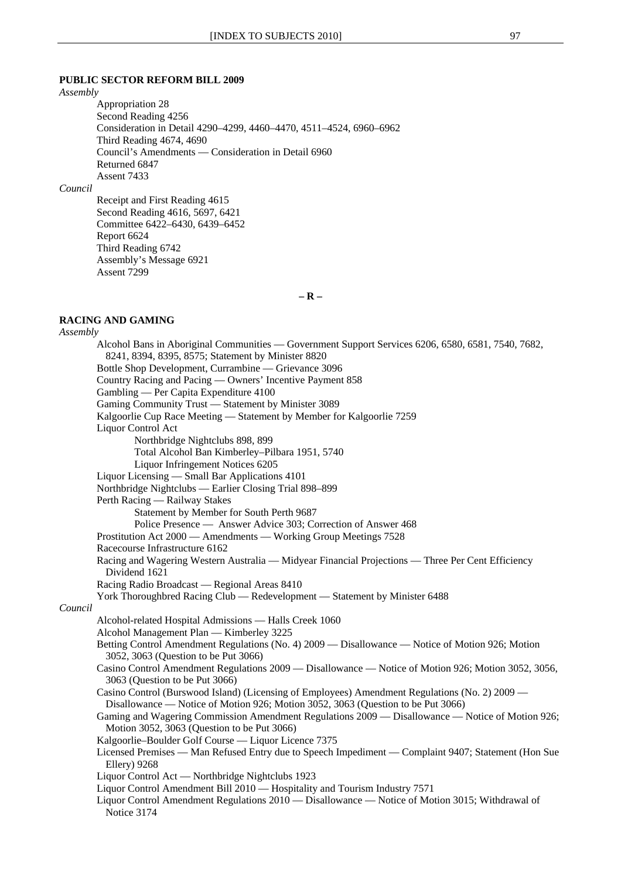**PUBLIC SECTOR REFORM BILL 2009**

*Assembly*

- Appropriation 28
- Second Reading 4256
- Consideration in Detail 4290–4299, 4460–4470, 4511–4524, 6960–6962
- Third Reading 4674, 4690
- Council's Amendments — Consideration in Detail 6960
- Returned 6847
- Assent 7433

*Council*

- Receipt and First Reading 4615
- Second Reading 4616, 5697, 6421
- Committee 6422–6430, 6439–6452
- Report 6624
- Third Reading 6742
- Assembly's Message 6921
- Assent 7299

**– R –**

**RACING AND GAMING**

*Assembly*

- Alcohol Bans in Aboriginal Communities — Government Support Services 6206, 6580, 6581, 7540, 7682, 8241, 8394, 8395, 8575; Statement by Minister 8820
- Bottle Shop Development, Currambine — Grievance 3096
- Country Racing and Pacing — Owners' Incentive Payment 858
- Gambling — Per Capita Expenditure 4100
- Gaming Community Trust — Statement by Minister 3089
- Kalgoorlie Cup Race Meeting — Statement by Member for Kalgoorlie 7259
- Liquor Control Act
  - Northbridge Nightclubs 898, 899
  - Total Alcohol Ban Kimberley–Pilbara 1951, 5740
  - Liquor Infringement Notices 6205
- Liquor Licensing — Small Bar Applications 4101
- Northbridge Nightclubs — Earlier Closing Trial 898–899
- Perth Racing — Railway Stakes
  - Statement by Member for South Perth 9687
  - Police Presence — Answer Advice 303; Correction of Answer 468
- Prostitution Act 2000 — Amendments — Working Group Meetings 7528
- Racecourse Infrastructure 6162
- Racing and Wagering Western Australia — Midyear Financial Projections — Three Per Cent Efficiency Dividend 1621
- Racing Radio Broadcast — Regional Areas 8410
- York Thoroughbred Racing Club — Redevelopment — Statement by Minister 6488

*Council*

- Alcohol-related Hospital Admissions — Halls Creek 1060
- Alcohol Management Plan — Kimberley 3225
- Betting Control Amendment Regulations (No. 4) 2009 — Disallowance — Notice of Motion 926; Motion 3052, 3063 (Question to be Put 3066)
- Casino Control Amendment Regulations 2009 — Disallowance — Notice of Motion 926; Motion 3052, 3056, 3063 (Question to be Put 3066)
- Casino Control (Burswood Island) (Licensing of Employees) Amendment Regulations (No. 2) 2009 — Disallowance — Notice of Motion 926; Motion 3052, 3063 (Question to be Put 3066)
- Gaming and Wagering Commission Amendment Regulations 2009 — Disallowance — Notice of Motion 926; Motion 3052, 3063 (Question to be Put 3066)
- Kalgoorlie–Boulder Golf Course — Liquor Licence 7375
- Licensed Premises — Man Refused Entry due to Speech Impediment — Complaint 9407; Statement (Hon Sue Ellery) 9268
- Liquor Control Act — Northbridge Nightclubs 1923
- Liquor Control Amendment Bill 2010 — Hospitality and Tourism Industry 7571
- Liquor Control Amendment Regulations 2010 — Disallowance — Notice of Motion 3015; Withdrawal of Notice 3174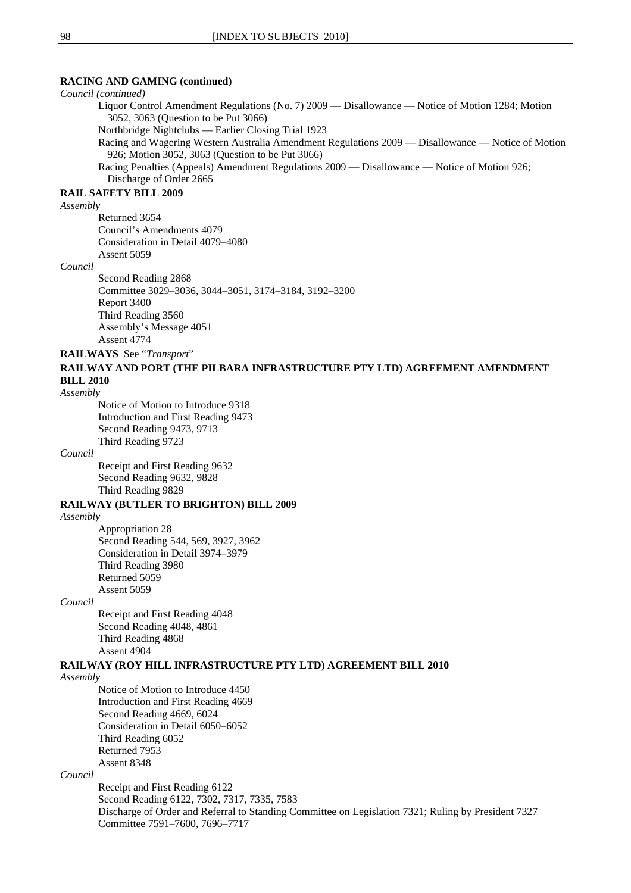**RACING AND GAMING (continued)**

*Council (continued)*

Liquor Control Amendment Regulations (No. 7) 2009 — Disallowance — Notice of Motion 1284; Motion 3052, 3063 (Question to be Put 3066)

Northbridge Nightclubs — Earlier Closing Trial 1923

Racing and Wagering Western Australia Amendment Regulations 2009 — Disallowance — Notice of Motion 926; Motion 3052, 3063 (Question to be Put 3066)

Racing Penalties (Appeals) Amendment Regulations 2009 — Disallowance — Notice of Motion 926; Discharge of Order 2665

**RAIL SAFETY BILL 2009**

*Assembly*

Returned 3654
Council's Amendments 4079
Consideration in Detail 4079–4080
Assent 5059

*Council*

Second Reading 2868
Committee 3029–3036, 3044–3051, 3174–3184, 3192–3200
Report 3400
Third Reading 3560
Assembly's Message 4051
Assent 4774

**RAILWAYS** See "*Transport*"

**RAILWAY AND PORT (THE PILBARA INFRASTRUCTURE PTY LTD) AGREEMENT AMENDMENT BILL 2010**

*Assembly*

Notice of Motion to Introduce 9318
Introduction and First Reading 9473
Second Reading 9473, 9713
Third Reading 9723

*Council*

Receipt and First Reading 9632
Second Reading 9632, 9828
Third Reading 9829

**RAILWAY (BUTLER TO BRIGHTON) BILL 2009**

*Assembly*

Appropriation 28
Second Reading 544, 569, 3927, 3962
Consideration in Detail 3974–3979
Third Reading 3980
Returned 5059
Assent 5059

*Council*

Receipt and First Reading 4048
Second Reading 4048, 4861
Third Reading 4868
Assent 4904

**RAILWAY (ROY HILL INFRASTRUCTURE PTY LTD) AGREEMENT BILL 2010**

*Assembly*

Notice of Motion to Introduce 4450
Introduction and First Reading 4669
Second Reading 4669, 6024
Consideration in Detail 6050–6052
Third Reading 6052
Returned 7953
Assent 8348

*Council*

Receipt and First Reading 6122
Second Reading 6122, 7302, 7317, 7335, 7583
Discharge of Order and Referral to Standing Committee on Legislation 7321; Ruling by President 7327
Committee 7591–7600, 7696–7717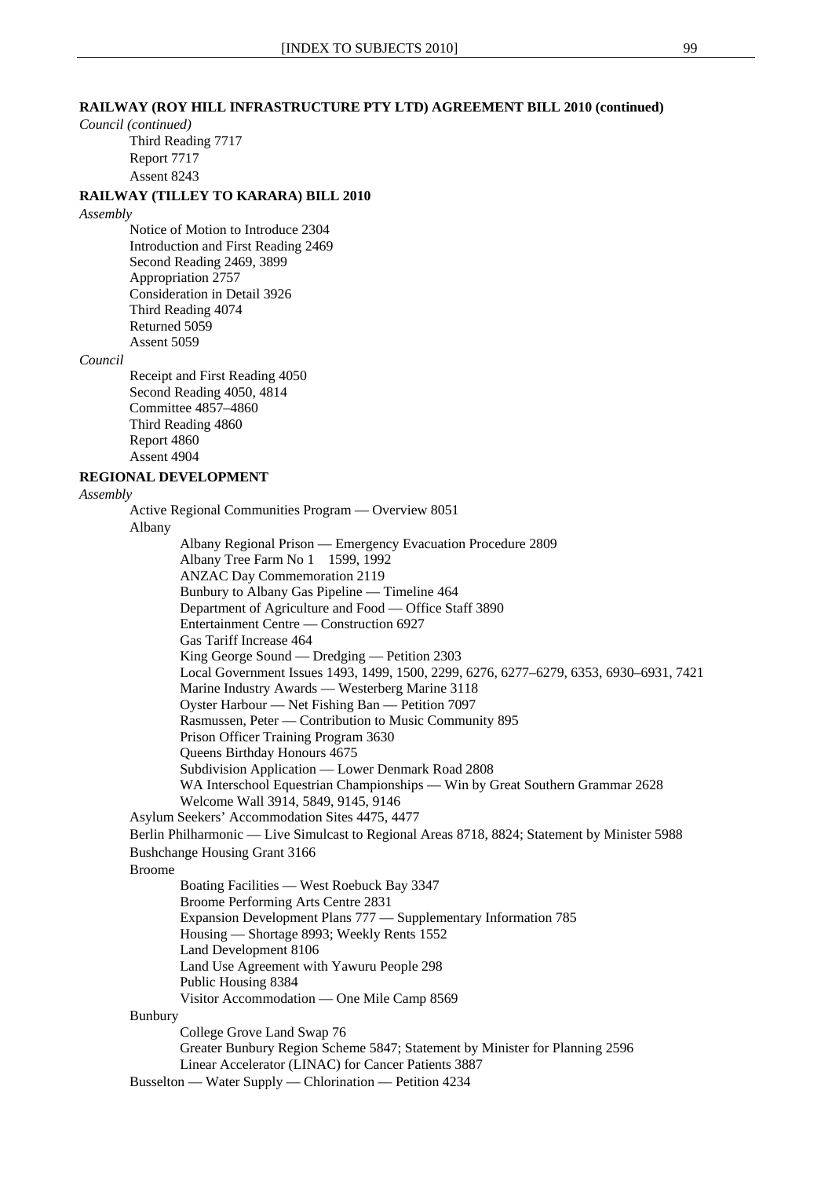**RAILWAY (ROY HILL INFRASTRUCTURE PTY LTD) AGREEMENT BILL 2010 (continued)**

*Council (continued)*

- Third Reading 7717
- Report 7717
- Assent 8243

**RAILWAY (TILLEY TO KARARA) BILL 2010**

*Assembly*

- Notice of Motion to Introduce 2304
- Introduction and First Reading 2469
- Second Reading 2469, 3899
- Appropriation 2757
- Consideration in Detail 3926
- Third Reading 4074
- Returned 5059
- Assent 5059

*Council*

- Receipt and First Reading 4050
- Second Reading 4050, 4814
- Committee 4857–4860
- Third Reading 4860
- Report 4860
- Assent 4904

**REGIONAL DEVELOPMENT**

*Assembly*

- Active Regional Communities Program — Overview 8051
- Albany
  - Albany Regional Prison — Emergency Evacuation Procedure 2809
  - Albany Tree Farm No 1 1599, 1992
  - ANZAC Day Commemoration 2119
  - Bunbury to Albany Gas Pipeline — Timeline 464
  - Department of Agriculture and Food — Office Staff 3890
  - Entertainment Centre — Construction 6927
  - Gas Tariff Increase 464
  - King George Sound — Dredging — Petition 2303
  - Local Government Issues 1493, 1499, 1500, 2299, 6276, 6277–6279, 6353, 6930–6931, 7421
  - Marine Industry Awards — Westerberg Marine 3118
  - Oyster Harbour — Net Fishing Ban — Petition 7097
  - Rasmussen, Peter — Contribution to Music Community 895
  - Prison Officer Training Program 3630
  - Queens Birthday Honours 4675
  - Subdivision Application — Lower Denmark Road 2808
  - WA Interschool Equestrian Championships — Win by Great Southern Grammar 2628
  - Welcome Wall 3914, 5849, 9145, 9146
- Asylum Seekers' Accommodation Sites 4475, 4477
- Berlin Philharmonic — Live Simulcast to Regional Areas 8718, 8824; Statement by Minister 5988
- Bushchange Housing Grant 3166
- Broome
  - Boating Facilities — West Roebuck Bay 3347
  - Broome Performing Arts Centre 2831
  - Expansion Development Plans 777 — Supplementary Information 785
  - Housing — Shortage 8993; Weekly Rents 1552
  - Land Development 8106
  - Land Use Agreement with Yawuru People 298
  - Public Housing 8384
  - Visitor Accommodation — One Mile Camp 8569
- Bunbury
  - College Grove Land Swap 76
  - Greater Bunbury Region Scheme 5847; Statement by Minister for Planning 2596
  - Linear Accelerator (LINAC) for Cancer Patients 3887
- Busselton — Water Supply — Chlorination — Petition 4234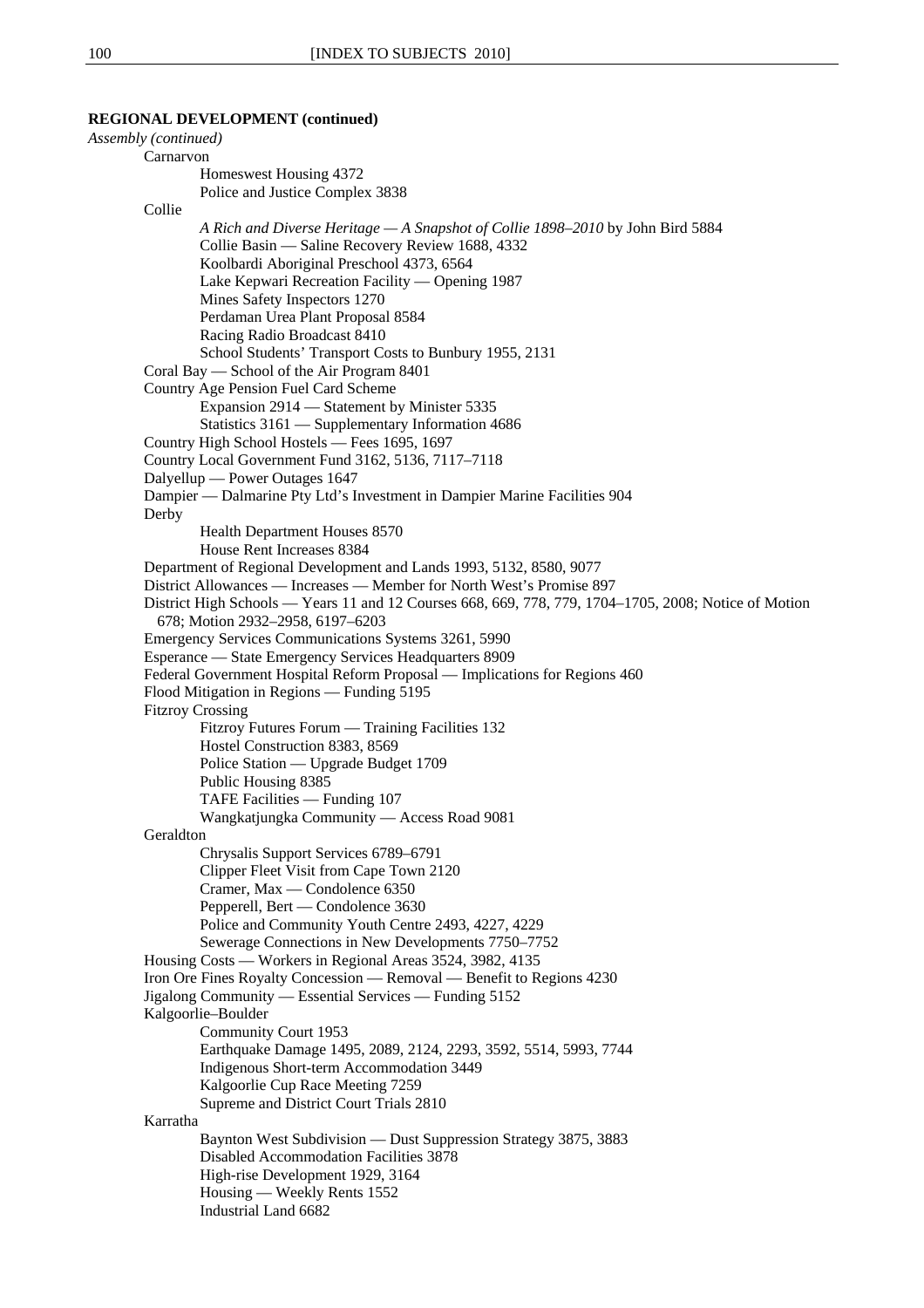**REGIONAL DEVELOPMENT (continued)**

*Assembly (continued)*

- Carnarvon
  - Homeswest Housing 4372
  - Police and Justice Complex 3838
- Collie
  - *A Rich and Diverse Heritage — A Snapshot of Collie 1898–2010* by John Bird 5884
  - Collie Basin — Saline Recovery Review 1688, 4332
  - Koolbardi Aboriginal Preschool 4373, 6564
  - Lake Kepwari Recreation Facility — Opening 1987
  - Mines Safety Inspectors 1270
  - Perdaman Urea Plant Proposal 8584
  - Racing Radio Broadcast 8410
  - School Students' Transport Costs to Bunbury 1955, 2131
- Coral Bay — School of the Air Program 8401
- Country Age Pension Fuel Card Scheme
  - Expansion 2914 — Statement by Minister 5335
  - Statistics 3161 — Supplementary Information 4686
- Country High School Hostels — Fees 1695, 1697
- Country Local Government Fund 3162, 5136, 7117–7118
- Dalyellup — Power Outages 1647
- Dampier — Dalmarine Pty Ltd's Investment in Dampier Marine Facilities 904
- Derby
  - Health Department Houses 8570
  - House Rent Increases 8384
- Department of Regional Development and Lands 1993, 5132, 8580, 9077
- District Allowances — Increases — Member for North West's Promise 897
- District High Schools — Years 11 and 12 Courses 668, 669, 778, 779, 1704–1705, 2008; Notice of Motion 678; Motion 2932–2958, 6197–6203
- Emergency Services Communications Systems 3261, 5990
- Esperance — State Emergency Services Headquarters 8909
- Federal Government Hospital Reform Proposal — Implications for Regions 460
- Flood Mitigation in Regions — Funding 5195
- Fitzroy Crossing
  - Fitzroy Futures Forum — Training Facilities 132
  - Hostel Construction 8383, 8569
  - Police Station — Upgrade Budget 1709
  - Public Housing 8385
  - TAFE Facilities — Funding 107
  - Wangkatjungka Community — Access Road 9081
- Geraldton
  - Chrysalis Support Services 6789–6791
  - Clipper Fleet Visit from Cape Town 2120
  - Cramer, Max — Condolence 6350
  - Pepperell, Bert — Condolence 3630
  - Police and Community Youth Centre 2493, 4227, 4229
  - Sewerage Connections in New Developments 7750–7752
- Housing Costs — Workers in Regional Areas 3524, 3982, 4135
- Iron Ore Fines Royalty Concession — Removal — Benefit to Regions 4230
- Jigalong Community — Essential Services — Funding 5152
- Kalgoorlie–Boulder
  - Community Court 1953
  - Earthquake Damage 1495, 2089, 2124, 2293, 3592, 5514, 5993, 7744
  - Indigenous Short-term Accommodation 3449
  - Kalgoorlie Cup Race Meeting 7259
  - Supreme and District Court Trials 2810
- Karratha
  - Baynton West Subdivision — Dust Suppression Strategy 3875, 3883
  - Disabled Accommodation Facilities 3878
  - High-rise Development 1929, 3164
  - Housing — Weekly Rents 1552
  - Industrial Land 6682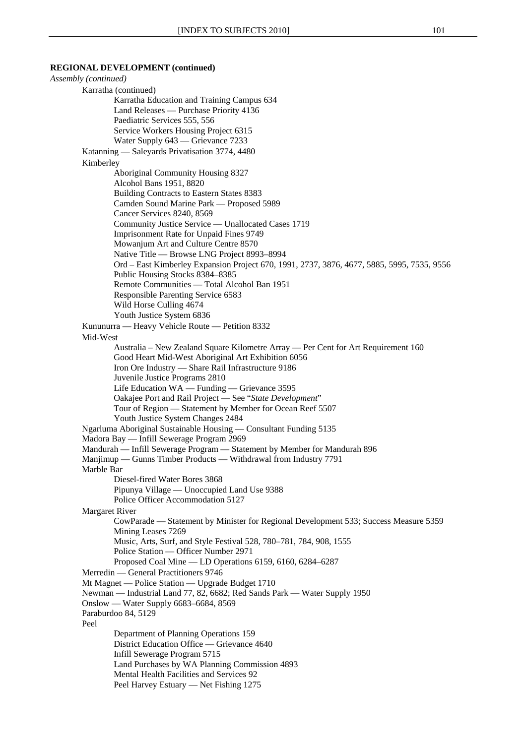**REGIONAL DEVELOPMENT (continued)**

*Assembly (continued)*

- Karratha (continued)
    - Karratha Education and Training Campus 634
    - Land Releases — Purchase Priority 4136
    - Paediatric Services 555, 556
    - Service Workers Housing Project 6315
    - Water Supply 643 — Grievance 7233
- Katanning — Saleyards Privatisation 3774, 4480
- Kimberley
    - Aboriginal Community Housing 8327
    - Alcohol Bans 1951, 8820
    - Building Contracts to Eastern States 8383
    - Camden Sound Marine Park — Proposed 5989
    - Cancer Services 8240, 8569
    - Community Justice Service — Unallocated Cases 1719
    - Imprisonment Rate for Unpaid Fines 9749
    - Mowanjum Art and Culture Centre 8570
    - Native Title — Browse LNG Project 8993–8994
    - Ord – East Kimberley Expansion Project 670, 1991, 2737, 3876, 4677, 5885, 5995, 7535, 9556
    - Public Housing Stocks 8384–8385
    - Remote Communities — Total Alcohol Ban 1951
    - Responsible Parenting Service 6583
    - Wild Horse Culling 4674
    - Youth Justice System 6836
- Kununurra — Heavy Vehicle Route — Petition 8332
- Mid-West
    - Australia – New Zealand Square Kilometre Array — Per Cent for Art Requirement 160
    - Good Heart Mid-West Aboriginal Art Exhibition 6056
    - Iron Ore Industry — Share Rail Infrastructure 9186
    - Juvenile Justice Programs 2810
    - Life Education WA — Funding — Grievance 3595
    - Oakajee Port and Rail Project — See "*State Development*"
    - Tour of Region — Statement by Member for Ocean Reef 5507
    - Youth Justice System Changes 2484
- Ngarluma Aboriginal Sustainable Housing — Consultant Funding 5135
- Madora Bay — Infill Sewerage Program 2969
- Mandurah — Infill Sewerage Program — Statement by Member for Mandurah 896
- Manjimup — Gunns Timber Products — Withdrawal from Industry 7791
- Marble Bar
    - Diesel-fired Water Bores 3868
    - Pipunya Village — Unoccupied Land Use 9388
    - Police Officer Accommodation 5127
- Margaret River
    - CowParade — Statement by Minister for Regional Development 533; Success Measure 5359
    - Mining Leases 7269
    - Music, Arts, Surf, and Style Festival 528, 780–781, 784, 908, 1555
    - Police Station — Officer Number 2971
    - Proposed Coal Mine — LD Operations 6159, 6160, 6284–6287
- Merredin — General Practitioners 9746
- Mt Magnet — Police Station — Upgrade Budget 1710
- Newman — Industrial Land 77, 82, 6682; Red Sands Park — Water Supply 1950
- Onslow — Water Supply 6683–6684, 8569
- Paraburdoo 84, 5129
- Peel
    - Department of Planning Operations 159
    - District Education Office — Grievance 4640
    - Infill Sewerage Program 5715
    - Land Purchases by WA Planning Commission 4893
    - Mental Health Facilities and Services 92
    - Peel Harvey Estuary — Net Fishing 1275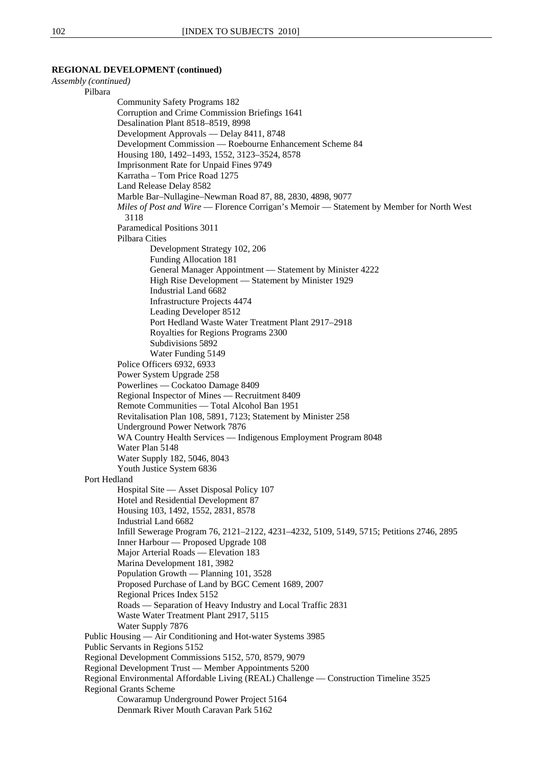**REGIONAL DEVELOPMENT (continued)**

*Assembly (continued)*

- Pilbara
  - Community Safety Programs 182
  - Corruption and Crime Commission Briefings 1641
  - Desalination Plant 8518–8519, 8998
  - Development Approvals — Delay 8411, 8748
  - Development Commission — Roebourne Enhancement Scheme 84
  - Housing 180, 1492–1493, 1552, 3123–3524, 8578
  - Imprisonment Rate for Unpaid Fines 9749
  - Karratha – Tom Price Road 1275
  - Land Release Delay 8582
  - Marble Bar–Nullagine–Newman Road 87, 88, 2830, 4898, 9077
  - *Miles of Post and Wire* — Florence Corrigan's Memoir — Statement by Member for North West 3118
  - Paramedical Positions 3011
  - Pilbara Cities
    - Development Strategy 102, 206
    - Funding Allocation 181
    - General Manager Appointment — Statement by Minister 4222
    - High Rise Development — Statement by Minister 1929
    - Industrial Land 6682
    - Infrastructure Projects 4474
    - Leading Developer 8512
    - Port Hedland Waste Water Treatment Plant 2917–2918
    - Royalties for Regions Programs 2300
    - Subdivisions 5892
    - Water Funding 5149
  - Police Officers 6932, 6933
  - Power System Upgrade 258
  - Powerlines — Cockatoo Damage 8409
  - Regional Inspector of Mines — Recruitment 8409
  - Remote Communities — Total Alcohol Ban 1951
  - Revitalisation Plan 108, 5891, 7123; Statement by Minister 258
  - Underground Power Network 7876
  - WA Country Health Services — Indigenous Employment Program 8048
  - Water Plan 5148
  - Water Supply 182, 5046, 8043
  - Youth Justice System 6836
- Port Hedland
  - Hospital Site — Asset Disposal Policy 107
  - Hotel and Residential Development 87
  - Housing 103, 1492, 1552, 2831, 8578
  - Industrial Land 6682
  - Infill Sewerage Program 76, 2121–2122, 4231–4232, 5109, 5149, 5715; Petitions 2746, 2895
  - Inner Harbour — Proposed Upgrade 108
  - Major Arterial Roads — Elevation 183
  - Marina Development 181, 3982
  - Population Growth — Planning 101, 3528
  - Proposed Purchase of Land by BGC Cement 1689, 2007
  - Regional Prices Index 5152
  - Roads — Separation of Heavy Industry and Local Traffic 2831
  - Waste Water Treatment Plant 2917, 5115
  - Water Supply 7876
- Public Housing — Air Conditioning and Hot-water Systems 3985
- Public Servants in Regions 5152
- Regional Development Commissions 5152, 570, 8579, 9079
- Regional Development Trust — Member Appointments 5200
- Regional Environmental Affordable Living (REAL) Challenge — Construction Timeline 3525
- Regional Grants Scheme
  - Cowaramup Underground Power Project 5164
  - Denmark River Mouth Caravan Park 5162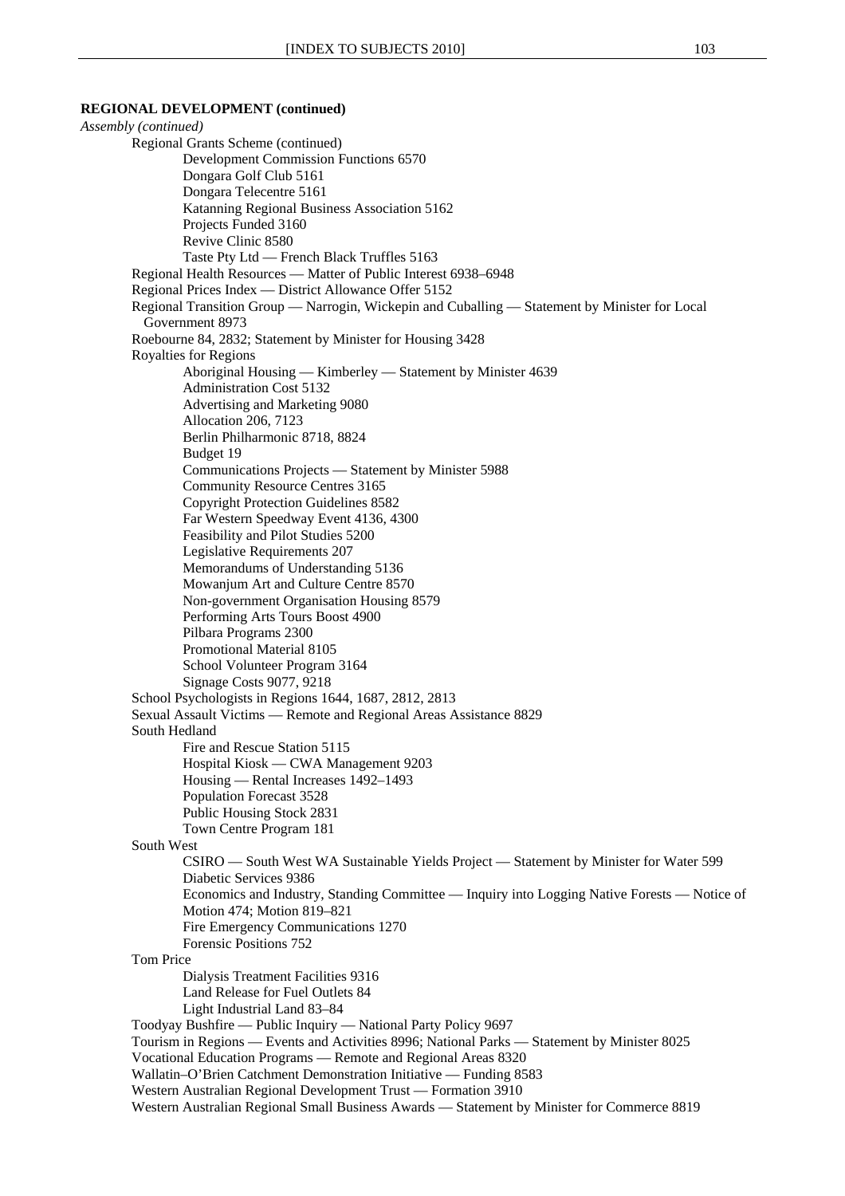**REGIONAL DEVELOPMENT (continued)**

*Assembly (continued)*

- Regional Grants Scheme (continued)
    - Development Commission Functions 6570
    - Dongara Golf Club 5161
    - Dongara Telecentre 5161
    - Katanning Regional Business Association 5162
    - Projects Funded 3160
    - Revive Clinic 8580
    - Taste Pty Ltd — French Black Truffles 5163
- Regional Health Resources — Matter of Public Interest 6938–6948
- Regional Prices Index — District Allowance Offer 5152
- Regional Transition Group — Narrogin, Wickepin and Cuballing — Statement by Minister for Local Government 8973
- Roebourne 84, 2832; Statement by Minister for Housing 3428
- Royalties for Regions
    - Aboriginal Housing — Kimberley — Statement by Minister 4639
    - Administration Cost 5132
    - Advertising and Marketing 9080
    - Allocation 206, 7123
    - Berlin Philharmonic 8718, 8824
    - Budget 19
    - Communications Projects — Statement by Minister 5988
    - Community Resource Centres 3165
    - Copyright Protection Guidelines 8582
    - Far Western Speedway Event 4136, 4300
    - Feasibility and Pilot Studies 5200
    - Legislative Requirements 207
    - Memorandums of Understanding 5136
    - Mowanjum Art and Culture Centre 8570
    - Non-government Organisation Housing 8579
    - Performing Arts Tours Boost 4900
    - Pilbara Programs 2300
    - Promotional Material 8105
    - School Volunteer Program 3164
    - Signage Costs 9077, 9218
- School Psychologists in Regions 1644, 1687, 2812, 2813
- Sexual Assault Victims — Remote and Regional Areas Assistance 8829
- South Hedland
    - Fire and Rescue Station 5115
    - Hospital Kiosk — CWA Management 9203
    - Housing — Rental Increases 1492–1493
    - Population Forecast 3528
    - Public Housing Stock 2831
    - Town Centre Program 181
- South West
    - CSIRO — South West WA Sustainable Yields Project — Statement by Minister for Water 599
    - Diabetic Services 9386
    - Economics and Industry, Standing Committee — Inquiry into Logging Native Forests — Notice of Motion 474; Motion 819–821
    - Fire Emergency Communications 1270
    - Forensic Positions 752
- Tom Price
    - Dialysis Treatment Facilities 9316
    - Land Release for Fuel Outlets 84
    - Light Industrial Land 83–84
- Toodyay Bushfire — Public Inquiry — National Party Policy 9697
- Tourism in Regions — Events and Activities 8996; National Parks — Statement by Minister 8025
- Vocational Education Programs — Remote and Regional Areas 8320
- Wallatin–O'Brien Catchment Demonstration Initiative — Funding 8583
- Western Australian Regional Development Trust — Formation 3910
- Western Australian Regional Small Business Awards — Statement by Minister for Commerce 8819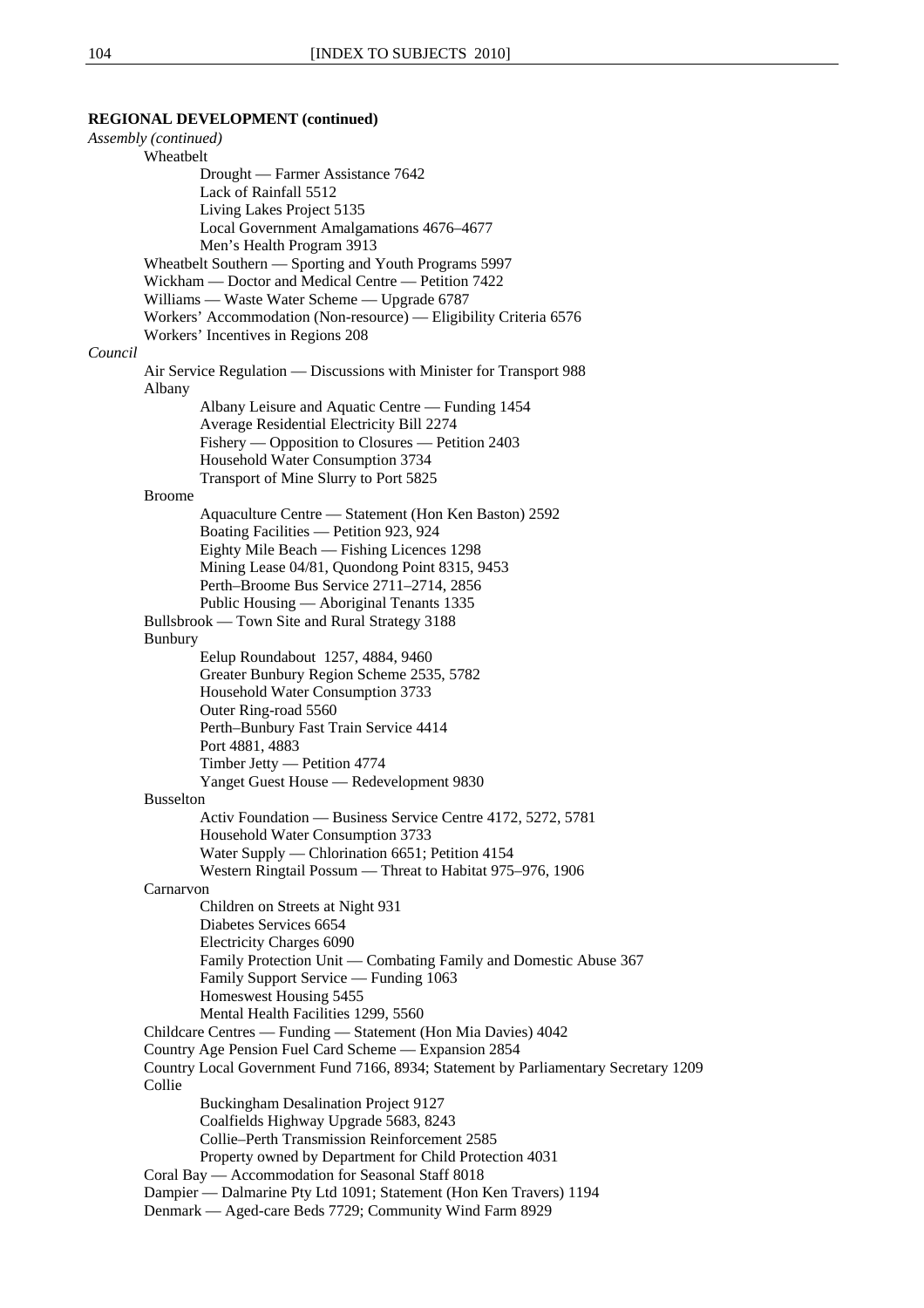**REGIONAL DEVELOPMENT (continued)**

*Assembly (continued)*

- Wheatbelt
  - Drought — Farmer Assistance 7642
  - Lack of Rainfall 5512
  - Living Lakes Project 5135
  - Local Government Amalgamations 4676–4677
  - Men's Health Program 3913
- Wheatbelt Southern — Sporting and Youth Programs 5997
- Wickham — Doctor and Medical Centre — Petition 7422
- Williams — Waste Water Scheme — Upgrade 6787
- Workers' Accommodation (Non-resource) — Eligibility Criteria 6576
- Workers' Incentives in Regions 208

*Council*

- Air Service Regulation — Discussions with Minister for Transport 988
- Albany
  - Albany Leisure and Aquatic Centre — Funding 1454
  - Average Residential Electricity Bill 2274
  - Fishery — Opposition to Closures — Petition 2403
  - Household Water Consumption 3734
  - Transport of Mine Slurry to Port 5825
- Broome
  - Aquaculture Centre — Statement (Hon Ken Baston) 2592
  - Boating Facilities — Petition 923, 924
  - Eighty Mile Beach — Fishing Licences 1298
  - Mining Lease 04/81, Quondong Point 8315, 9453
  - Perth–Broome Bus Service 2711–2714, 2856
  - Public Housing — Aboriginal Tenants 1335
- Bullsbrook — Town Site and Rural Strategy 3188
- Bunbury
  - Eelup Roundabout 1257, 4884, 9460
  - Greater Bunbury Region Scheme 2535, 5782
  - Household Water Consumption 3733
  - Outer Ring-road 5560
  - Perth–Bunbury Fast Train Service 4414
  - Port 4881, 4883
  - Timber Jetty — Petition 4774
  - Yanget Guest House — Redevelopment 9830
- Busselton
  - Activ Foundation — Business Service Centre 4172, 5272, 5781
  - Household Water Consumption 3733
  - Water Supply — Chlorination 6651; Petition 4154
  - Western Ringtail Possum — Threat to Habitat 975–976, 1906
- Carnarvon
  - Children on Streets at Night 931
  - Diabetes Services 6654
  - Electricity Charges 6090
  - Family Protection Unit — Combating Family and Domestic Abuse 367
  - Family Support Service — Funding 1063
  - Homeswest Housing 5455
  - Mental Health Facilities 1299, 5560
- Childcare Centres — Funding — Statement (Hon Mia Davies) 4042
- Country Age Pension Fuel Card Scheme — Expansion 2854
- Country Local Government Fund 7166, 8934; Statement by Parliamentary Secretary 1209
- Collie
  - Buckingham Desalination Project 9127
  - Coalfields Highway Upgrade 5683, 8243
  - Collie–Perth Transmission Reinforcement 2585
  - Property owned by Department for Child Protection 4031
- Coral Bay — Accommodation for Seasonal Staff 8018
- Dampier — Dalmarine Pty Ltd 1091; Statement (Hon Ken Travers) 1194
- Denmark — Aged-care Beds 7729; Community Wind Farm 8929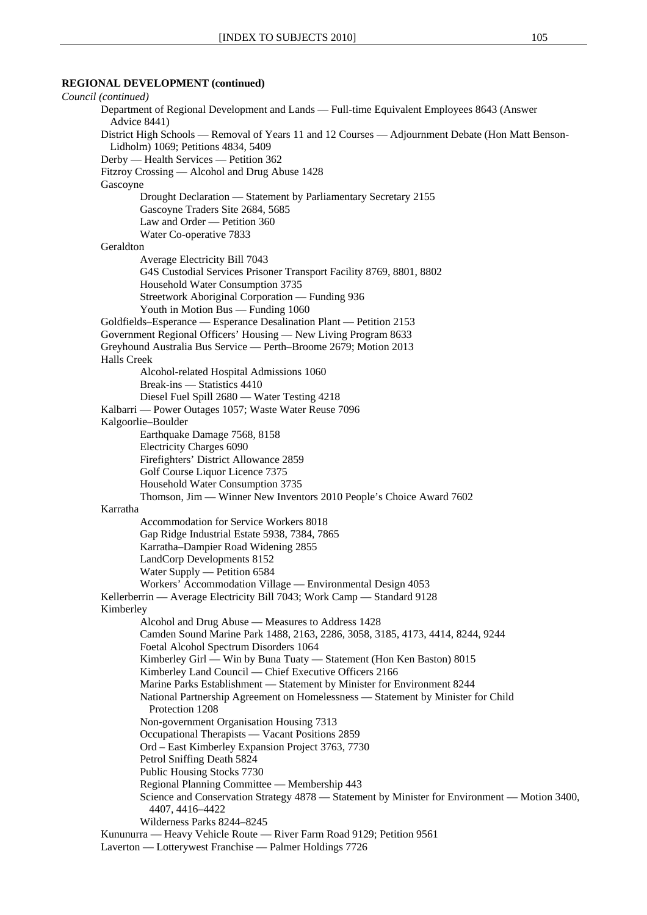**REGIONAL DEVELOPMENT (continued)**

*Council (continued)*

- Department of Regional Development and Lands — Full-time Equivalent Employees 8643 (Answer Advice 8441)
- District High Schools — Removal of Years 11 and 12 Courses — Adjournment Debate (Hon Matt Benson-Lidholm) 1069; Petitions 4834, 5409
- Derby — Health Services — Petition 362
- Fitzroy Crossing — Alcohol and Drug Abuse 1428
- Gascoyne
  - Drought Declaration — Statement by Parliamentary Secretary 2155
  - Gascoyne Traders Site 2684, 5685
  - Law and Order — Petition 360
  - Water Co-operative 7833
- Geraldton
  - Average Electricity Bill 7043
  - G4S Custodial Services Prisoner Transport Facility 8769, 8801, 8802
  - Household Water Consumption 3735
  - Streetwork Aboriginal Corporation — Funding 936
  - Youth in Motion Bus — Funding 1060
- Goldfields–Esperance — Esperance Desalination Plant — Petition 2153
- Government Regional Officers' Housing — New Living Program 8633
- Greyhound Australia Bus Service — Perth–Broome 2679; Motion 2013
- Halls Creek
  - Alcohol-related Hospital Admissions 1060
  - Break-ins — Statistics 4410
  - Diesel Fuel Spill 2680 — Water Testing 4218
- Kalbarri — Power Outages 1057; Waste Water Reuse 7096
- Kalgoorlie–Boulder
  - Earthquake Damage 7568, 8158
  - Electricity Charges 6090
  - Firefighters' District Allowance 2859
  - Golf Course Liquor Licence 7375
  - Household Water Consumption 3735
  - Thomson, Jim — Winner New Inventors 2010 People's Choice Award 7602
- Karratha
  - Accommodation for Service Workers 8018
  - Gap Ridge Industrial Estate 5938, 7384, 7865
  - Karratha–Dampier Road Widening 2855
  - LandCorp Developments 8152
  - Water Supply — Petition 6584
  - Workers' Accommodation Village — Environmental Design 4053
- Kellerberrin — Average Electricity Bill 7043; Work Camp — Standard 9128
- Kimberley
  - Alcohol and Drug Abuse — Measures to Address 1428
  - Camden Sound Marine Park 1488, 2163, 2286, 3058, 3185, 4173, 4414, 8244, 9244
  - Foetal Alcohol Spectrum Disorders 1064
  - Kimberley Girl — Win by Buna Tuaty — Statement (Hon Ken Baston) 8015
  - Kimberley Land Council — Chief Executive Officers 2166
  - Marine Parks Establishment — Statement by Minister for Environment 8244
  - National Partnership Agreement on Homelessness — Statement by Minister for Child Protection 1208
  - Non-government Organisation Housing 7313
  - Occupational Therapists — Vacant Positions 2859
  - Ord – East Kimberley Expansion Project 3763, 7730
  - Petrol Sniffing Death 5824
  - Public Housing Stocks 7730
  - Regional Planning Committee — Membership 443
  - Science and Conservation Strategy 4878 — Statement by Minister for Environment — Motion 3400, 4407, 4416–4422
  - Wilderness Parks 8244–8245
- Kununurra — Heavy Vehicle Route — River Farm Road 9129; Petition 9561
- Laverton — Lotterywest Franchise — Palmer Holdings 7726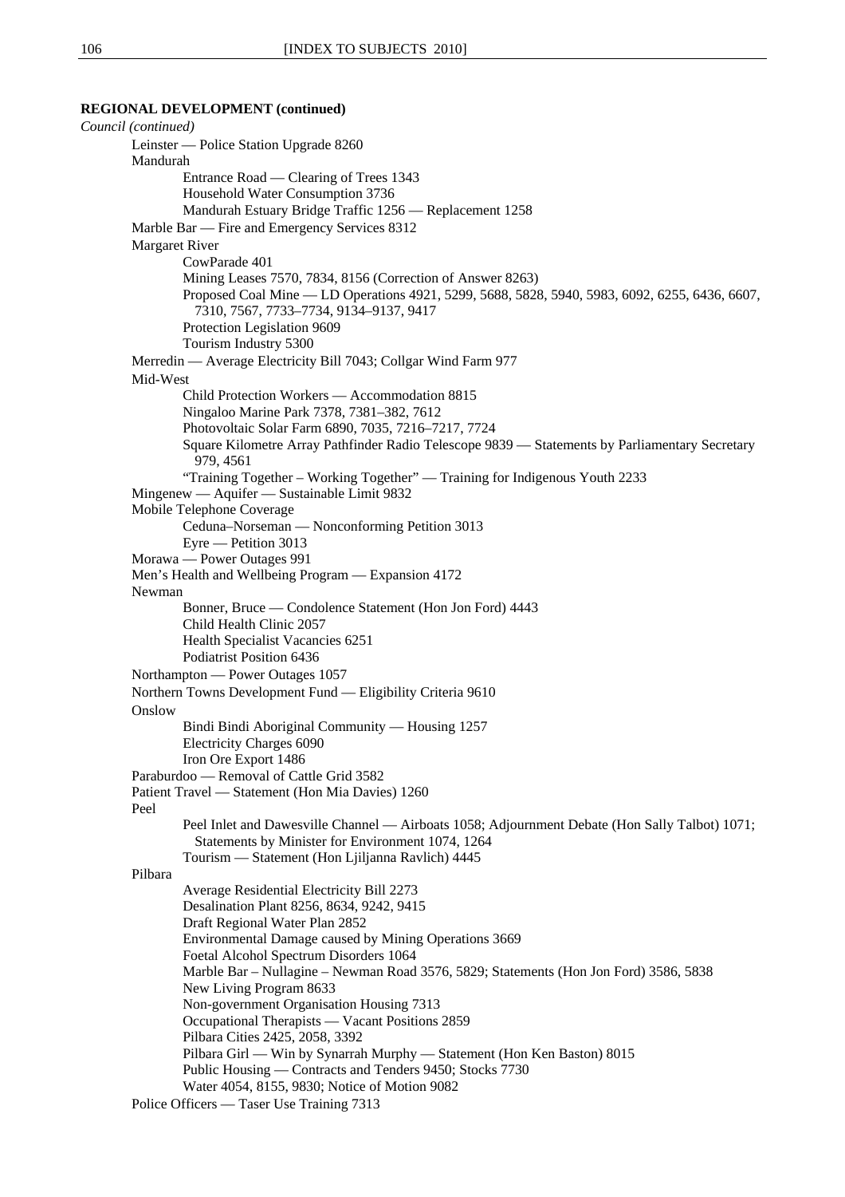**REGIONAL DEVELOPMENT (continued)**

*Council (continued)*

- Leinster — Police Station Upgrade 8260
- Mandurah
  - Entrance Road — Clearing of Trees 1343
  - Household Water Consumption 3736
  - Mandurah Estuary Bridge Traffic 1256 — Replacement 1258
- Marble Bar — Fire and Emergency Services 8312
- Margaret River
  - CowParade 401
  - Mining Leases 7570, 7834, 8156 (Correction of Answer 8263)
  - Proposed Coal Mine — LD Operations 4921, 5299, 5688, 5828, 5940, 5983, 6092, 6255, 6436, 6607, 7310, 7567, 7733–7734, 9134–9137, 9417
  - Protection Legislation 9609
  - Tourism Industry 5300
- Merredin — Average Electricity Bill 7043; Collgar Wind Farm 977
- Mid-West
  - Child Protection Workers — Accommodation 8815
  - Ningaloo Marine Park 7378, 7381–382, 7612
  - Photovoltaic Solar Farm 6890, 7035, 7216–7217, 7724
  - Square Kilometre Array Pathfinder Radio Telescope 9839 — Statements by Parliamentary Secretary 979, 4561
  - "Training Together – Working Together" — Training for Indigenous Youth 2233
- Mingenew — Aquifer — Sustainable Limit 9832
- Mobile Telephone Coverage
  - Ceduna–Norseman — Nonconforming Petition 3013
  - Eyre — Petition 3013
- Morawa — Power Outages 991
- Men's Health and Wellbeing Program — Expansion 4172
- Newman
  - Bonner, Bruce — Condolence Statement (Hon Jon Ford) 4443
  - Child Health Clinic 2057
  - Health Specialist Vacancies 6251
  - Podiatrist Position 6436
- Northampton — Power Outages 1057
- Northern Towns Development Fund — Eligibility Criteria 9610
- Onslow
  - Bindi Bindi Aboriginal Community — Housing 1257
  - Electricity Charges 6090
  - Iron Ore Export 1486
- Paraburdoo — Removal of Cattle Grid 3582
- Patient Travel — Statement (Hon Mia Davies) 1260
- Peel
  - Peel Inlet and Dawesville Channel — Airboats 1058; Adjournment Debate (Hon Sally Talbot) 1071; Statements by Minister for Environment 1074, 1264
  - Tourism — Statement (Hon Ljiljanna Ravlich) 4445
- Pilbara
  - Average Residential Electricity Bill 2273
  - Desalination Plant 8256, 8634, 9242, 9415
  - Draft Regional Water Plan 2852
  - Environmental Damage caused by Mining Operations 3669
  - Foetal Alcohol Spectrum Disorders 1064
  - Marble Bar – Nullagine – Newman Road 3576, 5829; Statements (Hon Jon Ford) 3586, 5838
  - New Living Program 8633
  - Non-government Organisation Housing 7313
  - Occupational Therapists — Vacant Positions 2859
  - Pilbara Cities 2425, 2058, 3392
  - Pilbara Girl — Win by Synarrah Murphy — Statement (Hon Ken Baston) 8015
  - Public Housing — Contracts and Tenders 9450; Stocks 7730
  - Water 4054, 8155, 9830; Notice of Motion 9082
- Police Officers — Taser Use Training 7313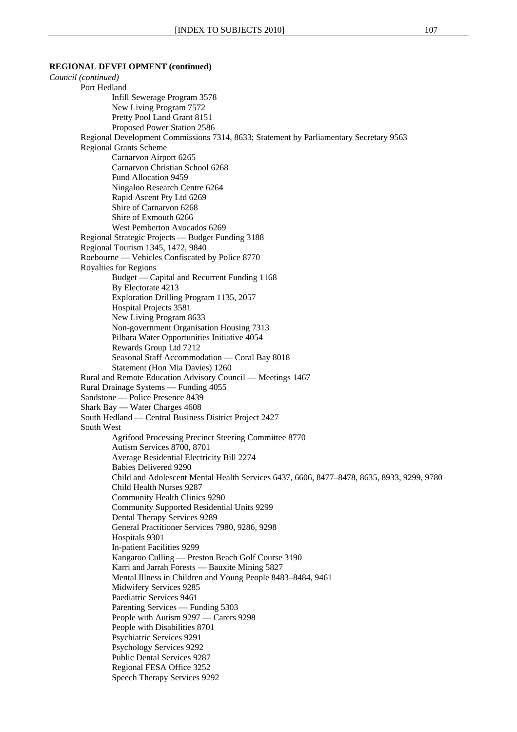**REGIONAL DEVELOPMENT (continued)**

*Council (continued)*

- Port Hedland
  - Infill Sewerage Program 3578
  - New Living Program 7572
  - Pretty Pool Land Grant 8151
  - Proposed Power Station 2586
- Regional Development Commissions 7314, 8633; Statement by Parliamentary Secretary 9563
- Regional Grants Scheme
  - Carnarvon Airport 6265
  - Carnarvon Christian School 6268
  - Fund Allocation 9459
  - Ningaloo Research Centre 6264
  - Rapid Ascent Pty Ltd 6269
  - Shire of Carnarvon 6268
  - Shire of Exmouth 6266
  - West Pemberton Avocados 6269
- Regional Strategic Projects — Budget Funding 3188
- Regional Tourism 1345, 1472, 9840
- Roebourne — Vehicles Confiscated by Police 8770
- Royalties for Regions
  - Budget — Capital and Recurrent Funding 1168
  - By Electorate 4213
  - Exploration Drilling Program 1135, 2057
  - Hospital Projects 3581
  - New Living Program 8633
  - Non-government Organisation Housing 7313
  - Pilbara Water Opportunities Initiative 4054
  - Rewards Group Ltd 7212
  - Seasonal Staff Accommodation — Coral Bay 8018
  - Statement (Hon Mia Davies) 1260
- Rural and Remote Education Advisory Council — Meetings 1467
- Rural Drainage Systems — Funding 4055
- Sandstone — Police Presence 8439
- Shark Bay — Water Charges 4608
- South Hedland — Central Business District Project 2427
- South West
  - Agrifood Processing Precinct Steering Committee 8770
  - Autism Services 8700, 8701
  - Average Residential Electricity Bill 2274
  - Babies Delivered 9290
  - Child and Adolescent Mental Health Services 6437, 6606, 8477–8478, 8635, 8933, 9299, 9780
  - Child Health Nurses 9287
  - Community Health Clinics 9290
  - Community Supported Residential Units 9299
  - Dental Therapy Services 9289
  - General Practitioner Services 7980, 9286, 9298
  - Hospitals 9301
  - In-patient Facilities 9299
  - Kangaroo Culling — Preston Beach Golf Course 3190
  - Karri and Jarrah Forests — Bauxite Mining 5827
  - Mental Illness in Children and Young People 8483–8484, 9461
  - Midwifery Services 9285
  - Paediatric Services 9461
  - Parenting Services — Funding 5303
  - People with Autism 9297 — Carers 9298
  - People with Disabilities 8701
  - Psychiatric Services 9291
  - Psychology Services 9292
  - Public Dental Services 9287
  - Regional FESA Office 3252
  - Speech Therapy Services 9292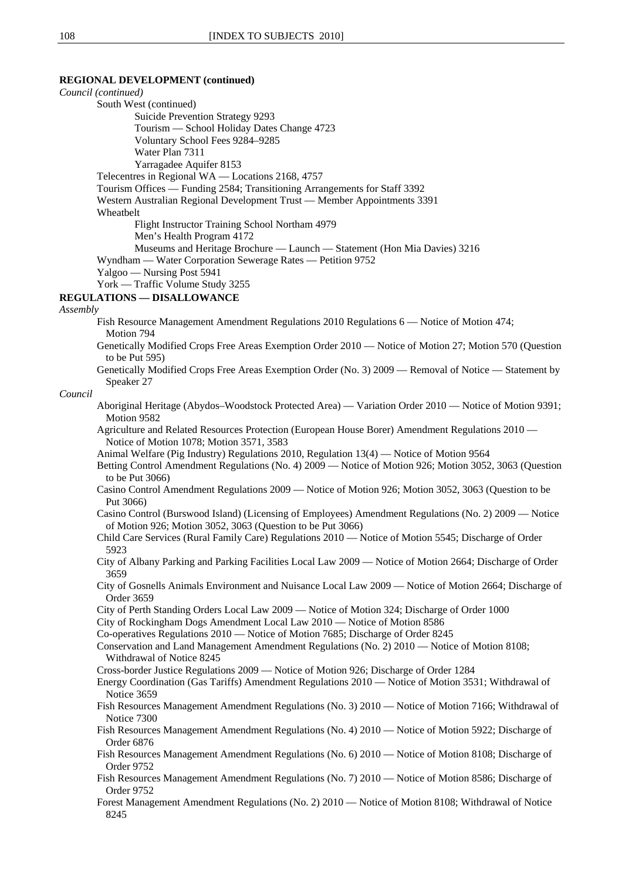**REGIONAL DEVELOPMENT (continued)**

*Council (continued)*

- South West (continued)
  - Suicide Prevention Strategy 9293
  - Tourism — School Holiday Dates Change 4723
  - Voluntary School Fees 9284–9285
  - Water Plan 7311
  - Yarragadee Aquifer 8153
- Telecentres in Regional WA — Locations 2168, 4757
- Tourism Offices — Funding 2584; Transitioning Arrangements for Staff 3392
- Western Australian Regional Development Trust — Member Appointments 3391
- Wheatbelt
  - Flight Instructor Training School Northam 4979
  - Men's Health Program 4172
  - Museums and Heritage Brochure — Launch — Statement (Hon Mia Davies) 3216
- Wyndham — Water Corporation Sewerage Rates — Petition 9752
- Yalgoo — Nursing Post 5941
- York — Traffic Volume Study 3255

**REGULATIONS — DISALLOWANCE**

*Assembly*

- Fish Resource Management Amendment Regulations 2010 Regulations 6 — Notice of Motion 474; Motion 794
- Genetically Modified Crops Free Areas Exemption Order 2010 — Notice of Motion 27; Motion 570 (Question to be Put 595)
- Genetically Modified Crops Free Areas Exemption Order (No. 3) 2009 — Removal of Notice — Statement by Speaker 27

*Council*

- Aboriginal Heritage (Abydos–Woodstock Protected Area) — Variation Order 2010 — Notice of Motion 9391; Motion 9582
- Agriculture and Related Resources Protection (European House Borer) Amendment Regulations 2010 — Notice of Motion 1078; Motion 3571, 3583
- Animal Welfare (Pig Industry) Regulations 2010, Regulation 13(4) — Notice of Motion 9564
- Betting Control Amendment Regulations (No. 4) 2009 — Notice of Motion 926; Motion 3052, 3063 (Question to be Put 3066)
- Casino Control Amendment Regulations 2009 — Notice of Motion 926; Motion 3052, 3063 (Question to be Put 3066)
- Casino Control (Burswood Island) (Licensing of Employees) Amendment Regulations (No. 2) 2009 — Notice of Motion 926; Motion 3052, 3063 (Question to be Put 3066)
- Child Care Services (Rural Family Care) Regulations 2010 — Notice of Motion 5545; Discharge of Order 5923
- City of Albany Parking and Parking Facilities Local Law 2009 — Notice of Motion 2664; Discharge of Order 3659
- City of Gosnells Animals Environment and Nuisance Local Law 2009 — Notice of Motion 2664; Discharge of Order 3659
- City of Perth Standing Orders Local Law 2009 — Notice of Motion 324; Discharge of Order 1000
- City of Rockingham Dogs Amendment Local Law 2010 — Notice of Motion 8586
- Co-operatives Regulations 2010 — Notice of Motion 7685; Discharge of Order 8245
- Conservation and Land Management Amendment Regulations (No. 2) 2010 — Notice of Motion 8108; Withdrawal of Notice 8245
- Cross-border Justice Regulations 2009 — Notice of Motion 926; Discharge of Order 1284
- Energy Coordination (Gas Tariffs) Amendment Regulations 2010 — Notice of Motion 3531; Withdrawal of Notice 3659
- Fish Resources Management Amendment Regulations (No. 3) 2010 — Notice of Motion 7166; Withdrawal of Notice 7300
- Fish Resources Management Amendment Regulations (No. 4) 2010 — Notice of Motion 5922; Discharge of Order 6876
- Fish Resources Management Amendment Regulations (No. 6) 2010 — Notice of Motion 8108; Discharge of Order 9752
- Fish Resources Management Amendment Regulations (No. 7) 2010 — Notice of Motion 8586; Discharge of Order 9752
- Forest Management Amendment Regulations (No. 2) 2010 — Notice of Motion 8108; Withdrawal of Notice 8245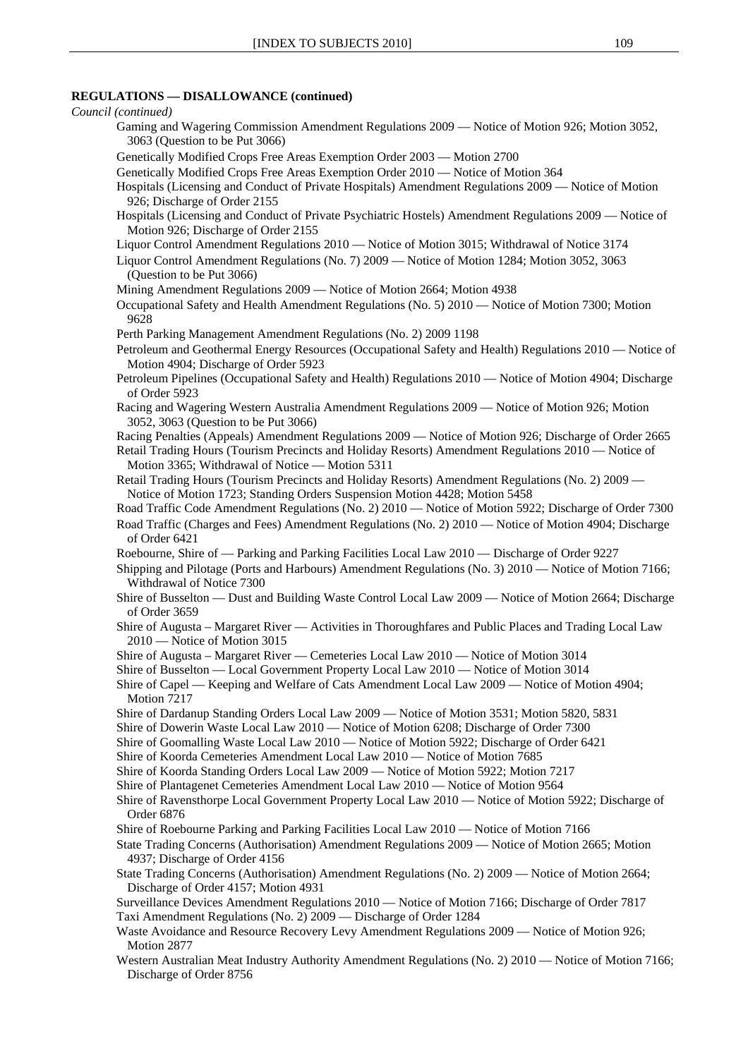**REGULATIONS — DISALLOWANCE (continued)**

*Council (continued)*

Gaming and Wagering Commission Amendment Regulations 2009 — Notice of Motion 926; Motion 3052, 3063 (Question to be Put 3066)

Genetically Modified Crops Free Areas Exemption Order 2003 — Motion 2700

Genetically Modified Crops Free Areas Exemption Order 2010 — Notice of Motion 364

Hospitals (Licensing and Conduct of Private Hospitals) Amendment Regulations 2009 — Notice of Motion 926; Discharge of Order 2155

Hospitals (Licensing and Conduct of Private Psychiatric Hostels) Amendment Regulations 2009 — Notice of Motion 926; Discharge of Order 2155

Liquor Control Amendment Regulations 2010 — Notice of Motion 3015; Withdrawal of Notice 3174

Liquor Control Amendment Regulations (No. 7) 2009 — Notice of Motion 1284; Motion 3052, 3063 (Question to be Put 3066)

Mining Amendment Regulations 2009 — Notice of Motion 2664; Motion 4938

Occupational Safety and Health Amendment Regulations (No. 5) 2010 — Notice of Motion 7300; Motion 9628

Perth Parking Management Amendment Regulations (No. 2) 2009 1198

Petroleum and Geothermal Energy Resources (Occupational Safety and Health) Regulations 2010 — Notice of Motion 4904; Discharge of Order 5923

Petroleum Pipelines (Occupational Safety and Health) Regulations 2010 — Notice of Motion 4904; Discharge of Order 5923

Racing and Wagering Western Australia Amendment Regulations 2009 — Notice of Motion 926; Motion 3052, 3063 (Question to be Put 3066)

Racing Penalties (Appeals) Amendment Regulations 2009 — Notice of Motion 926; Discharge of Order 2665

Retail Trading Hours (Tourism Precincts and Holiday Resorts) Amendment Regulations 2010 — Notice of Motion 3365; Withdrawal of Notice — Motion 5311

Retail Trading Hours (Tourism Precincts and Holiday Resorts) Amendment Regulations (No. 2) 2009 — Notice of Motion 1723; Standing Orders Suspension Motion 4428; Motion 5458

Road Traffic Code Amendment Regulations (No. 2) 2010 — Notice of Motion 5922; Discharge of Order 7300

Road Traffic (Charges and Fees) Amendment Regulations (No. 2) 2010 — Notice of Motion 4904; Discharge of Order 6421

Roebourne, Shire of — Parking and Parking Facilities Local Law 2010 — Discharge of Order 9227

Shipping and Pilotage (Ports and Harbours) Amendment Regulations (No. 3) 2010 — Notice of Motion 7166; Withdrawal of Notice 7300

Shire of Busselton — Dust and Building Waste Control Local Law 2009 — Notice of Motion 2664; Discharge of Order 3659

Shire of Augusta – Margaret River — Activities in Thoroughfares and Public Places and Trading Local Law 2010 — Notice of Motion 3015

Shire of Augusta – Margaret River — Cemeteries Local Law 2010 — Notice of Motion 3014

Shire of Busselton — Local Government Property Local Law 2010 — Notice of Motion 3014

Shire of Capel — Keeping and Welfare of Cats Amendment Local Law 2009 — Notice of Motion 4904; Motion 7217

Shire of Dardanup Standing Orders Local Law 2009 — Notice of Motion 3531; Motion 5820, 5831

Shire of Dowerin Waste Local Law 2010 — Notice of Motion 6208; Discharge of Order 7300

Shire of Goomalling Waste Local Law 2010 — Notice of Motion 5922; Discharge of Order 6421

Shire of Koorda Cemeteries Amendment Local Law 2010 — Notice of Motion 7685

Shire of Koorda Standing Orders Local Law 2009 — Notice of Motion 5922; Motion 7217

Shire of Plantagenet Cemeteries Amendment Local Law 2010 — Notice of Motion 9564

Shire of Ravensthorpe Local Government Property Local Law 2010 — Notice of Motion 5922; Discharge of Order 6876

Shire of Roebourne Parking and Parking Facilities Local Law 2010 — Notice of Motion 7166

State Trading Concerns (Authorisation) Amendment Regulations 2009 — Notice of Motion 2665; Motion 4937; Discharge of Order 4156

State Trading Concerns (Authorisation) Amendment Regulations (No. 2) 2009 — Notice of Motion 2664; Discharge of Order 4157; Motion 4931

Surveillance Devices Amendment Regulations 2010 — Notice of Motion 7166; Discharge of Order 7817

Taxi Amendment Regulations (No. 2) 2009 — Discharge of Order 1284

Waste Avoidance and Resource Recovery Levy Amendment Regulations 2009 — Notice of Motion 926; Motion 2877

Western Australian Meat Industry Authority Amendment Regulations (No. 2) 2010 — Notice of Motion 7166; Discharge of Order 8756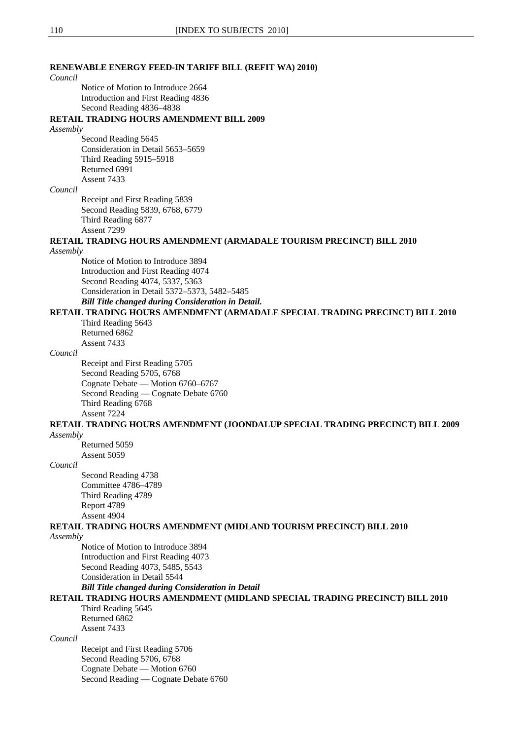**RENEWABLE ENERGY FEED-IN TARIFF BILL (REFIT WA) 2010)**

*Council*

- Notice of Motion to Introduce 2664
- Introduction and First Reading 4836
- Second Reading 4836–4838

**RETAIL TRADING HOURS AMENDMENT BILL 2009**

*Assembly*

- Second Reading 5645
- Consideration in Detail 5653–5659
- Third Reading 5915–5918
- Returned 6991
- Assent 7433

*Council*

- Receipt and First Reading 5839
- Second Reading 5839, 6768, 6779
- Third Reading 6877
- Assent 7299

**RETAIL TRADING HOURS AMENDMENT (ARMADALE TOURISM PRECINCT) BILL 2010**

*Assembly*

- Notice of Motion to Introduce 3894
- Introduction and First Reading 4074
- Second Reading 4074, 5337, 5363
- Consideration in Detail 5372–5373, 5482–5485
- ***Bill Title changed during Consideration in Detail.***

**RETAIL TRADING HOURS AMENDMENT (ARMADALE SPECIAL TRADING PRECINCT) BILL 2010**

- Third Reading 5643
- Returned 6862
- Assent 7433

*Council*

- Receipt and First Reading 5705
- Second Reading 5705, 6768
- Cognate Debate — Motion 6760–6767
- Second Reading — Cognate Debate 6760
- Third Reading 6768
- Assent 7224

**RETAIL TRADING HOURS AMENDMENT (JOONDALUP SPECIAL TRADING PRECINCT) BILL 2009**

*Assembly*

- Returned 5059
- Assent 5059

*Council*

- Second Reading 4738
- Committee 4786–4789
- Third Reading 4789
- Report 4789
- Assent 4904

**RETAIL TRADING HOURS AMENDMENT (MIDLAND TOURISM PRECINCT) BILL 2010**

*Assembly*

- Notice of Motion to Introduce 3894
- Introduction and First Reading 4073
- Second Reading 4073, 5485, 5543
- Consideration in Detail 5544
- ***Bill Title changed during Consideration in Detail***

**RETAIL TRADING HOURS AMENDMENT (MIDLAND SPECIAL TRADING PRECINCT) BILL 2010**

- Third Reading 5645
- Returned 6862
- Assent 7433

*Council*

- Receipt and First Reading 5706
- Second Reading 5706, 6768
- Cognate Debate — Motion 6760
- Second Reading — Cognate Debate 6760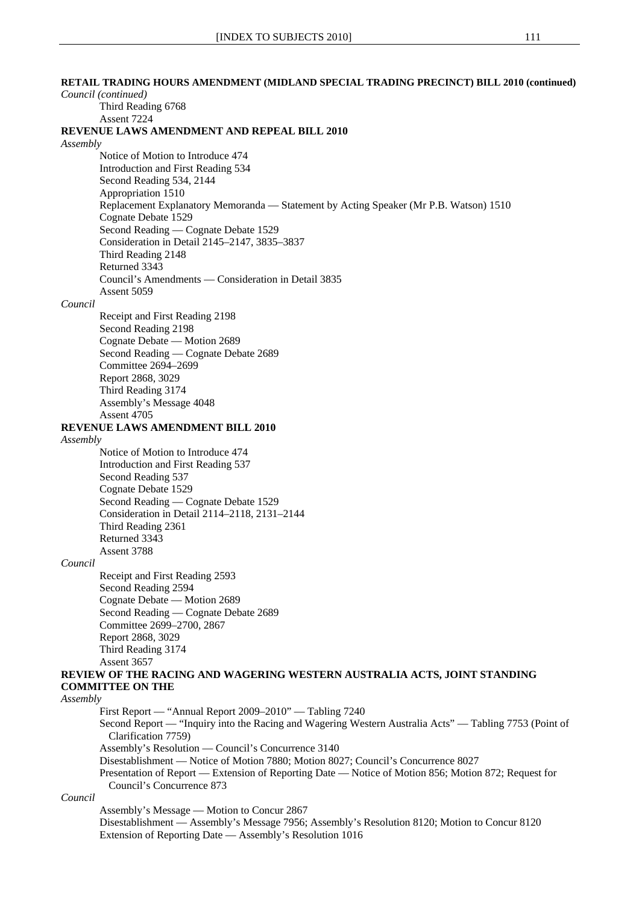**RETAIL TRADING HOURS AMENDMENT (MIDLAND SPECIAL TRADING PRECINCT) BILL 2010 (continued)**

*Council (continued)*

Third Reading 6768
Assent 7224

**REVENUE LAWS AMENDMENT AND REPEAL BILL 2010**

*Assembly*

Notice of Motion to Introduce 474
Introduction and First Reading 534
Second Reading 534, 2144
Appropriation 1510
Replacement Explanatory Memoranda — Statement by Acting Speaker (Mr P.B. Watson) 1510
Cognate Debate 1529
Second Reading — Cognate Debate 1529
Consideration in Detail 2145–2147, 3835–3837
Third Reading 2148
Returned 3343
Council's Amendments — Consideration in Detail 3835
Assent 5059

*Council*

Receipt and First Reading 2198
Second Reading 2198
Cognate Debate — Motion 2689
Second Reading — Cognate Debate 2689
Committee 2694–2699
Report 2868, 3029
Third Reading 3174
Assembly's Message 4048
Assent 4705

**REVENUE LAWS AMENDMENT BILL 2010**

*Assembly*

Notice of Motion to Introduce 474
Introduction and First Reading 537
Second Reading 537
Cognate Debate 1529
Second Reading — Cognate Debate 1529
Consideration in Detail 2114–2118, 2131–2144
Third Reading 2361
Returned 3343
Assent 3788

*Council*

Receipt and First Reading 2593
Second Reading 2594
Cognate Debate — Motion 2689
Second Reading — Cognate Debate 2689
Committee 2699–2700, 2867
Report 2868, 3029
Third Reading 3174
Assent 3657

**REVIEW OF THE RACING AND WAGERING WESTERN AUSTRALIA ACTS, JOINT STANDING COMMITTEE ON THE**

*Assembly*

First Report — "Annual Report 2009–2010" — Tabling 7240
Second Report — "Inquiry into the Racing and Wagering Western Australia Acts" — Tabling 7753 (Point of Clarification 7759)
Assembly's Resolution — Council's Concurrence 3140
Disestablishment — Notice of Motion 7880; Motion 8027; Council's Concurrence 8027
Presentation of Report — Extension of Reporting Date — Notice of Motion 856; Motion 872; Request for Council's Concurrence 873

*Council*

Assembly's Message — Motion to Concur 2867
Disestablishment — Assembly's Message 7956; Assembly's Resolution 8120; Motion to Concur 8120
Extension of Reporting Date — Assembly's Resolution 1016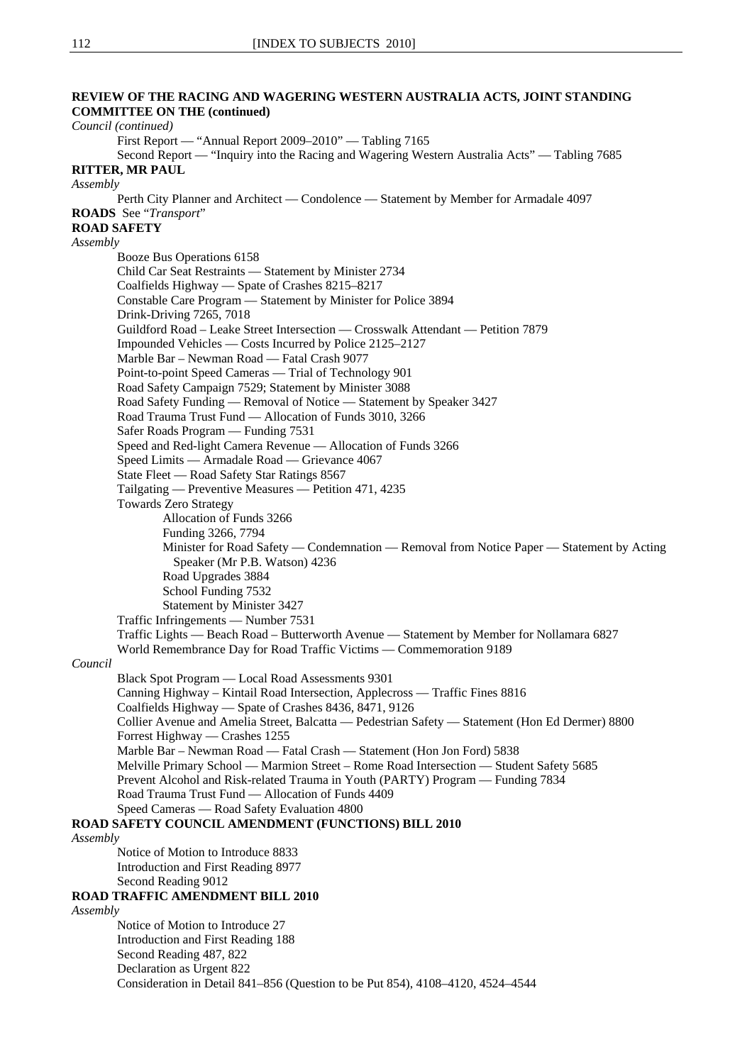**REVIEW OF THE RACING AND WAGERING WESTERN AUSTRALIA ACTS, JOINT STANDING COMMITTEE ON THE (continued)**

*Council (continued)*

- First Report — "Annual Report 2009–2010" — Tabling 7165
- Second Report — "Inquiry into the Racing and Wagering Western Australia Acts" — Tabling 7685

**RITTER, MR PAUL**

*Assembly*

- Perth City Planner and Architect — Condolence — Statement by Member for Armadale 4097

**ROADS** See "*Transport*"

**ROAD SAFETY**

*Assembly*

- Booze Bus Operations 6158
- Child Car Seat Restraints — Statement by Minister 2734
- Coalfields Highway — Spate of Crashes 8215–8217
- Constable Care Program — Statement by Minister for Police 3894
- Drink-Driving 7265, 7018
- Guildford Road – Leake Street Intersection — Crosswalk Attendant — Petition 7879
- Impounded Vehicles — Costs Incurred by Police 2125–2127
- Marble Bar – Newman Road — Fatal Crash 9077
- Point-to-point Speed Cameras — Trial of Technology 901
- Road Safety Campaign 7529; Statement by Minister 3088
- Road Safety Funding — Removal of Notice — Statement by Speaker 3427
- Road Trauma Trust Fund — Allocation of Funds 3010, 3266
- Safer Roads Program — Funding 7531
- Speed and Red-light Camera Revenue — Allocation of Funds 3266
- Speed Limits — Armadale Road — Grievance 4067
- State Fleet — Road Safety Star Ratings 8567
- Tailgating — Preventive Measures — Petition 471, 4235
- Towards Zero Strategy
  - Allocation of Funds 3266
  - Funding 3266, 7794
  - Minister for Road Safety — Condemnation — Removal from Notice Paper — Statement by Acting Speaker (Mr P.B. Watson) 4236
  - Road Upgrades 3884
  - School Funding 7532
  - Statement by Minister 3427
- Traffic Infringements — Number 7531
- Traffic Lights — Beach Road – Butterworth Avenue — Statement by Member for Nollamara 6827
- World Remembrance Day for Road Traffic Victims — Commemoration 9189

*Council*

- Black Spot Program — Local Road Assessments 9301
- Canning Highway – Kintail Road Intersection, Applecross — Traffic Fines 8816
- Coalfields Highway — Spate of Crashes 8436, 8471, 9126
- Collier Avenue and Amelia Street, Balcatta — Pedestrian Safety — Statement (Hon Ed Dermer) 8800
- Forrest Highway — Crashes 1255
- Marble Bar – Newman Road — Fatal Crash — Statement (Hon Jon Ford) 5838
- Melville Primary School — Marmion Street – Rome Road Intersection — Student Safety 5685
- Prevent Alcohol and Risk-related Trauma in Youth (PARTY) Program — Funding 7834
- Road Trauma Trust Fund — Allocation of Funds 4409
- Speed Cameras — Road Safety Evaluation 4800

**ROAD SAFETY COUNCIL AMENDMENT (FUNCTIONS) BILL 2010**

*Assembly*

- Notice of Motion to Introduce 8833
- Introduction and First Reading 8977
- Second Reading 9012

**ROAD TRAFFIC AMENDMENT BILL 2010**

*Assembly*

- Notice of Motion to Introduce 27
- Introduction and First Reading 188
- Second Reading 487, 822
- Declaration as Urgent 822
- Consideration in Detail 841–856 (Question to be Put 854), 4108–4120, 4524–4544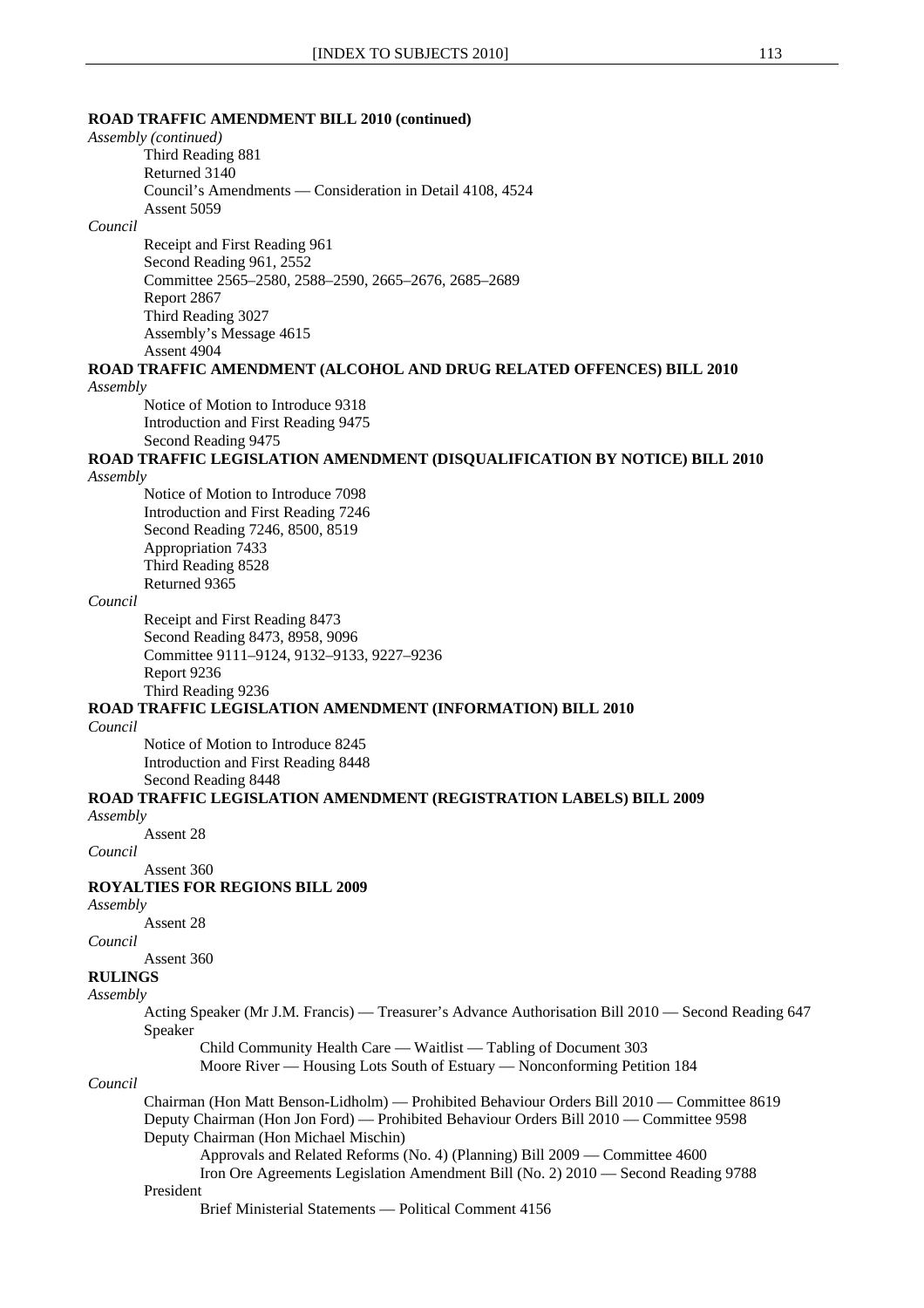**ROAD TRAFFIC AMENDMENT BILL 2010 (continued)**

*Assembly (continued)*

Third Reading 881
Returned 3140
Council's Amendments — Consideration in Detail 4108, 4524
Assent 5059

*Council*

Receipt and First Reading 961
Second Reading 961, 2552
Committee 2565–2580, 2588–2590, 2665–2676, 2685–2689
Report 2867
Third Reading 3027
Assembly's Message 4615
Assent 4904

**ROAD TRAFFIC AMENDMENT (ALCOHOL AND DRUG RELATED OFFENCES) BILL 2010**

*Assembly*

Notice of Motion to Introduce 9318
Introduction and First Reading 9475
Second Reading 9475

**ROAD TRAFFIC LEGISLATION AMENDMENT (DISQUALIFICATION BY NOTICE) BILL 2010**

*Assembly*

Notice of Motion to Introduce 7098
Introduction and First Reading 7246
Second Reading 7246, 8500, 8519
Appropriation 7433
Third Reading 8528
Returned 9365

*Council*

Receipt and First Reading 8473
Second Reading 8473, 8958, 9096
Committee 9111–9124, 9132–9133, 9227–9236
Report 9236
Third Reading 9236

**ROAD TRAFFIC LEGISLATION AMENDMENT (INFORMATION) BILL 2010**

*Council*

Notice of Motion to Introduce 8245
Introduction and First Reading 8448
Second Reading 8448

**ROAD TRAFFIC LEGISLATION AMENDMENT (REGISTRATION LABELS) BILL 2009**

*Assembly*

Assent 28

*Council*

Assent 360

**ROYALTIES FOR REGIONS BILL 2009**

*Assembly*

Assent 28

*Council*

Assent 360

**RULINGS**

*Assembly*

Acting Speaker (Mr J.M. Francis) — Treasurer's Advance Authorisation Bill 2010 — Second Reading 647
Speaker
    Child Community Health Care — Waitlist — Tabling of Document 303
    Moore River — Housing Lots South of Estuary — Nonconforming Petition 184

*Council*

Chairman (Hon Matt Benson-Lidholm) — Prohibited Behaviour Orders Bill 2010 — Committee 8619
Deputy Chairman (Hon Jon Ford) — Prohibited Behaviour Orders Bill 2010 — Committee 9598
Deputy Chairman (Hon Michael Mischin)
    Approvals and Related Reforms (No. 4) (Planning) Bill 2009 — Committee 4600
    Iron Ore Agreements Legislation Amendment Bill (No. 2) 2010 — Second Reading 9788
President
    Brief Ministerial Statements — Political Comment 4156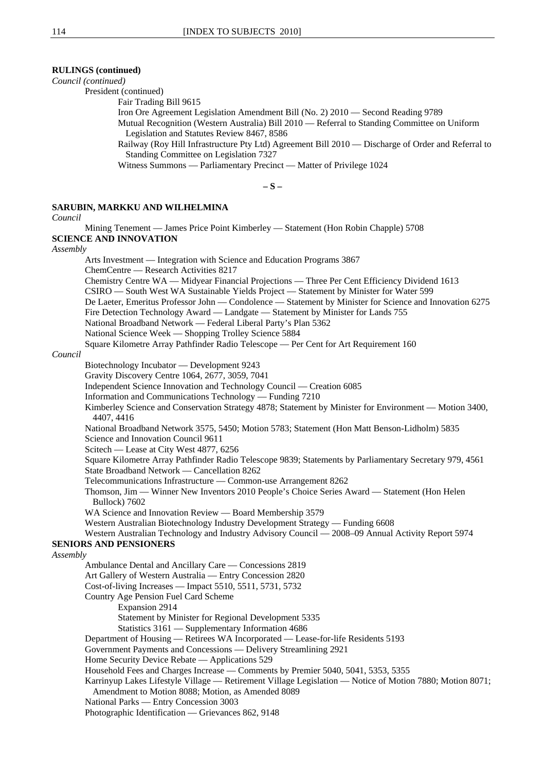**RULINGS (continued)**

*Council (continued)*

President (continued)

Fair Trading Bill 9615

Iron Ore Agreement Legislation Amendment Bill (No. 2) 2010 — Second Reading 9789

Mutual Recognition (Western Australia) Bill 2010 — Referral to Standing Committee on Uniform Legislation and Statutes Review 8467, 8586

Railway (Roy Hill Infrastructure Pty Ltd) Agreement Bill 2010 — Discharge of Order and Referral to Standing Committee on Legislation 7327

Witness Summons — Parliamentary Precinct — Matter of Privilege 1024

**– S –**

**SARUBIN, MARKKU AND WILHELMINA**

*Council*

Mining Tenement — James Price Point Kimberley — Statement (Hon Robin Chapple) 5708

**SCIENCE AND INNOVATION**

*Assembly*

Arts Investment — Integration with Science and Education Programs 3867

ChemCentre — Research Activities 8217

Chemistry Centre WA — Midyear Financial Projections — Three Per Cent Efficiency Dividend 1613

CSIRO — South West WA Sustainable Yields Project — Statement by Minister for Water 599

De Laeter, Emeritus Professor John — Condolence — Statement by Minister for Science and Innovation 6275

Fire Detection Technology Award — Landgate — Statement by Minister for Lands 755

National Broadband Network — Federal Liberal Party's Plan 5362

National Science Week — Shopping Trolley Science 5884

Square Kilometre Array Pathfinder Radio Telescope — Per Cent for Art Requirement 160

*Council*

Biotechnology Incubator — Development 9243

Gravity Discovery Centre 1064, 2677, 3059, 7041

Independent Science Innovation and Technology Council — Creation 6085

Information and Communications Technology — Funding 7210

Kimberley Science and Conservation Strategy 4878; Statement by Minister for Environment — Motion 3400, 4407, 4416

National Broadband Network 3575, 5450; Motion 5783; Statement (Hon Matt Benson-Lidholm) 5835

Science and Innovation Council 9611

Scitech — Lease at City West 4877, 6256

Square Kilometre Array Pathfinder Radio Telescope 9839; Statements by Parliamentary Secretary 979, 4561

State Broadband Network — Cancellation 8262

Telecommunications Infrastructure — Common-use Arrangement 8262

Thomson, Jim — Winner New Inventors 2010 People's Choice Series Award — Statement (Hon Helen Bullock) 7602

WA Science and Innovation Review — Board Membership 3579

Western Australian Biotechnology Industry Development Strategy — Funding 6608

Western Australian Technology and Industry Advisory Council — 2008–09 Annual Activity Report 5974

**SENIORS AND PENSIONERS**

*Assembly*

Ambulance Dental and Ancillary Care — Concessions 2819

Art Gallery of Western Australia — Entry Concession 2820

Cost-of-living Increases — Impact 5510, 5511, 5731, 5732

Country Age Pension Fuel Card Scheme

Expansion 2914

Statement by Minister for Regional Development 5335

Statistics 3161 — Supplementary Information 4686

Department of Housing — Retirees WA Incorporated — Lease-for-life Residents 5193

Government Payments and Concessions — Delivery Streamlining 2921

Home Security Device Rebate — Applications 529

Household Fees and Charges Increase — Comments by Premier 5040, 5041, 5353, 5355

Karrinyup Lakes Lifestyle Village — Retirement Village Legislation — Notice of Motion 7880; Motion 8071; Amendment to Motion 8088; Motion, as Amended 8089

National Parks — Entry Concession 3003

Photographic Identification — Grievances 862, 9148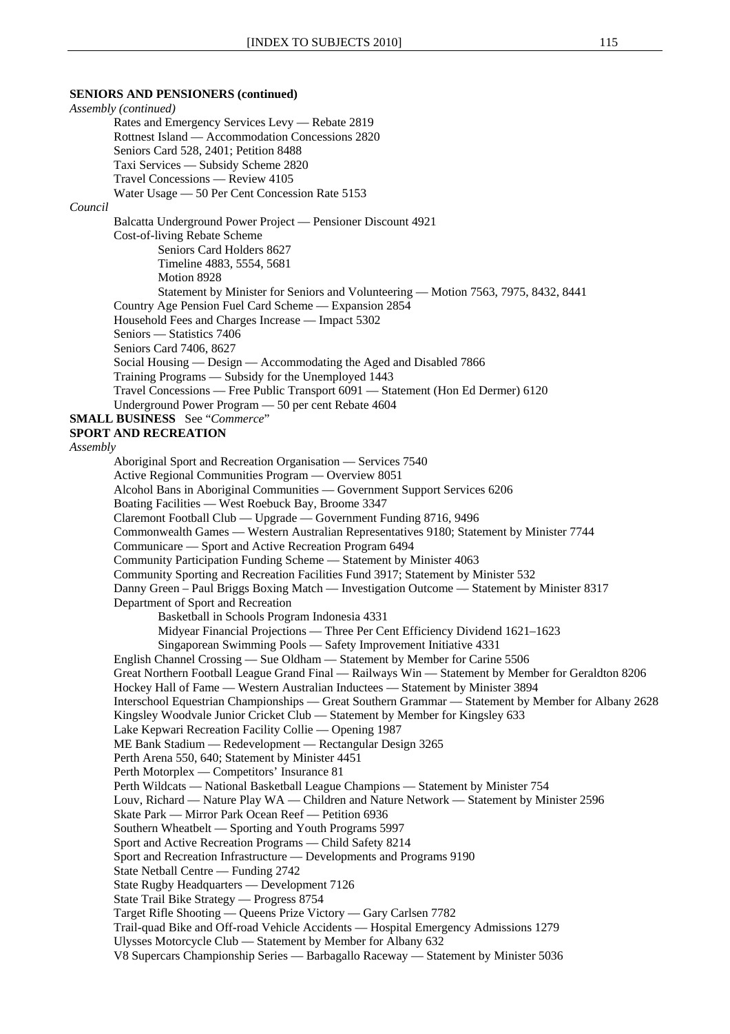**SENIORS AND PENSIONERS (continued)**

*Assembly (continued)*

- Rates and Emergency Services Levy — Rebate 2819
- Rottnest Island — Accommodation Concessions 2820
- Seniors Card 528, 2401; Petition 8488
- Taxi Services — Subsidy Scheme 2820
- Travel Concessions — Review 4105
- Water Usage — 50 Per Cent Concession Rate 5153

*Council*

- Balcatta Underground Power Project — Pensioner Discount 4921
- Cost-of-living Rebate Scheme
  - Seniors Card Holders 8627
  - Timeline 4883, 5554, 5681
  - Motion 8928
  - Statement by Minister for Seniors and Volunteering — Motion 7563, 7975, 8432, 8441
- Country Age Pension Fuel Card Scheme — Expansion 2854
- Household Fees and Charges Increase — Impact 5302
- Seniors — Statistics 7406
- Seniors Card 7406, 8627
- Social Housing — Design — Accommodating the Aged and Disabled 7866
- Training Programs — Subsidy for the Unemployed 1443
- Travel Concessions — Free Public Transport 6091 — Statement (Hon Ed Dermer) 6120
- Underground Power Program — 50 per cent Rebate 4604

**SMALL BUSINESS** See "*Commerce*"

**SPORT AND RECREATION**

*Assembly*

- Aboriginal Sport and Recreation Organisation — Services 7540
- Active Regional Communities Program — Overview 8051
- Alcohol Bans in Aboriginal Communities — Government Support Services 6206
- Boating Facilities — West Roebuck Bay, Broome 3347
- Claremont Football Club — Upgrade — Government Funding 8716, 9496
- Commonwealth Games — Western Australian Representatives 9180; Statement by Minister 7744
- Communicare — Sport and Active Recreation Program 6494
- Community Participation Funding Scheme — Statement by Minister 4063
- Community Sporting and Recreation Facilities Fund 3917; Statement by Minister 532
- Danny Green – Paul Briggs Boxing Match — Investigation Outcome — Statement by Minister 8317
- Department of Sport and Recreation
  - Basketball in Schools Program Indonesia 4331
  - Midyear Financial Projections — Three Per Cent Efficiency Dividend 1621–1623
  - Singaporean Swimming Pools — Safety Improvement Initiative 4331
- English Channel Crossing — Sue Oldham — Statement by Member for Carine 5506
- Great Northern Football League Grand Final — Railways Win — Statement by Member for Geraldton 8206
- Hockey Hall of Fame — Western Australian Inductees — Statement by Minister 3894
- Interschool Equestrian Championships — Great Southern Grammar — Statement by Member for Albany 2628
- Kingsley Woodvale Junior Cricket Club — Statement by Member for Kingsley 633
- Lake Kepwari Recreation Facility Collie — Opening 1987
- ME Bank Stadium — Redevelopment — Rectangular Design 3265
- Perth Arena 550, 640; Statement by Minister 4451
- Perth Motorplex — Competitors' Insurance 81
- Perth Wildcats — National Basketball League Champions — Statement by Minister 754
- Louv, Richard — Nature Play WA — Children and Nature Network — Statement by Minister 2596
- Skate Park — Mirror Park Ocean Reef — Petition 6936
- Southern Wheatbelt — Sporting and Youth Programs 5997
- Sport and Active Recreation Programs — Child Safety 8214
- Sport and Recreation Infrastructure — Developments and Programs 9190
- State Netball Centre — Funding 2742
- State Rugby Headquarters — Development 7126
- State Trail Bike Strategy — Progress 8754
- Target Rifle Shooting — Queens Prize Victory — Gary Carlsen 7782
- Trail-quad Bike and Off-road Vehicle Accidents — Hospital Emergency Admissions 1279
- Ulysses Motorcycle Club — Statement by Member for Albany 632
- V8 Supercars Championship Series — Barbagallo Raceway — Statement by Minister 5036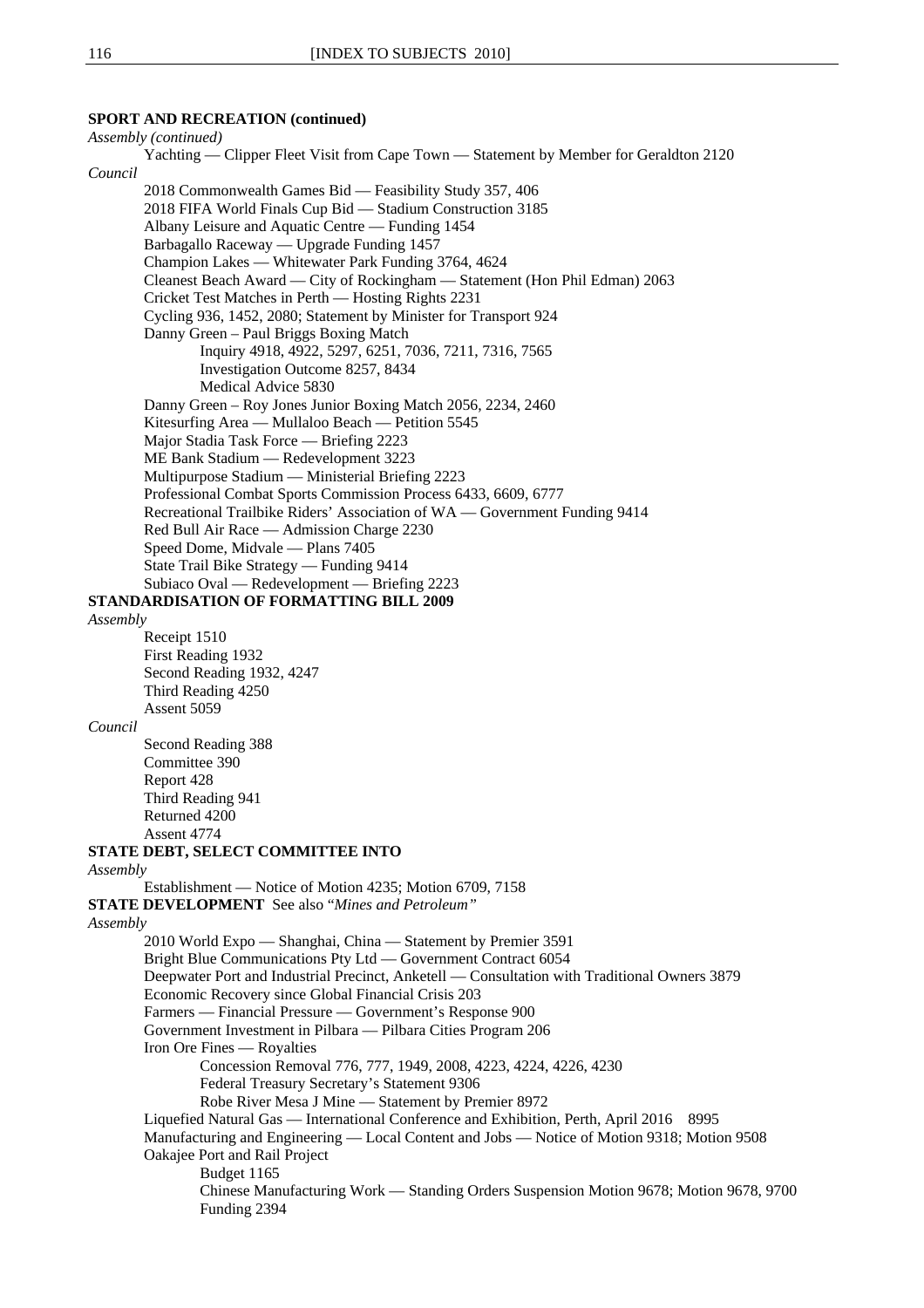**SPORT AND RECREATION (continued)**

*Assembly (continued)*

Yachting — Clipper Fleet Visit from Cape Town — Statement by Member for Geraldton 2120

*Council*

2018 Commonwealth Games Bid — Feasibility Study 357, 406
2018 FIFA World Finals Cup Bid — Stadium Construction 3185
Albany Leisure and Aquatic Centre — Funding 1454
Barbagallo Raceway — Upgrade Funding 1457
Champion Lakes — Whitewater Park Funding 3764, 4624
Cleanest Beach Award — City of Rockingham — Statement (Hon Phil Edman) 2063
Cricket Test Matches in Perth — Hosting Rights 2231
Cycling 936, 1452, 2080; Statement by Minister for Transport 924
Danny Green – Paul Briggs Boxing Match
    Inquiry 4918, 4922, 5297, 6251, 7036, 7211, 7316, 7565
    Investigation Outcome 8257, 8434
    Medical Advice 5830
Danny Green – Roy Jones Junior Boxing Match 2056, 2234, 2460
Kitesurfing Area — Mullaloo Beach — Petition 5545
Major Stadia Task Force — Briefing 2223
ME Bank Stadium — Redevelopment 3223
Multipurpose Stadium — Ministerial Briefing 2223
Professional Combat Sports Commission Process 6433, 6609, 6777
Recreational Trailbike Riders' Association of WA — Government Funding 9414
Red Bull Air Race — Admission Charge 2230
Speed Dome, Midvale — Plans 7405
State Trail Bike Strategy — Funding 9414
Subiaco Oval — Redevelopment — Briefing 2223

**STANDARDISATION OF FORMATTING BILL 2009**

*Assembly*

Receipt 1510
First Reading 1932
Second Reading 1932, 4247
Third Reading 4250
Assent 5059

*Council*

Second Reading 388
Committee 390
Report 428
Third Reading 941
Returned 4200
Assent 4774

**STATE DEBT, SELECT COMMITTEE INTO**

*Assembly*

Establishment — Notice of Motion 4235; Motion 6709, 7158

**STATE DEVELOPMENT** See also "*Mines and Petroleum"*

*Assembly*

2010 World Expo — Shanghai, China — Statement by Premier 3591
Bright Blue Communications Pty Ltd — Government Contract 6054
Deepwater Port and Industrial Precinct, Anketell — Consultation with Traditional Owners 3879
Economic Recovery since Global Financial Crisis 203
Farmers — Financial Pressure — Government's Response 900
Government Investment in Pilbara — Pilbara Cities Program 206
Iron Ore Fines — Royalties
    Concession Removal 776, 777, 1949, 2008, 4223, 4224, 4226, 4230
    Federal Treasury Secretary's Statement 9306
    Robe River Mesa J Mine — Statement by Premier 8972
Liquefied Natural Gas — International Conference and Exhibition, Perth, April 2016 8995
Manufacturing and Engineering — Local Content and Jobs — Notice of Motion 9318; Motion 9508
Oakajee Port and Rail Project
    Budget 1165
    Chinese Manufacturing Work — Standing Orders Suspension Motion 9678; Motion 9678, 9700
    Funding 2394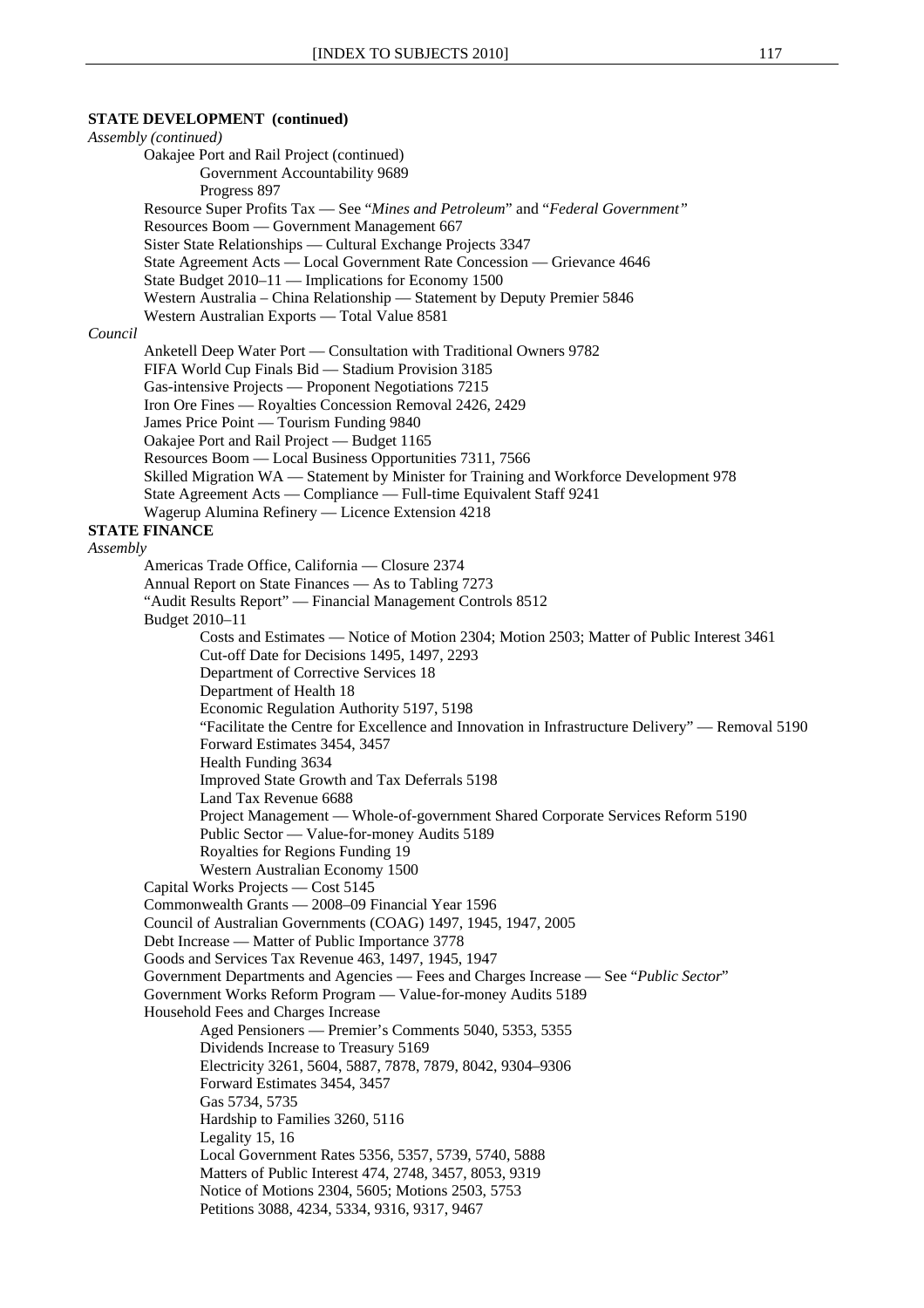**STATE DEVELOPMENT (continued)**

*Assembly (continued)*

Oakajee Port and Rail Project (continued)

Government Accountability 9689

Progress 897

Resource Super Profits Tax — See "*Mines and Petroleum*" and "*Federal Government"*

Resources Boom — Government Management 667

Sister State Relationships — Cultural Exchange Projects 3347

State Agreement Acts — Local Government Rate Concession — Grievance 4646

State Budget 2010–11 — Implications for Economy 1500

Western Australia – China Relationship — Statement by Deputy Premier 5846

Western Australian Exports — Total Value 8581

*Council*

Anketell Deep Water Port — Consultation with Traditional Owners 9782

FIFA World Cup Finals Bid — Stadium Provision 3185

Gas-intensive Projects — Proponent Negotiations 7215

Iron Ore Fines — Royalties Concession Removal 2426, 2429

James Price Point — Tourism Funding 9840

Oakajee Port and Rail Project — Budget 1165

Resources Boom — Local Business Opportunities 7311, 7566

Skilled Migration WA — Statement by Minister for Training and Workforce Development 978

State Agreement Acts — Compliance — Full-time Equivalent Staff 9241

Wagerup Alumina Refinery — Licence Extension 4218

**STATE FINANCE**

*Assembly*

Americas Trade Office, California — Closure 2374

Annual Report on State Finances — As to Tabling 7273

"Audit Results Report" — Financial Management Controls 8512

Budget 2010–11

Costs and Estimates — Notice of Motion 2304; Motion 2503; Matter of Public Interest 3461

Cut-off Date for Decisions 1495, 1497, 2293

Department of Corrective Services 18

Department of Health 18

Economic Regulation Authority 5197, 5198

"Facilitate the Centre for Excellence and Innovation in Infrastructure Delivery" — Removal 5190

Forward Estimates 3454, 3457

Health Funding 3634

Improved State Growth and Tax Deferrals 5198

Land Tax Revenue 6688

Project Management — Whole-of-government Shared Corporate Services Reform 5190

Public Sector — Value-for-money Audits 5189

Royalties for Regions Funding 19

Western Australian Economy 1500

Capital Works Projects — Cost 5145

Commonwealth Grants — 2008–09 Financial Year 1596

Council of Australian Governments (COAG) 1497, 1945, 1947, 2005

Debt Increase — Matter of Public Importance 3778

Goods and Services Tax Revenue 463, 1497, 1945, 1947

Government Departments and Agencies — Fees and Charges Increase — See "*Public Sector*"

Government Works Reform Program — Value-for-money Audits 5189

Household Fees and Charges Increase

Aged Pensioners — Premier's Comments 5040, 5353, 5355

Dividends Increase to Treasury 5169

Electricity 3261, 5604, 5887, 7878, 7879, 8042, 9304–9306

Forward Estimates 3454, 3457

Gas 5734, 5735

Hardship to Families 3260, 5116

Legality 15, 16

Local Government Rates 5356, 5357, 5739, 5740, 5888

Matters of Public Interest 474, 2748, 3457, 8053, 9319

Notice of Motions 2304, 5605; Motions 2503, 5753

Petitions 3088, 4234, 5334, 9316, 9317, 9467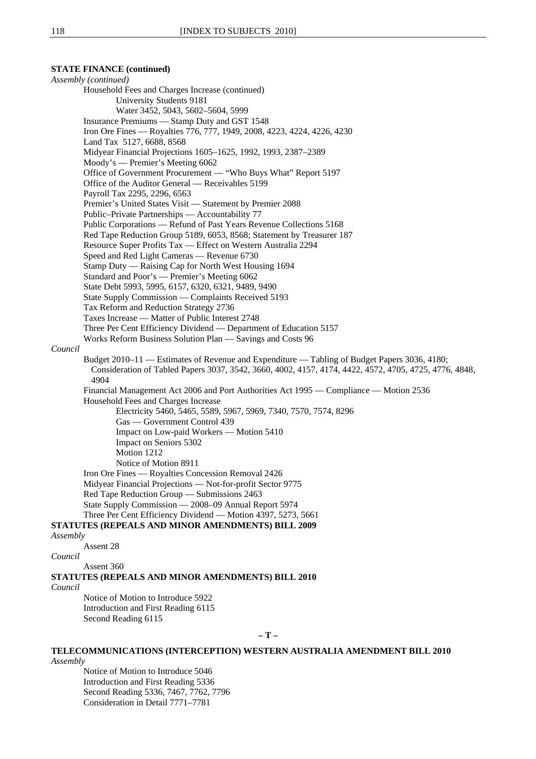**STATE FINANCE (continued)**

*Assembly (continued)*

Household Fees and Charges Increase (continued)

University Students 9181

Water 3452, 5043, 5602–5604, 5999

Insurance Premiums — Stamp Duty and GST 1548

Iron Ore Fines — Royalties 776, 777, 1949, 2008, 4223, 4224, 4226, 4230

Land Tax 5127, 6688, 8568

Midyear Financial Projections 1605–1625, 1992, 1993, 2387–2389

Moody's — Premier's Meeting 6062

Office of Government Procurement — "Who Buys What" Report 5197

Office of the Auditor General — Receivables 5199

Payroll Tax 2295, 2296, 6563

Premier's United States Visit — Statement by Premier 2088

Public–Private Partnerships — Accountability 77

Public Corporations — Refund of Past Years Revenue Collections 5168

Red Tape Reduction Group 5189, 6053, 8568; Statement by Treasurer 187

Resource Super Profits Tax — Effect on Western Australia 2294

Speed and Red Light Cameras — Revenue 6730

Stamp Duty — Raising Cap for North West Housing 1694

Standard and Poor's — Premier's Meeting 6062

State Debt 5993, 5995, 6157, 6320, 6321, 9489, 9490

State Supply Commission — Complaints Received 5193

Tax Reform and Reduction Strategy 2736

Taxes Increase — Matter of Public Interest 2748

Three Per Cent Efficiency Dividend — Department of Education 5157

Works Reform Business Solution Plan — Savings and Costs 96

*Council*

Budget 2010–11 — Estimates of Revenue and Expenditure — Tabling of Budget Papers 3036, 4180; Consideration of Tabled Papers 3037, 3542, 3660, 4002, 4157, 4174, 4422, 4572, 4705, 4725, 4776, 4848, 4904

Financial Management Act 2006 and Port Authorities Act 1995 — Compliance — Motion 2536

Household Fees and Charges Increase

Electricity 5460, 5465, 5589, 5967, 5969, 7340, 7570, 7574, 8296

Gas — Government Control 439

Impact on Low-paid Workers — Motion 5410

Impact on Seniors 5302

Motion 1212

Notice of Motion 8911

Iron Ore Fines — Royalties Concession Removal 2426

Midyear Financial Projections — Not-for-profit Sector 9775

Red Tape Reduction Group — Submissions 2463

State Supply Commission — 2008–09 Annual Report 5974

Three Per Cent Efficiency Dividend — Motion 4397, 5273, 5661

**STATUTES (REPEALS AND MINOR AMENDMENTS) BILL 2009**

*Assembly*

Assent 28

*Council*

Assent 360

**STATUTES (REPEALS AND MINOR AMENDMENTS) BILL 2010**

*Council*

Notice of Motion to Introduce 5922

Introduction and First Reading 6115

Second Reading 6115

## – T –

**TELECOMMUNICATIONS (INTERCEPTION) WESTERN AUSTRALIA AMENDMENT BILL 2010**

*Assembly*

Notice of Motion to Introduce 5046

Introduction and First Reading 5336

Second Reading 5336, 7467, 7762, 7796

Consideration in Detail 7771–7781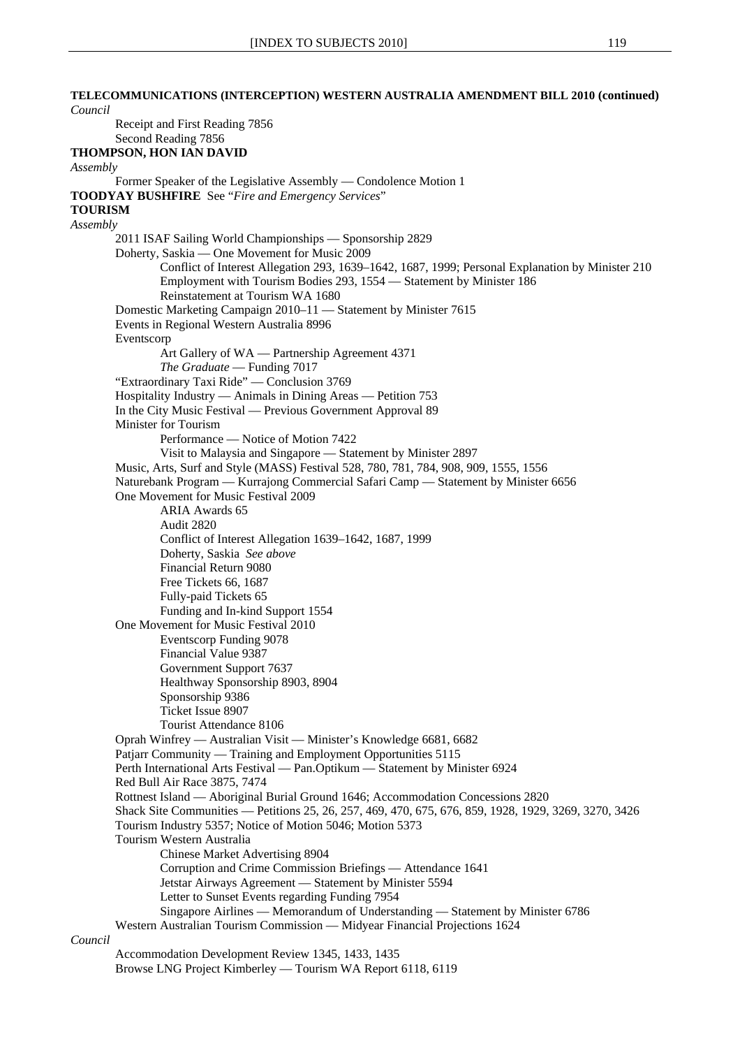**TELECOMMUNICATIONS (INTERCEPTION) WESTERN AUSTRALIA AMENDMENT BILL 2010 (continued)**

*Council*

- Receipt and First Reading 7856
- Second Reading 7856

**THOMPSON, HON IAN DAVID**

*Assembly*

- Former Speaker of the Legislative Assembly — Condolence Motion 1

**TOODYAY BUSHFIRE** See "*Fire and Emergency Services*"

**TOURISM**

*Assembly*

- 2011 ISAF Sailing World Championships — Sponsorship 2829
- Doherty, Saskia — One Movement for Music 2009
    - Conflict of Interest Allegation 293, 1639–1642, 1687, 1999; Personal Explanation by Minister 210
    - Employment with Tourism Bodies 293, 1554 — Statement by Minister 186
    - Reinstatement at Tourism WA 1680
- Domestic Marketing Campaign 2010–11 — Statement by Minister 7615
- Events in Regional Western Australia 8996
- Eventscorp
    - Art Gallery of WA — Partnership Agreement 4371
    - *The Graduate* — Funding 7017
- "Extraordinary Taxi Ride" — Conclusion 3769
- Hospitality Industry — Animals in Dining Areas — Petition 753
- In the City Music Festival — Previous Government Approval 89
- Minister for Tourism
    - Performance — Notice of Motion 7422
    - Visit to Malaysia and Singapore — Statement by Minister 2897
- Music, Arts, Surf and Style (MASS) Festival 528, 780, 781, 784, 908, 909, 1555, 1556
- Naturebank Program — Kurrajong Commercial Safari Camp — Statement by Minister 6656
- One Movement for Music Festival 2009
    - ARIA Awards 65
    - Audit 2820
    - Conflict of Interest Allegation 1639–1642, 1687, 1999
    - Doherty, Saskia *See above*
    - Financial Return 9080
    - Free Tickets 66, 1687
    - Fully-paid Tickets 65
    - Funding and In-kind Support 1554
- One Movement for Music Festival 2010
    - Eventscorp Funding 9078
    - Financial Value 9387
    - Government Support 7637
    - Healthway Sponsorship 8903, 8904
    - Sponsorship 9386
    - Ticket Issue 8907
    - Tourist Attendance 8106
- Oprah Winfrey — Australian Visit — Minister's Knowledge 6681, 6682
- Patjarr Community — Training and Employment Opportunities 5115
- Perth International Arts Festival — Pan.Optikum — Statement by Minister 6924
- Red Bull Air Race 3875, 7474
- Rottnest Island — Aboriginal Burial Ground 1646; Accommodation Concessions 2820
- Shack Site Communities — Petitions 25, 26, 257, 469, 470, 675, 676, 859, 1928, 1929, 3269, 3270, 3426
- Tourism Industry 5357; Notice of Motion 5046; Motion 5373
- Tourism Western Australia
    - Chinese Market Advertising 8904
    - Corruption and Crime Commission Briefings — Attendance 1641
    - Jetstar Airways Agreement — Statement by Minister 5594
    - Letter to Sunset Events regarding Funding 7954
    - Singapore Airlines — Memorandum of Understanding — Statement by Minister 6786
- Western Australian Tourism Commission — Midyear Financial Projections 1624

*Council*

- Accommodation Development Review 1345, 1433, 1435
- Browse LNG Project Kimberley — Tourism WA Report 6118, 6119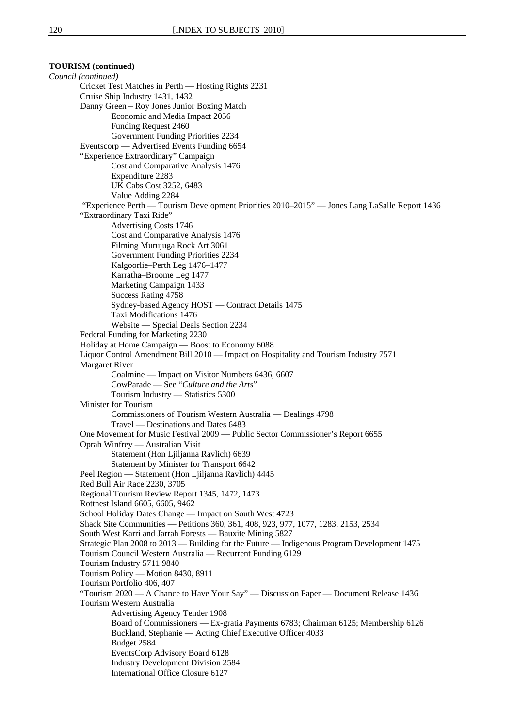**TOURISM (continued)**

*Council (continued)*

- Cricket Test Matches in Perth — Hosting Rights 2231
- Cruise Ship Industry 1431, 1432
- Danny Green – Roy Jones Junior Boxing Match
  - Economic and Media Impact 2056
  - Funding Request 2460
  - Government Funding Priorities 2234
- Eventscorp — Advertised Events Funding 6654
- "Experience Extraordinary" Campaign
  - Cost and Comparative Analysis 1476
  - Expenditure 2283
  - UK Cabs Cost 3252, 6483
  - Value Adding 2284
- "Experience Perth — Tourism Development Priorities 2010–2015" — Jones Lang LaSalle Report 1436
- "Extraordinary Taxi Ride"
  - Advertising Costs 1746
  - Cost and Comparative Analysis 1476
  - Filming Murujuga Rock Art 3061
  - Government Funding Priorities 2234
  - Kalgoorlie–Perth Leg 1476–1477
  - Karratha–Broome Leg 1477
  - Marketing Campaign 1433
  - Success Rating 4758
  - Sydney-based Agency HOST — Contract Details 1475
  - Taxi Modifications 1476
  - Website — Special Deals Section 2234
- Federal Funding for Marketing 2230
- Holiday at Home Campaign — Boost to Economy 6088
- Liquor Control Amendment Bill 2010 — Impact on Hospitality and Tourism Industry 7571
- Margaret River
  - Coalmine — Impact on Visitor Numbers 6436, 6607
  - CowParade — See "*Culture and the Arts*"
  - Tourism Industry — Statistics 5300
- Minister for Tourism
  - Commissioners of Tourism Western Australia — Dealings 4798
  - Travel — Destinations and Dates 6483
- One Movement for Music Festival 2009 — Public Sector Commissioner's Report 6655
- Oprah Winfrey — Australian Visit
  - Statement (Hon Ljiljanna Ravlich) 6639
  - Statement by Minister for Transport 6642
- Peel Region — Statement (Hon Ljiljanna Ravlich) 4445
- Red Bull Air Race 2230, 3705
- Regional Tourism Review Report 1345, 1472, 1473
- Rottnest Island 6605, 6605, 9462
- School Holiday Dates Change — Impact on South West 4723
- Shack Site Communities — Petitions 360, 361, 408, 923, 977, 1077, 1283, 2153, 2534
- South West Karri and Jarrah Forests — Bauxite Mining 5827
- Strategic Plan 2008 to 2013 — Building for the Future — Indigenous Program Development 1475
- Tourism Council Western Australia — Recurrent Funding 6129
- Tourism Industry 5711 9840
- Tourism Policy — Motion 8430, 8911
- Tourism Portfolio 406, 407
- "Tourism 2020 — A Chance to Have Your Say" — Discussion Paper — Document Release 1436
- Tourism Western Australia
  - Advertising Agency Tender 1908
  - Board of Commissioners — Ex-gratia Payments 6783; Chairman 6125; Membership 6126
  - Buckland, Stephanie — Acting Chief Executive Officer 4033
  - Budget 2584
  - EventsCorp Advisory Board 6128
  - Industry Development Division 2584
  - International Office Closure 6127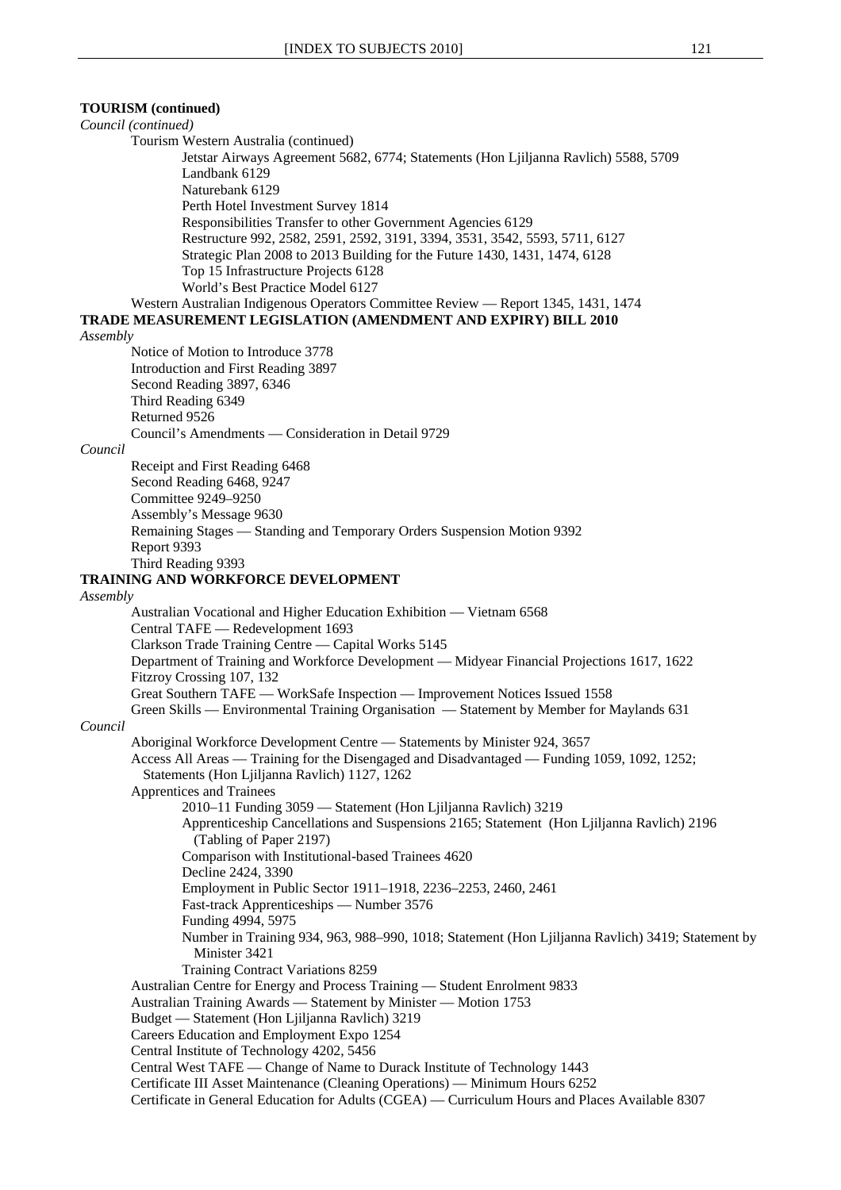**TOURISM (continued)**

*Council (continued)*

Tourism Western Australia (continued)

- Jetstar Airways Agreement 5682, 6774; Statements (Hon Ljiljanna Ravlich) 5588, 5709
- Landbank 6129
- Naturebank 6129
- Perth Hotel Investment Survey 1814
- Responsibilities Transfer to other Government Agencies 6129
- Restructure 992, 2582, 2591, 2592, 3191, 3394, 3531, 3542, 5593, 5711, 6127
- Strategic Plan 2008 to 2013 Building for the Future 1430, 1431, 1474, 6128
- Top 15 Infrastructure Projects 6128
- World's Best Practice Model 6127

Western Australian Indigenous Operators Committee Review — Report 1345, 1431, 1474

**TRADE MEASUREMENT LEGISLATION (AMENDMENT AND EXPIRY) BILL 2010**

*Assembly*

- Notice of Motion to Introduce 3778
- Introduction and First Reading 3897
- Second Reading 3897, 6346
- Third Reading 6349
- Returned 9526
- Council's Amendments — Consideration in Detail 9729

*Council*

- Receipt and First Reading 6468
- Second Reading 6468, 9247
- Committee 9249–9250
- Assembly's Message 9630
- Remaining Stages — Standing and Temporary Orders Suspension Motion 9392
- Report 9393
- Third Reading 9393

**TRAINING AND WORKFORCE DEVELOPMENT**

*Assembly*

- Australian Vocational and Higher Education Exhibition — Vietnam 6568
- Central TAFE — Redevelopment 1693
- Clarkson Trade Training Centre — Capital Works 5145
- Department of Training and Workforce Development — Midyear Financial Projections 1617, 1622
- Fitzroy Crossing 107, 132
- Great Southern TAFE — WorkSafe Inspection — Improvement Notices Issued 1558
- Green Skills — Environmental Training Organisation — Statement by Member for Maylands 631

*Council*

- Aboriginal Workforce Development Centre — Statements by Minister 924, 3657
- Access All Areas — Training for the Disengaged and Disadvantaged — Funding 1059, 1092, 1252; Statements (Hon Ljiljanna Ravlich) 1127, 1262
- Apprentices and Trainees
  - 2010–11 Funding 3059 — Statement (Hon Ljiljanna Ravlich) 3219
  - Apprenticeship Cancellations and Suspensions 2165; Statement (Hon Ljiljanna Ravlich) 2196 (Tabling of Paper 2197)
  - Comparison with Institutional-based Trainees 4620
  - Decline 2424, 3390
  - Employment in Public Sector 1911–1918, 2236–2253, 2460, 2461
  - Fast-track Apprenticeships — Number 3576
  - Funding 4994, 5975
  - Number in Training 934, 963, 988–990, 1018; Statement (Hon Ljiljanna Ravlich) 3419; Statement by Minister 3421
  - Training Contract Variations 8259
- Australian Centre for Energy and Process Training — Student Enrolment 9833
- Australian Training Awards — Statement by Minister — Motion 1753
- Budget — Statement (Hon Ljiljanna Ravlich) 3219
- Careers Education and Employment Expo 1254
- Central Institute of Technology 4202, 5456
- Central West TAFE — Change of Name to Durack Institute of Technology 1443
- Certificate III Asset Maintenance (Cleaning Operations) — Minimum Hours 6252
- Certificate in General Education for Adults (CGEA) — Curriculum Hours and Places Available 8307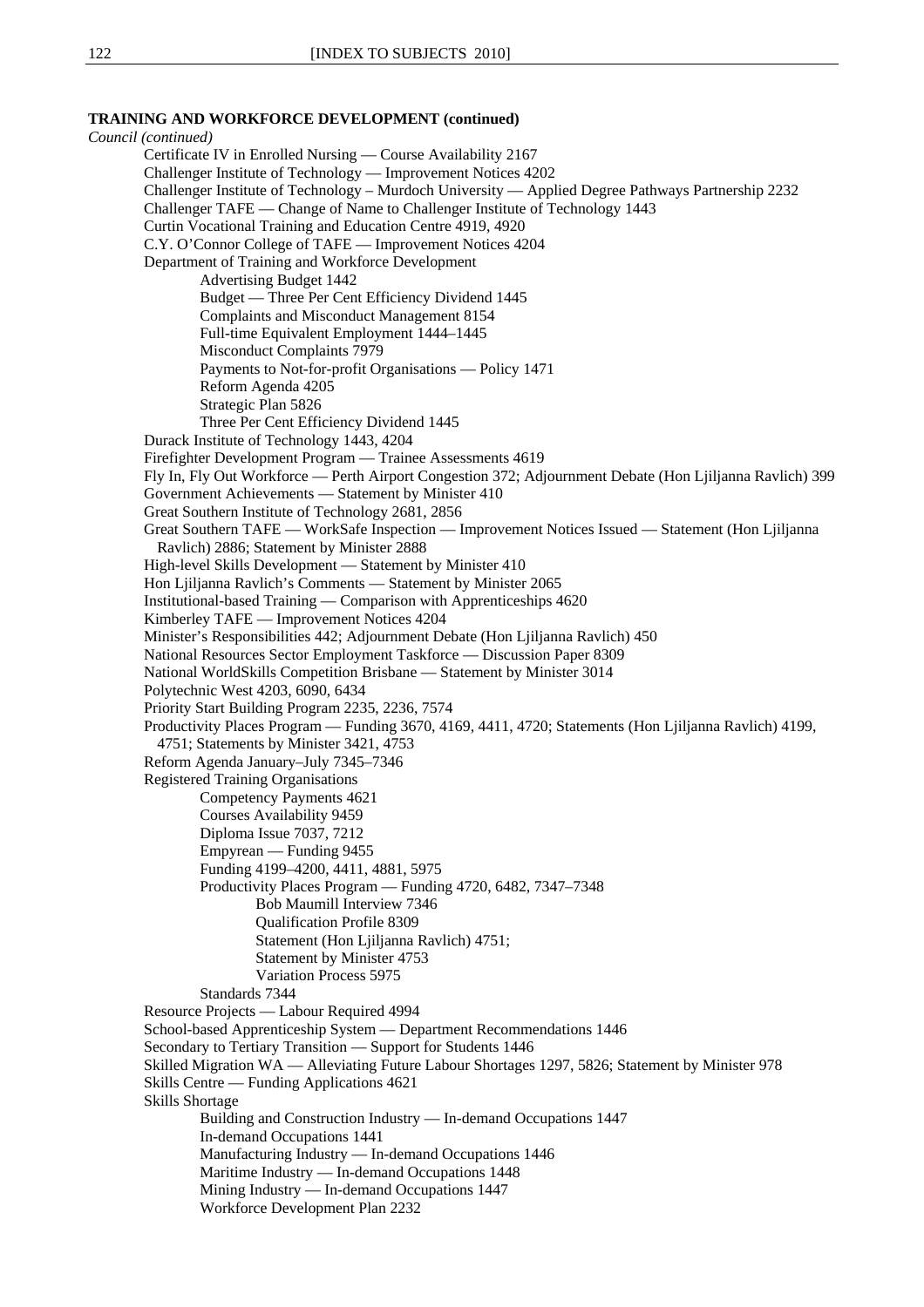**TRAINING AND WORKFORCE DEVELOPMENT (continued)**

*Council (continued)*

- Certificate IV in Enrolled Nursing — Course Availability 2167
- Challenger Institute of Technology — Improvement Notices 4202
- Challenger Institute of Technology – Murdoch University — Applied Degree Pathways Partnership 2232
- Challenger TAFE — Change of Name to Challenger Institute of Technology 1443
- Curtin Vocational Training and Education Centre 4919, 4920
- C.Y. O'Connor College of TAFE — Improvement Notices 4204
- Department of Training and Workforce Development
  - Advertising Budget 1442
  - Budget — Three Per Cent Efficiency Dividend 1445
  - Complaints and Misconduct Management 8154
  - Full-time Equivalent Employment 1444–1445
  - Misconduct Complaints 7979
  - Payments to Not-for-profit Organisations — Policy 1471
  - Reform Agenda 4205
  - Strategic Plan 5826
  - Three Per Cent Efficiency Dividend 1445
- Durack Institute of Technology 1443, 4204
- Firefighter Development Program — Trainee Assessments 4619
- Fly In, Fly Out Workforce — Perth Airport Congestion 372; Adjournment Debate (Hon Ljiljanna Ravlich) 399
- Government Achievements — Statement by Minister 410
- Great Southern Institute of Technology 2681, 2856
- Great Southern TAFE — WorkSafe Inspection — Improvement Notices Issued — Statement (Hon Ljiljanna Ravlich) 2886; Statement by Minister 2888
- High-level Skills Development — Statement by Minister 410
- Hon Ljiljanna Ravlich's Comments — Statement by Minister 2065
- Institutional-based Training — Comparison with Apprenticeships 4620
- Kimberley TAFE — Improvement Notices 4204
- Minister's Responsibilities 442; Adjournment Debate (Hon Ljiljanna Ravlich) 450
- National Resources Sector Employment Taskforce — Discussion Paper 8309
- National WorldSkills Competition Brisbane — Statement by Minister 3014
- Polytechnic West 4203, 6090, 6434
- Priority Start Building Program 2235, 2236, 7574
- Productivity Places Program — Funding 3670, 4169, 4411, 4720; Statements (Hon Ljiljanna Ravlich) 4199, 4751; Statements by Minister 3421, 4753
- Reform Agenda January–July 7345–7346
- Registered Training Organisations
  - Competency Payments 4621
  - Courses Availability 9459
  - Diploma Issue 7037, 7212
  - Empyrean — Funding 9455
  - Funding 4199–4200, 4411, 4881, 5975
  - Productivity Places Program — Funding 4720, 6482, 7347–7348
    - Bob Maumill Interview 7346
    - Qualification Profile 8309
    - Statement (Hon Ljiljanna Ravlich) 4751;
    - Statement by Minister 4753
    - Variation Process 5975
  - Standards 7344
- Resource Projects — Labour Required 4994
- School-based Apprenticeship System — Department Recommendations 1446
- Secondary to Tertiary Transition — Support for Students 1446
- Skilled Migration WA — Alleviating Future Labour Shortages 1297, 5826; Statement by Minister 978
- Skills Centre — Funding Applications 4621
- Skills Shortage
  - Building and Construction Industry — In-demand Occupations 1447
  - In-demand Occupations 1441
  - Manufacturing Industry — In-demand Occupations 1446
  - Maritime Industry — In-demand Occupations 1448
  - Mining Industry — In-demand Occupations 1447
  - Workforce Development Plan 2232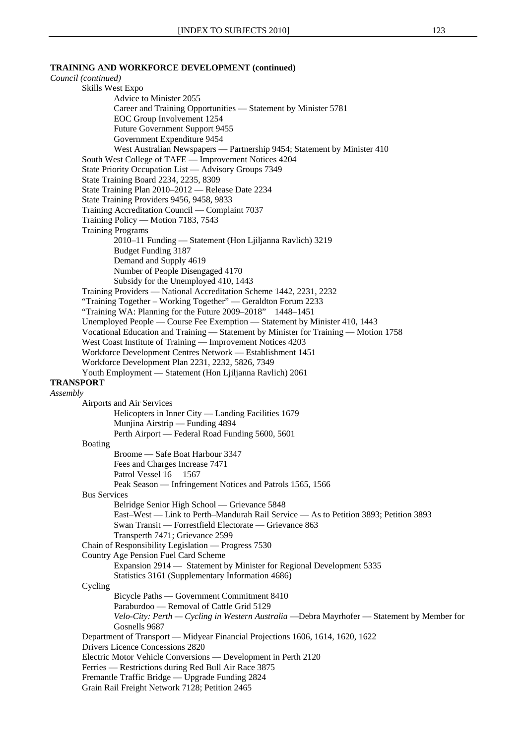**TRAINING AND WORKFORCE DEVELOPMENT (continued)**

*Council (continued)*

- Skills West Expo
  - Advice to Minister 2055
  - Career and Training Opportunities — Statement by Minister 5781
  - EOC Group Involvement 1254
  - Future Government Support 9455
  - Government Expenditure 9454
  - West Australian Newspapers — Partnership 9454; Statement by Minister 410
- South West College of TAFE — Improvement Notices 4204
- State Priority Occupation List — Advisory Groups 7349
- State Training Board 2234, 2235, 8309
- State Training Plan 2010–2012 — Release Date 2234
- State Training Providers 9456, 9458, 9833
- Training Accreditation Council — Complaint 7037
- Training Policy — Motion 7183, 7543
- Training Programs
  - 2010–11 Funding — Statement (Hon Ljiljanna Ravlich) 3219
  - Budget Funding 3187
  - Demand and Supply 4619
  - Number of People Disengaged 4170
  - Subsidy for the Unemployed 410, 1443
- Training Providers — National Accreditation Scheme 1442, 2231, 2232
- “Training Together – Working Together” — Geraldton Forum 2233
- “Training WA: Planning for the Future 2009–2018” 1448–1451
- Unemployed People — Course Fee Exemption — Statement by Minister 410, 1443
- Vocational Education and Training — Statement by Minister for Training — Motion 1758
- West Coast Institute of Training — Improvement Notices 4203
- Workforce Development Centres Network — Establishment 1451
- Workforce Development Plan 2231, 2232, 5826, 7349
- Youth Employment — Statement (Hon Ljiljanna Ravlich) 2061

**TRANSPORT**

*Assembly*

- Airports and Air Services
  - Helicopters in Inner City — Landing Facilities 1679
  - Munjina Airstrip — Funding 4894
  - Perth Airport — Federal Road Funding 5600, 5601
- Boating
  - Broome — Safe Boat Harbour 3347
  - Fees and Charges Increase 7471
  - Patrol Vessel 16 1567
  - Peak Season — Infringement Notices and Patrols 1565, 1566
- Bus Services
  - Belridge Senior High School — Grievance 5848
  - East–West — Link to Perth–Mandurah Rail Service — As to Petition 3893; Petition 3893
  - Swan Transit — Forrestfield Electorate — Grievance 863
  - Transperth 7471; Grievance 2599
- Chain of Responsibility Legislation — Progress 7530
- Country Age Pension Fuel Card Scheme
  - Expansion 2914 — Statement by Minister for Regional Development 5335
  - Statistics 3161 (Supplementary Information 4686)
- Cycling
  - Bicycle Paths — Government Commitment 8410
  - Paraburdoo — Removal of Cattle Grid 5129
  - *Velo-City: Perth — Cycling in Western Australia* —Debra Mayrhofer — Statement by Member for Gosnells 9687
- Department of Transport — Midyear Financial Projections 1606, 1614, 1620, 1622
- Drivers Licence Concessions 2820
- Electric Motor Vehicle Conversions — Development in Perth 2120
- Ferries — Restrictions during Red Bull Air Race 3875
- Fremantle Traffic Bridge — Upgrade Funding 2824
- Grain Rail Freight Network 7128; Petition 2465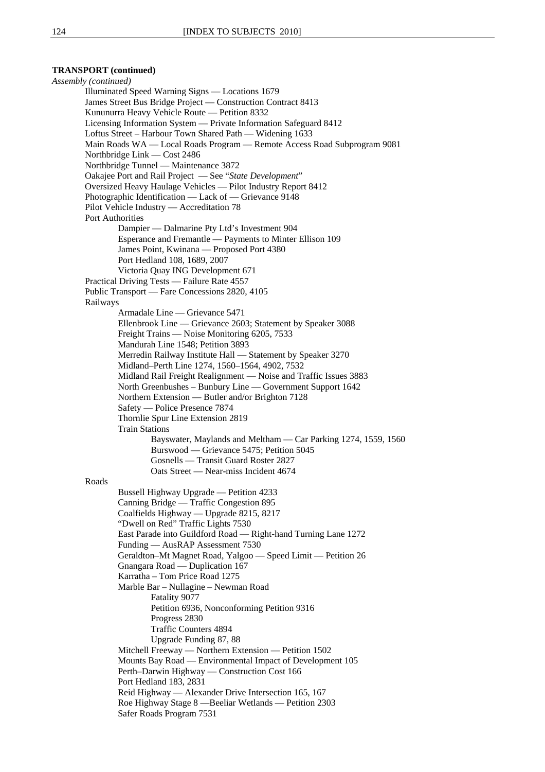**TRANSPORT (continued)**

*Assembly (continued)*

- Illuminated Speed Warning Signs — Locations 1679
- James Street Bus Bridge Project — Construction Contract 8413
- Kununurra Heavy Vehicle Route — Petition 8332
- Licensing Information System — Private Information Safeguard 8412
- Loftus Street – Harbour Town Shared Path — Widening 1633
- Main Roads WA — Local Roads Program — Remote Access Road Subprogram 9081
- Northbridge Link — Cost 2486
- Northbridge Tunnel — Maintenance 3872
- Oakajee Port and Rail Project — See "*State Development*"
- Oversized Heavy Haulage Vehicles — Pilot Industry Report 8412
- Photographic Identification — Lack of — Grievance 9148
- Pilot Vehicle Industry — Accreditation 78
- Port Authorities
  - Dampier — Dalmarine Pty Ltd's Investment 904
  - Esperance and Fremantle — Payments to Minter Ellison 109
  - James Point, Kwinana — Proposed Port 4380
  - Port Hedland 108, 1689, 2007
  - Victoria Quay ING Development 671
- Practical Driving Tests — Failure Rate 4557
- Public Transport — Fare Concessions 2820, 4105
- Railways
  - Armadale Line — Grievance 5471
  - Ellenbrook Line — Grievance 2603; Statement by Speaker 3088
  - Freight Trains — Noise Monitoring 6205, 7533
  - Mandurah Line 1548; Petition 3893
  - Merredin Railway Institute Hall — Statement by Speaker 3270
  - Midland–Perth Line 1274, 1560–1564, 4902, 7532
  - Midland Rail Freight Realignment — Noise and Traffic Issues 3883
  - North Greenbushes – Bunbury Line — Government Support 1642
  - Northern Extension — Butler and/or Brighton 7128
  - Safety — Police Presence 7874
  - Thornlie Spur Line Extension 2819
  - Train Stations
    - Bayswater, Maylands and Meltham — Car Parking 1274, 1559, 1560
    - Burswood — Grievance 5475; Petition 5045
    - Gosnells — Transit Guard Roster 2827
    - Oats Street — Near-miss Incident 4674
- Roads
  - Bussell Highway Upgrade — Petition 4233
  - Canning Bridge — Traffic Congestion 895
  - Coalfields Highway — Upgrade 8215, 8217
  - "Dwell on Red" Traffic Lights 7530
  - East Parade into Guildford Road — Right-hand Turning Lane 1272
  - Funding — AusRAP Assessment 7530
  - Geraldton–Mt Magnet Road, Yalgoo — Speed Limit — Petition 26
  - Gnangara Road — Duplication 167
  - Karratha – Tom Price Road 1275
  - Marble Bar – Nullagine – Newman Road
    - Fatality 9077
    - Petition 6936, Nonconforming Petition 9316
    - Progress 2830
    - Traffic Counters 4894
    - Upgrade Funding 87, 88
  - Mitchell Freeway — Northern Extension — Petition 1502
  - Mounts Bay Road — Environmental Impact of Development 105
  - Perth–Darwin Highway — Construction Cost 166
  - Port Hedland 183, 2831
  - Reid Highway — Alexander Drive Intersection 165, 167
  - Roe Highway Stage 8 —Beeliar Wetlands — Petition 2303
  - Safer Roads Program 7531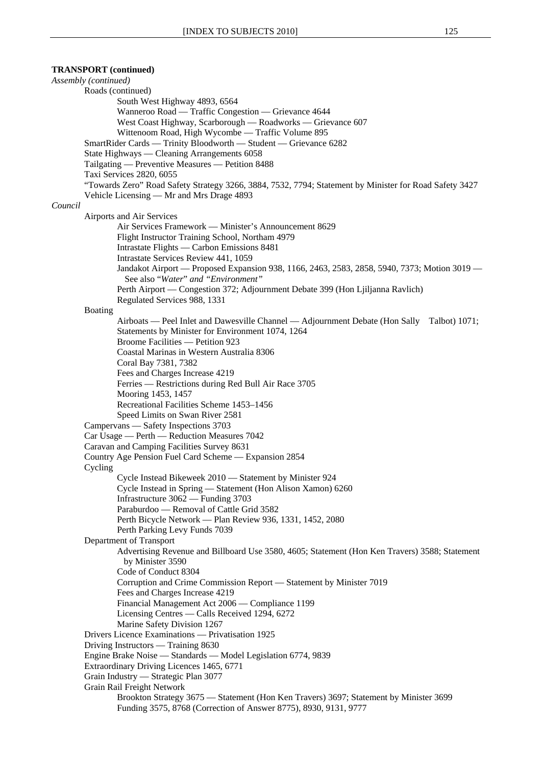**TRANSPORT (continued)**

*Assembly (continued)*

Roads (continued)

South West Highway 4893, 6564

Wanneroo Road — Traffic Congestion — Grievance 4644

West Coast Highway, Scarborough — Roadworks — Grievance 607

Wittenoom Road, High Wycombe — Traffic Volume 895

SmartRider Cards — Trinity Bloodworth — Student — Grievance 6282

State Highways — Cleaning Arrangements 6058

Tailgating — Preventive Measures — Petition 8488

Taxi Services 2820, 6055

"Towards Zero" Road Safety Strategy 3266, 3884, 7532, 7794; Statement by Minister for Road Safety 3427

Vehicle Licensing — Mr and Mrs Drage 4893

*Council*

Airports and Air Services

Air Services Framework — Minister's Announcement 8629

Flight Instructor Training School, Northam 4979

Intrastate Flights — Carbon Emissions 8481

Intrastate Services Review 441, 1059

Jandakot Airport — Proposed Expansion 938, 1166, 2463, 2583, 2858, 5940, 7373; Motion 3019 — See also "*Water*" *and "Environment"*

Perth Airport — Congestion 372; Adjournment Debate 399 (Hon Ljiljanna Ravlich)

Regulated Services 988, 1331

Boating

Airboats — Peel Inlet and Dawesville Channel — Adjournment Debate (Hon Sally Talbot) 1071; Statements by Minister for Environment 1074, 1264

Broome Facilities — Petition 923

Coastal Marinas in Western Australia 8306

Coral Bay 7381, 7382

Fees and Charges Increase 4219

Ferries — Restrictions during Red Bull Air Race 3705

Mooring 1453, 1457

Recreational Facilities Scheme 1453–1456

Speed Limits on Swan River 2581

Campervans — Safety Inspections 3703

Car Usage — Perth — Reduction Measures 7042

Caravan and Camping Facilities Survey 8631

Country Age Pension Fuel Card Scheme — Expansion 2854

Cycling

Cycle Instead Bikeweek 2010 — Statement by Minister 924

Cycle Instead in Spring — Statement (Hon Alison Xamon) 6260

Infrastructure 3062 — Funding 3703

Paraburdoo — Removal of Cattle Grid 3582

Perth Bicycle Network — Plan Review 936, 1331, 1452, 2080

Perth Parking Levy Funds 7039

Department of Transport

Advertising Revenue and Billboard Use 3580, 4605; Statement (Hon Ken Travers) 3588; Statement by Minister 3590

Code of Conduct 8304

Corruption and Crime Commission Report — Statement by Minister 7019

Fees and Charges Increase 4219

Financial Management Act 2006 — Compliance 1199

Licensing Centres — Calls Received 1294, 6272

Marine Safety Division 1267

Drivers Licence Examinations — Privatisation 1925

Driving Instructors — Training 8630

Engine Brake Noise — Standards — Model Legislation 6774, 9839

Extraordinary Driving Licences 1465, 6771

Grain Industry — Strategic Plan 3077

Grain Rail Freight Network

Brookton Strategy 3675 — Statement (Hon Ken Travers) 3697; Statement by Minister 3699

Funding 3575, 8768 (Correction of Answer 8775), 8930, 9131, 9777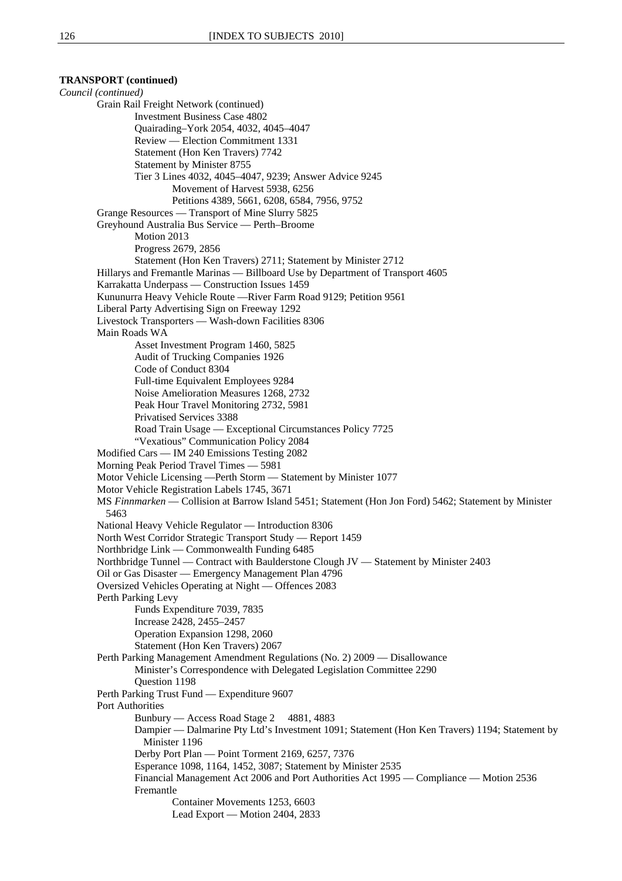**TRANSPORT (continued)**

*Council (continued)*

- Grain Rail Freight Network (continued)
  - Investment Business Case 4802
  - Quairading–York 2054, 4032, 4045–4047
  - Review — Election Commitment 1331
  - Statement (Hon Ken Travers) 7742
  - Statement by Minister 8755
  - Tier 3 Lines 4032, 4045–4047, 9239; Answer Advice 9245
    - Movement of Harvest 5938, 6256
    - Petitions 4389, 5661, 6208, 6584, 7956, 9752
- Grange Resources — Transport of Mine Slurry 5825
- Greyhound Australia Bus Service — Perth–Broome
  - Motion 2013
  - Progress 2679, 2856
  - Statement (Hon Ken Travers) 2711; Statement by Minister 2712
- Hillarys and Fremantle Marinas — Billboard Use by Department of Transport 4605
- Karrakatta Underpass — Construction Issues 1459
- Kununurra Heavy Vehicle Route —River Farm Road 9129; Petition 9561
- Liberal Party Advertising Sign on Freeway 1292
- Livestock Transporters — Wash-down Facilities 8306
- Main Roads WA
  - Asset Investment Program 1460, 5825
  - Audit of Trucking Companies 1926
  - Code of Conduct 8304
  - Full-time Equivalent Employees 9284
  - Noise Amelioration Measures 1268, 2732
  - Peak Hour Travel Monitoring 2732, 5981
  - Privatised Services 3388
  - Road Train Usage — Exceptional Circumstances Policy 7725
  - "Vexatious" Communication Policy 2084
- Modified Cars — IM 240 Emissions Testing 2082
- Morning Peak Period Travel Times — 5981
- Motor Vehicle Licensing —Perth Storm — Statement by Minister 1077
- Motor Vehicle Registration Labels 1745, 3671
- MS *Finnmarken* — Collision at Barrow Island 5451; Statement (Hon Jon Ford) 5462; Statement by Minister 5463
- National Heavy Vehicle Regulator — Introduction 8306
- North West Corridor Strategic Transport Study — Report 1459
- Northbridge Link — Commonwealth Funding 6485
- Northbridge Tunnel — Contract with Baulderstone Clough JV — Statement by Minister 2403
- Oil or Gas Disaster — Emergency Management Plan 4796
- Oversized Vehicles Operating at Night — Offences 2083
- Perth Parking Levy
  - Funds Expenditure 7039, 7835
  - Increase 2428, 2455–2457
  - Operation Expansion 1298, 2060
  - Statement (Hon Ken Travers) 2067
- Perth Parking Management Amendment Regulations (No. 2) 2009 — Disallowance
  - Minister's Correspondence with Delegated Legislation Committee 2290
  - Question 1198
- Perth Parking Trust Fund — Expenditure 9607
- Port Authorities
  - Bunbury — Access Road Stage 2 4881, 4883
  - Dampier — Dalmarine Pty Ltd's Investment 1091; Statement (Hon Ken Travers) 1194; Statement by Minister 1196
  - Derby Port Plan — Point Torment 2169, 6257, 7376
  - Esperance 1098, 1164, 1452, 3087; Statement by Minister 2535
  - Financial Management Act 2006 and Port Authorities Act 1995 — Compliance — Motion 2536
  - Fremantle
    - Container Movements 1253, 6603
    - Lead Export — Motion 2404, 2833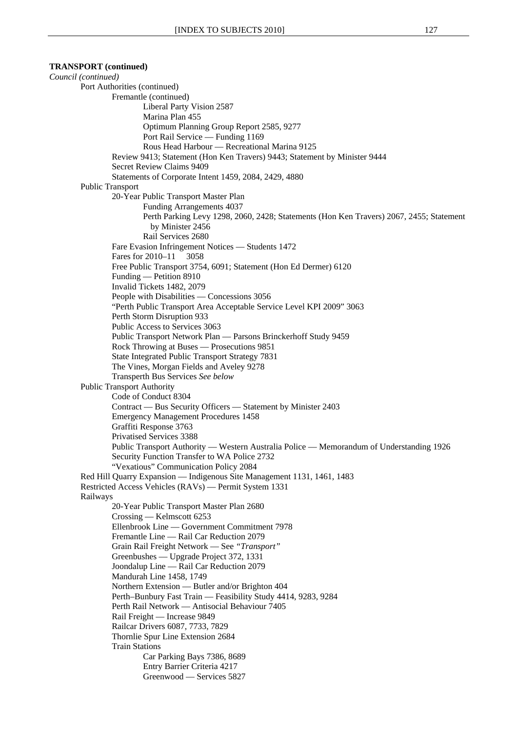**TRANSPORT (continued)**

*Council (continued)*

- Port Authorities (continued)
  - Fremantle (continued)
    - Liberal Party Vision 2587
    - Marina Plan 455
    - Optimum Planning Group Report 2585, 9277
    - Port Rail Service — Funding 1169
    - Rous Head Harbour — Recreational Marina 9125
  - Review 9413; Statement (Hon Ken Travers) 9443; Statement by Minister 9444
  - Secret Review Claims 9409
  - Statements of Corporate Intent 1459, 2084, 2429, 4880
- Public Transport
  - 20-Year Public Transport Master Plan
    - Funding Arrangements 4037
    - Perth Parking Levy 1298, 2060, 2428; Statements (Hon Ken Travers) 2067, 2455; Statement by Minister 2456
    - Rail Services 2680
  - Fare Evasion Infringement Notices — Students 1472
  - Fares for 2010–11 3058
  - Free Public Transport 3754, 6091; Statement (Hon Ed Dermer) 6120
  - Funding — Petition 8910
  - Invalid Tickets 1482, 2079
  - People with Disabilities — Concessions 3056
  - "Perth Public Transport Area Acceptable Service Level KPI 2009" 3063
  - Perth Storm Disruption 933
  - Public Access to Services 3063
  - Public Transport Network Plan — Parsons Brinckerhoff Study 9459
  - Rock Throwing at Buses — Prosecutions 9851
  - State Integrated Public Transport Strategy 7831
  - The Vines, Morgan Fields and Aveley 9278
  - Transperth Bus Services *See below*
- Public Transport Authority
  - Code of Conduct 8304
  - Contract — Bus Security Officers — Statement by Minister 2403
  - Emergency Management Procedures 1458
  - Graffiti Response 3763
  - Privatised Services 3388
  - Public Transport Authority — Western Australia Police — Memorandum of Understanding 1926
  - Security Function Transfer to WA Police 2732
  - "Vexatious" Communication Policy 2084
- Red Hill Quarry Expansion — Indigenous Site Management 1131, 1461, 1483
- Restricted Access Vehicles (RAVs) — Permit System 1331
- Railways
  - 20-Year Public Transport Master Plan 2680
  - Crossing — Kelmscott 6253
  - Ellenbrook Line — Government Commitment 7978
  - Fremantle Line — Rail Car Reduction 2079
  - Grain Rail Freight Network — See *"Transport"*
  - Greenbushes — Upgrade Project 372, 1331
  - Joondalup Line — Rail Car Reduction 2079
  - Mandurah Line 1458, 1749
  - Northern Extension — Butler and/or Brighton 404
  - Perth–Bunbury Fast Train — Feasibility Study 4414, 9283, 9284
  - Perth Rail Network — Antisocial Behaviour 7405
  - Rail Freight — Increase 9849
  - Railcar Drivers 6087, 7733, 7829
  - Thornlie Spur Line Extension 2684
  - Train Stations
    - Car Parking Bays 7386, 8689
    - Entry Barrier Criteria 4217
    - Greenwood — Services 5827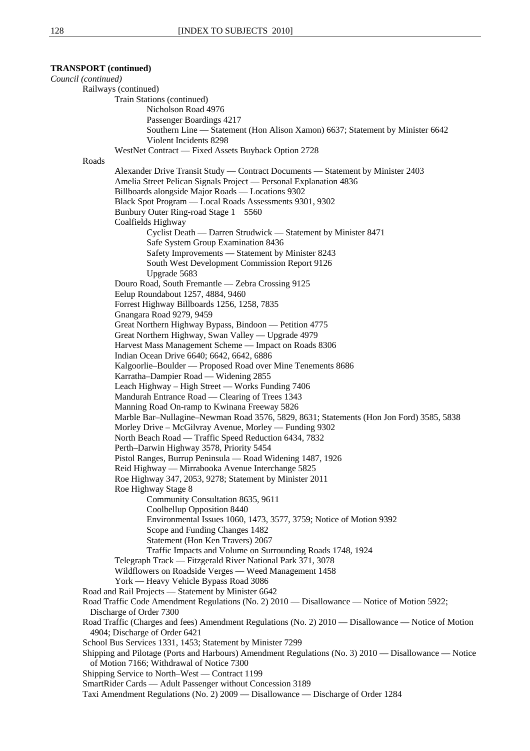**TRANSPORT (continued)**

*Council (continued)*

- Railways (continued)
  - Train Stations (continued)
    - Nicholson Road 4976
    - Passenger Boardings 4217
    - Southern Line — Statement (Hon Alison Xamon) 6637; Statement by Minister 6642
    - Violent Incidents 8298
  - WestNet Contract — Fixed Assets Buyback Option 2728
- Roads
  - Alexander Drive Transit Study — Contract Documents — Statement by Minister 2403
  - Amelia Street Pelican Signals Project — Personal Explanation 4836
  - Billboards alongside Major Roads — Locations 9302
  - Black Spot Program — Local Roads Assessments 9301, 9302
  - Bunbury Outer Ring-road Stage 1 5560
  - Coalfields Highway
    - Cyclist Death — Darren Strudwick — Statement by Minister 8471
    - Safe System Group Examination 8436
    - Safety Improvements — Statement by Minister 8243
    - South West Development Commission Report 9126
    - Upgrade 5683
  - Douro Road, South Fremantle — Zebra Crossing 9125
  - Eelup Roundabout 1257, 4884, 9460
  - Forrest Highway Billboards 1256, 1258, 7835
  - Gnangara Road 9279, 9459
  - Great Northern Highway Bypass, Bindoon — Petition 4775
  - Great Northern Highway, Swan Valley — Upgrade 4979
  - Harvest Mass Management Scheme — Impact on Roads 8306
  - Indian Ocean Drive 6640; 6642, 6642, 6886
  - Kalgoorlie–Boulder — Proposed Road over Mine Tenements 8686
  - Karratha–Dampier Road — Widening 2855
  - Leach Highway – High Street — Works Funding 7406
  - Mandurah Entrance Road — Clearing of Trees 1343
  - Manning Road On-ramp to Kwinana Freeway 5826
  - Marble Bar–Nullagine–Newman Road 3576, 5829, 8631; Statements (Hon Jon Ford) 3585, 5838
  - Morley Drive – McGilvray Avenue, Morley — Funding 9302
  - North Beach Road — Traffic Speed Reduction 6434, 7832
  - Perth–Darwin Highway 3578, Priority 5454
  - Pistol Ranges, Burrup Peninsula — Road Widening 1487, 1926
  - Reid Highway — Mirrabooka Avenue Interchange 5825
  - Roe Highway 347, 2053, 9278; Statement by Minister 2011
  - Roe Highway Stage 8
    - Community Consultation 8635, 9611
    - Coolbellup Opposition 8440
    - Environmental Issues 1060, 1473, 3577, 3759; Notice of Motion 9392
    - Scope and Funding Changes 1482
    - Statement (Hon Ken Travers) 2067
    - Traffic Impacts and Volume on Surrounding Roads 1748, 1924
  - Telegraph Track — Fitzgerald River National Park 371, 3078
  - Wildflowers on Roadside Verges — Weed Management 1458
  - York — Heavy Vehicle Bypass Road 3086
- Road and Rail Projects — Statement by Minister 6642
- Road Traffic Code Amendment Regulations (No. 2) 2010 — Disallowance — Notice of Motion 5922; Discharge of Order 7300
- Road Traffic (Charges and fees) Amendment Regulations (No. 2) 2010 — Disallowance — Notice of Motion 4904; Discharge of Order 6421
- School Bus Services 1331, 1453; Statement by Minister 7299
- Shipping and Pilotage (Ports and Harbours) Amendment Regulations (No. 3) 2010 — Disallowance — Notice of Motion 7166; Withdrawal of Notice 7300
- Shipping Service to North–West — Contract 1199
- SmartRider Cards — Adult Passenger without Concession 3189
- Taxi Amendment Regulations (No. 2) 2009 — Disallowance — Discharge of Order 1284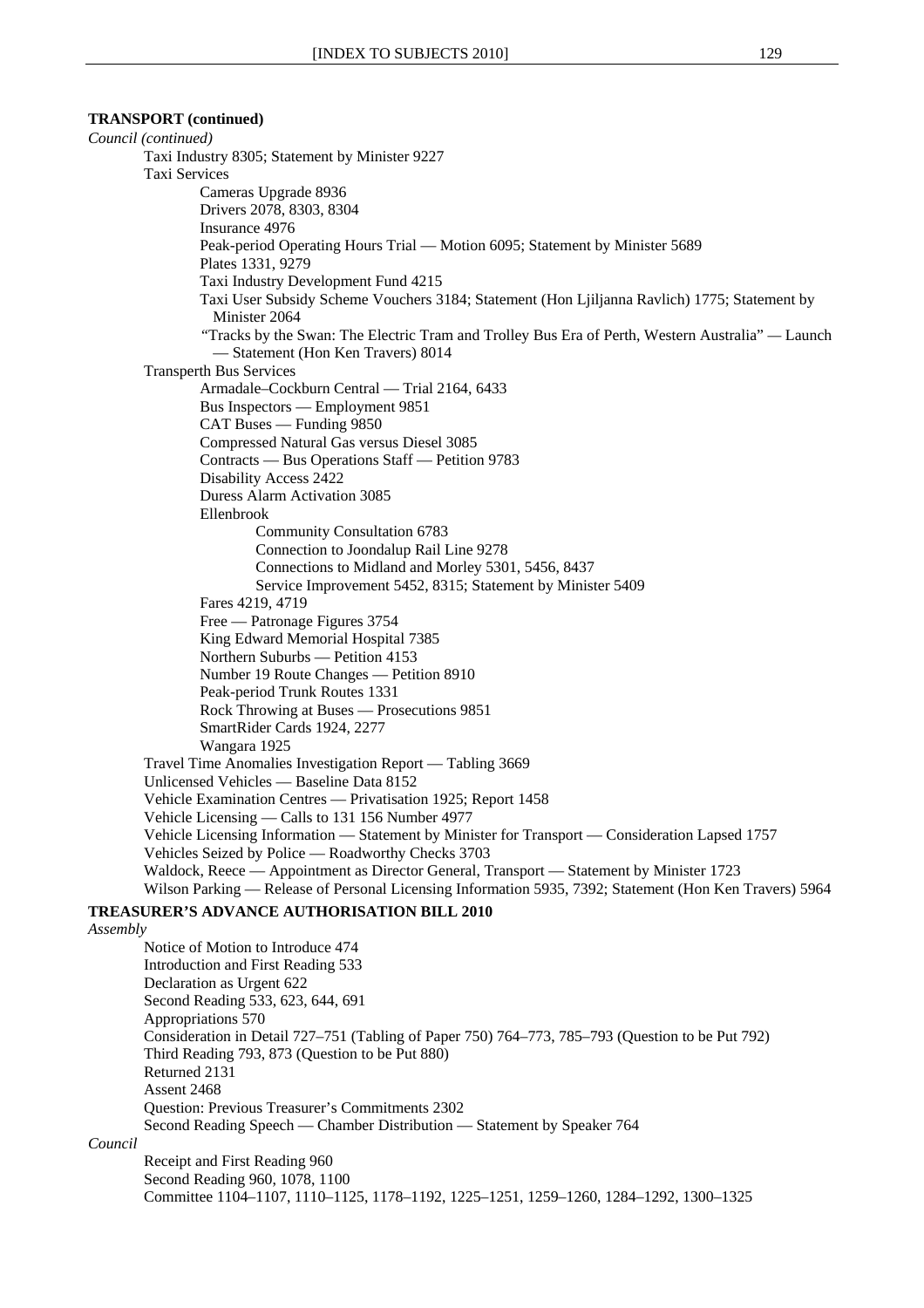**TRANSPORT (continued)**

*Council (continued)*

- Taxi Industry 8305; Statement by Minister 9227
- Taxi Services
  - Cameras Upgrade 8936
  - Drivers 2078, 8303, 8304
  - Insurance 4976
  - Peak-period Operating Hours Trial — Motion 6095; Statement by Minister 5689
  - Plates 1331, 9279
  - Taxi Industry Development Fund 4215
  - Taxi User Subsidy Scheme Vouchers 3184; Statement (Hon Ljiljanna Ravlich) 1775; Statement by Minister 2064
  - "Tracks by the Swan: The Electric Tram and Trolley Bus Era of Perth, Western Australia" — Launch — Statement (Hon Ken Travers) 8014
- Transperth Bus Services
  - Armadale–Cockburn Central — Trial 2164, 6433
  - Bus Inspectors — Employment 9851
  - CAT Buses — Funding 9850
  - Compressed Natural Gas versus Diesel 3085
  - Contracts — Bus Operations Staff — Petition 9783
  - Disability Access 2422
  - Duress Alarm Activation 3085
  - Ellenbrook
    - Community Consultation 6783
    - Connection to Joondalup Rail Line 9278
    - Connections to Midland and Morley 5301, 5456, 8437
    - Service Improvement 5452, 8315; Statement by Minister 5409
  - Fares 4219, 4719
  - Free — Patronage Figures 3754
  - King Edward Memorial Hospital 7385
  - Northern Suburbs — Petition 4153
  - Number 19 Route Changes — Petition 8910
  - Peak-period Trunk Routes 1331
  - Rock Throwing at Buses — Prosecutions 9851
  - SmartRider Cards 1924, 2277
  - Wangara 1925
- Travel Time Anomalies Investigation Report — Tabling 3669
- Unlicensed Vehicles — Baseline Data 8152
- Vehicle Examination Centres — Privatisation 1925; Report 1458
- Vehicle Licensing — Calls to 131 156 Number 4977
- Vehicle Licensing Information — Statement by Minister for Transport — Consideration Lapsed 1757
- Vehicles Seized by Police — Roadworthy Checks 3703
- Waldock, Reece — Appointment as Director General, Transport — Statement by Minister 1723
- Wilson Parking — Release of Personal Licensing Information 5935, 7392; Statement (Hon Ken Travers) 5964

**TREASURER'S ADVANCE AUTHORISATION BILL 2010**

*Assembly*

- Notice of Motion to Introduce 474
- Introduction and First Reading 533
- Declaration as Urgent 622
- Second Reading 533, 623, 644, 691
- Appropriations 570
- Consideration in Detail 727–751 (Tabling of Paper 750) 764–773, 785–793 (Question to be Put 792)
- Third Reading 793, 873 (Question to be Put 880)
- Returned 2131
- Assent 2468
- Question: Previous Treasurer's Commitments 2302
- Second Reading Speech — Chamber Distribution — Statement by Speaker 764

*Council*

- Receipt and First Reading 960
- Second Reading 960, 1078, 1100
- Committee 1104–1107, 1110–1125, 1178–1192, 1225–1251, 1259–1260, 1284–1292, 1300–1325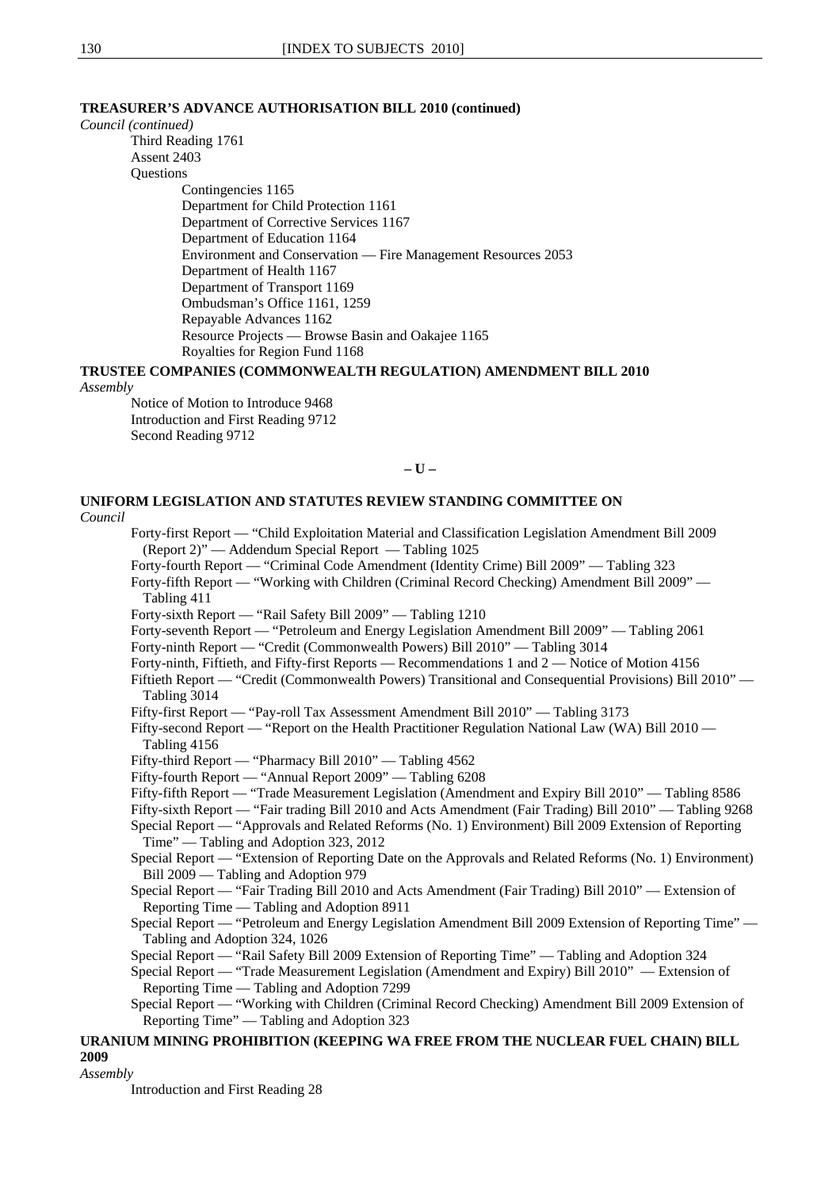**TREASURER'S ADVANCE AUTHORISATION BILL 2010 (continued)**

*Council (continued)*

- Third Reading 1761
- Assent 2403
- Questions
  - Contingencies 1165
  - Department for Child Protection 1161
  - Department of Corrective Services 1167
  - Department of Education 1164
  - Environment and Conservation — Fire Management Resources 2053
  - Department of Health 1167
  - Department of Transport 1169
  - Ombudsman's Office 1161, 1259
  - Repayable Advances 1162
  - Resource Projects — Browse Basin and Oakajee 1165
  - Royalties for Region Fund 1168

**TRUSTEE COMPANIES (COMMONWEALTH REGULATION) AMENDMENT BILL 2010**

*Assembly*

- Notice of Motion to Introduce 9468
- Introduction and First Reading 9712
- Second Reading 9712

**– U –**

**UNIFORM LEGISLATION AND STATUTES REVIEW STANDING COMMITTEE ON**

*Council*

- Forty-first Report — "Child Exploitation Material and Classification Legislation Amendment Bill 2009 (Report 2)" — Addendum Special Report — Tabling 1025
- Forty-fourth Report — "Criminal Code Amendment (Identity Crime) Bill 2009" — Tabling 323
- Forty-fifth Report — "Working with Children (Criminal Record Checking) Amendment Bill 2009" — Tabling 411
- Forty-sixth Report — "Rail Safety Bill 2009" — Tabling 1210
- Forty-seventh Report — "Petroleum and Energy Legislation Amendment Bill 2009" — Tabling 2061
- Forty-ninth Report — "Credit (Commonwealth Powers) Bill 2010" — Tabling 3014
- Forty-ninth, Fiftieth, and Fifty-first Reports — Recommendations 1 and 2 — Notice of Motion 4156
- Fiftieth Report — "Credit (Commonwealth Powers) Transitional and Consequential Provisions) Bill 2010" — Tabling 3014
- Fifty-first Report — "Pay-roll Tax Assessment Amendment Bill 2010" — Tabling 3173
- Fifty-second Report — "Report on the Health Practitioner Regulation National Law (WA) Bill 2010 — Tabling 4156
- Fifty-third Report — "Pharmacy Bill 2010" — Tabling 4562
- Fifty-fourth Report — "Annual Report 2009" — Tabling 6208
- Fifty-fifth Report — "Trade Measurement Legislation (Amendment and Expiry Bill 2010" — Tabling 8586
- Fifty-sixth Report — "Fair trading Bill 2010 and Acts Amendment (Fair Trading) Bill 2010" — Tabling 9268
- Special Report — "Approvals and Related Reforms (No. 1) Environment) Bill 2009 Extension of Reporting Time" — Tabling and Adoption 323, 2012
- Special Report — "Extension of Reporting Date on the Approvals and Related Reforms (No. 1) Environment) Bill 2009 — Tabling and Adoption 979
- Special Report — "Fair Trading Bill 2010 and Acts Amendment (Fair Trading) Bill 2010" — Extension of Reporting Time — Tabling and Adoption 8911
- Special Report — "Petroleum and Energy Legislation Amendment Bill 2009 Extension of Reporting Time" — Tabling and Adoption 324, 1026
- Special Report — "Rail Safety Bill 2009 Extension of Reporting Time" — Tabling and Adoption 324
- Special Report — "Trade Measurement Legislation (Amendment and Expiry) Bill 2010" — Extension of Reporting Time — Tabling and Adoption 7299
- Special Report — "Working with Children (Criminal Record Checking) Amendment Bill 2009 Extension of Reporting Time" — Tabling and Adoption 323

**URANIUM MINING PROHIBITION (KEEPING WA FREE FROM THE NUCLEAR FUEL CHAIN) BILL 2009**

*Assembly*

- Introduction and First Reading 28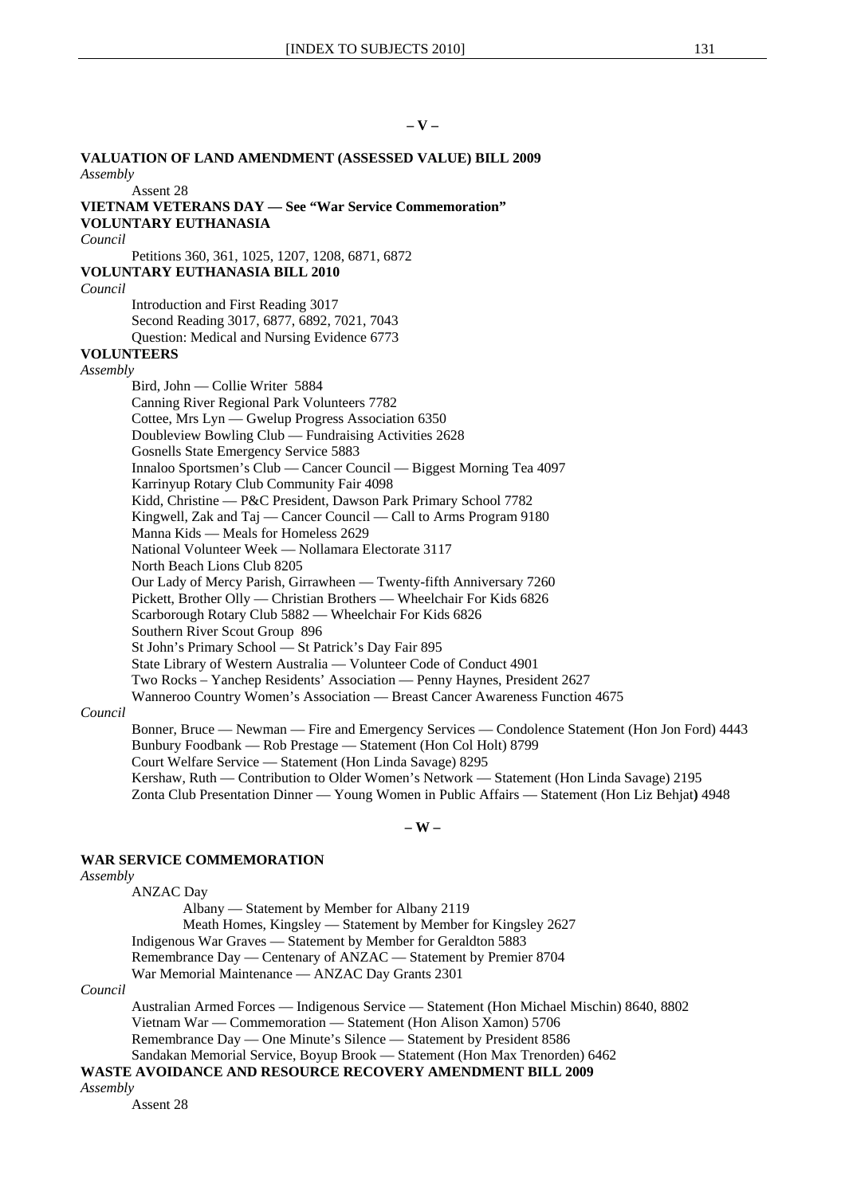## – V –

**VALUATION OF LAND AMENDMENT (ASSESSED VALUE) BILL 2009**

*Assembly*

Assent 28

**VIETNAM VETERANS DAY — See "War Service Commemoration"**

**VOLUNTARY EUTHANASIA**

*Council*

Petitions 360, 361, 1025, 1207, 1208, 6871, 6872

**VOLUNTARY EUTHANASIA BILL 2010**

*Council*

Introduction and First Reading 3017
Second Reading 3017, 6877, 6892, 7021, 7043
Question: Medical and Nursing Evidence 6773

**VOLUNTEERS**

*Assembly*

Bird, John — Collie Writer 5884
Canning River Regional Park Volunteers 7782
Cottee, Mrs Lyn — Gwelup Progress Association 6350
Doubleview Bowling Club — Fundraising Activities 2628
Gosnells State Emergency Service 5883
Innaloo Sportsmen's Club — Cancer Council — Biggest Morning Tea 4097
Karrinyup Rotary Club Community Fair 4098
Kidd, Christine — P&C President, Dawson Park Primary School 7782
Kingwell, Zak and Taj — Cancer Council — Call to Arms Program 9180
Manna Kids — Meals for Homeless 2629
National Volunteer Week — Nollamara Electorate 3117
North Beach Lions Club 8205
Our Lady of Mercy Parish, Girrawheen — Twenty-fifth Anniversary 7260
Pickett, Brother Olly — Christian Brothers — Wheelchair For Kids 6826
Scarborough Rotary Club 5882 — Wheelchair For Kids 6826
Southern River Scout Group 896
St John's Primary School — St Patrick's Day Fair 895
State Library of Western Australia — Volunteer Code of Conduct 4901
Two Rocks – Yanchep Residents' Association — Penny Haynes, President 2627
Wanneroo Country Women's Association — Breast Cancer Awareness Function 4675

*Council*

Bonner, Bruce — Newman — Fire and Emergency Services — Condolence Statement (Hon Jon Ford) 4443
Bunbury Foodbank — Rob Prestage — Statement (Hon Col Holt) 8799
Court Welfare Service — Statement (Hon Linda Savage) 8295
Kershaw, Ruth — Contribution to Older Women's Network — Statement (Hon Linda Savage) 2195
Zonta Club Presentation Dinner — Young Women in Public Affairs — Statement (Hon Liz Behjat**)** 4948

## – W –

**WAR SERVICE COMMEMORATION**

*Assembly*

ANZAC Day
 Albany — Statement by Member for Albany 2119
 Meath Homes, Kingsley — Statement by Member for Kingsley 2627
Indigenous War Graves — Statement by Member for Geraldton 5883
Remembrance Day — Centenary of ANZAC — Statement by Premier 8704
War Memorial Maintenance — ANZAC Day Grants 2301

*Council*

Australian Armed Forces — Indigenous Service — Statement (Hon Michael Mischin) 8640, 8802
Vietnam War — Commemoration — Statement (Hon Alison Xamon) 5706
Remembrance Day — One Minute's Silence — Statement by President 8586
Sandakan Memorial Service, Boyup Brook — Statement (Hon Max Trenorden) 6462

**WASTE AVOIDANCE AND RESOURCE RECOVERY AMENDMENT BILL 2009**

*Assembly*

Assent 28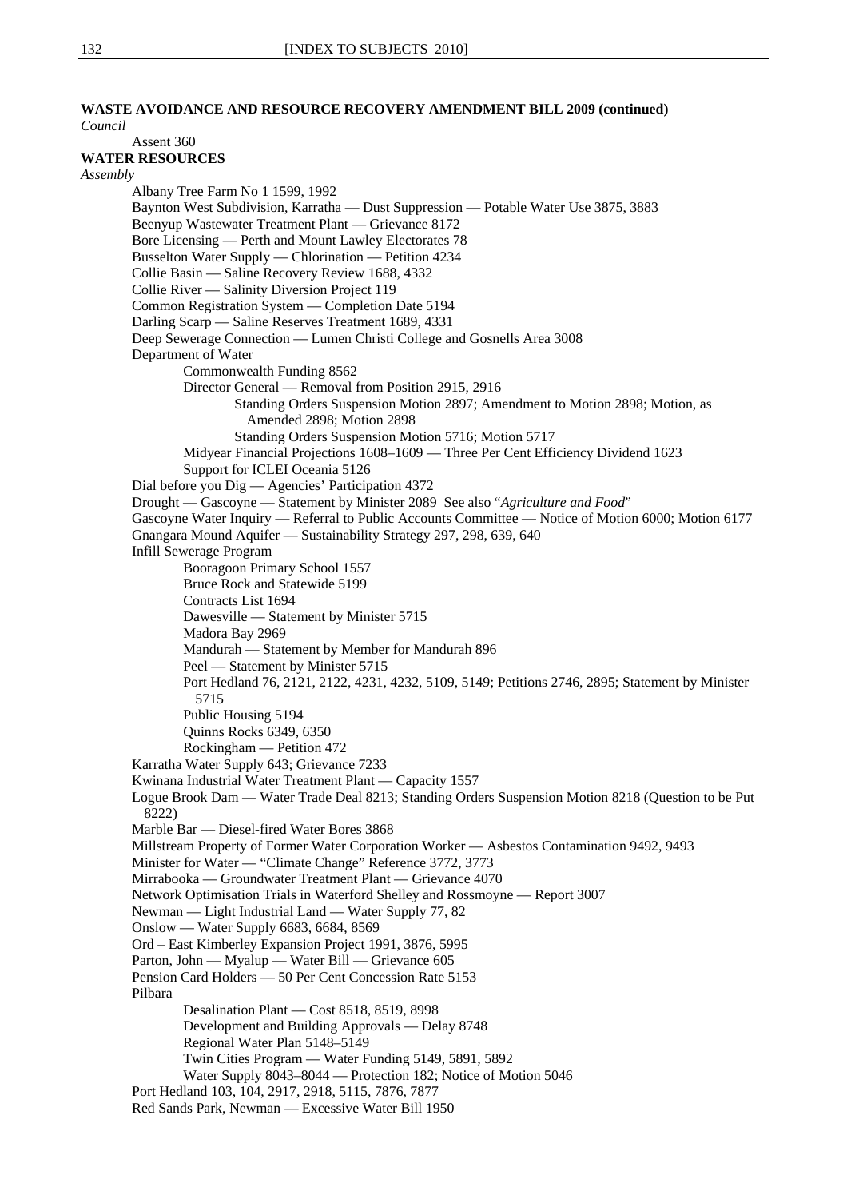**WASTE AVOIDANCE AND RESOURCE RECOVERY AMENDMENT BILL 2009 (continued)**

*Council*

- Assent 360

**WATER RESOURCES**

*Assembly*

- Albany Tree Farm No 1 1599, 1992
- Baynton West Subdivision, Karratha — Dust Suppression — Potable Water Use 3875, 3883
- Beenyup Wastewater Treatment Plant — Grievance 8172
- Bore Licensing — Perth and Mount Lawley Electorates 78
- Busselton Water Supply — Chlorination — Petition 4234
- Collie Basin — Saline Recovery Review 1688, 4332
- Collie River — Salinity Diversion Project 119
- Common Registration System — Completion Date 5194
- Darling Scarp — Saline Reserves Treatment 1689, 4331
- Deep Sewerage Connection — Lumen Christi College and Gosnells Area 3008
- Department of Water
  - Commonwealth Funding 8562
  - Director General — Removal from Position 2915, 2916
    - Standing Orders Suspension Motion 2897; Amendment to Motion 2898; Motion, as Amended 2898; Motion 2898
    - Standing Orders Suspension Motion 5716; Motion 5717
  - Midyear Financial Projections 1608–1609 — Three Per Cent Efficiency Dividend 1623
  - Support for ICLEI Oceania 5126
- Dial before you Dig — Agencies' Participation 4372
- Drought — Gascoyne — Statement by Minister 2089 See also "*Agriculture and Food*"
- Gascoyne Water Inquiry — Referral to Public Accounts Committee — Notice of Motion 6000; Motion 6177
- Gnangara Mound Aquifer — Sustainability Strategy 297, 298, 639, 640
- Infill Sewerage Program
  - Booragoon Primary School 1557
  - Bruce Rock and Statewide 5199
  - Contracts List 1694
  - Dawesville — Statement by Minister 5715
  - Madora Bay 2969
  - Mandurah — Statement by Member for Mandurah 896
  - Peel — Statement by Minister 5715
  - Port Hedland 76, 2121, 2122, 4231, 4232, 5109, 5149; Petitions 2746, 2895; Statement by Minister 5715
  - Public Housing 5194
  - Quinns Rocks 6349, 6350
  - Rockingham — Petition 472
- Karratha Water Supply 643; Grievance 7233
- Kwinana Industrial Water Treatment Plant — Capacity 1557
- Logue Brook Dam — Water Trade Deal 8213; Standing Orders Suspension Motion 8218 (Question to be Put 8222)
- Marble Bar — Diesel-fired Water Bores 3868
- Millstream Property of Former Water Corporation Worker — Asbestos Contamination 9492, 9493
- Minister for Water — "Climate Change" Reference 3772, 3773
- Mirrabooka — Groundwater Treatment Plant — Grievance 4070
- Network Optimisation Trials in Waterford Shelley and Rossmoyne — Report 3007
- Newman — Light Industrial Land — Water Supply 77, 82
- Onslow — Water Supply 6683, 6684, 8569
- Ord – East Kimberley Expansion Project 1991, 3876, 5995
- Parton, John — Myalup — Water Bill — Grievance 605
- Pension Card Holders — 50 Per Cent Concession Rate 5153
- Pilbara
  - Desalination Plant — Cost 8518, 8519, 8998
  - Development and Building Approvals — Delay 8748
  - Regional Water Plan 5148–5149
  - Twin Cities Program — Water Funding 5149, 5891, 5892
  - Water Supply 8043–8044 — Protection 182; Notice of Motion 5046
- Port Hedland 103, 104, 2917, 2918, 5115, 7876, 7877
- Red Sands Park, Newman — Excessive Water Bill 1950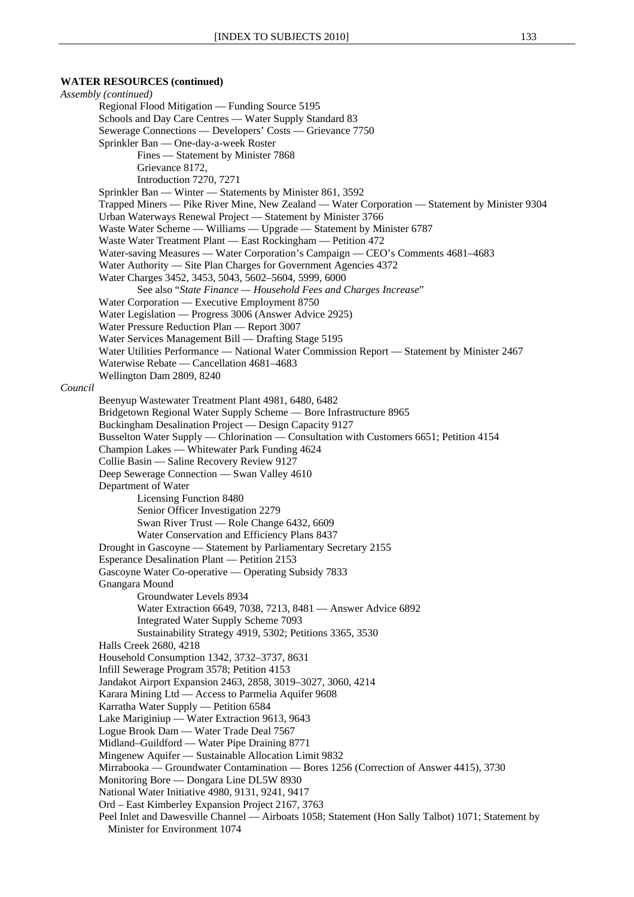**WATER RESOURCES (continued)**

*Assembly (continued)*

- Regional Flood Mitigation — Funding Source 5195
- Schools and Day Care Centres — Water Supply Standard 83
- Sewerage Connections — Developers' Costs — Grievance 7750
- Sprinkler Ban — One-day-a-week Roster
  - Fines — Statement by Minister 7868
  - Grievance 8172,
  - Introduction 7270, 7271
- Sprinkler Ban — Winter — Statements by Minister 861, 3592
- Trapped Miners — Pike River Mine, New Zealand — Water Corporation — Statement by Minister 9304
- Urban Waterways Renewal Project — Statement by Minister 3766
- Waste Water Scheme — Williams — Upgrade — Statement by Minister 6787
- Waste Water Treatment Plant — East Rockingham — Petition 472
- Water-saving Measures — Water Corporation's Campaign — CEO's Comments 4681–4683
- Water Authority — Site Plan Charges for Government Agencies 4372
- Water Charges 3452, 3453, 5043, 5602–5604, 5999, 6000
  - See also "*State Finance — Household Fees and Charges Increase*"
- Water Corporation — Executive Employment 8750
- Water Legislation — Progress 3006 (Answer Advice 2925)
- Water Pressure Reduction Plan — Report 3007
- Water Services Management Bill — Drafting Stage 5195
- Water Utilities Performance — National Water Commission Report — Statement by Minister 2467
- Waterwise Rebate — Cancellation 4681–4683
- Wellington Dam 2809, 8240

*Council*

- Beenyup Wastewater Treatment Plant 4981, 6480, 6482
- Bridgetown Regional Water Supply Scheme — Bore Infrastructure 8965
- Buckingham Desalination Project — Design Capacity 9127
- Busselton Water Supply — Chlorination — Consultation with Customers 6651; Petition 4154
- Champion Lakes — Whitewater Park Funding 4624
- Collie Basin — Saline Recovery Review 9127
- Deep Sewerage Connection — Swan Valley 4610
- Department of Water
  - Licensing Function 8480
  - Senior Officer Investigation 2279
  - Swan River Trust — Role Change 6432, 6609
  - Water Conservation and Efficiency Plans 8437
- Drought in Gascoyne — Statement by Parliamentary Secretary 2155
- Esperance Desalination Plant — Petition 2153
- Gascoyne Water Co-operative — Operating Subsidy 7833
- Gnangara Mound
  - Groundwater Levels 8934
  - Water Extraction 6649, 7038, 7213, 8481 — Answer Advice 6892
  - Integrated Water Supply Scheme 7093
  - Sustainability Strategy 4919, 5302; Petitions 3365, 3530
- Halls Creek 2680, 4218
- Household Consumption 1342, 3732–3737, 8631
- Infill Sewerage Program 3578; Petition 4153
- Jandakot Airport Expansion 2463, 2858, 3019–3027, 3060, 4214
- Karara Mining Ltd — Access to Parmelia Aquifer 9608
- Karratha Water Supply — Petition 6584
- Lake Mariginiup — Water Extraction 9613, 9643
- Logue Brook Dam — Water Trade Deal 7567
- Midland–Guildford — Water Pipe Draining 8771
- Mingenew Aquifer — Sustainable Allocation Limit 9832
- Mirrabooka — Groundwater Contamination — Bores 1256 (Correction of Answer 4415), 3730
- Monitoring Bore — Dongara Line DL5W 8930
- National Water Initiative 4980, 9131, 9241, 9417
- Ord – East Kimberley Expansion Project 2167, 3763
- Peel Inlet and Dawesville Channel — Airboats 1058; Statement (Hon Sally Talbot) 1071; Statement by Minister for Environment 1074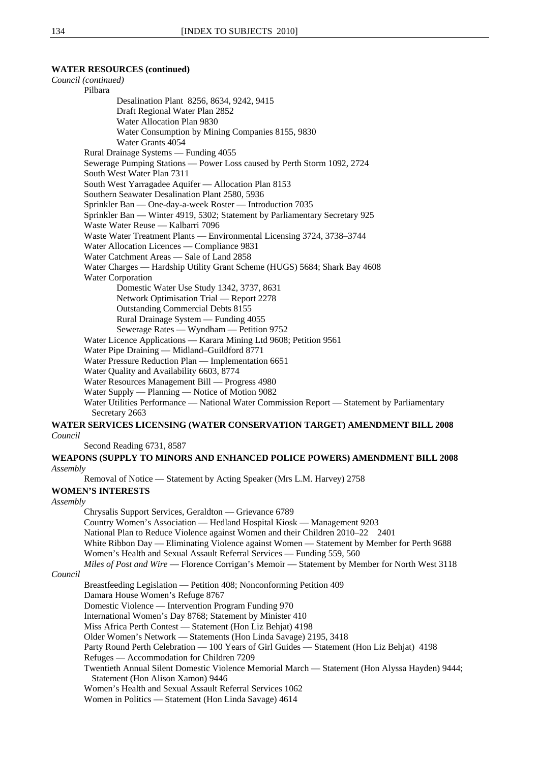**WATER RESOURCES (continued)**

*Council (continued)*

Pilbara

Desalination Plant 8256, 8634, 9242, 9415
Draft Regional Water Plan 2852
Water Allocation Plan 9830
Water Consumption by Mining Companies 8155, 9830
Water Grants 4054

Rural Drainage Systems — Funding 4055
Sewerage Pumping Stations — Power Loss caused by Perth Storm 1092, 2724
South West Water Plan 7311
South West Yarragadee Aquifer — Allocation Plan 8153
Southern Seawater Desalination Plant 2580, 5936
Sprinkler Ban — One-day-a-week Roster — Introduction 7035
Sprinkler Ban — Winter 4919, 5302; Statement by Parliamentary Secretary 925
Waste Water Reuse — Kalbarri 7096
Waste Water Treatment Plants — Environmental Licensing 3724, 3738–3744
Water Allocation Licences — Compliance 9831
Water Catchment Areas — Sale of Land 2858
Water Charges — Hardship Utility Grant Scheme (HUGS) 5684; Shark Bay 4608
Water Corporation

Domestic Water Use Study 1342, 3737, 8631
Network Optimisation Trial — Report 2278
Outstanding Commercial Debts 8155
Rural Drainage System — Funding 4055
Sewerage Rates — Wyndham — Petition 9752

Water Licence Applications — Karara Mining Ltd 9608; Petition 9561
Water Pipe Draining — Midland–Guildford 8771
Water Pressure Reduction Plan — Implementation 6651
Water Quality and Availability 6603, 8774
Water Resources Management Bill — Progress 4980
Water Supply — Planning — Notice of Motion 9082
Water Utilities Performance — National Water Commission Report — Statement by Parliamentary Secretary 2663

**WATER SERVICES LICENSING (WATER CONSERVATION TARGET) AMENDMENT BILL 2008**

*Council*

Second Reading 6731, 8587

**WEAPONS (SUPPLY TO MINORS AND ENHANCED POLICE POWERS) AMENDMENT BILL 2008**

*Assembly*

Removal of Notice — Statement by Acting Speaker (Mrs L.M. Harvey) 2758

**WOMEN'S INTERESTS**

*Assembly*

Chrysalis Support Services, Geraldton — Grievance 6789
Country Women's Association — Hedland Hospital Kiosk — Management 9203
National Plan to Reduce Violence against Women and their Children 2010–22 2401
White Ribbon Day — Eliminating Violence against Women — Statement by Member for Perth 9688
Women's Health and Sexual Assault Referral Services — Funding 559, 560
*Miles of Post and Wire* — Florence Corrigan's Memoir — Statement by Member for North West 3118

*Council*

Breastfeeding Legislation — Petition 408; Nonconforming Petition 409
Damara House Women's Refuge 8767
Domestic Violence — Intervention Program Funding 970
International Women's Day 8768; Statement by Minister 410
Miss Africa Perth Contest — Statement (Hon Liz Behjat) 4198
Older Women's Network — Statements (Hon Linda Savage) 2195, 3418
Party Round Perth Celebration — 100 Years of Girl Guides — Statement (Hon Liz Behjat) 4198
Refuges — Accommodation for Children 7209
Twentieth Annual Silent Domestic Violence Memorial March — Statement (Hon Alyssa Hayden) 9444; Statement (Hon Alison Xamon) 9446
Women's Health and Sexual Assault Referral Services 1062
Women in Politics — Statement (Hon Linda Savage) 4614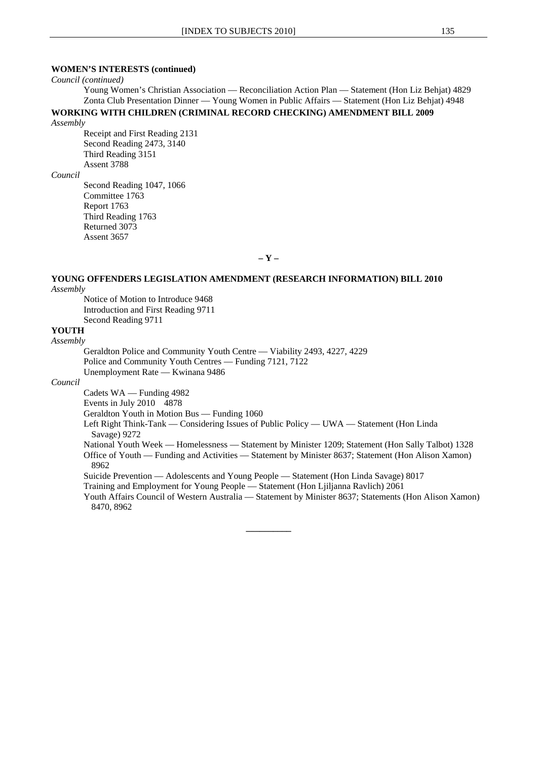**WOMEN'S INTERESTS (continued)**

*Council (continued)*

Young Women's Christian Association — Reconciliation Action Plan — Statement (Hon Liz Behjat) 4829
Zonta Club Presentation Dinner — Young Women in Public Affairs — Statement (Hon Liz Behjat) 4948

**WORKING WITH CHILDREN (CRIMINAL RECORD CHECKING) AMENDMENT BILL 2009**

*Assembly*

Receipt and First Reading 2131
Second Reading 2473, 3140
Third Reading 3151
Assent 3788

*Council*

Second Reading 1047, 1066
Committee 1763
Report 1763
Third Reading 1763
Returned 3073
Assent 3657

**– Y –**

**YOUNG OFFENDERS LEGISLATION AMENDMENT (RESEARCH INFORMATION) BILL 2010**

*Assembly*

Notice of Motion to Introduce 9468
Introduction and First Reading 9711
Second Reading 9711

**YOUTH**

*Assembly*

Geraldton Police and Community Youth Centre — Viability 2493, 4227, 4229
Police and Community Youth Centres — Funding 7121, 7122
Unemployment Rate — Kwinana 9486

*Council*

Cadets WA — Funding 4982
Events in July 2010 4878
Geraldton Youth in Motion Bus — Funding 1060
Left Right Think-Tank — Considering Issues of Public Policy — UWA — Statement (Hon Linda Savage) 9272
National Youth Week — Homelessness — Statement by Minister 1209; Statement (Hon Sally Talbot) 1328
Office of Youth — Funding and Activities — Statement by Minister 8637; Statement (Hon Alison Xamon) 8962
Suicide Prevention — Adolescents and Young People — Statement (Hon Linda Savage) 8017
Training and Employment for Young People — Statement (Hon Ljiljanna Ravlich) 2061
Youth Affairs Council of Western Australia — Statement by Minister 8637; Statements (Hon Alison Xamon) 8470, 8962